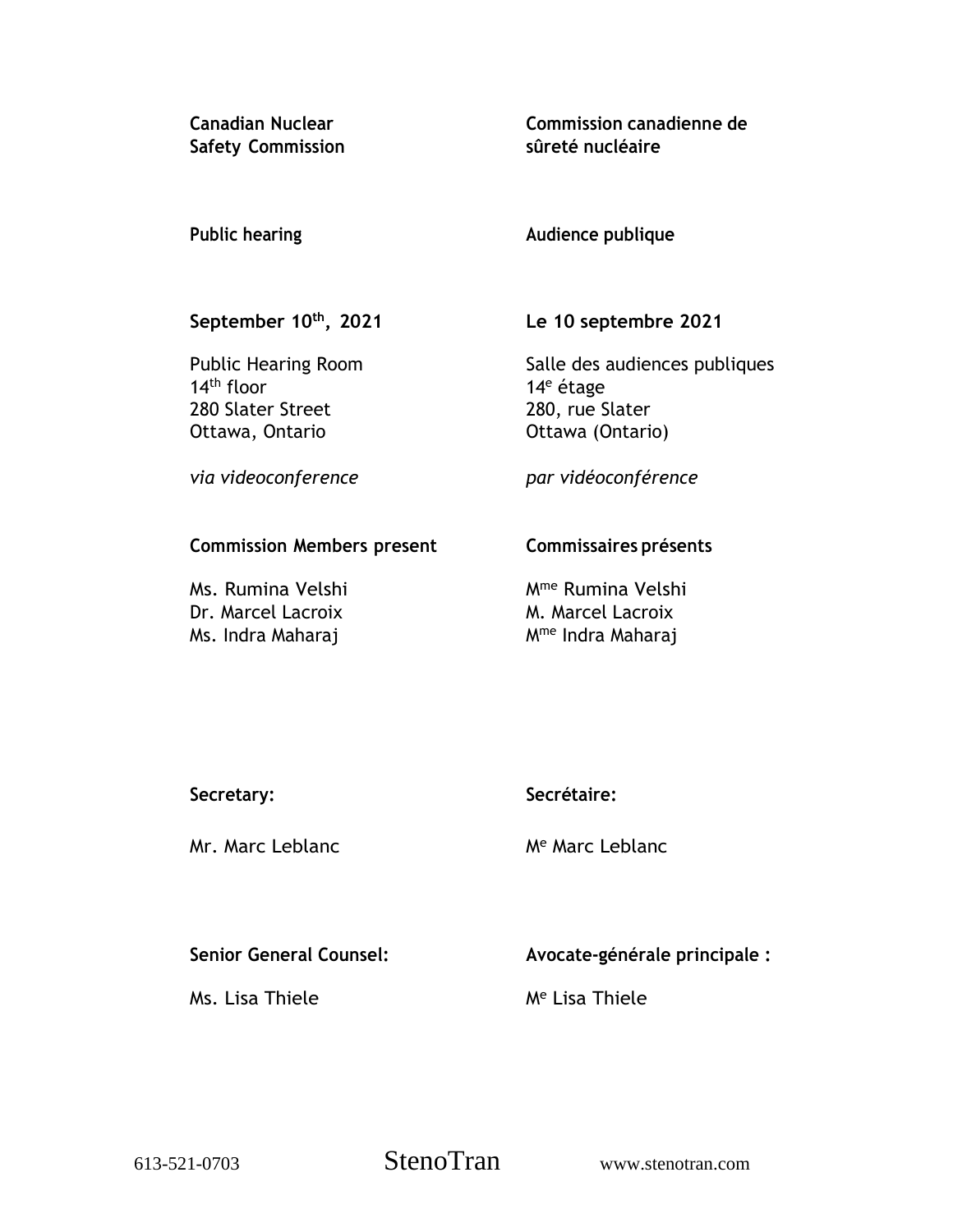**Canadian Nuclear Safety Commission**

**Commission canadienne de sûreté nucléaire**

**Public hearing**

**Audience publique**

**September 10th, 2021**

**Le 10 septembre 2021**

Public Hearing Room
14th floor
280 Slater Street
Ottawa, Ontario

Salle des audiences publiques
14e étage
280, rue Slater
Ottawa (Ontario)

*via videoconference*

*par vidéoconférence*

**Commission Members present**

Ms. Rumina Velshi
Dr. Marcel Lacroix
Ms. Indra Maharaj

**Commissaires présents**

Mme Rumina Velshi
M. Marcel Lacroix
Mme Indra Maharaj

**Secretary:**

Mr. Marc Leblanc

**Secrétaire:**

Me Marc Leblanc

**Senior General Counsel:**

Ms. Lisa Thiele

**Avocate-générale principale :**

Me Lisa Thiele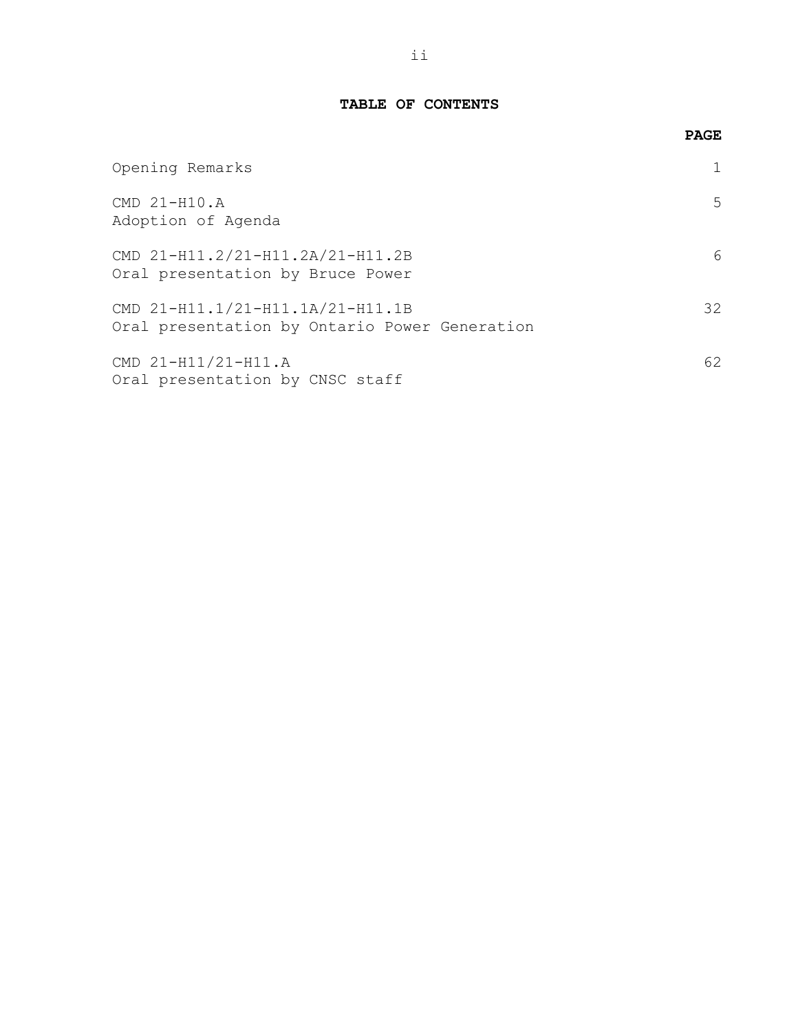# TABLE OF CONTENTS

| | PAGE |
|---|---|
| Opening Remarks | 1 |
| CMD 21-H10.A<br>Adoption of Agenda | 5 |
| CMD 21-H11.2/21-H11.2A/21-H11.2B<br>Oral presentation by Bruce Power | 6 |
| CMD 21-H11.1/21-H11.1A/21-H11.1B<br>Oral presentation by Ontario Power Generation | 32 |
| CMD 21-H11/21-H11.A<br>Oral presentation by CNSC staff | 62 |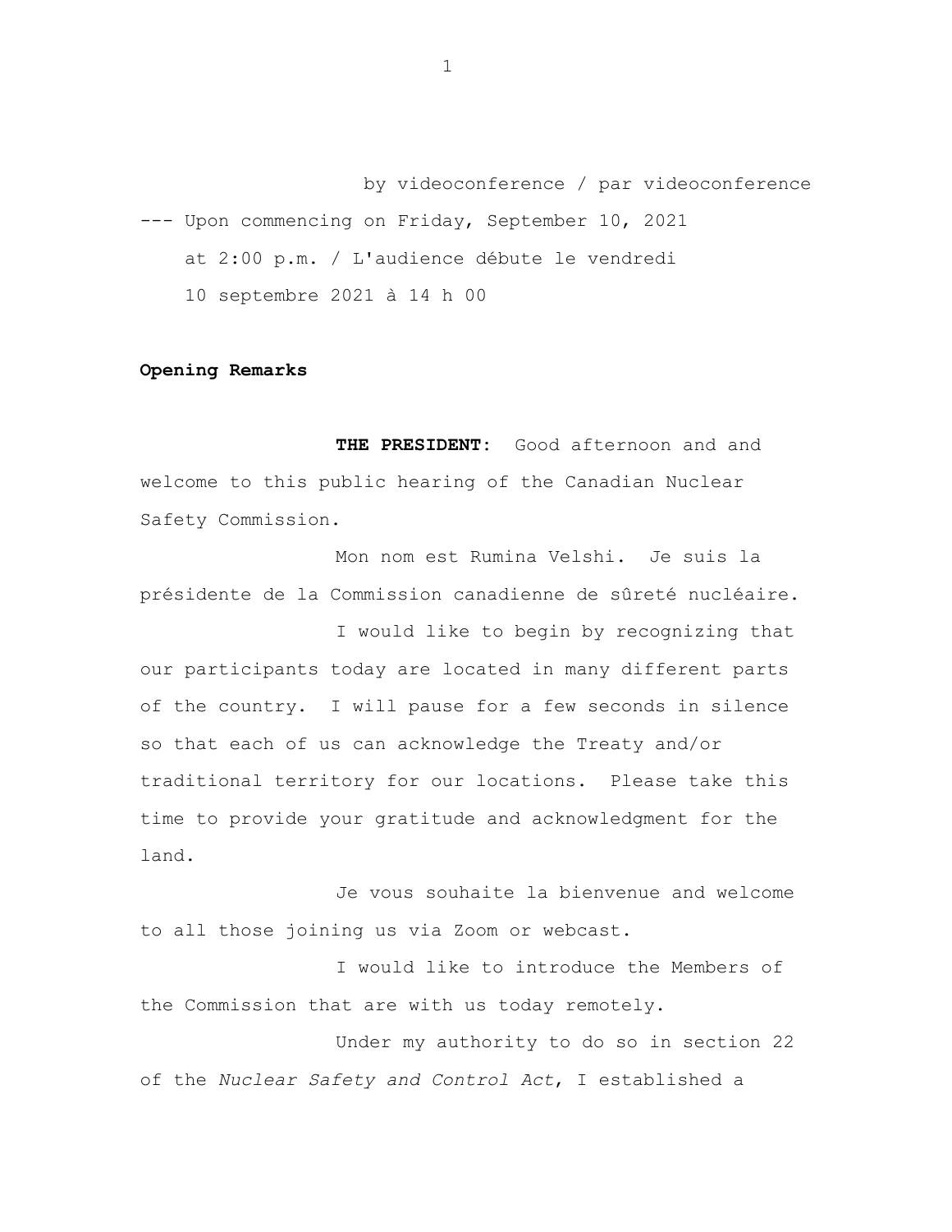by videoconference / par videoconference

--- Upon commencing on Friday, September 10, 2021 at 2:00 p.m. / L'audience débute le vendredi 10 septembre 2021 à 14 h 00

**Opening Remarks**

**THE PRESIDENT:** Good afternoon and and welcome to this public hearing of the Canadian Nuclear Safety Commission.

Mon nom est Rumina Velshi. Je suis la présidente de la Commission canadienne de sûreté nucléaire.

I would like to begin by recognizing that our participants today are located in many different parts of the country. I will pause for a few seconds in silence so that each of us can acknowledge the Treaty and/or traditional territory for our locations. Please take this time to provide your gratitude and acknowledgment for the land.

Je vous souhaite la bienvenue and welcome to all those joining us via Zoom or webcast.

I would like to introduce the Members of the Commission that are with us today remotely.

Under my authority to do so in section 22 of the *Nuclear Safety and Control Act*, I established a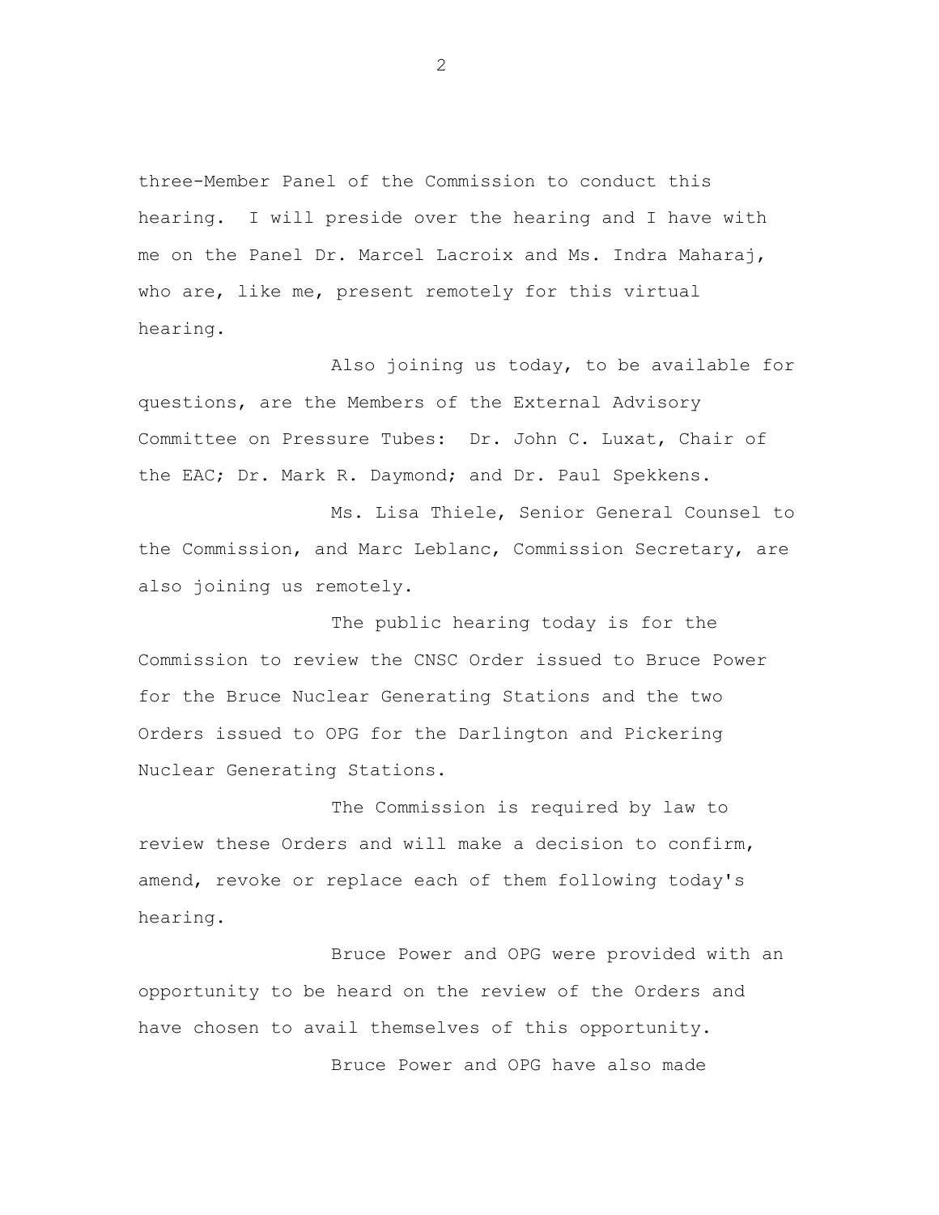three-Member Panel of the Commission to conduct this hearing. I will preside over the hearing and I have with me on the Panel Dr. Marcel Lacroix and Ms. Indra Maharaj, who are, like me, present remotely for this virtual hearing.

Also joining us today, to be available for questions, are the Members of the External Advisory Committee on Pressure Tubes: Dr. John C. Luxat, Chair of the EAC; Dr. Mark R. Daymond; and Dr. Paul Spekkens.

Ms. Lisa Thiele, Senior General Counsel to the Commission, and Marc Leblanc, Commission Secretary, are also joining us remotely.

The public hearing today is for the Commission to review the CNSC Order issued to Bruce Power for the Bruce Nuclear Generating Stations and the two Orders issued to OPG for the Darlington and Pickering Nuclear Generating Stations.

The Commission is required by law to review these Orders and will make a decision to confirm, amend, revoke or replace each of them following today's hearing.

Bruce Power and OPG were provided with an opportunity to be heard on the review of the Orders and have chosen to avail themselves of this opportunity.

Bruce Power and OPG have also made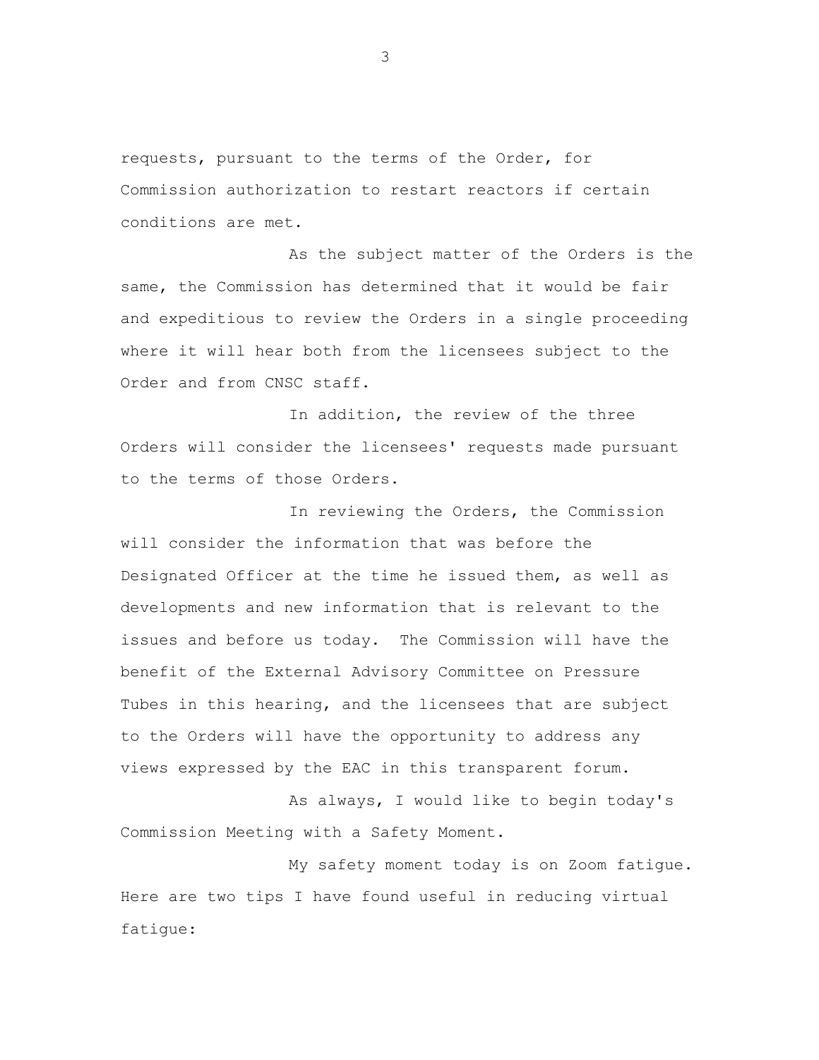requests, pursuant to the terms of the Order, for Commission authorization to restart reactors if certain conditions are met.

As the subject matter of the Orders is the same, the Commission has determined that it would be fair and expeditious to review the Orders in a single proceeding where it will hear both from the licensees subject to the Order and from CNSC staff.

In addition, the review of the three Orders will consider the licensees' requests made pursuant to the terms of those Orders.

In reviewing the Orders, the Commission will consider the information that was before the Designated Officer at the time he issued them, as well as developments and new information that is relevant to the issues and before us today. The Commission will have the benefit of the External Advisory Committee on Pressure Tubes in this hearing, and the licensees that are subject to the Orders will have the opportunity to address any views expressed by the EAC in this transparent forum.

As always, I would like to begin today's Commission Meeting with a Safety Moment.

My safety moment today is on Zoom fatigue. Here are two tips I have found useful in reducing virtual fatigue: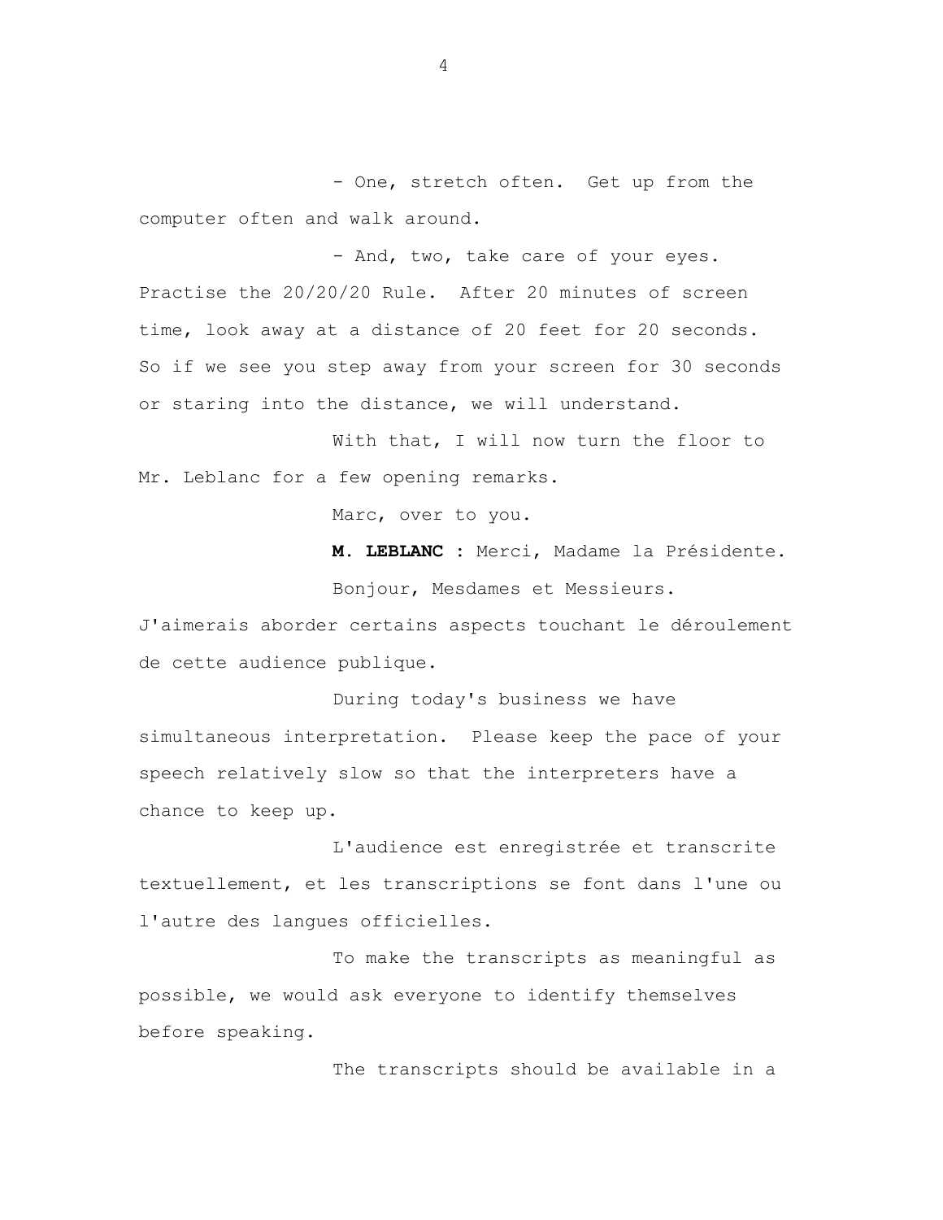- One, stretch often. Get up from the computer often and walk around.

- And, two, take care of your eyes. Practise the 20/20/20 Rule. After 20 minutes of screen time, look away at a distance of 20 feet for 20 seconds. So if we see you step away from your screen for 30 seconds or staring into the distance, we will understand.

With that, I will now turn the floor to Mr. Leblanc for a few opening remarks.

Marc, over to you.

**M. LEBLANC :** Merci, Madame la Présidente.

Bonjour, Mesdames et Messieurs. J'aimerais aborder certains aspects touchant le déroulement de cette audience publique.

During today's business we have simultaneous interpretation. Please keep the pace of your speech relatively slow so that the interpreters have a chance to keep up.

L'audience est enregistrée et transcrite textuellement, et les transcriptions se font dans l'une ou l'autre des langues officielles.

To make the transcripts as meaningful as possible, we would ask everyone to identify themselves before speaking.

The transcripts should be available in a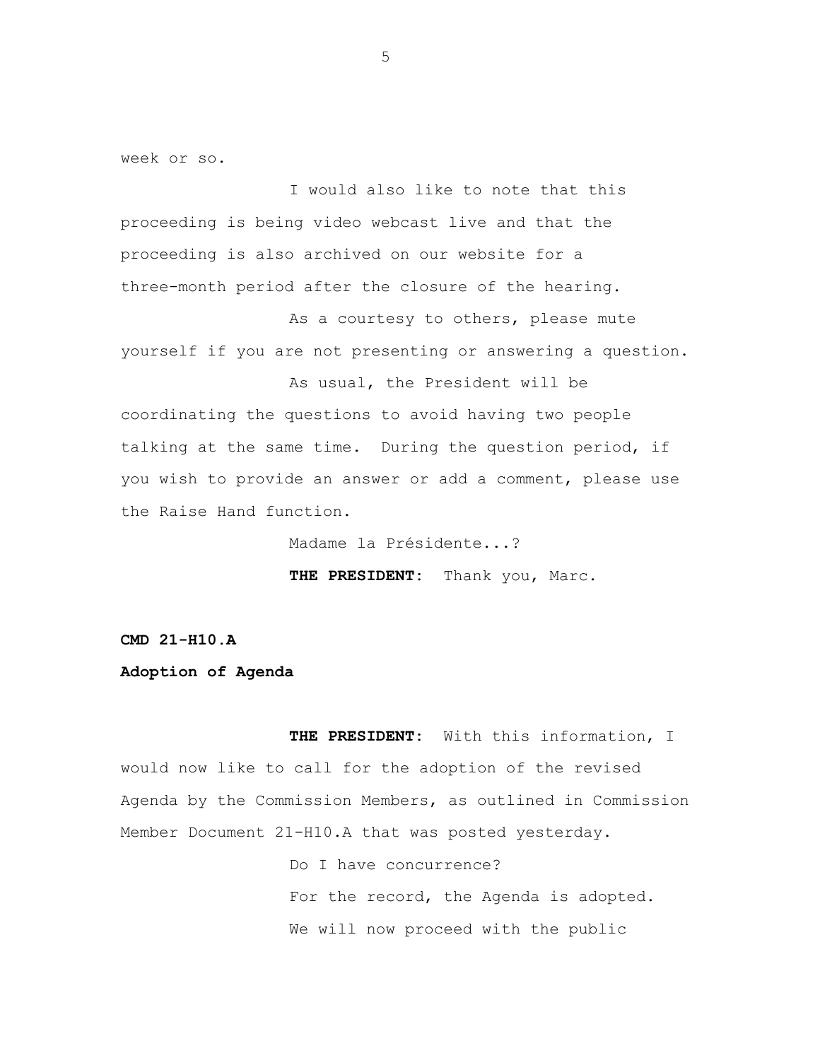week or so.

I would also like to note that this proceeding is being video webcast live and that the proceeding is also archived on our website for a three-month period after the closure of the hearing.

As a courtesy to others, please mute yourself if you are not presenting or answering a question.

As usual, the President will be coordinating the questions to avoid having two people talking at the same time. During the question period, if you wish to provide an answer or add a comment, please use the Raise Hand function.

Madame la Présidente...?

**THE PRESIDENT:** Thank you, Marc.

**CMD 21-H10.A**

**Adoption of Agenda**

**THE PRESIDENT:** With this information, I would now like to call for the adoption of the revised Agenda by the Commission Members, as outlined in Commission Member Document 21-H10.A that was posted yesterday.

Do I have concurrence?

For the record, the Agenda is adopted.

We will now proceed with the public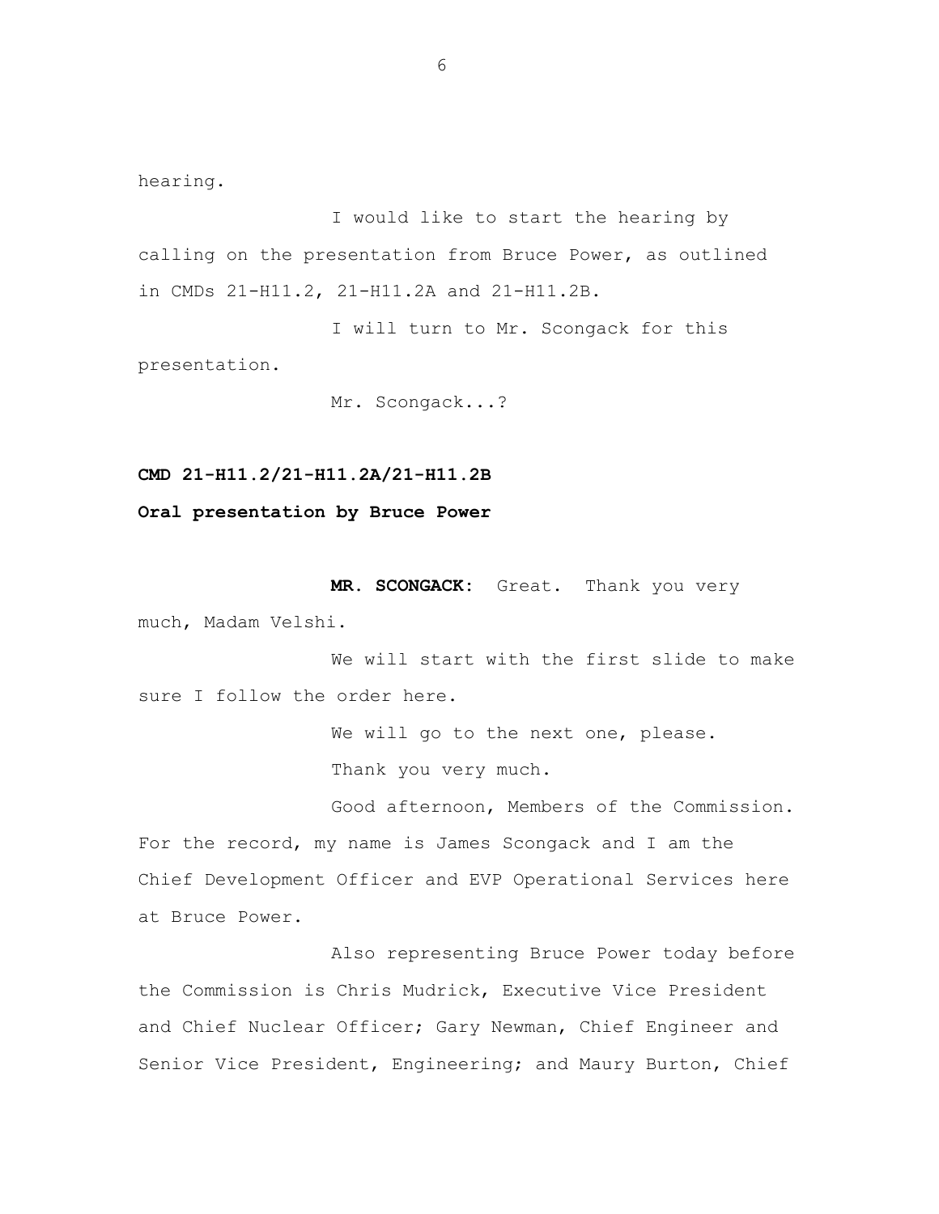hearing.

I would like to start the hearing by calling on the presentation from Bruce Power, as outlined in CMDs 21-H11.2, 21-H11.2A and 21-H11.2B.

I will turn to Mr. Scongack for this presentation.

Mr. Scongack...?

**CMD 21-H11.2/21-H11.2A/21-H11.2B**

**Oral presentation by Bruce Power**

**MR. SCONGACK:** Great. Thank you very much, Madam Velshi.

We will start with the first slide to make sure I follow the order here.

We will go to the next one, please.

Thank you very much.

Good afternoon, Members of the Commission. For the record, my name is James Scongack and I am the Chief Development Officer and EVP Operational Services here at Bruce Power.

Also representing Bruce Power today before the Commission is Chris Mudrick, Executive Vice President and Chief Nuclear Officer; Gary Newman, Chief Engineer and Senior Vice President, Engineering; and Maury Burton, Chief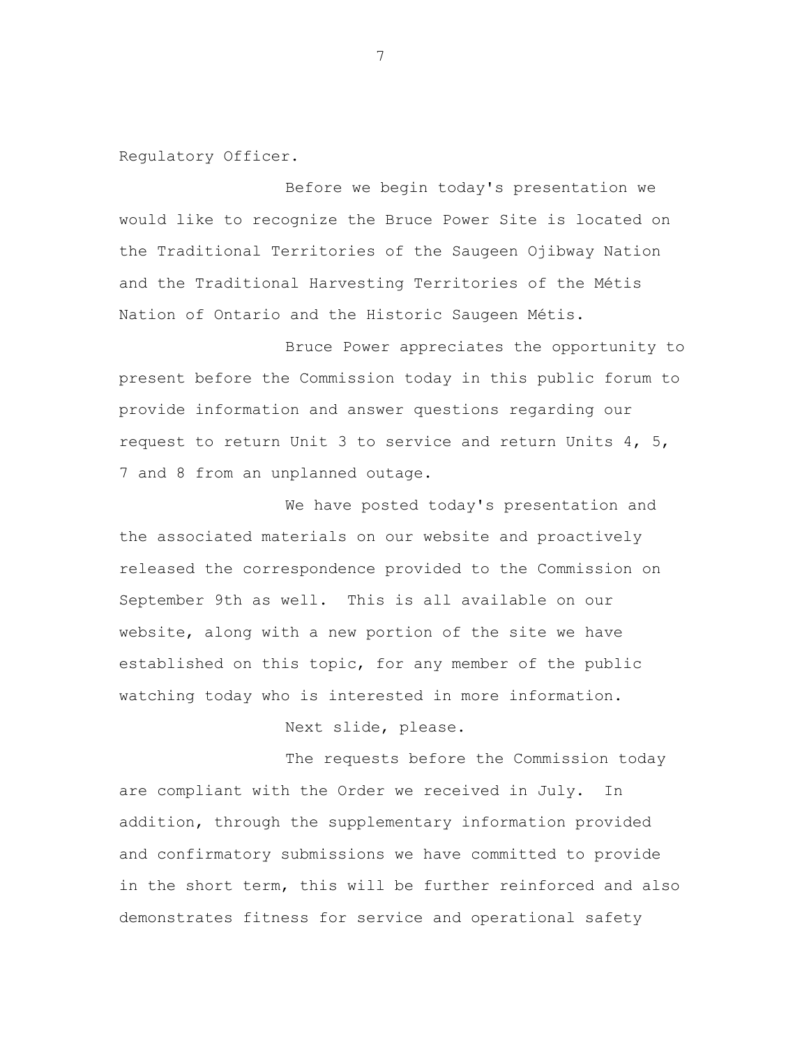Regulatory Officer.

Before we begin today's presentation we would like to recognize the Bruce Power Site is located on the Traditional Territories of the Saugeen Ojibway Nation and the Traditional Harvesting Territories of the Métis Nation of Ontario and the Historic Saugeen Métis.

Bruce Power appreciates the opportunity to present before the Commission today in this public forum to provide information and answer questions regarding our request to return Unit 3 to service and return Units 4, 5, 7 and 8 from an unplanned outage.

We have posted today's presentation and the associated materials on our website and proactively released the correspondence provided to the Commission on September 9th as well. This is all available on our website, along with a new portion of the site we have established on this topic, for any member of the public watching today who is interested in more information.

Next slide, please.

The requests before the Commission today are compliant with the Order we received in July. In addition, through the supplementary information provided and confirmatory submissions we have committed to provide in the short term, this will be further reinforced and also demonstrates fitness for service and operational safety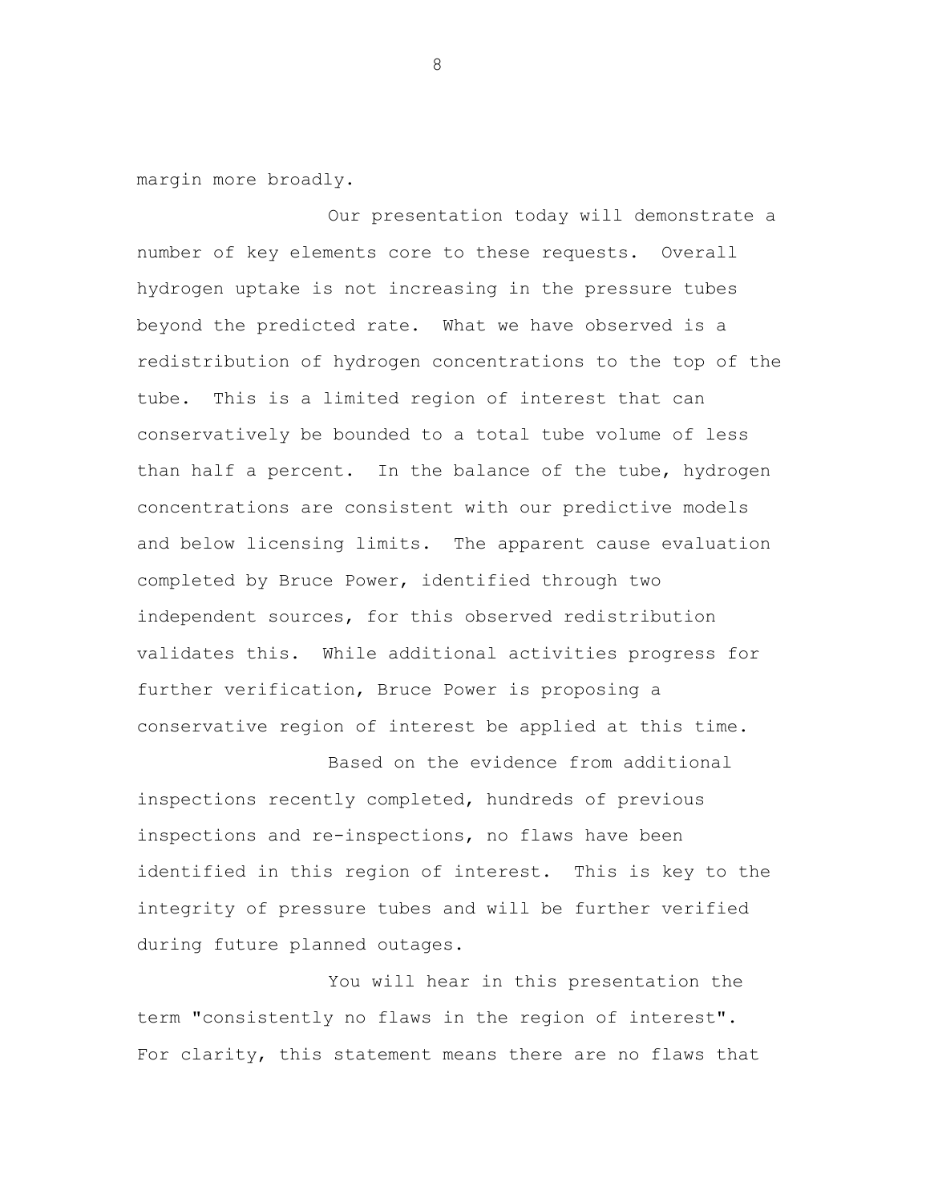margin more broadly.

Our presentation today will demonstrate a number of key elements core to these requests. Overall hydrogen uptake is not increasing in the pressure tubes beyond the predicted rate. What we have observed is a redistribution of hydrogen concentrations to the top of the tube. This is a limited region of interest that can conservatively be bounded to a total tube volume of less than half a percent. In the balance of the tube, hydrogen concentrations are consistent with our predictive models and below licensing limits. The apparent cause evaluation completed by Bruce Power, identified through two independent sources, for this observed redistribution validates this. While additional activities progress for further verification, Bruce Power is proposing a conservative region of interest be applied at this time.

Based on the evidence from additional inspections recently completed, hundreds of previous inspections and re-inspections, no flaws have been identified in this region of interest. This is key to the integrity of pressure tubes and will be further verified during future planned outages.

You will hear in this presentation the term "consistently no flaws in the region of interest". For clarity, this statement means there are no flaws that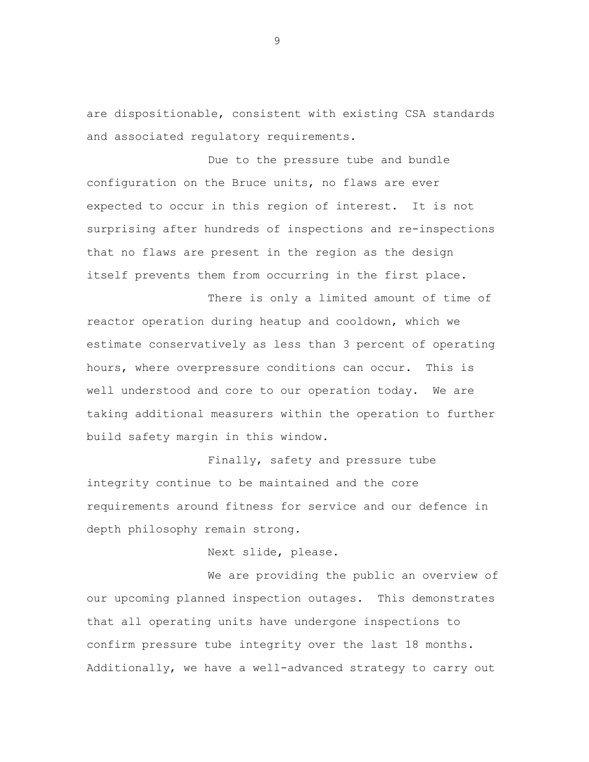are dispositionable, consistent with existing CSA standards and associated regulatory requirements.

Due to the pressure tube and bundle configuration on the Bruce units, no flaws are ever expected to occur in this region of interest. It is not surprising after hundreds of inspections and re-inspections that no flaws are present in the region as the design itself prevents them from occurring in the first place.

There is only a limited amount of time of reactor operation during heatup and cooldown, which we estimate conservatively as less than 3 percent of operating hours, where overpressure conditions can occur. This is well understood and core to our operation today. We are taking additional measurers within the operation to further build safety margin in this window.

Finally, safety and pressure tube integrity continue to be maintained and the core requirements around fitness for service and our defence in depth philosophy remain strong.

Next slide, please.

We are providing the public an overview of our upcoming planned inspection outages. This demonstrates that all operating units have undergone inspections to confirm pressure tube integrity over the last 18 months. Additionally, we have a well-advanced strategy to carry out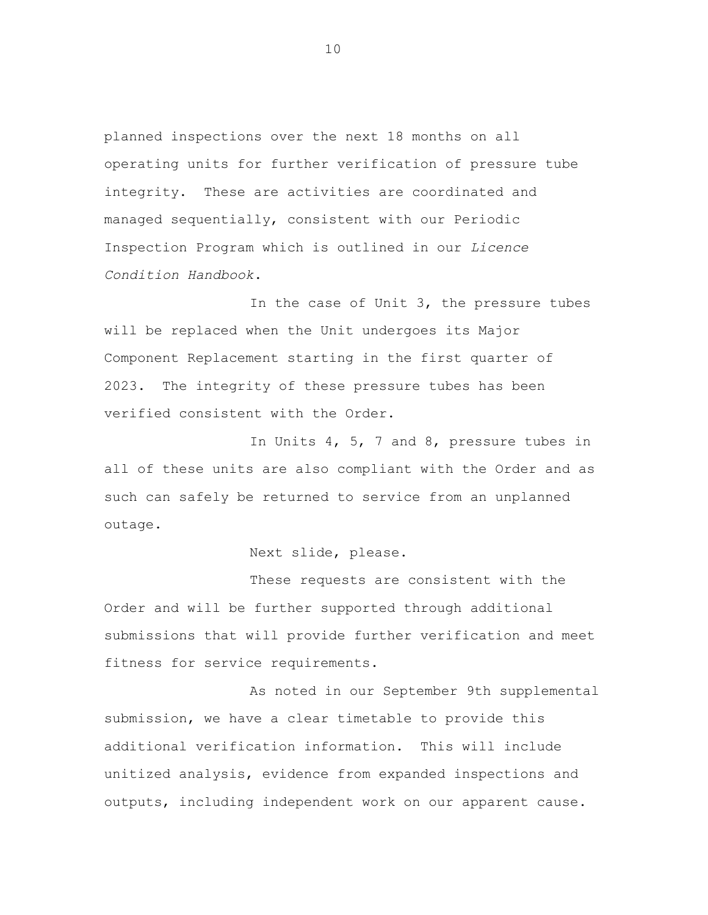planned inspections over the next 18 months on all operating units for further verification of pressure tube integrity. These are activities are coordinated and managed sequentially, consistent with our Periodic Inspection Program which is outlined in our *Licence Condition Handbook*.

In the case of Unit 3, the pressure tubes will be replaced when the Unit undergoes its Major Component Replacement starting in the first quarter of 2023. The integrity of these pressure tubes has been verified consistent with the Order.

In Units 4, 5, 7 and 8, pressure tubes in all of these units are also compliant with the Order and as such can safely be returned to service from an unplanned outage.

Next slide, please.

These requests are consistent with the Order and will be further supported through additional submissions that will provide further verification and meet fitness for service requirements.

As noted in our September 9th supplemental submission, we have a clear timetable to provide this additional verification information. This will include unitized analysis, evidence from expanded inspections and outputs, including independent work on our apparent cause.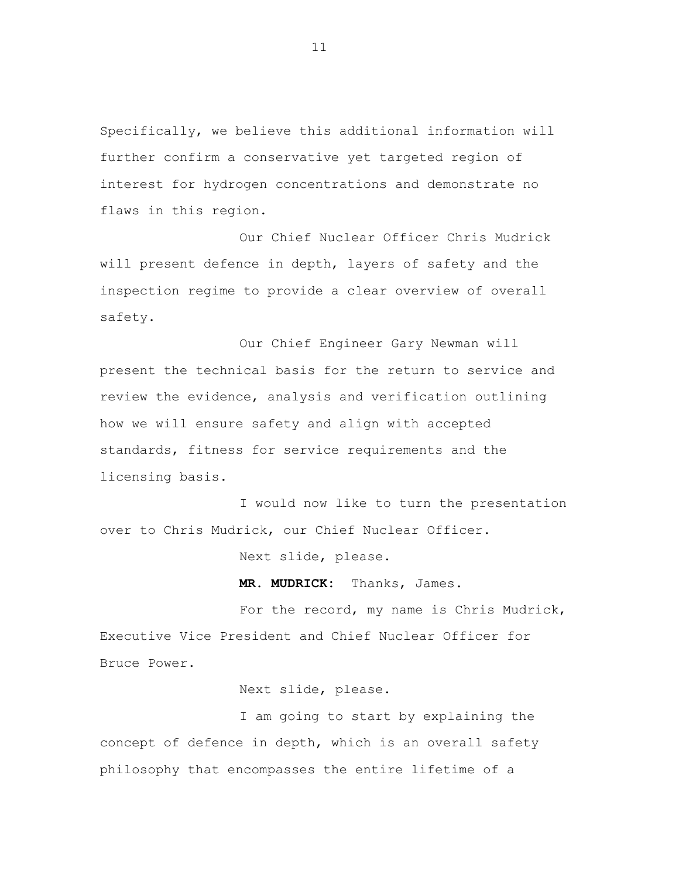Specifically, we believe this additional information will further confirm a conservative yet targeted region of interest for hydrogen concentrations and demonstrate no flaws in this region.

Our Chief Nuclear Officer Chris Mudrick will present defence in depth, layers of safety and the inspection regime to provide a clear overview of overall safety.

Our Chief Engineer Gary Newman will present the technical basis for the return to service and review the evidence, analysis and verification outlining how we will ensure safety and align with accepted standards, fitness for service requirements and the licensing basis.

I would now like to turn the presentation over to Chris Mudrick, our Chief Nuclear Officer.

Next slide, please.

**MR. MUDRICK:** Thanks, James.

For the record, my name is Chris Mudrick, Executive Vice President and Chief Nuclear Officer for Bruce Power.

Next slide, please.

I am going to start by explaining the concept of defence in depth, which is an overall safety philosophy that encompasses the entire lifetime of a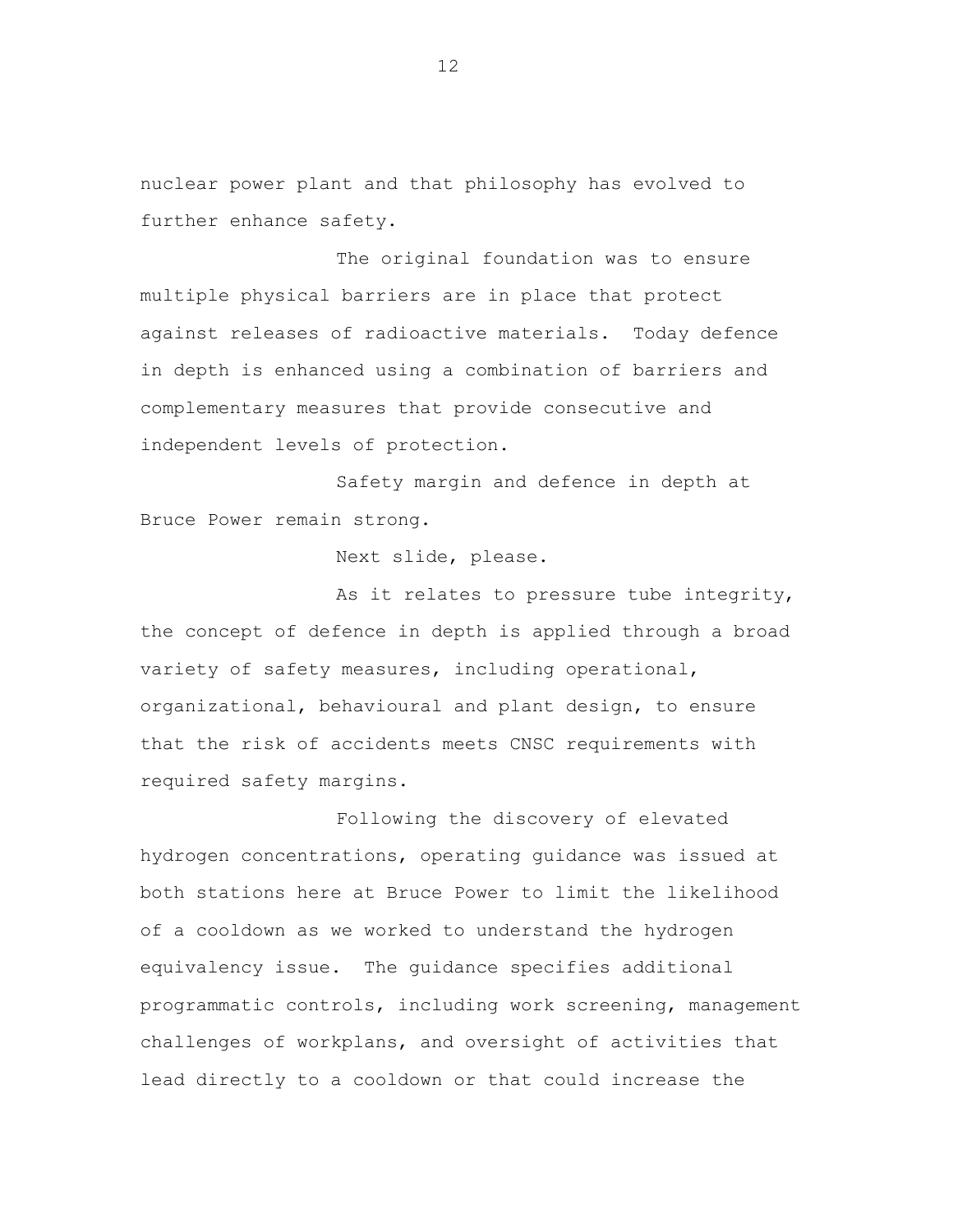nuclear power plant and that philosophy has evolved to further enhance safety.

The original foundation was to ensure multiple physical barriers are in place that protect against releases of radioactive materials. Today defence in depth is enhanced using a combination of barriers and complementary measures that provide consecutive and independent levels of protection.

Safety margin and defence in depth at Bruce Power remain strong.

Next slide, please.

As it relates to pressure tube integrity, the concept of defence in depth is applied through a broad variety of safety measures, including operational, organizational, behavioural and plant design, to ensure that the risk of accidents meets CNSC requirements with required safety margins.

Following the discovery of elevated hydrogen concentrations, operating guidance was issued at both stations here at Bruce Power to limit the likelihood of a cooldown as we worked to understand the hydrogen equivalency issue. The guidance specifies additional programmatic controls, including work screening, management challenges of workplans, and oversight of activities that lead directly to a cooldown or that could increase the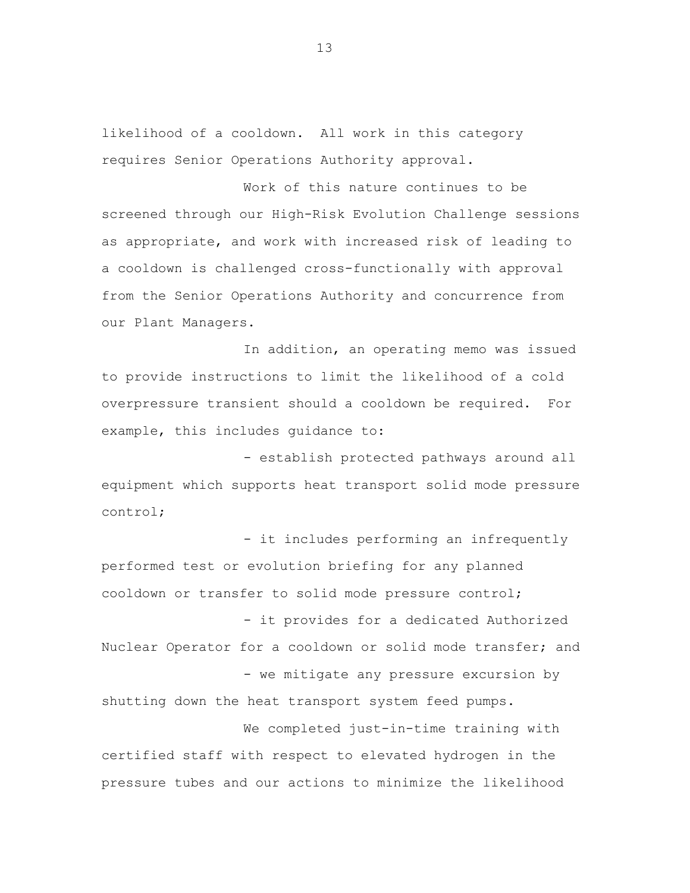likelihood of a cooldown. All work in this category requires Senior Operations Authority approval.

Work of this nature continues to be screened through our High-Risk Evolution Challenge sessions as appropriate, and work with increased risk of leading to a cooldown is challenged cross-functionally with approval from the Senior Operations Authority and concurrence from our Plant Managers.

In addition, an operating memo was issued to provide instructions to limit the likelihood of a cold overpressure transient should a cooldown be required. For example, this includes guidance to:

- establish protected pathways around all equipment which supports heat transport solid mode pressure control;
- it includes performing an infrequently performed test or evolution briefing for any planned cooldown or transfer to solid mode pressure control;
- it provides for a dedicated Authorized Nuclear Operator for a cooldown or solid mode transfer; and
- we mitigate any pressure excursion by shutting down the heat transport system feed pumps.

We completed just-in-time training with certified staff with respect to elevated hydrogen in the pressure tubes and our actions to minimize the likelihood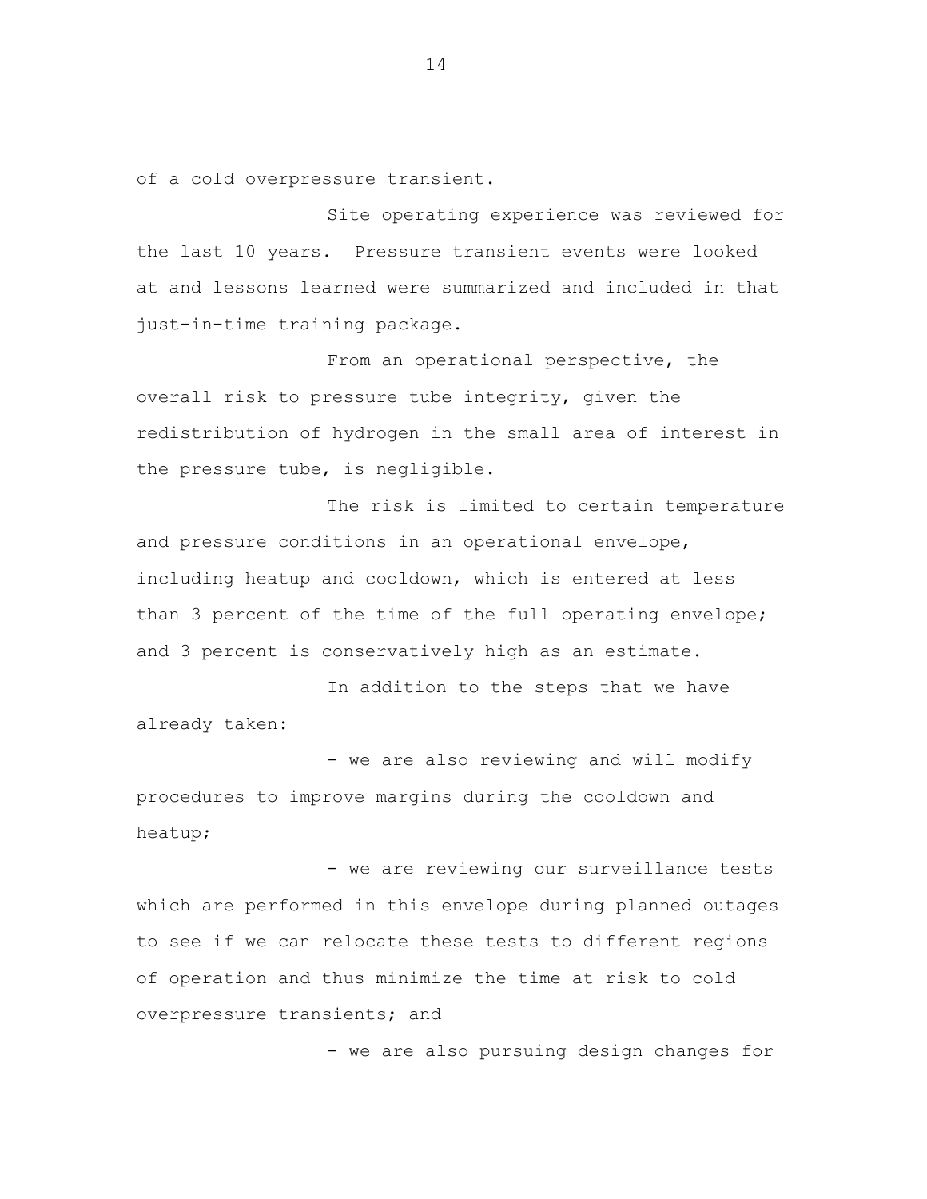of a cold overpressure transient.

Site operating experience was reviewed for the last 10 years. Pressure transient events were looked at and lessons learned were summarized and included in that just-in-time training package.

From an operational perspective, the overall risk to pressure tube integrity, given the redistribution of hydrogen in the small area of interest in the pressure tube, is negligible.

The risk is limited to certain temperature and pressure conditions in an operational envelope, including heatup and cooldown, which is entered at less than 3 percent of the time of the full operating envelope; and 3 percent is conservatively high as an estimate.

In addition to the steps that we have already taken:

- we are also reviewing and will modify procedures to improve margins during the cooldown and heatup;

- we are reviewing our surveillance tests which are performed in this envelope during planned outages to see if we can relocate these tests to different regions of operation and thus minimize the time at risk to cold overpressure transients; and

- we are also pursuing design changes for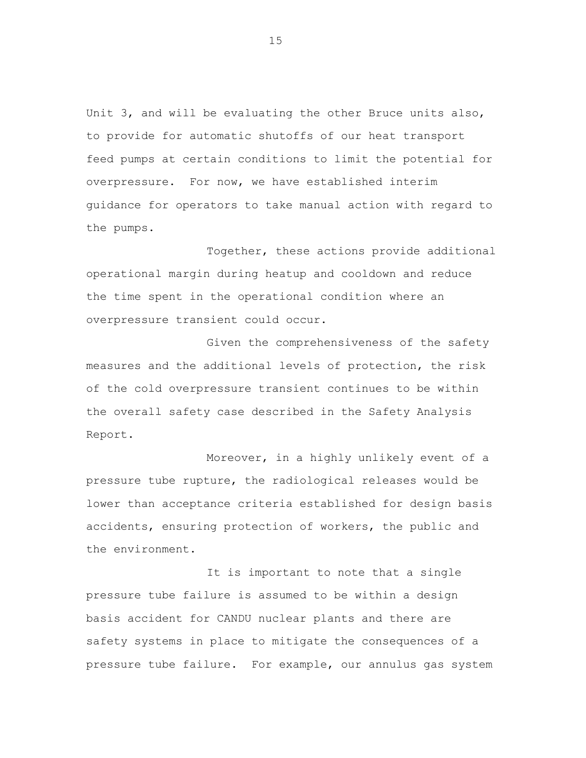Unit 3, and will be evaluating the other Bruce units also, to provide for automatic shutoffs of our heat transport feed pumps at certain conditions to limit the potential for overpressure. For now, we have established interim guidance for operators to take manual action with regard to the pumps.

Together, these actions provide additional operational margin during heatup and cooldown and reduce the time spent in the operational condition where an overpressure transient could occur.

Given the comprehensiveness of the safety measures and the additional levels of protection, the risk of the cold overpressure transient continues to be within the overall safety case described in the Safety Analysis Report.

Moreover, in a highly unlikely event of a pressure tube rupture, the radiological releases would be lower than acceptance criteria established for design basis accidents, ensuring protection of workers, the public and the environment.

It is important to note that a single pressure tube failure is assumed to be within a design basis accident for CANDU nuclear plants and there are safety systems in place to mitigate the consequences of a pressure tube failure. For example, our annulus gas system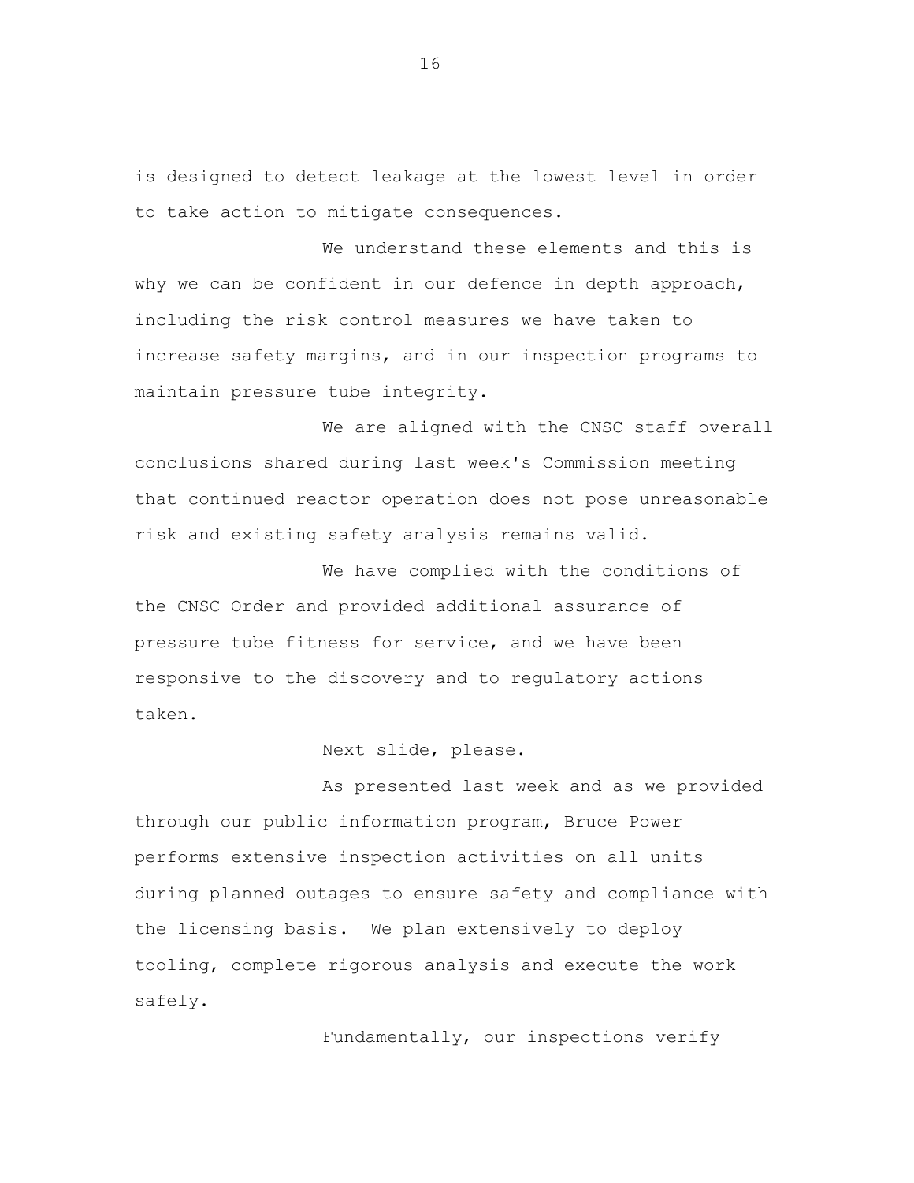is designed to detect leakage at the lowest level in order to take action to mitigate consequences.

We understand these elements and this is why we can be confident in our defence in depth approach, including the risk control measures we have taken to increase safety margins, and in our inspection programs to maintain pressure tube integrity.

We are aligned with the CNSC staff overall conclusions shared during last week's Commission meeting that continued reactor operation does not pose unreasonable risk and existing safety analysis remains valid.

We have complied with the conditions of the CNSC Order and provided additional assurance of pressure tube fitness for service, and we have been responsive to the discovery and to regulatory actions taken.

Next slide, please.

As presented last week and as we provided through our public information program, Bruce Power performs extensive inspection activities on all units during planned outages to ensure safety and compliance with the licensing basis. We plan extensively to deploy tooling, complete rigorous analysis and execute the work safely.

Fundamentally, our inspections verify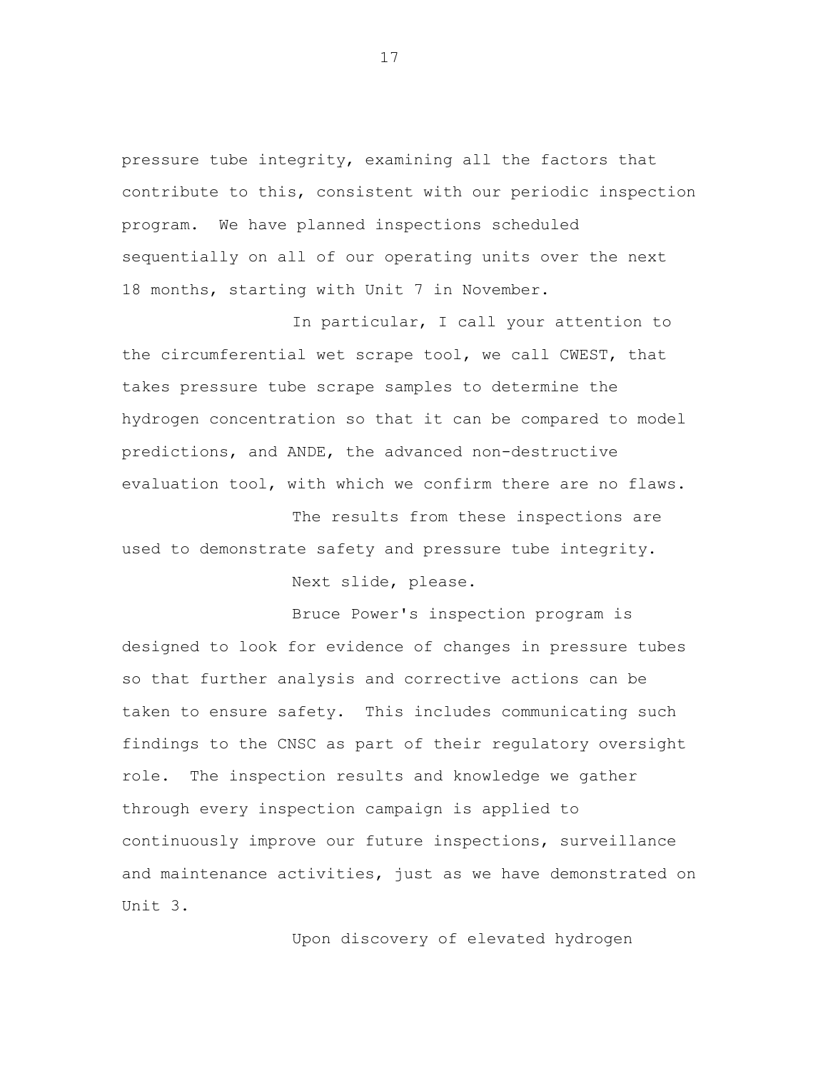pressure tube integrity, examining all the factors that contribute to this, consistent with our periodic inspection program. We have planned inspections scheduled sequentially on all of our operating units over the next 18 months, starting with Unit 7 in November.

In particular, I call your attention to the circumferential wet scrape tool, we call CWEST, that takes pressure tube scrape samples to determine the hydrogen concentration so that it can be compared to model predictions, and ANDE, the advanced non-destructive evaluation tool, with which we confirm there are no flaws.

The results from these inspections are used to demonstrate safety and pressure tube integrity.

Next slide, please.

Bruce Power's inspection program is designed to look for evidence of changes in pressure tubes so that further analysis and corrective actions can be taken to ensure safety. This includes communicating such findings to the CNSC as part of their regulatory oversight role. The inspection results and knowledge we gather through every inspection campaign is applied to continuously improve our future inspections, surveillance and maintenance activities, just as we have demonstrated on Unit 3.

Upon discovery of elevated hydrogen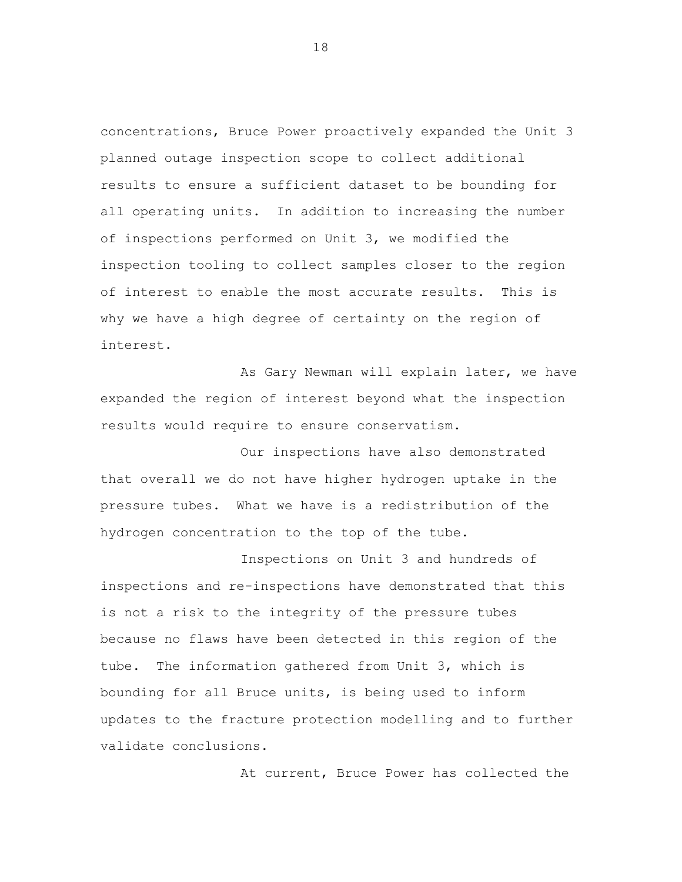concentrations, Bruce Power proactively expanded the Unit 3 planned outage inspection scope to collect additional results to ensure a sufficient dataset to be bounding for all operating units. In addition to increasing the number of inspections performed on Unit 3, we modified the inspection tooling to collect samples closer to the region of interest to enable the most accurate results. This is why we have a high degree of certainty on the region of interest.

As Gary Newman will explain later, we have expanded the region of interest beyond what the inspection results would require to ensure conservatism.

Our inspections have also demonstrated that overall we do not have higher hydrogen uptake in the pressure tubes. What we have is a redistribution of the hydrogen concentration to the top of the tube.

Inspections on Unit 3 and hundreds of inspections and re-inspections have demonstrated that this is not a risk to the integrity of the pressure tubes because no flaws have been detected in this region of the tube. The information gathered from Unit 3, which is bounding for all Bruce units, is being used to inform updates to the fracture protection modelling and to further validate conclusions.

At current, Bruce Power has collected the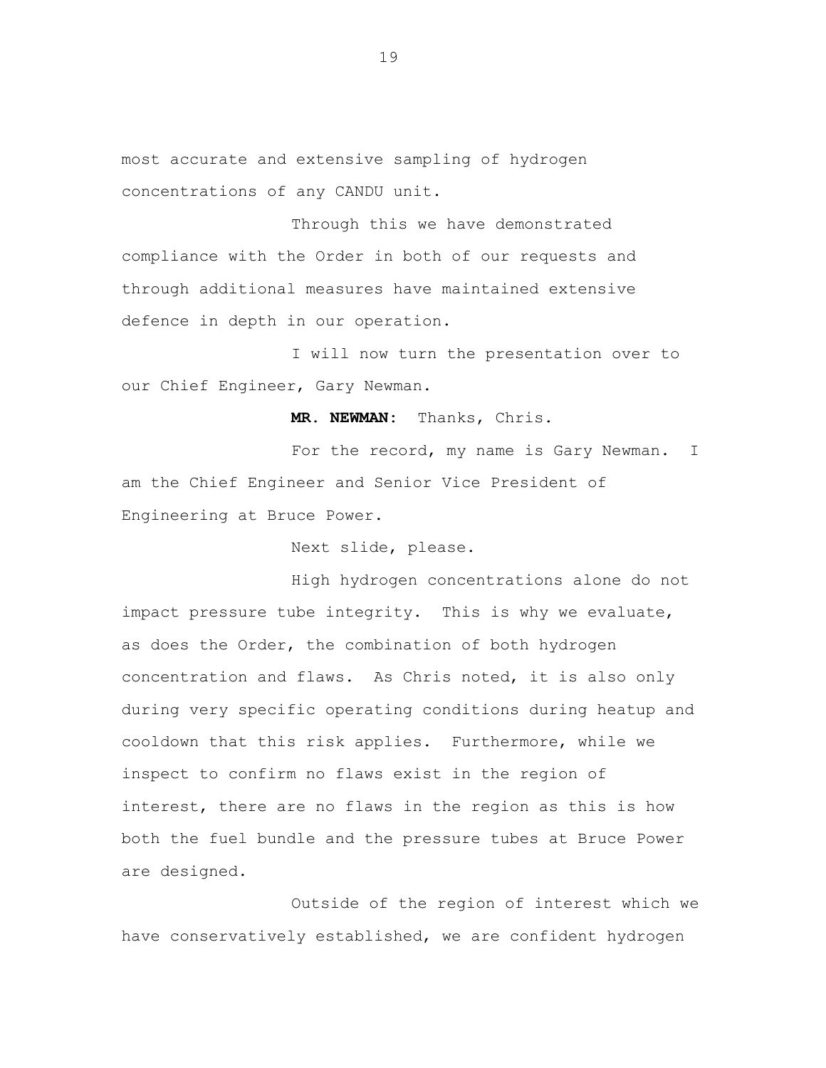most accurate and extensive sampling of hydrogen concentrations of any CANDU unit.

Through this we have demonstrated compliance with the Order in both of our requests and through additional measures have maintained extensive defence in depth in our operation.

I will now turn the presentation over to our Chief Engineer, Gary Newman.

**MR. NEWMAN:** Thanks, Chris.

For the record, my name is Gary Newman. I am the Chief Engineer and Senior Vice President of Engineering at Bruce Power.

Next slide, please.

High hydrogen concentrations alone do not impact pressure tube integrity. This is why we evaluate, as does the Order, the combination of both hydrogen concentration and flaws. As Chris noted, it is also only during very specific operating conditions during heatup and cooldown that this risk applies. Furthermore, while we inspect to confirm no flaws exist in the region of interest, there are no flaws in the region as this is how both the fuel bundle and the pressure tubes at Bruce Power are designed.

Outside of the region of interest which we have conservatively established, we are confident hydrogen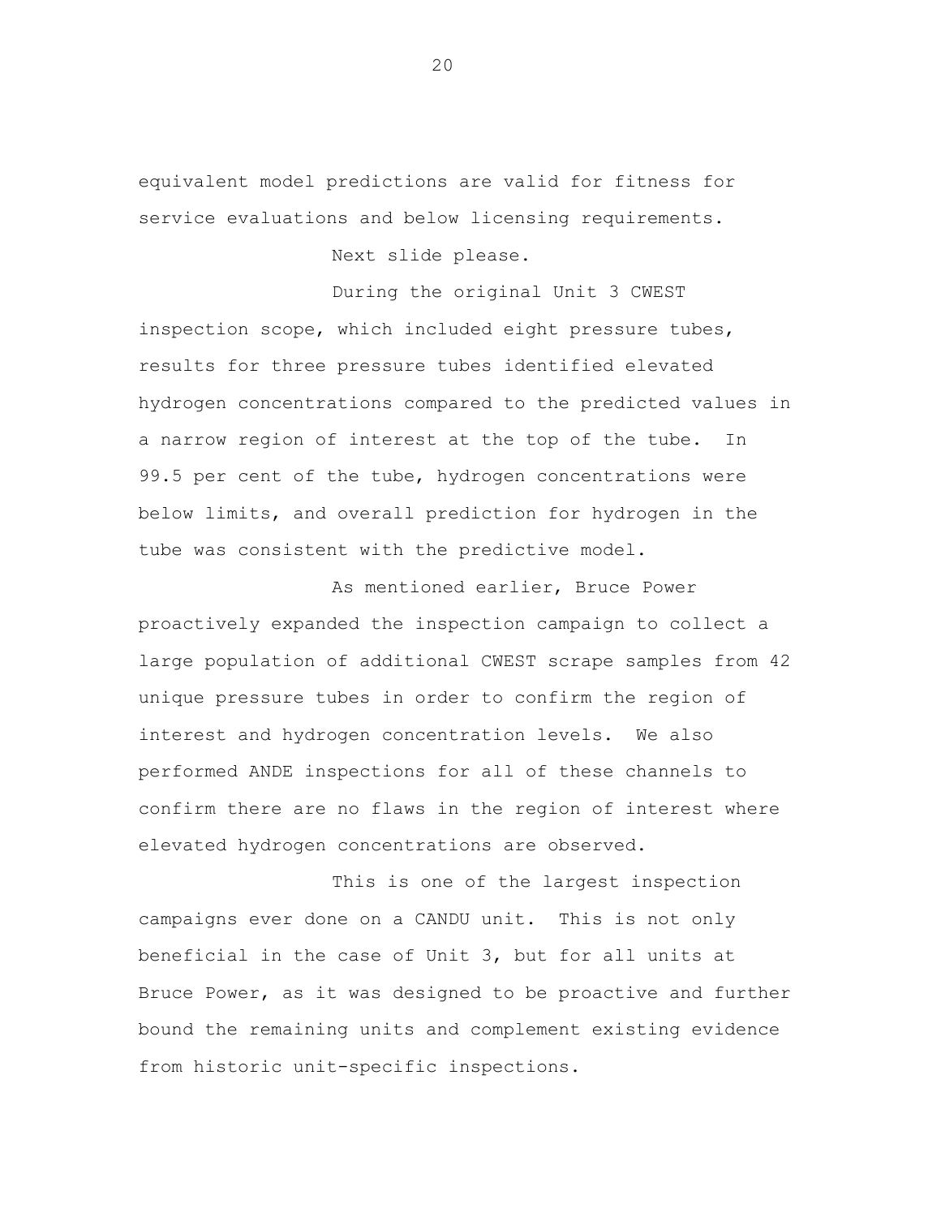equivalent model predictions are valid for fitness for service evaluations and below licensing requirements.

Next slide please.

During the original Unit 3 CWEST inspection scope, which included eight pressure tubes, results for three pressure tubes identified elevated hydrogen concentrations compared to the predicted values in a narrow region of interest at the top of the tube. In 99.5 per cent of the tube, hydrogen concentrations were below limits, and overall prediction for hydrogen in the tube was consistent with the predictive model.

As mentioned earlier, Bruce Power proactively expanded the inspection campaign to collect a large population of additional CWEST scrape samples from 42 unique pressure tubes in order to confirm the region of interest and hydrogen concentration levels. We also performed ANDE inspections for all of these channels to confirm there are no flaws in the region of interest where elevated hydrogen concentrations are observed.

This is one of the largest inspection campaigns ever done on a CANDU unit. This is not only beneficial in the case of Unit 3, but for all units at Bruce Power, as it was designed to be proactive and further bound the remaining units and complement existing evidence from historic unit-specific inspections.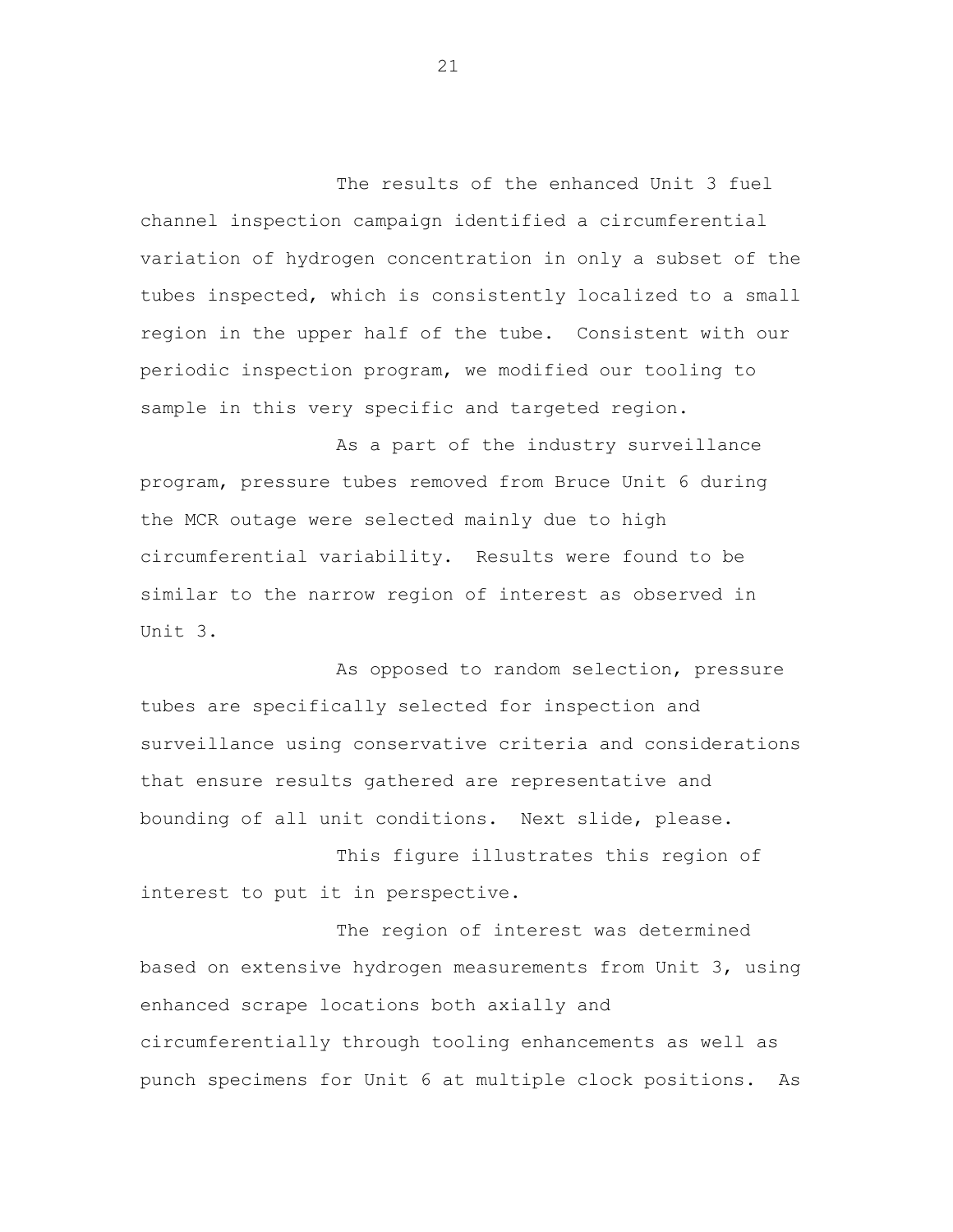The results of the enhanced Unit 3 fuel channel inspection campaign identified a circumferential variation of hydrogen concentration in only a subset of the tubes inspected, which is consistently localized to a small region in the upper half of the tube. Consistent with our periodic inspection program, we modified our tooling to sample in this very specific and targeted region.

As a part of the industry surveillance program, pressure tubes removed from Bruce Unit 6 during the MCR outage were selected mainly due to high circumferential variability. Results were found to be similar to the narrow region of interest as observed in Unit 3.

As opposed to random selection, pressure tubes are specifically selected for inspection and surveillance using conservative criteria and considerations that ensure results gathered are representative and bounding of all unit conditions. Next slide, please.

This figure illustrates this region of interest to put it in perspective.

The region of interest was determined based on extensive hydrogen measurements from Unit 3, using enhanced scrape locations both axially and circumferentially through tooling enhancements as well as punch specimens for Unit 6 at multiple clock positions. As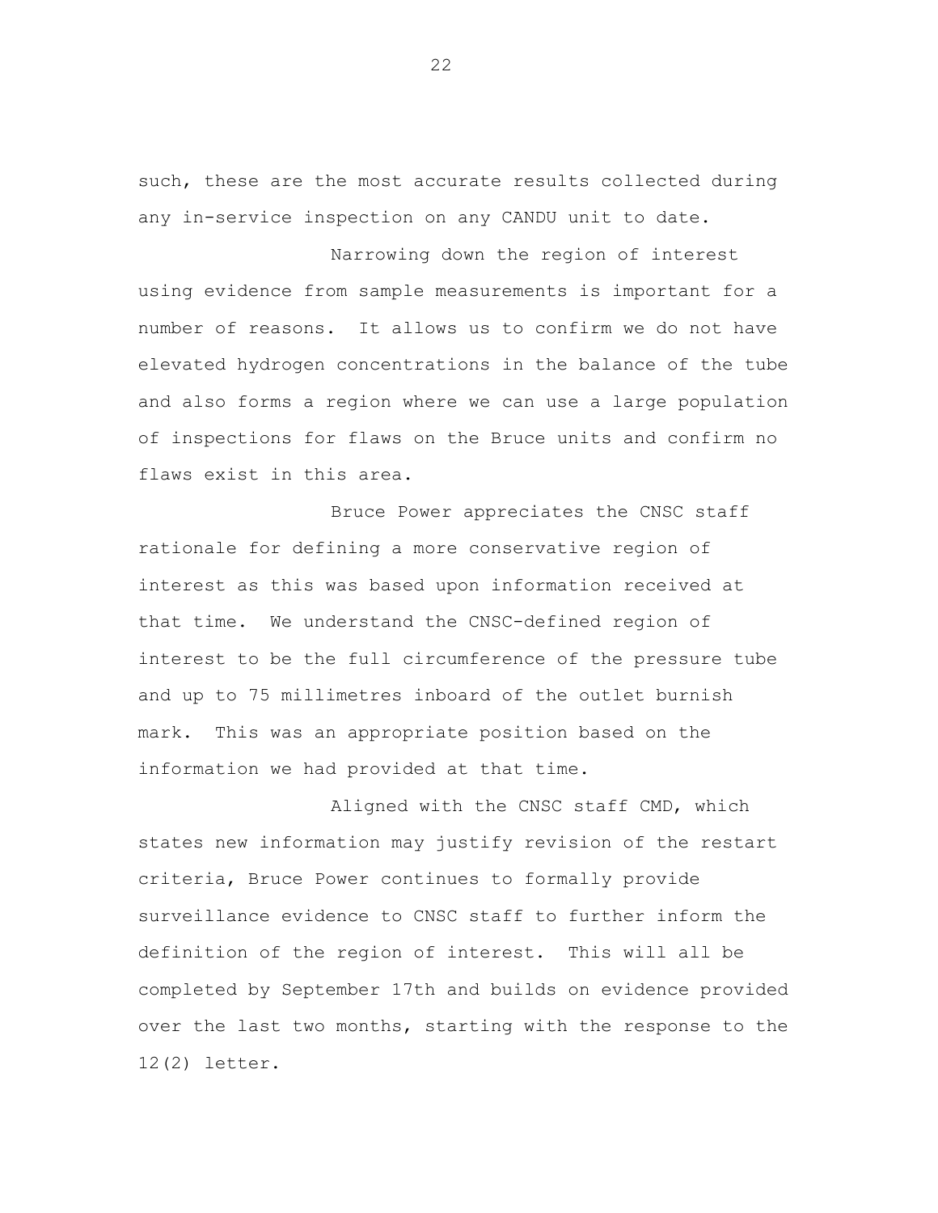such, these are the most accurate results collected during any in-service inspection on any CANDU unit to date.

Narrowing down the region of interest using evidence from sample measurements is important for a number of reasons. It allows us to confirm we do not have elevated hydrogen concentrations in the balance of the tube and also forms a region where we can use a large population of inspections for flaws on the Bruce units and confirm no flaws exist in this area.

Bruce Power appreciates the CNSC staff rationale for defining a more conservative region of interest as this was based upon information received at that time. We understand the CNSC-defined region of interest to be the full circumference of the pressure tube and up to 75 millimetres inboard of the outlet burnish mark. This was an appropriate position based on the information we had provided at that time.

Aligned with the CNSC staff CMD, which states new information may justify revision of the restart criteria, Bruce Power continues to formally provide surveillance evidence to CNSC staff to further inform the definition of the region of interest. This will all be completed by September 17th and builds on evidence provided over the last two months, starting with the response to the 12(2) letter.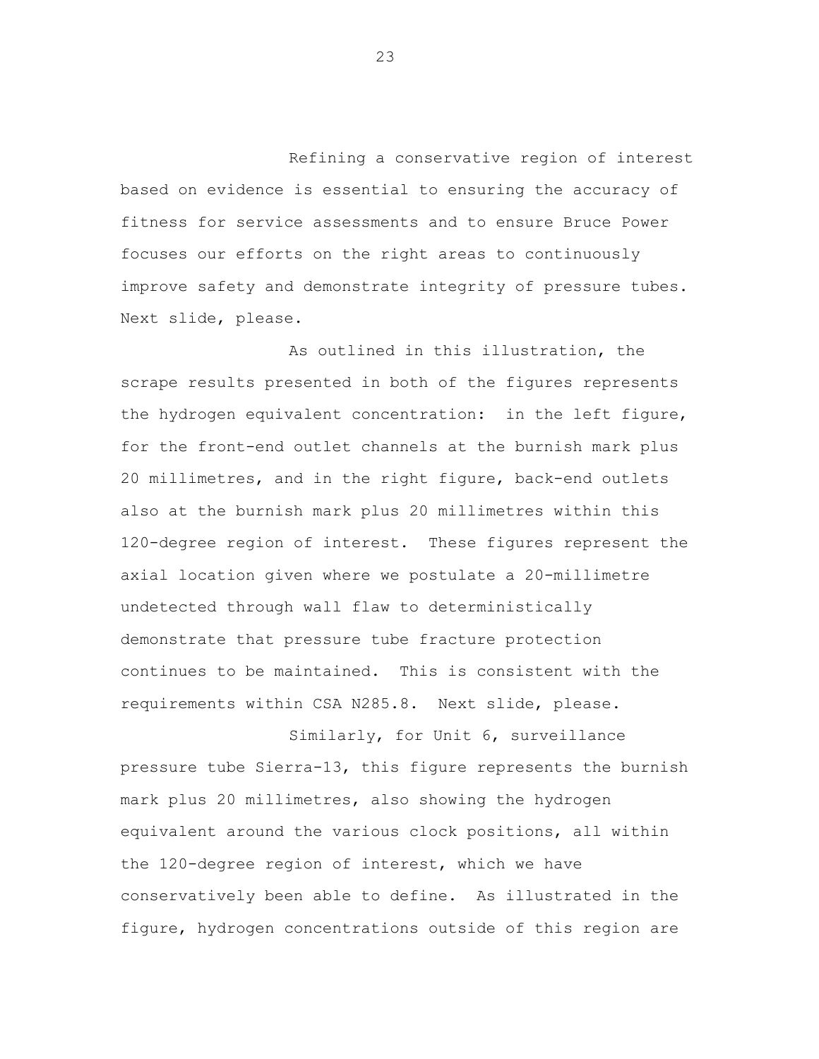Refining a conservative region of interest based on evidence is essential to ensuring the accuracy of fitness for service assessments and to ensure Bruce Power focuses our efforts on the right areas to continuously improve safety and demonstrate integrity of pressure tubes. Next slide, please.

As outlined in this illustration, the scrape results presented in both of the figures represents the hydrogen equivalent concentration: in the left figure, for the front-end outlet channels at the burnish mark plus 20 millimetres, and in the right figure, back-end outlets also at the burnish mark plus 20 millimetres within this 120-degree region of interest. These figures represent the axial location given where we postulate a 20-millimetre undetected through wall flaw to deterministically demonstrate that pressure tube fracture protection continues to be maintained. This is consistent with the requirements within CSA N285.8. Next slide, please.

Similarly, for Unit 6, surveillance pressure tube Sierra-13, this figure represents the burnish mark plus 20 millimetres, also showing the hydrogen equivalent around the various clock positions, all within the 120-degree region of interest, which we have conservatively been able to define. As illustrated in the figure, hydrogen concentrations outside of this region are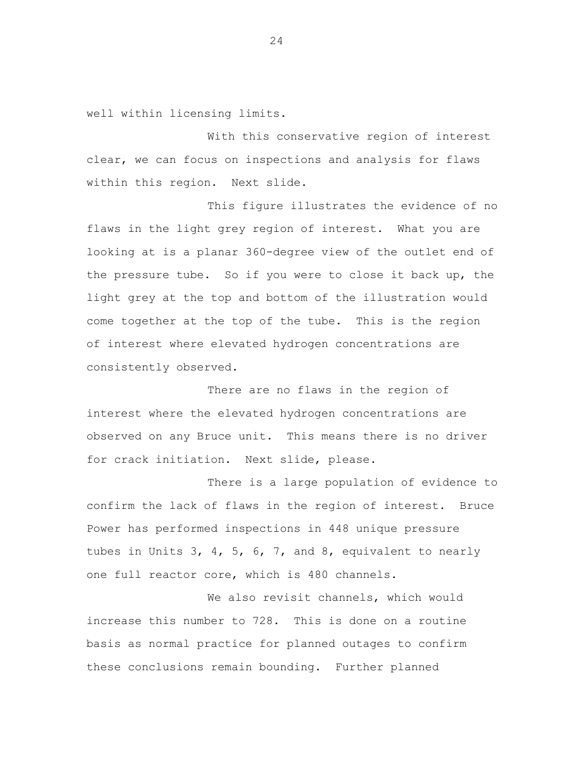well within licensing limits.

With this conservative region of interest clear, we can focus on inspections and analysis for flaws within this region. Next slide.

This figure illustrates the evidence of no flaws in the light grey region of interest. What you are looking at is a planar 360-degree view of the outlet end of the pressure tube. So if you were to close it back up, the light grey at the top and bottom of the illustration would come together at the top of the tube. This is the region of interest where elevated hydrogen concentrations are consistently observed.

There are no flaws in the region of interest where the elevated hydrogen concentrations are observed on any Bruce unit. This means there is no driver for crack initiation. Next slide, please.

There is a large population of evidence to confirm the lack of flaws in the region of interest. Bruce Power has performed inspections in 448 unique pressure tubes in Units 3, 4, 5, 6, 7, and 8, equivalent to nearly one full reactor core, which is 480 channels.

We also revisit channels, which would increase this number to 728. This is done on a routine basis as normal practice for planned outages to confirm these conclusions remain bounding. Further planned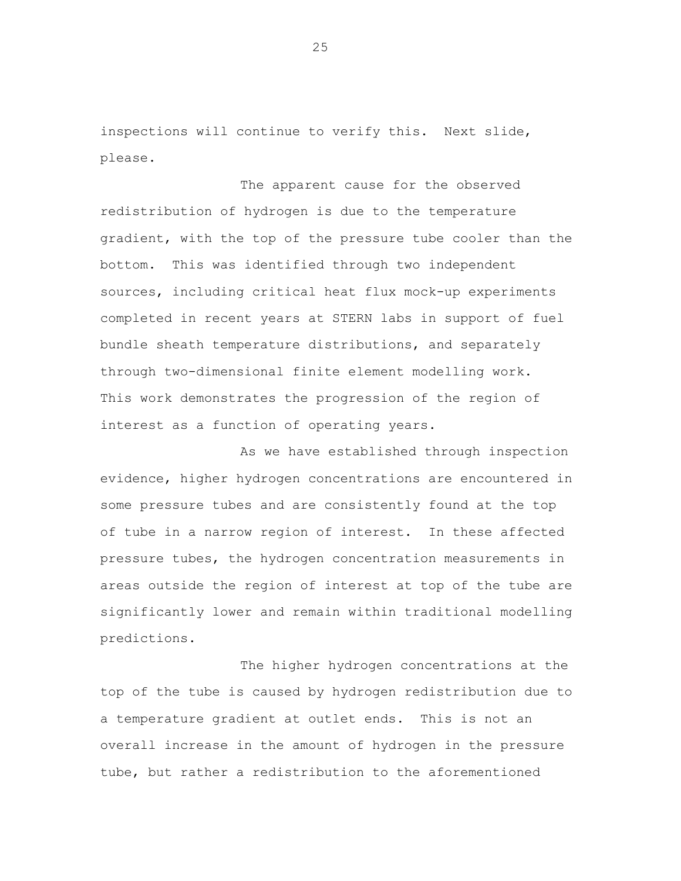inspections will continue to verify this. Next slide, please.

The apparent cause for the observed redistribution of hydrogen is due to the temperature gradient, with the top of the pressure tube cooler than the bottom. This was identified through two independent sources, including critical heat flux mock-up experiments completed in recent years at STERN labs in support of fuel bundle sheath temperature distributions, and separately through two-dimensional finite element modelling work. This work demonstrates the progression of the region of interest as a function of operating years.

As we have established through inspection evidence, higher hydrogen concentrations are encountered in some pressure tubes and are consistently found at the top of tube in a narrow region of interest. In these affected pressure tubes, the hydrogen concentration measurements in areas outside the region of interest at top of the tube are significantly lower and remain within traditional modelling predictions.

The higher hydrogen concentrations at the top of the tube is caused by hydrogen redistribution due to a temperature gradient at outlet ends. This is not an overall increase in the amount of hydrogen in the pressure tube, but rather a redistribution to the aforementioned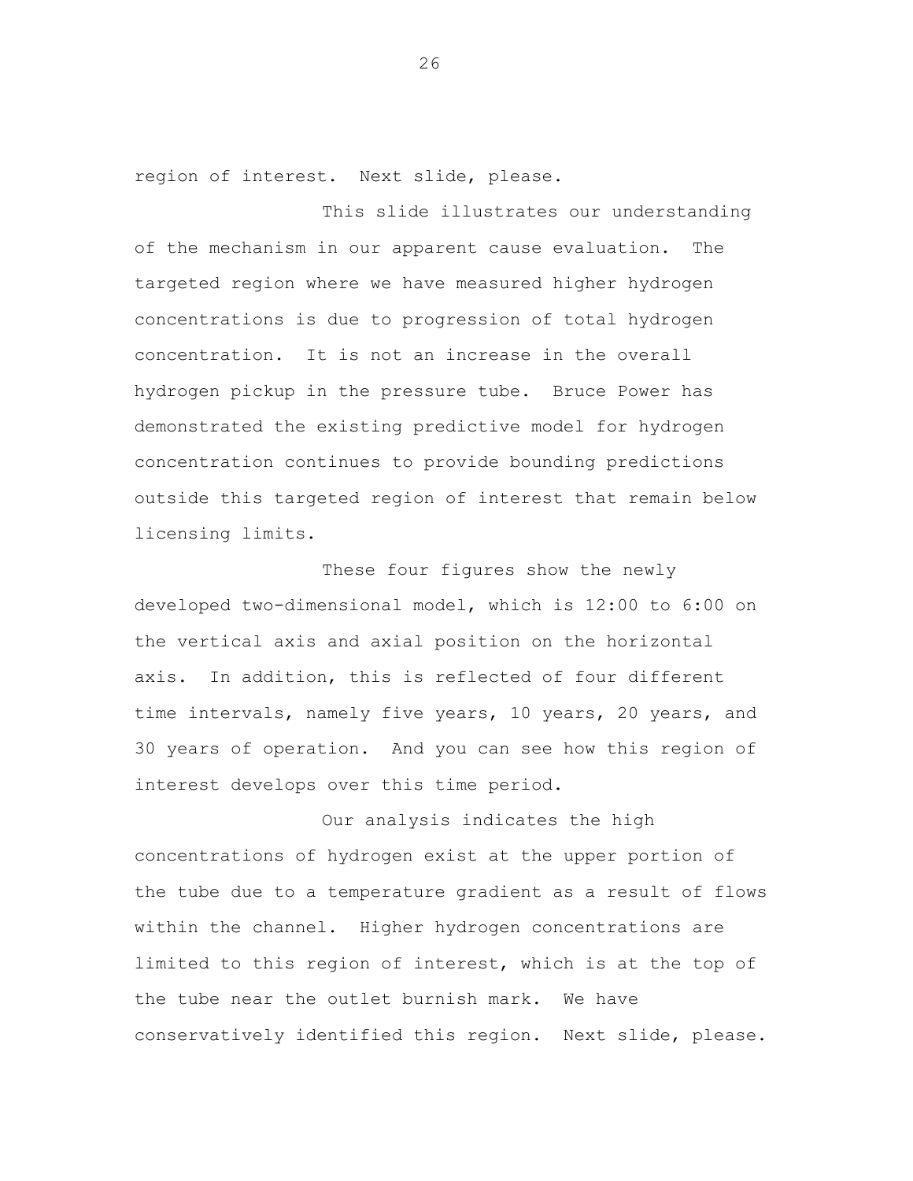region of interest. Next slide, please.

This slide illustrates our understanding of the mechanism in our apparent cause evaluation. The targeted region where we have measured higher hydrogen concentrations is due to progression of total hydrogen concentration. It is not an increase in the overall hydrogen pickup in the pressure tube. Bruce Power has demonstrated the existing predictive model for hydrogen concentration continues to provide bounding predictions outside this targeted region of interest that remain below licensing limits.

These four figures show the newly developed two-dimensional model, which is 12:00 to 6:00 on the vertical axis and axial position on the horizontal axis. In addition, this is reflected of four different time intervals, namely five years, 10 years, 20 years, and 30 years of operation. And you can see how this region of interest develops over this time period.

Our analysis indicates the high concentrations of hydrogen exist at the upper portion of the tube due to a temperature gradient as a result of flows within the channel. Higher hydrogen concentrations are limited to this region of interest, which is at the top of the tube near the outlet burnish mark. We have conservatively identified this region. Next slide, please.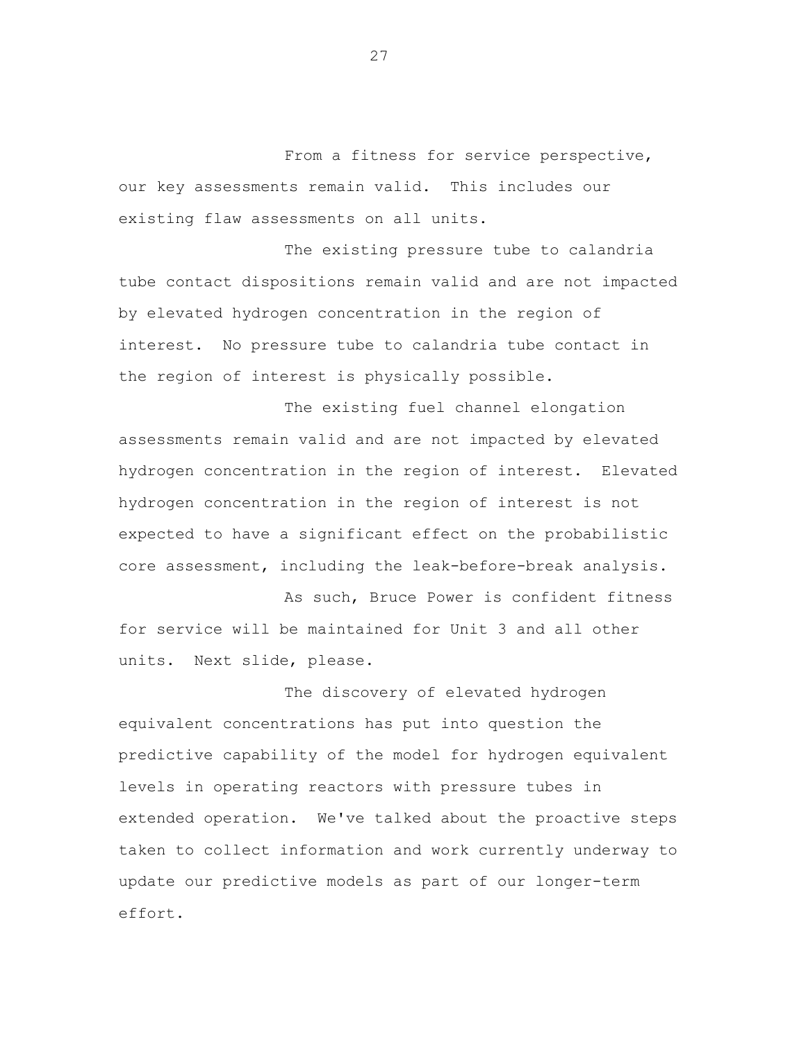From a fitness for service perspective, our key assessments remain valid. This includes our existing flaw assessments on all units.

The existing pressure tube to calandria tube contact dispositions remain valid and are not impacted by elevated hydrogen concentration in the region of interest. No pressure tube to calandria tube contact in the region of interest is physically possible.

The existing fuel channel elongation assessments remain valid and are not impacted by elevated hydrogen concentration in the region of interest. Elevated hydrogen concentration in the region of interest is not expected to have a significant effect on the probabilistic core assessment, including the leak-before-break analysis.

As such, Bruce Power is confident fitness for service will be maintained for Unit 3 and all other units. Next slide, please.

The discovery of elevated hydrogen equivalent concentrations has put into question the predictive capability of the model for hydrogen equivalent levels in operating reactors with pressure tubes in extended operation. We've talked about the proactive steps taken to collect information and work currently underway to update our predictive models as part of our longer-term effort.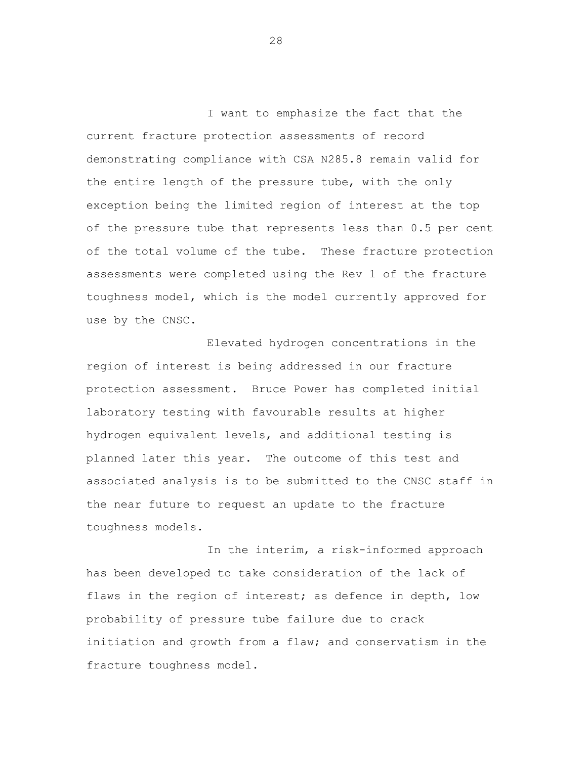I want to emphasize the fact that the current fracture protection assessments of record demonstrating compliance with CSA N285.8 remain valid for the entire length of the pressure tube, with the only exception being the limited region of interest at the top of the pressure tube that represents less than 0.5 per cent of the total volume of the tube. These fracture protection assessments were completed using the Rev 1 of the fracture toughness model, which is the model currently approved for use by the CNSC.

Elevated hydrogen concentrations in the region of interest is being addressed in our fracture protection assessment. Bruce Power has completed initial laboratory testing with favourable results at higher hydrogen equivalent levels, and additional testing is planned later this year. The outcome of this test and associated analysis is to be submitted to the CNSC staff in the near future to request an update to the fracture toughness models.

In the interim, a risk-informed approach has been developed to take consideration of the lack of flaws in the region of interest; as defence in depth, low probability of pressure tube failure due to crack initiation and growth from a flaw; and conservatism in the fracture toughness model.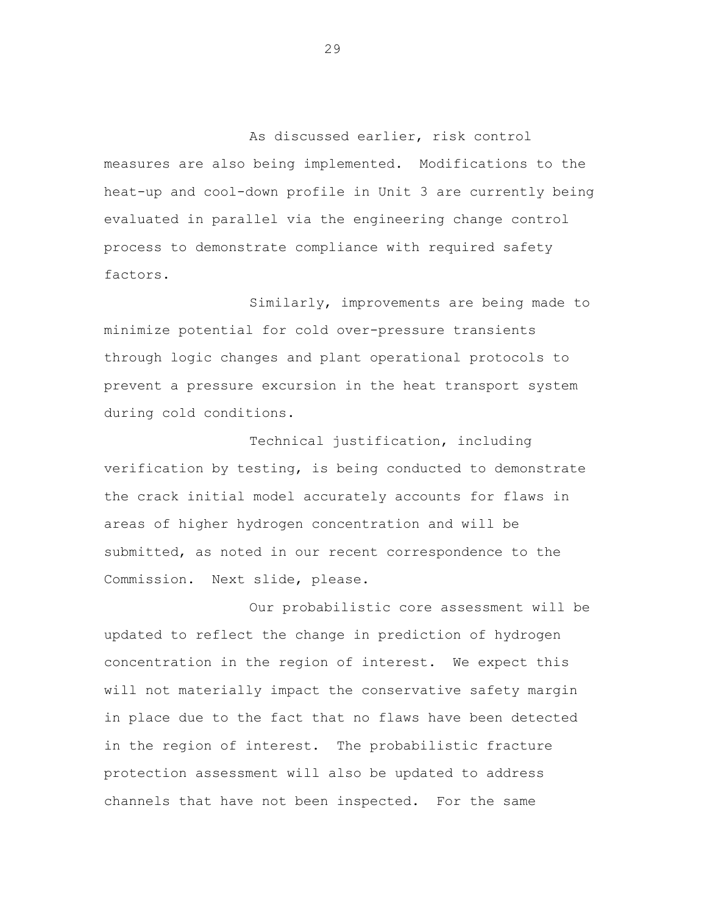As discussed earlier, risk control measures are also being implemented. Modifications to the heat-up and cool-down profile in Unit 3 are currently being evaluated in parallel via the engineering change control process to demonstrate compliance with required safety factors.

Similarly, improvements are being made to minimize potential for cold over-pressure transients through logic changes and plant operational protocols to prevent a pressure excursion in the heat transport system during cold conditions.

Technical justification, including verification by testing, is being conducted to demonstrate the crack initial model accurately accounts for flaws in areas of higher hydrogen concentration and will be submitted, as noted in our recent correspondence to the Commission. Next slide, please.

Our probabilistic core assessment will be updated to reflect the change in prediction of hydrogen concentration in the region of interest. We expect this will not materially impact the conservative safety margin in place due to the fact that no flaws have been detected in the region of interest. The probabilistic fracture protection assessment will also be updated to address channels that have not been inspected. For the same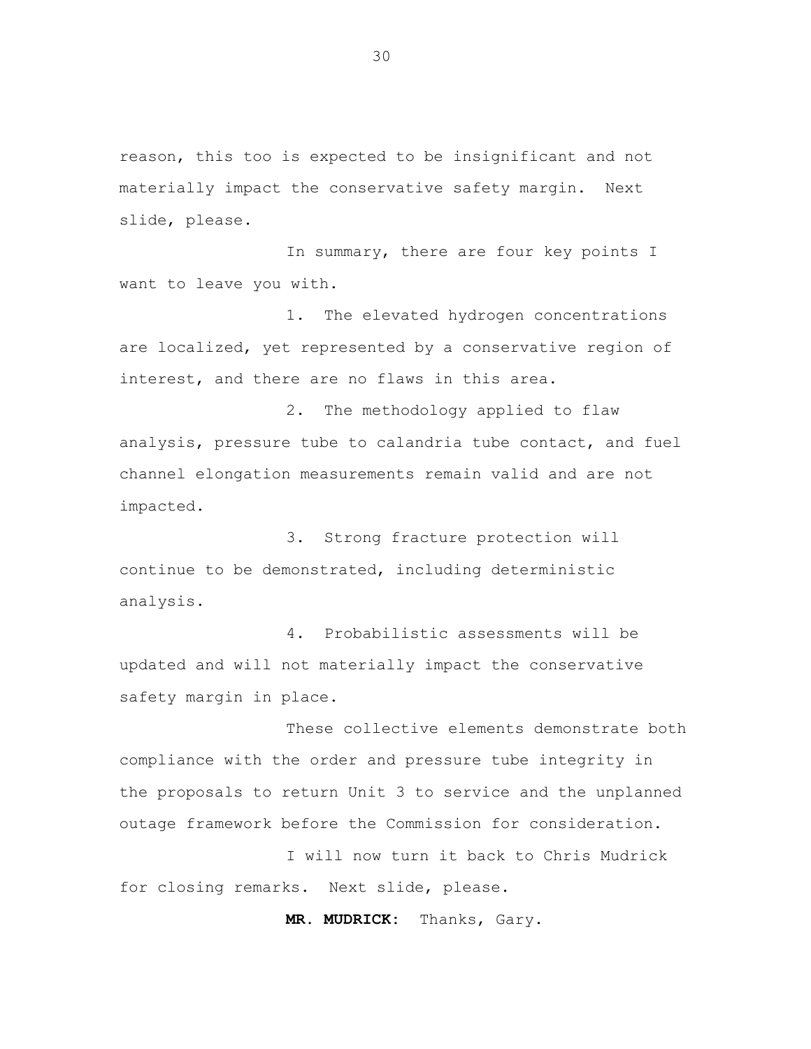reason, this too is expected to be insignificant and not materially impact the conservative safety margin. Next slide, please.

In summary, there are four key points I want to leave you with.

1. The elevated hydrogen concentrations are localized, yet represented by a conservative region of interest, and there are no flaws in this area.

2. The methodology applied to flaw analysis, pressure tube to calandria tube contact, and fuel channel elongation measurements remain valid and are not impacted.

3. Strong fracture protection will continue to be demonstrated, including deterministic analysis.

4. Probabilistic assessments will be updated and will not materially impact the conservative safety margin in place.

These collective elements demonstrate both compliance with the order and pressure tube integrity in the proposals to return Unit 3 to service and the unplanned outage framework before the Commission for consideration.

I will now turn it back to Chris Mudrick for closing remarks. Next slide, please.

**MR. MUDRICK:** Thanks, Gary.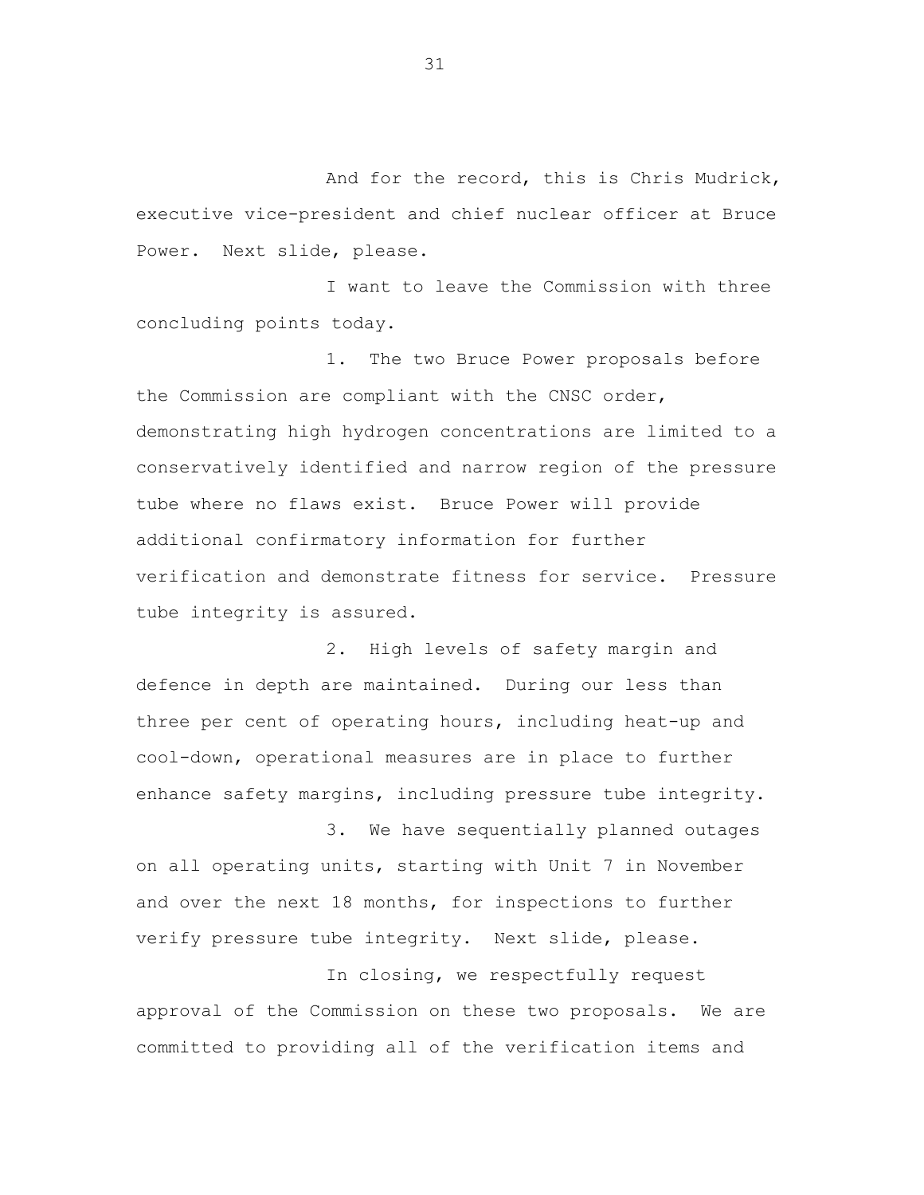And for the record, this is Chris Mudrick, executive vice-president and chief nuclear officer at Bruce Power. Next slide, please.

I want to leave the Commission with three concluding points today.

1. The two Bruce Power proposals before the Commission are compliant with the CNSC order, demonstrating high hydrogen concentrations are limited to a conservatively identified and narrow region of the pressure tube where no flaws exist. Bruce Power will provide additional confirmatory information for further verification and demonstrate fitness for service. Pressure tube integrity is assured.

2. High levels of safety margin and defence in depth are maintained. During our less than three per cent of operating hours, including heat-up and cool-down, operational measures are in place to further enhance safety margins, including pressure tube integrity.

3. We have sequentially planned outages on all operating units, starting with Unit 7 in November and over the next 18 months, for inspections to further verify pressure tube integrity. Next slide, please.

In closing, we respectfully request approval of the Commission on these two proposals. We are committed to providing all of the verification items and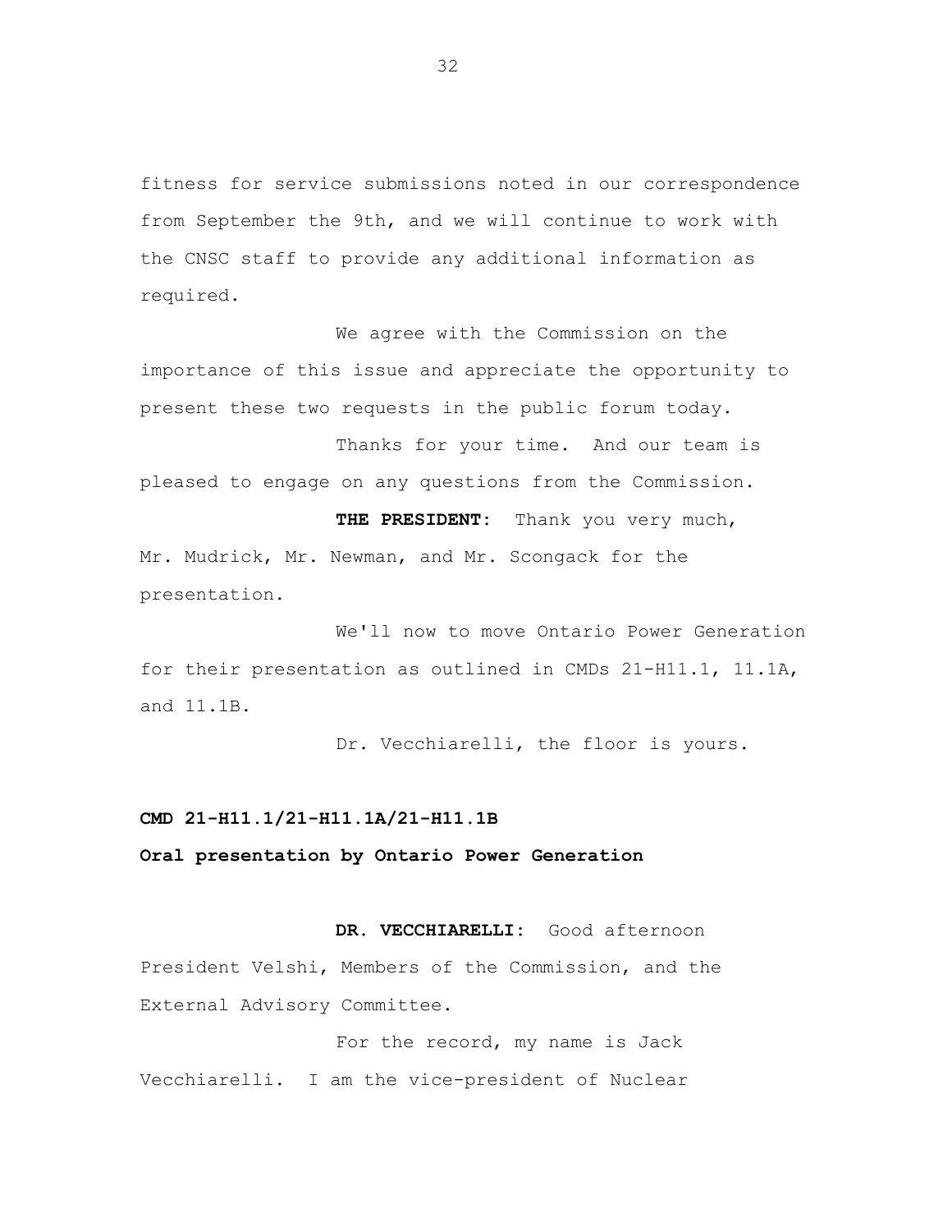fitness for service submissions noted in our correspondence from September the 9th, and we will continue to work with the CNSC staff to provide any additional information as required.

We agree with the Commission on the importance of this issue and appreciate the opportunity to present these two requests in the public forum today.

Thanks for your time. And our team is pleased to engage on any questions from the Commission.

**THE PRESIDENT:** Thank you very much, Mr. Mudrick, Mr. Newman, and Mr. Scongack for the presentation.

We'll now to move Ontario Power Generation for their presentation as outlined in CMDs 21-H11.1, 11.1A, and 11.1B.

Dr. Vecchiarelli, the floor is yours.

**CMD 21-H11.1/21-H11.1A/21-H11.1B**

**Oral presentation by Ontario Power Generation**

**DR. VECCHIARELLI:** Good afternoon President Velshi, Members of the Commission, and the External Advisory Committee.

For the record, my name is Jack Vecchiarelli. I am the vice-president of Nuclear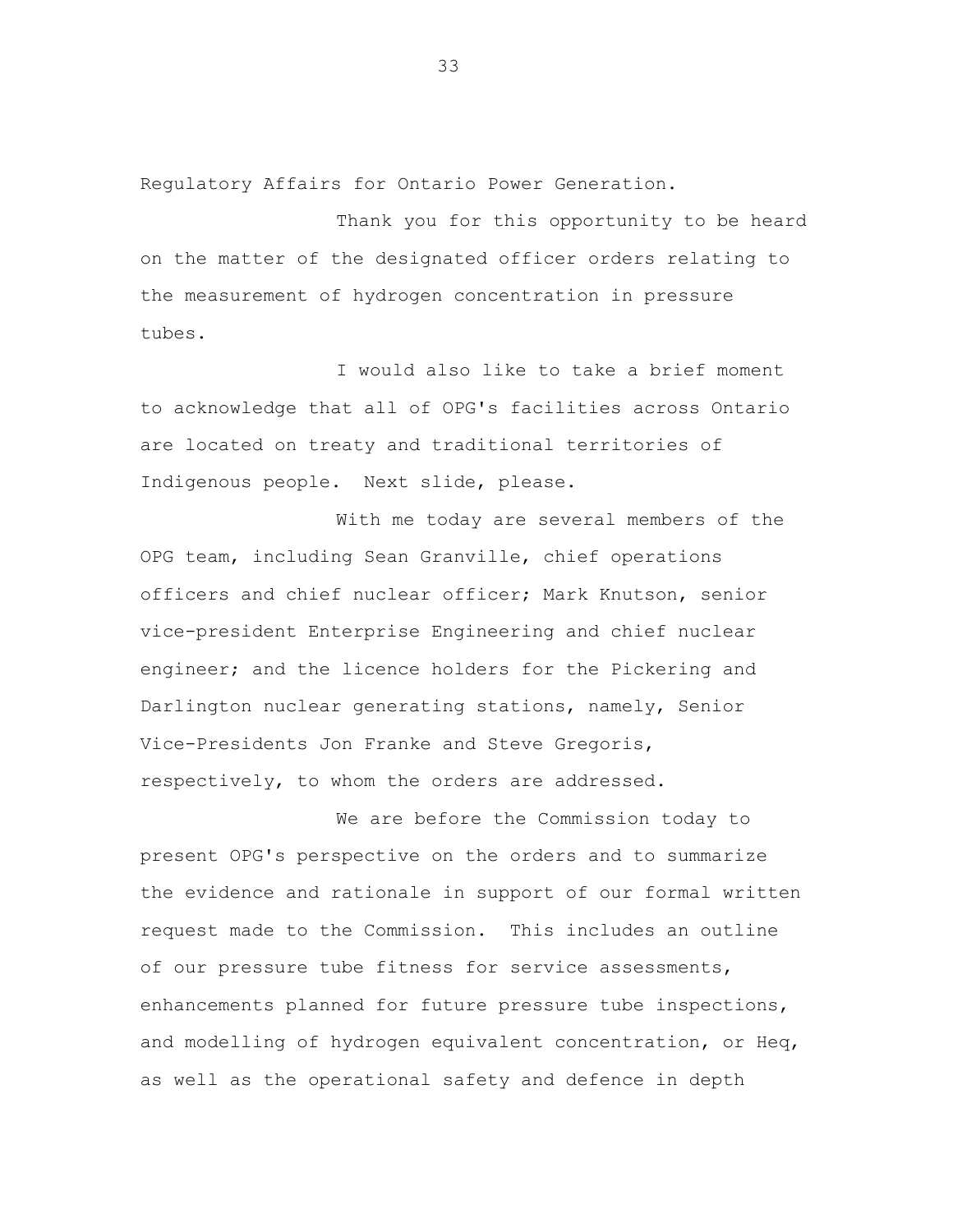Regulatory Affairs for Ontario Power Generation.

Thank you for this opportunity to be heard on the matter of the designated officer orders relating to the measurement of hydrogen concentration in pressure tubes.

I would also like to take a brief moment to acknowledge that all of OPG's facilities across Ontario are located on treaty and traditional territories of Indigenous people. Next slide, please.

With me today are several members of the OPG team, including Sean Granville, chief operations officers and chief nuclear officer; Mark Knutson, senior vice-president Enterprise Engineering and chief nuclear engineer; and the licence holders for the Pickering and Darlington nuclear generating stations, namely, Senior Vice-Presidents Jon Franke and Steve Gregoris, respectively, to whom the orders are addressed.

We are before the Commission today to present OPG's perspective on the orders and to summarize the evidence and rationale in support of our formal written request made to the Commission. This includes an outline of our pressure tube fitness for service assessments, enhancements planned for future pressure tube inspections, and modelling of hydrogen equivalent concentration, or Heq, as well as the operational safety and defence in depth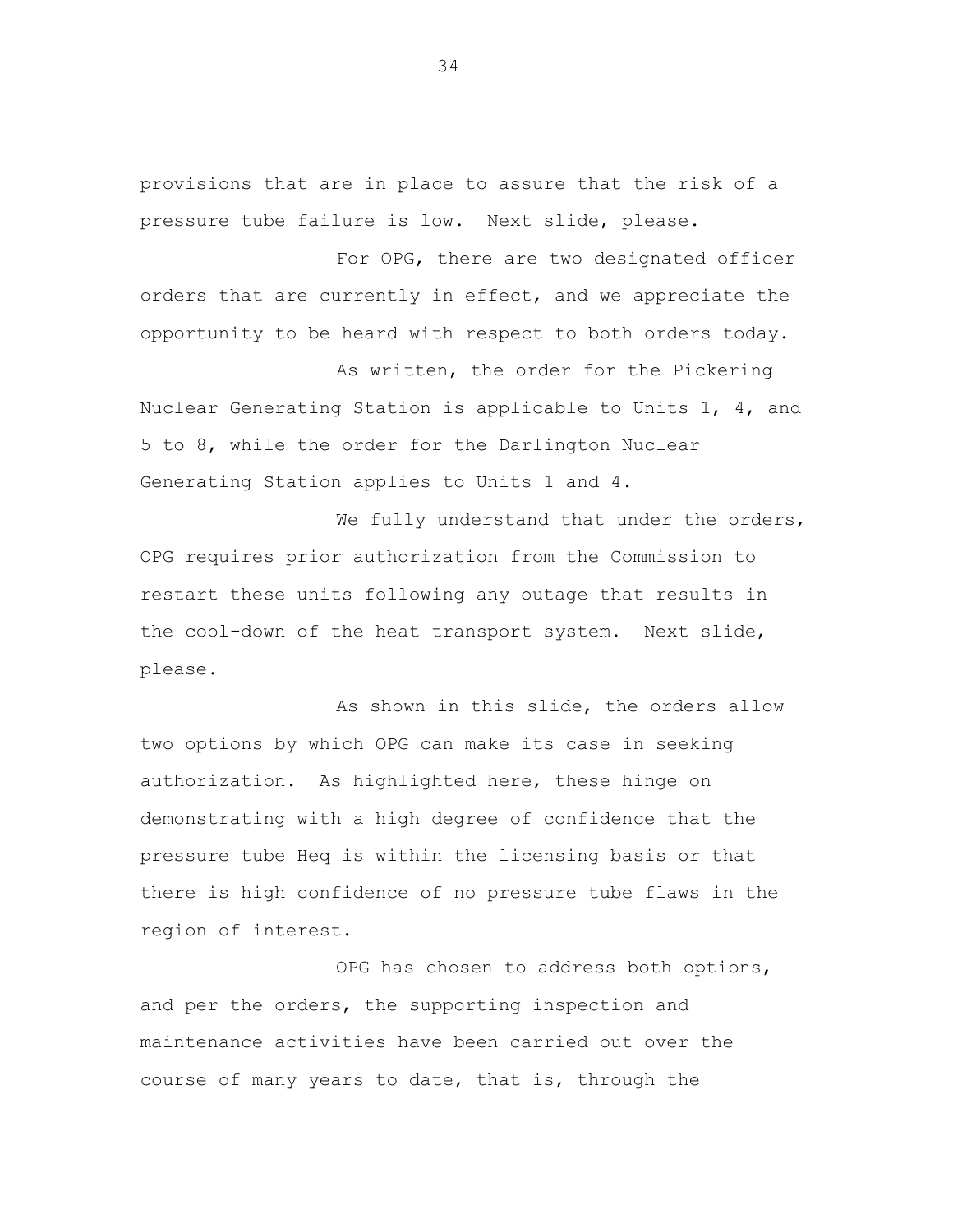provisions that are in place to assure that the risk of a pressure tube failure is low. Next slide, please.

For OPG, there are two designated officer orders that are currently in effect, and we appreciate the opportunity to be heard with respect to both orders today.

As written, the order for the Pickering Nuclear Generating Station is applicable to Units 1, 4, and 5 to 8, while the order for the Darlington Nuclear Generating Station applies to Units 1 and 4.

We fully understand that under the orders, OPG requires prior authorization from the Commission to restart these units following any outage that results in the cool-down of the heat transport system. Next slide, please.

As shown in this slide, the orders allow two options by which OPG can make its case in seeking authorization. As highlighted here, these hinge on demonstrating with a high degree of confidence that the pressure tube Heq is within the licensing basis or that there is high confidence of no pressure tube flaws in the region of interest.

OPG has chosen to address both options, and per the orders, the supporting inspection and maintenance activities have been carried out over the course of many years to date, that is, through the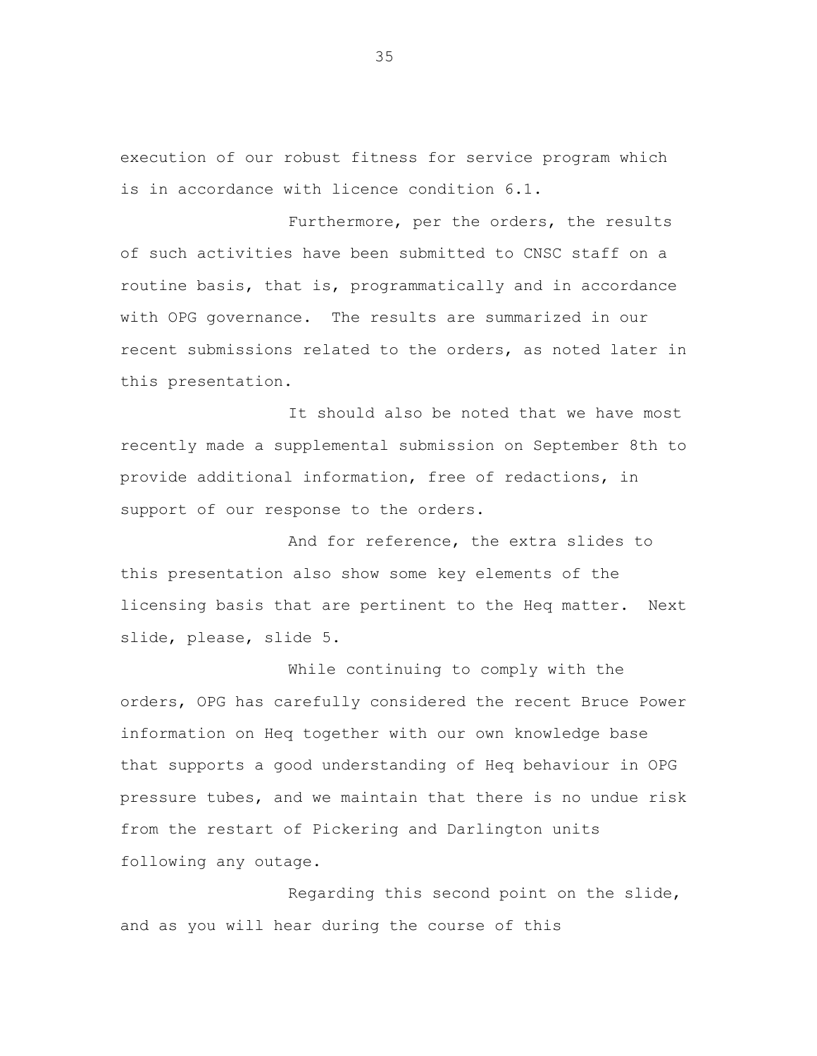execution of our robust fitness for service program which is in accordance with licence condition 6.1.

Furthermore, per the orders, the results of such activities have been submitted to CNSC staff on a routine basis, that is, programmatically and in accordance with OPG governance. The results are summarized in our recent submissions related to the orders, as noted later in this presentation.

It should also be noted that we have most recently made a supplemental submission on September 8th to provide additional information, free of redactions, in support of our response to the orders.

And for reference, the extra slides to this presentation also show some key elements of the licensing basis that are pertinent to the Heq matter. Next slide, please, slide 5.

While continuing to comply with the orders, OPG has carefully considered the recent Bruce Power information on Heq together with our own knowledge base that supports a good understanding of Heq behaviour in OPG pressure tubes, and we maintain that there is no undue risk from the restart of Pickering and Darlington units following any outage.

Regarding this second point on the slide, and as you will hear during the course of this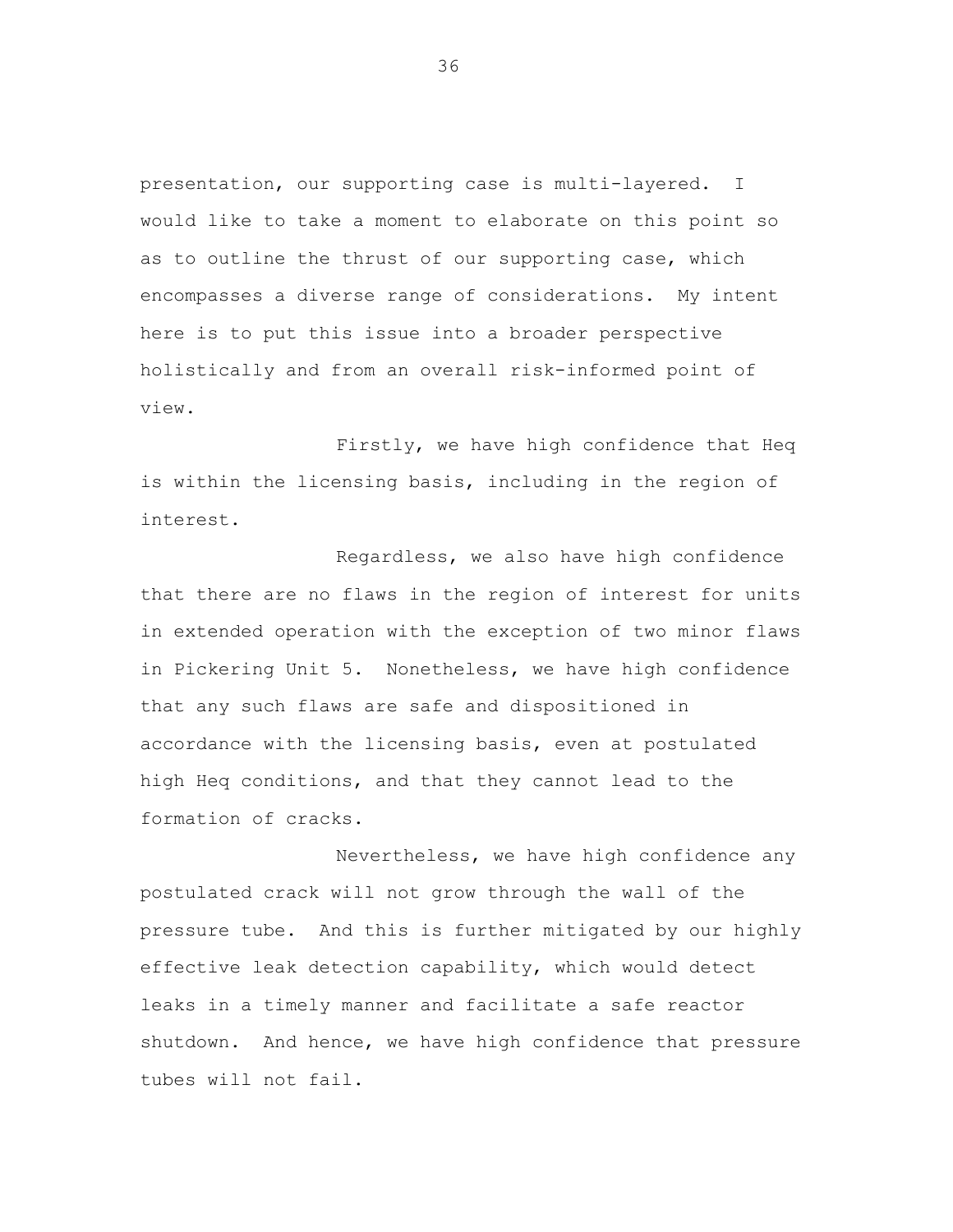presentation, our supporting case is multi-layered. I would like to take a moment to elaborate on this point so as to outline the thrust of our supporting case, which encompasses a diverse range of considerations. My intent here is to put this issue into a broader perspective holistically and from an overall risk-informed point of view.

Firstly, we have high confidence that Heq is within the licensing basis, including in the region of interest.

Regardless, we also have high confidence that there are no flaws in the region of interest for units in extended operation with the exception of two minor flaws in Pickering Unit 5. Nonetheless, we have high confidence that any such flaws are safe and dispositioned in accordance with the licensing basis, even at postulated high Heq conditions, and that they cannot lead to the formation of cracks.

Nevertheless, we have high confidence any postulated crack will not grow through the wall of the pressure tube. And this is further mitigated by our highly effective leak detection capability, which would detect leaks in a timely manner and facilitate a safe reactor shutdown. And hence, we have high confidence that pressure tubes will not fail.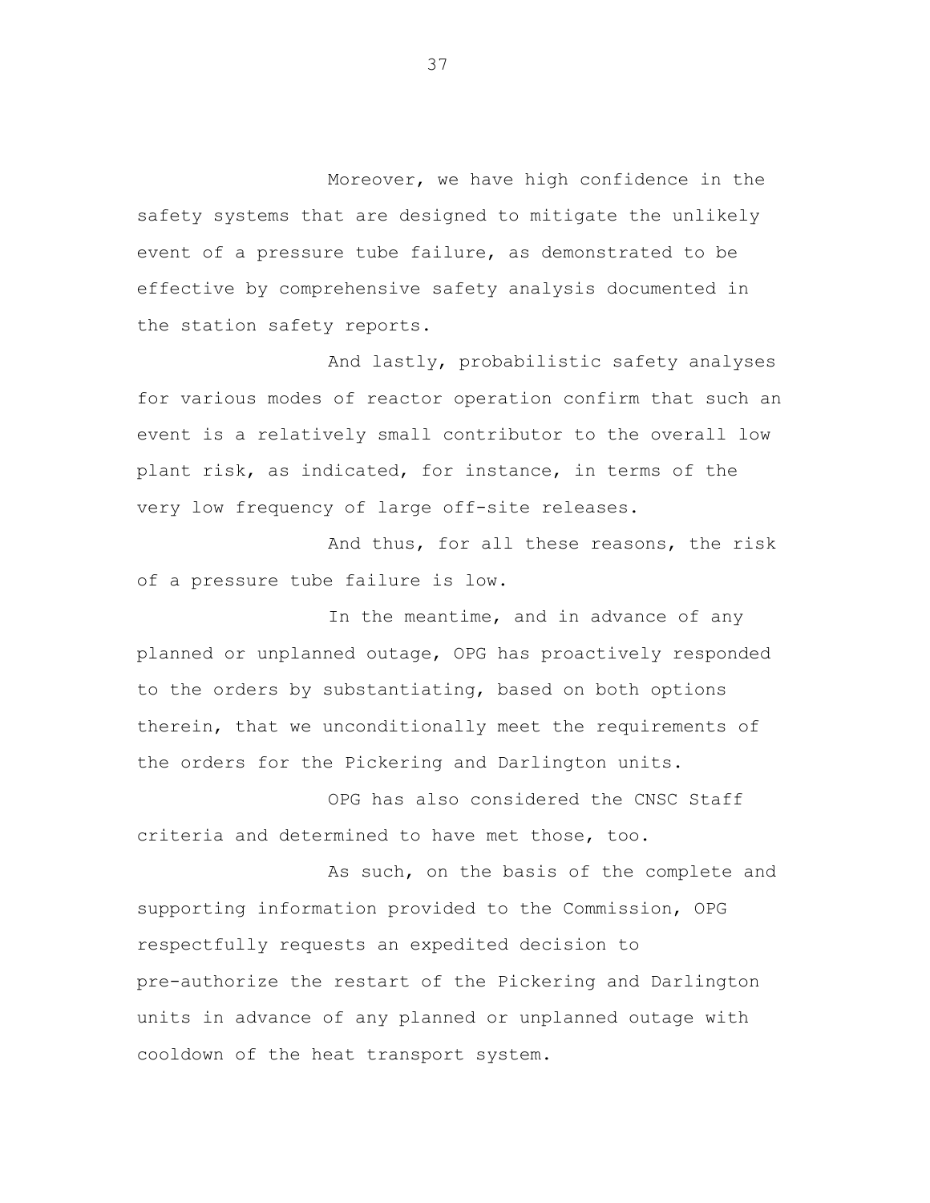Moreover, we have high confidence in the safety systems that are designed to mitigate the unlikely event of a pressure tube failure, as demonstrated to be effective by comprehensive safety analysis documented in the station safety reports.

And lastly, probabilistic safety analyses for various modes of reactor operation confirm that such an event is a relatively small contributor to the overall low plant risk, as indicated, for instance, in terms of the very low frequency of large off-site releases.

And thus, for all these reasons, the risk of a pressure tube failure is low.

In the meantime, and in advance of any planned or unplanned outage, OPG has proactively responded to the orders by substantiating, based on both options therein, that we unconditionally meet the requirements of the orders for the Pickering and Darlington units.

OPG has also considered the CNSC Staff criteria and determined to have met those, too.

As such, on the basis of the complete and supporting information provided to the Commission, OPG respectfully requests an expedited decision to pre-authorize the restart of the Pickering and Darlington units in advance of any planned or unplanned outage with cooldown of the heat transport system.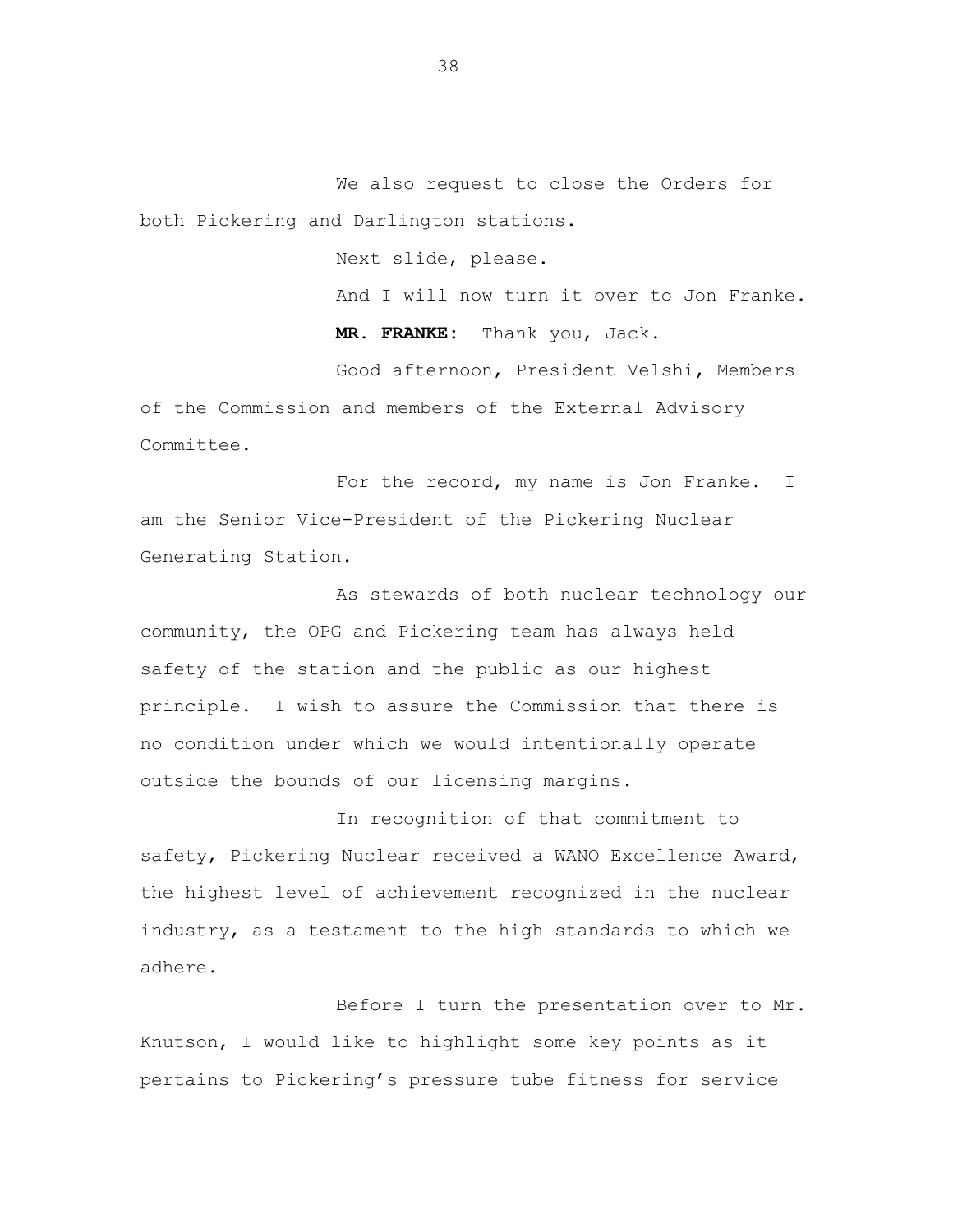We also request to close the Orders for both Pickering and Darlington stations.

Next slide, please.

And I will now turn it over to Jon Franke.

**MR. FRANKE:** Thank you, Jack.

Good afternoon, President Velshi, Members of the Commission and members of the External Advisory Committee.

For the record, my name is Jon Franke. I am the Senior Vice-President of the Pickering Nuclear Generating Station.

As stewards of both nuclear technology our community, the OPG and Pickering team has always held safety of the station and the public as our highest principle. I wish to assure the Commission that there is no condition under which we would intentionally operate outside the bounds of our licensing margins.

In recognition of that commitment to safety, Pickering Nuclear received a WANO Excellence Award, the highest level of achievement recognized in the nuclear industry, as a testament to the high standards to which we adhere.

Before I turn the presentation over to Mr. Knutson, I would like to highlight some key points as it pertains to Pickering's pressure tube fitness for service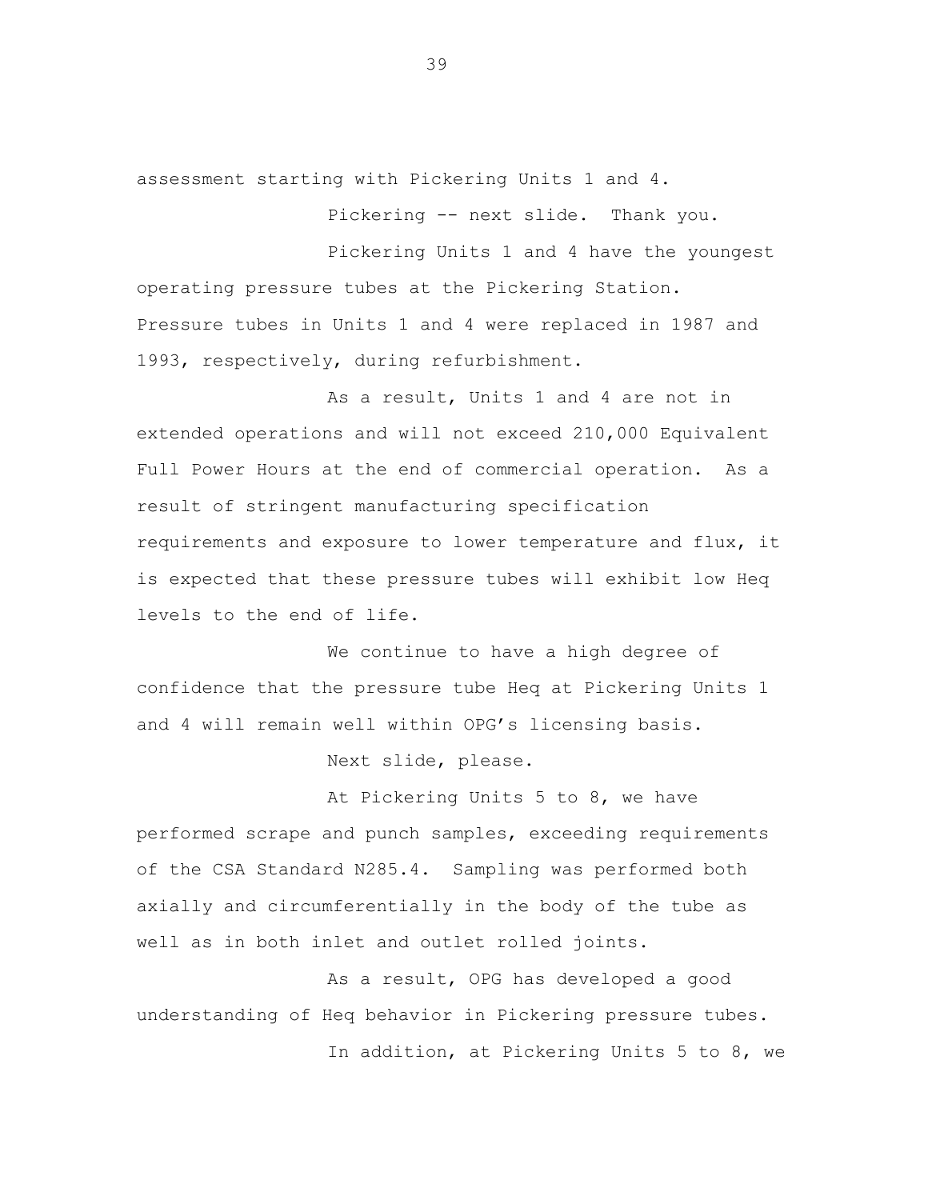assessment starting with Pickering Units 1 and 4.

Pickering -- next slide. Thank you.

Pickering Units 1 and 4 have the youngest operating pressure tubes at the Pickering Station. Pressure tubes in Units 1 and 4 were replaced in 1987 and 1993, respectively, during refurbishment.

As a result, Units 1 and 4 are not in extended operations and will not exceed 210,000 Equivalent Full Power Hours at the end of commercial operation. As a result of stringent manufacturing specification requirements and exposure to lower temperature and flux, it is expected that these pressure tubes will exhibit low Heq levels to the end of life.

We continue to have a high degree of confidence that the pressure tube Heq at Pickering Units 1 and 4 will remain well within OPG's licensing basis.

Next slide, please.

At Pickering Units 5 to 8, we have performed scrape and punch samples, exceeding requirements of the CSA Standard N285.4. Sampling was performed both axially and circumferentially in the body of the tube as well as in both inlet and outlet rolled joints.

As a result, OPG has developed a good understanding of Heq behavior in Pickering pressure tubes.

In addition, at Pickering Units 5 to 8, we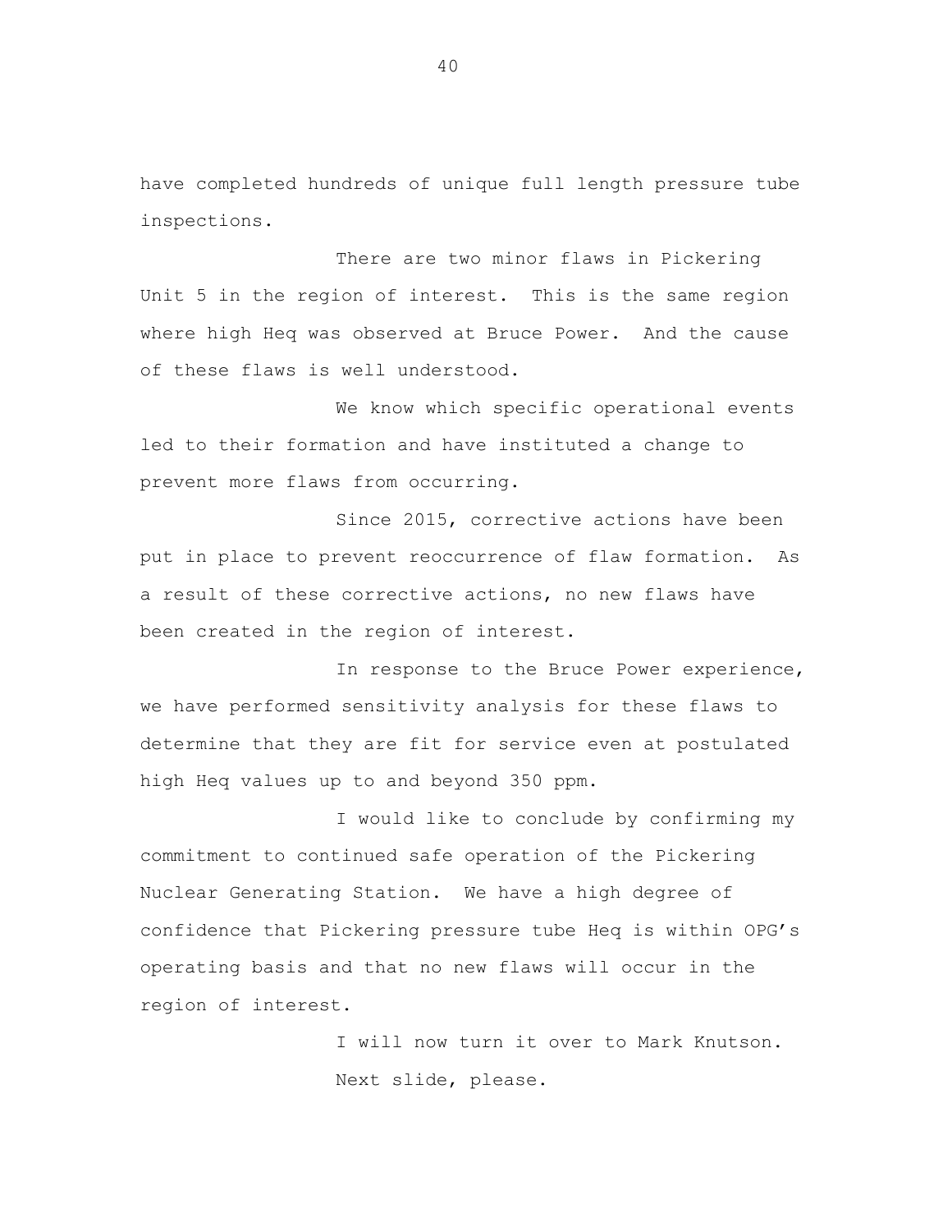have completed hundreds of unique full length pressure tube inspections.

There are two minor flaws in Pickering Unit 5 in the region of interest. This is the same region where high Heq was observed at Bruce Power. And the cause of these flaws is well understood.

We know which specific operational events led to their formation and have instituted a change to prevent more flaws from occurring.

Since 2015, corrective actions have been put in place to prevent reoccurrence of flaw formation. As a result of these corrective actions, no new flaws have been created in the region of interest.

In response to the Bruce Power experience, we have performed sensitivity analysis for these flaws to determine that they are fit for service even at postulated high Heq values up to and beyond 350 ppm.

I would like to conclude by confirming my commitment to continued safe operation of the Pickering Nuclear Generating Station. We have a high degree of confidence that Pickering pressure tube Heq is within OPG's operating basis and that no new flaws will occur in the region of interest.

I will now turn it over to Mark Knutson.

Next slide, please.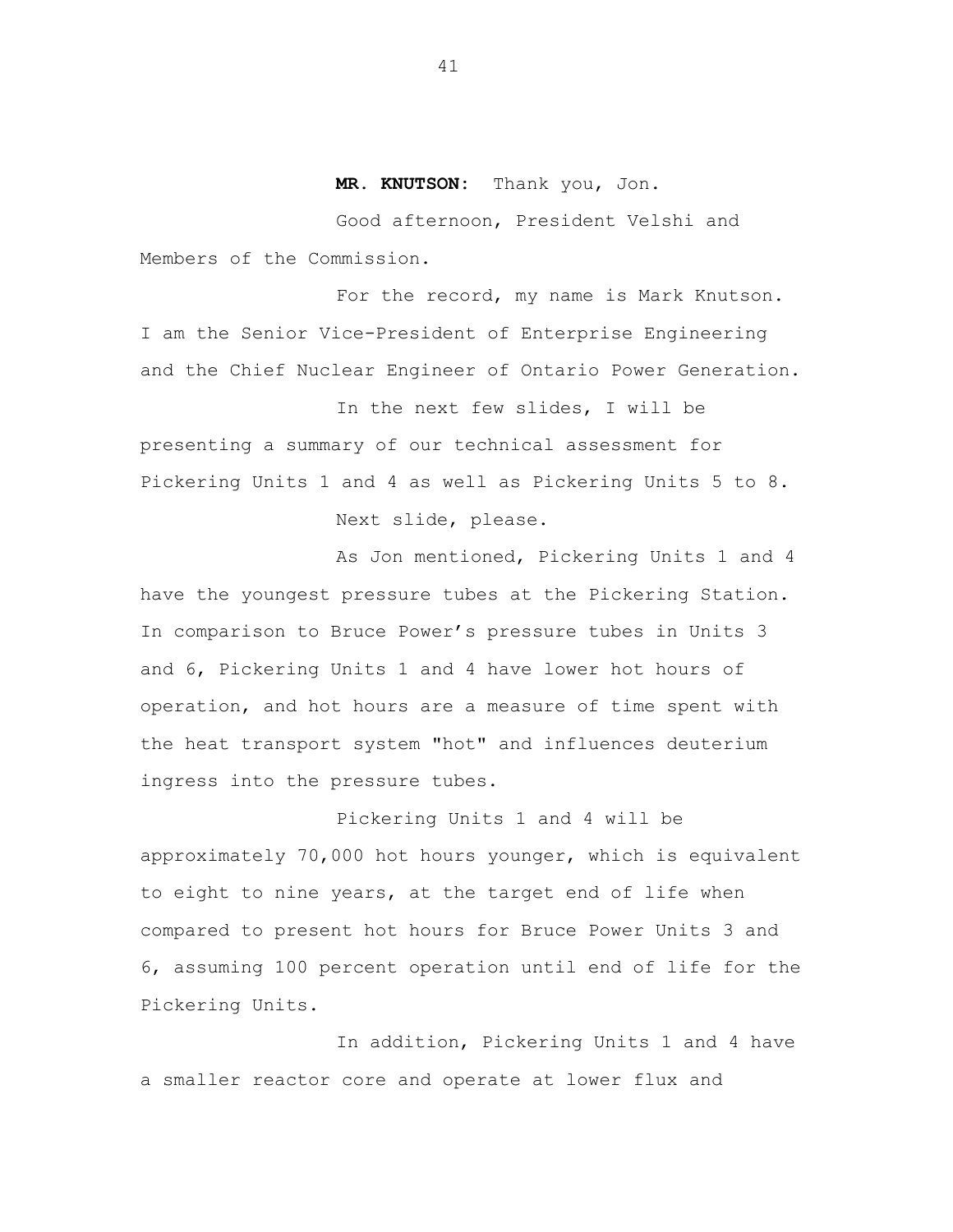**MR. KNUTSON:** Thank you, Jon.

Good afternoon, President Velshi and Members of the Commission.

For the record, my name is Mark Knutson. I am the Senior Vice-President of Enterprise Engineering and the Chief Nuclear Engineer of Ontario Power Generation.

In the next few slides, I will be presenting a summary of our technical assessment for Pickering Units 1 and 4 as well as Pickering Units 5 to 8.

Next slide, please.

As Jon mentioned, Pickering Units 1 and 4 have the youngest pressure tubes at the Pickering Station. In comparison to Bruce Power's pressure tubes in Units 3 and 6, Pickering Units 1 and 4 have lower hot hours of operation, and hot hours are a measure of time spent with the heat transport system "hot" and influences deuterium ingress into the pressure tubes.

Pickering Units 1 and 4 will be approximately 70,000 hot hours younger, which is equivalent to eight to nine years, at the target end of life when compared to present hot hours for Bruce Power Units 3 and 6, assuming 100 percent operation until end of life for the Pickering Units.

In addition, Pickering Units 1 and 4 have a smaller reactor core and operate at lower flux and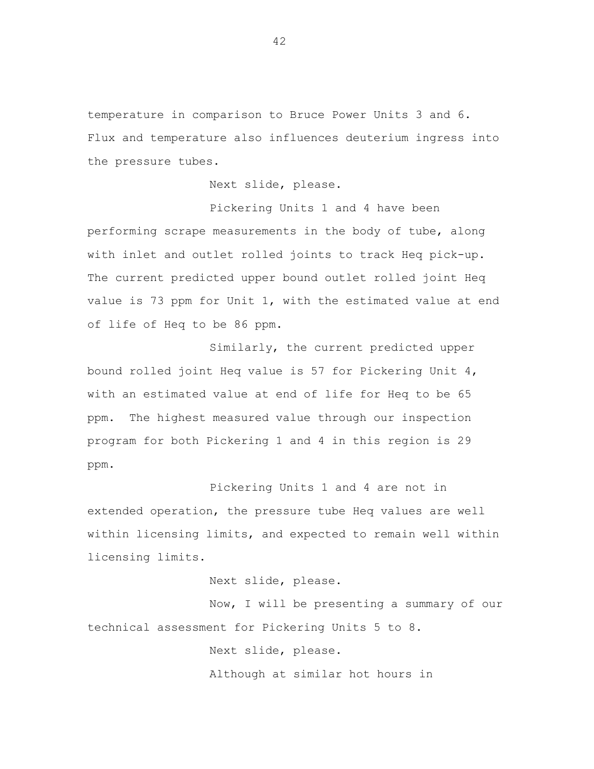temperature in comparison to Bruce Power Units 3 and 6. Flux and temperature also influences deuterium ingress into the pressure tubes.

Next slide, please.

Pickering Units 1 and 4 have been performing scrape measurements in the body of tube, along with inlet and outlet rolled joints to track Heq pick-up. The current predicted upper bound outlet rolled joint Heq value is 73 ppm for Unit 1, with the estimated value at end of life of Heq to be 86 ppm.

Similarly, the current predicted upper bound rolled joint Heq value is 57 for Pickering Unit 4, with an estimated value at end of life for Heq to be 65 ppm. The highest measured value through our inspection program for both Pickering 1 and 4 in this region is 29 ppm.

Pickering Units 1 and 4 are not in extended operation, the pressure tube Heq values are well within licensing limits, and expected to remain well within licensing limits.

Next slide, please.

Now, I will be presenting a summary of our technical assessment for Pickering Units 5 to 8.

Next slide, please.

Although at similar hot hours in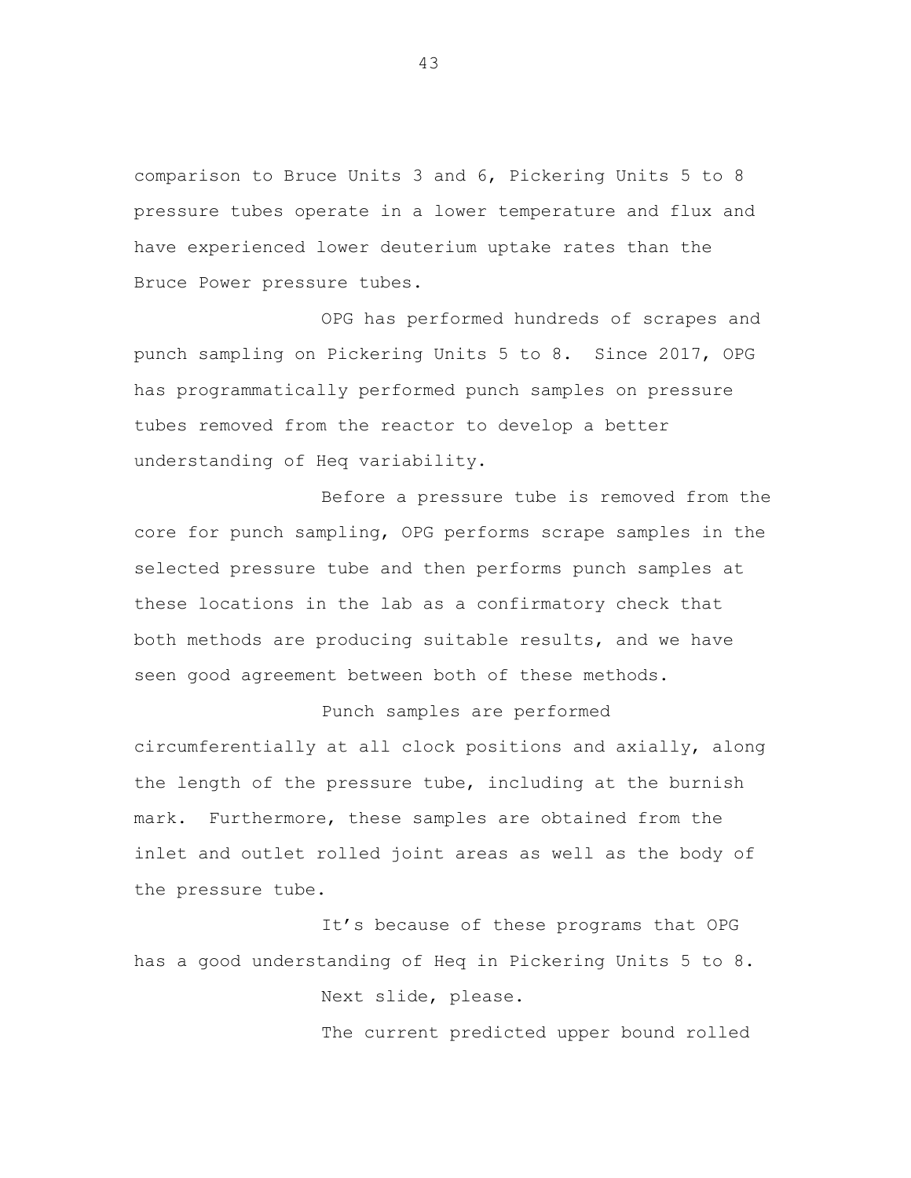comparison to Bruce Units 3 and 6, Pickering Units 5 to 8 pressure tubes operate in a lower temperature and flux and have experienced lower deuterium uptake rates than the Bruce Power pressure tubes.

OPG has performed hundreds of scrapes and punch sampling on Pickering Units 5 to 8. Since 2017, OPG has programmatically performed punch samples on pressure tubes removed from the reactor to develop a better understanding of Heq variability.

Before a pressure tube is removed from the core for punch sampling, OPG performs scrape samples in the selected pressure tube and then performs punch samples at these locations in the lab as a confirmatory check that both methods are producing suitable results, and we have seen good agreement between both of these methods.

Punch samples are performed circumferentially at all clock positions and axially, along the length of the pressure tube, including at the burnish mark. Furthermore, these samples are obtained from the inlet and outlet rolled joint areas as well as the body of the pressure tube.

It's because of these programs that OPG has a good understanding of Heq in Pickering Units 5 to 8.

Next slide, please.

The current predicted upper bound rolled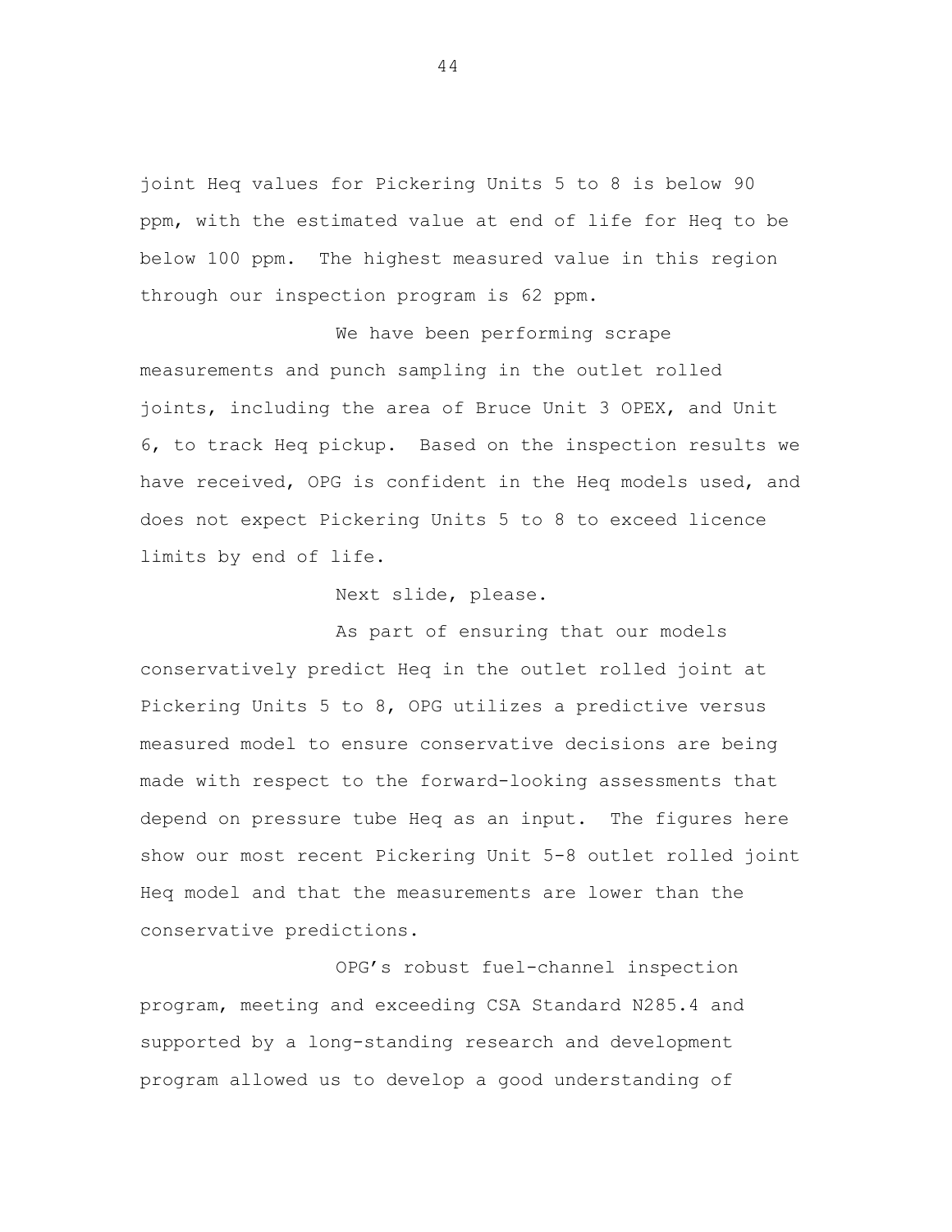joint Heq values for Pickering Units 5 to 8 is below 90 ppm, with the estimated value at end of life for Heq to be below 100 ppm. The highest measured value in this region through our inspection program is 62 ppm.

We have been performing scrape measurements and punch sampling in the outlet rolled joints, including the area of Bruce Unit 3 OPEX, and Unit 6, to track Heq pickup. Based on the inspection results we have received, OPG is confident in the Heq models used, and does not expect Pickering Units 5 to 8 to exceed licence limits by end of life.

Next slide, please.

As part of ensuring that our models conservatively predict Heq in the outlet rolled joint at Pickering Units 5 to 8, OPG utilizes a predictive versus measured model to ensure conservative decisions are being made with respect to the forward-looking assessments that depend on pressure tube Heq as an input. The figures here show our most recent Pickering Unit 5-8 outlet rolled joint Heq model and that the measurements are lower than the conservative predictions.

OPG's robust fuel-channel inspection program, meeting and exceeding CSA Standard N285.4 and supported by a long-standing research and development program allowed us to develop a good understanding of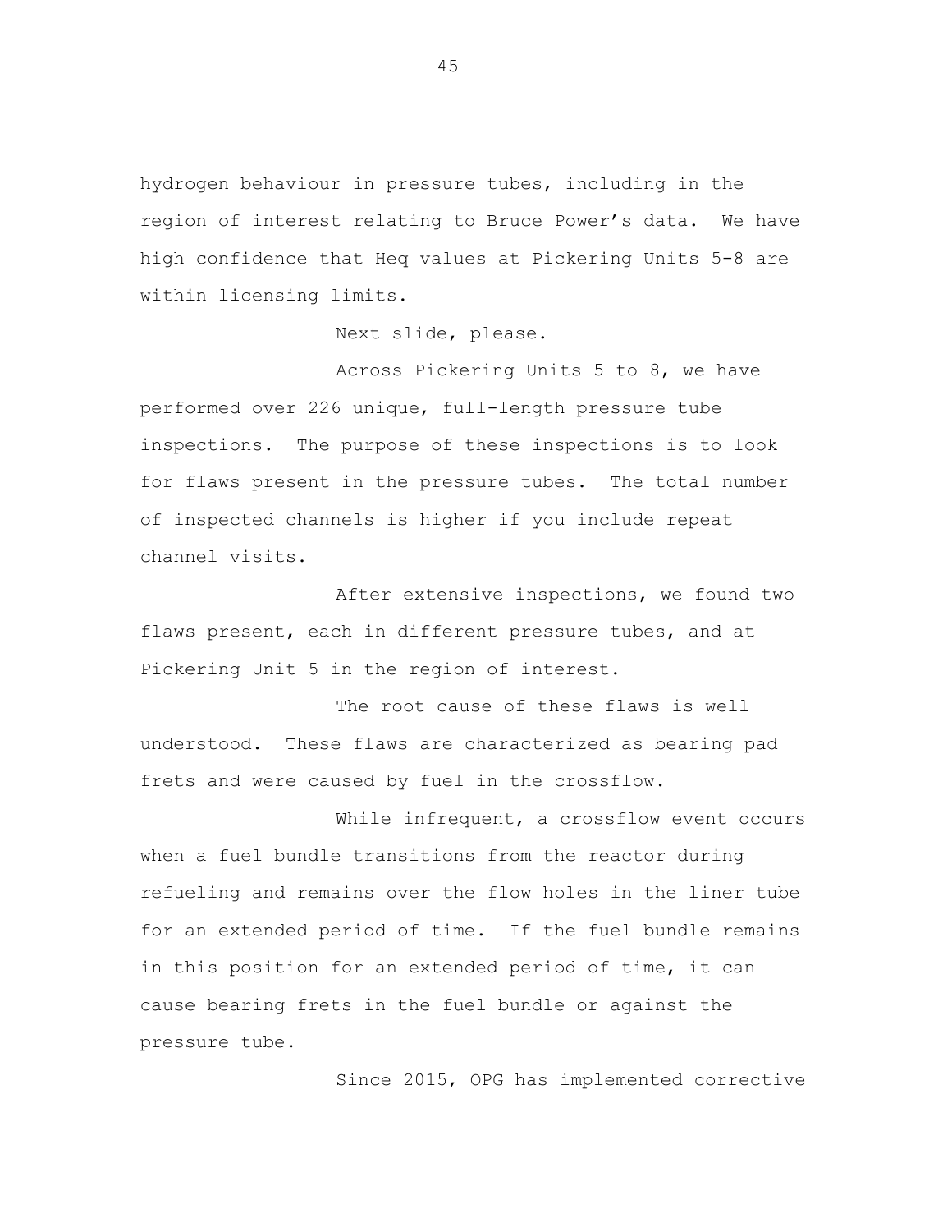hydrogen behaviour in pressure tubes, including in the region of interest relating to Bruce Power's data. We have high confidence that Heq values at Pickering Units 5-8 are within licensing limits.

Next slide, please.

Across Pickering Units 5 to 8, we have performed over 226 unique, full-length pressure tube inspections. The purpose of these inspections is to look for flaws present in the pressure tubes. The total number of inspected channels is higher if you include repeat channel visits.

After extensive inspections, we found two flaws present, each in different pressure tubes, and at Pickering Unit 5 in the region of interest.

The root cause of these flaws is well understood. These flaws are characterized as bearing pad frets and were caused by fuel in the crossflow.

While infrequent, a crossflow event occurs when a fuel bundle transitions from the reactor during refueling and remains over the flow holes in the liner tube for an extended period of time. If the fuel bundle remains in this position for an extended period of time, it can cause bearing frets in the fuel bundle or against the pressure tube.

Since 2015, OPG has implemented corrective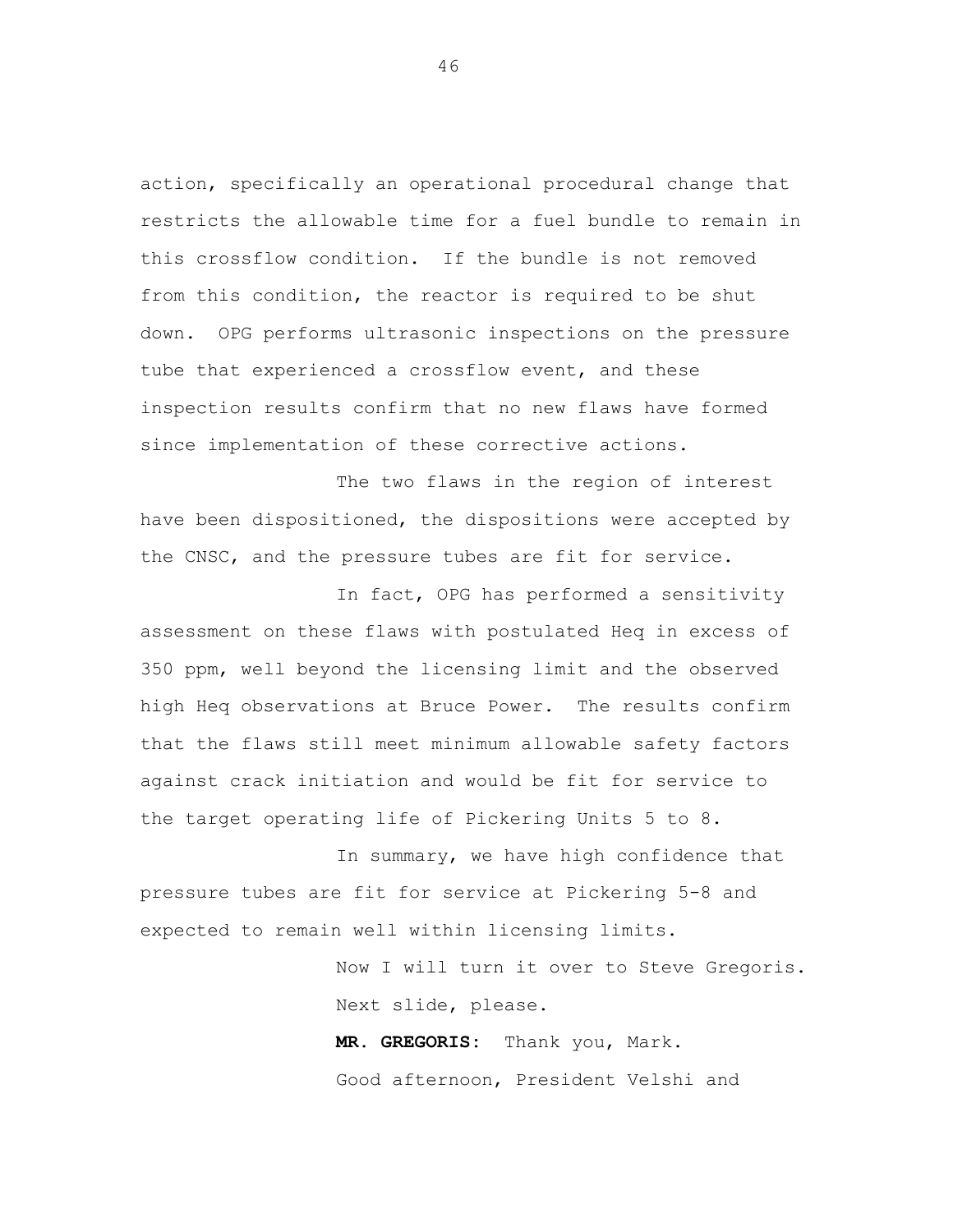action, specifically an operational procedural change that restricts the allowable time for a fuel bundle to remain in this crossflow condition. If the bundle is not removed from this condition, the reactor is required to be shut down. OPG performs ultrasonic inspections on the pressure tube that experienced a crossflow event, and these inspection results confirm that no new flaws have formed since implementation of these corrective actions.

The two flaws in the region of interest have been dispositioned, the dispositions were accepted by the CNSC, and the pressure tubes are fit for service.

In fact, OPG has performed a sensitivity assessment on these flaws with postulated Heq in excess of 350 ppm, well beyond the licensing limit and the observed high Heq observations at Bruce Power. The results confirm that the flaws still meet minimum allowable safety factors against crack initiation and would be fit for service to the target operating life of Pickering Units 5 to 8.

In summary, we have high confidence that pressure tubes are fit for service at Pickering 5-8 and expected to remain well within licensing limits.

Now I will turn it over to Steve Gregoris.

Next slide, please.

**MR. GREGORIS:** Thank you, Mark.

Good afternoon, President Velshi and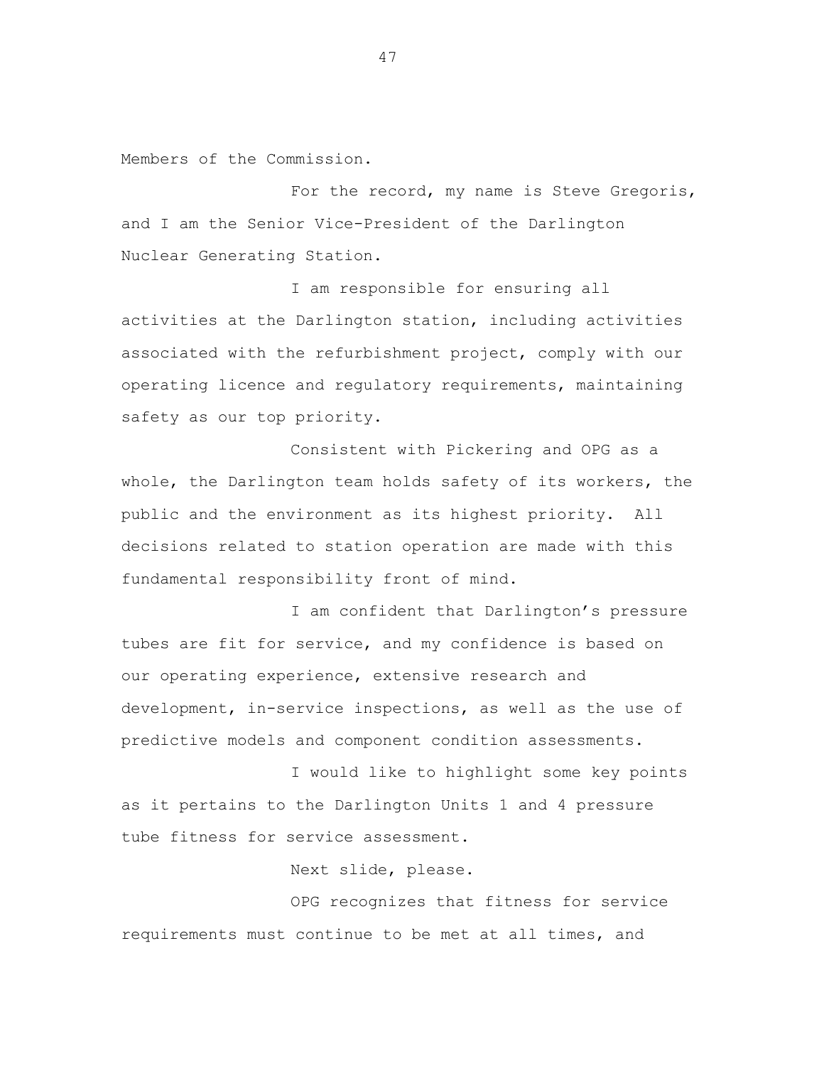Members of the Commission.

For the record, my name is Steve Gregoris, and I am the Senior Vice-President of the Darlington Nuclear Generating Station.

I am responsible for ensuring all activities at the Darlington station, including activities associated with the refurbishment project, comply with our operating licence and regulatory requirements, maintaining safety as our top priority.

Consistent with Pickering and OPG as a whole, the Darlington team holds safety of its workers, the public and the environment as its highest priority. All decisions related to station operation are made with this fundamental responsibility front of mind.

I am confident that Darlington's pressure tubes are fit for service, and my confidence is based on our operating experience, extensive research and development, in-service inspections, as well as the use of predictive models and component condition assessments.

I would like to highlight some key points as it pertains to the Darlington Units 1 and 4 pressure tube fitness for service assessment.

Next slide, please.

OPG recognizes that fitness for service requirements must continue to be met at all times, and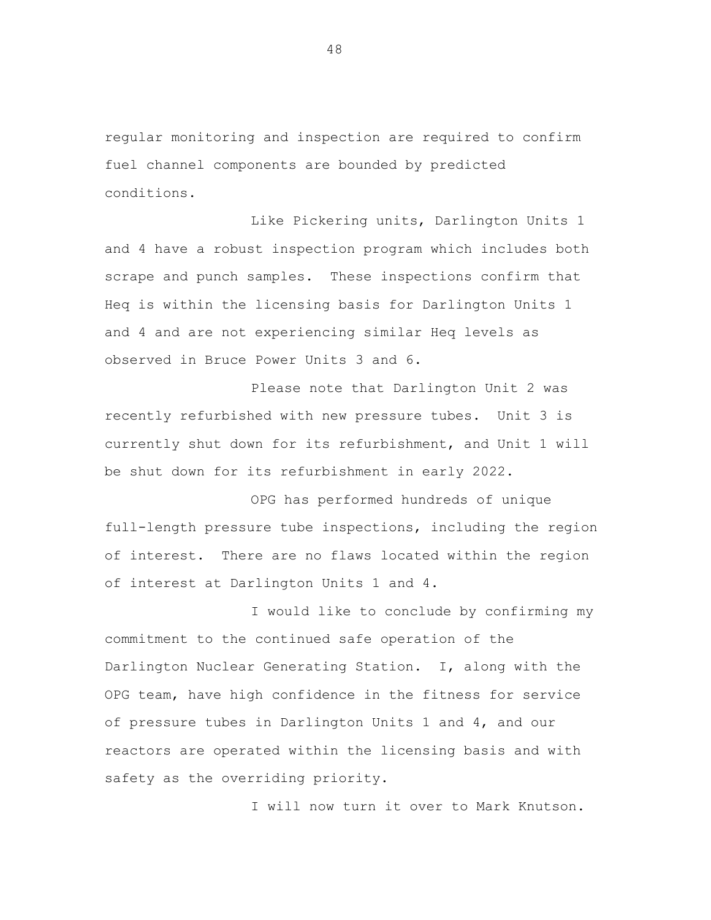regular monitoring and inspection are required to confirm fuel channel components are bounded by predicted conditions.

Like Pickering units, Darlington Units 1 and 4 have a robust inspection program which includes both scrape and punch samples. These inspections confirm that Heq is within the licensing basis for Darlington Units 1 and 4 and are not experiencing similar Heq levels as observed in Bruce Power Units 3 and 6.

Please note that Darlington Unit 2 was recently refurbished with new pressure tubes. Unit 3 is currently shut down for its refurbishment, and Unit 1 will be shut down for its refurbishment in early 2022.

OPG has performed hundreds of unique full-length pressure tube inspections, including the region of interest. There are no flaws located within the region of interest at Darlington Units 1 and 4.

I would like to conclude by confirming my commitment to the continued safe operation of the Darlington Nuclear Generating Station. I, along with the OPG team, have high confidence in the fitness for service of pressure tubes in Darlington Units 1 and 4, and our reactors are operated within the licensing basis and with safety as the overriding priority.

I will now turn it over to Mark Knutson.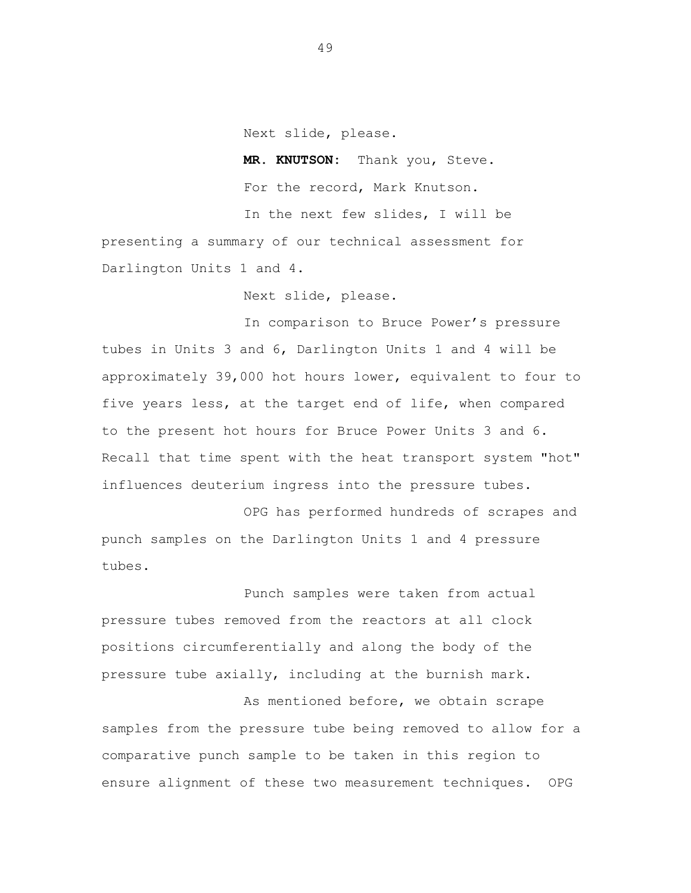Next slide, please.

**MR. KNUTSON:** Thank you, Steve.

For the record, Mark Knutson.

In the next few slides, I will be presenting a summary of our technical assessment for Darlington Units 1 and 4.

Next slide, please.

In comparison to Bruce Power's pressure tubes in Units 3 and 6, Darlington Units 1 and 4 will be approximately 39,000 hot hours lower, equivalent to four to five years less, at the target end of life, when compared to the present hot hours for Bruce Power Units 3 and 6. Recall that time spent with the heat transport system "hot" influences deuterium ingress into the pressure tubes.

OPG has performed hundreds of scrapes and punch samples on the Darlington Units 1 and 4 pressure tubes.

Punch samples were taken from actual pressure tubes removed from the reactors at all clock positions circumferentially and along the body of the pressure tube axially, including at the burnish mark.

As mentioned before, we obtain scrape samples from the pressure tube being removed to allow for a comparative punch sample to be taken in this region to ensure alignment of these two measurement techniques. OPG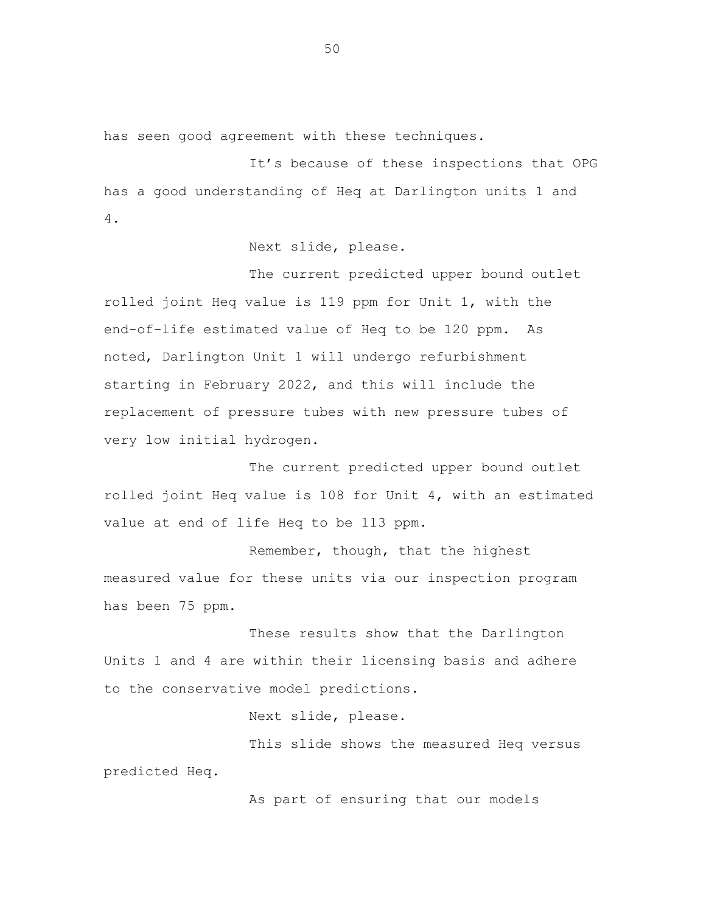has seen good agreement with these techniques.

It's because of these inspections that OPG has a good understanding of Heq at Darlington units 1 and 4.

Next slide, please.

The current predicted upper bound outlet rolled joint Heq value is 119 ppm for Unit 1, with the end-of-life estimated value of Heq to be 120 ppm. As noted, Darlington Unit 1 will undergo refurbishment starting in February 2022, and this will include the replacement of pressure tubes with new pressure tubes of very low initial hydrogen.

The current predicted upper bound outlet rolled joint Heq value is 108 for Unit 4, with an estimated value at end of life Heq to be 113 ppm.

Remember, though, that the highest measured value for these units via our inspection program has been 75 ppm.

These results show that the Darlington Units 1 and 4 are within their licensing basis and adhere to the conservative model predictions.

Next slide, please.

This slide shows the measured Heq versus predicted Heq.

As part of ensuring that our models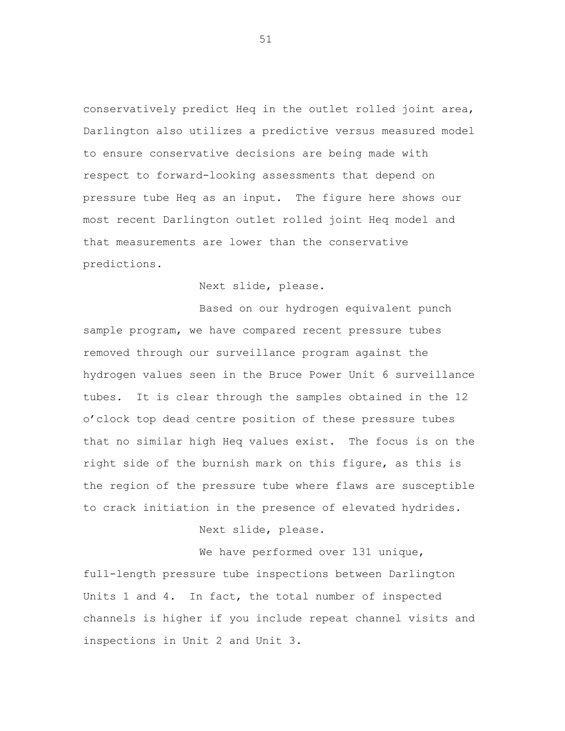conservatively predict Heq in the outlet rolled joint area, Darlington also utilizes a predictive versus measured model to ensure conservative decisions are being made with respect to forward-looking assessments that depend on pressure tube Heq as an input. The figure here shows our most recent Darlington outlet rolled joint Heq model and that measurements are lower than the conservative predictions.

Next slide, please.

Based on our hydrogen equivalent punch sample program, we have compared recent pressure tubes removed through our surveillance program against the hydrogen values seen in the Bruce Power Unit 6 surveillance tubes. It is clear through the samples obtained in the 12 o'clock top dead centre position of these pressure tubes that no similar high Heq values exist. The focus is on the right side of the burnish mark on this figure, as this is the region of the pressure tube where flaws are susceptible to crack initiation in the presence of elevated hydrides.

Next slide, please.

We have performed over 131 unique, full-length pressure tube inspections between Darlington Units 1 and 4. In fact, the total number of inspected channels is higher if you include repeat channel visits and inspections in Unit 2 and Unit 3.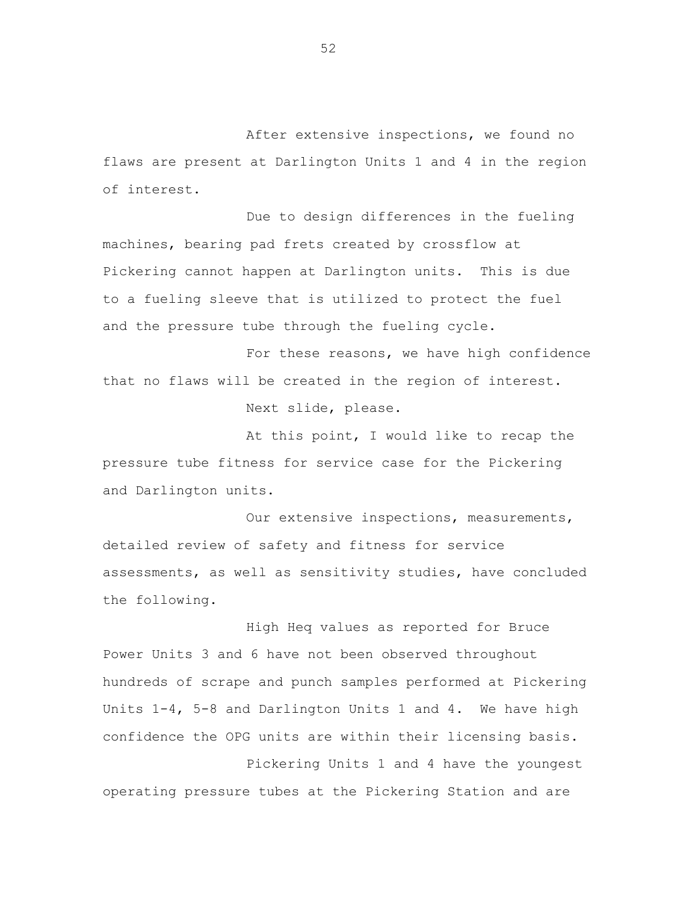After extensive inspections, we found no flaws are present at Darlington Units 1 and 4 in the region of interest.

Due to design differences in the fueling machines, bearing pad frets created by crossflow at Pickering cannot happen at Darlington units. This is due to a fueling sleeve that is utilized to protect the fuel and the pressure tube through the fueling cycle.

For these reasons, we have high confidence that no flaws will be created in the region of interest.

Next slide, please.

At this point, I would like to recap the pressure tube fitness for service case for the Pickering and Darlington units.

Our extensive inspections, measurements, detailed review of safety and fitness for service assessments, as well as sensitivity studies, have concluded the following.

High Heq values as reported for Bruce Power Units 3 and 6 have not been observed throughout hundreds of scrape and punch samples performed at Pickering Units 1-4, 5-8 and Darlington Units 1 and 4. We have high confidence the OPG units are within their licensing basis.

Pickering Units 1 and 4 have the youngest operating pressure tubes at the Pickering Station and are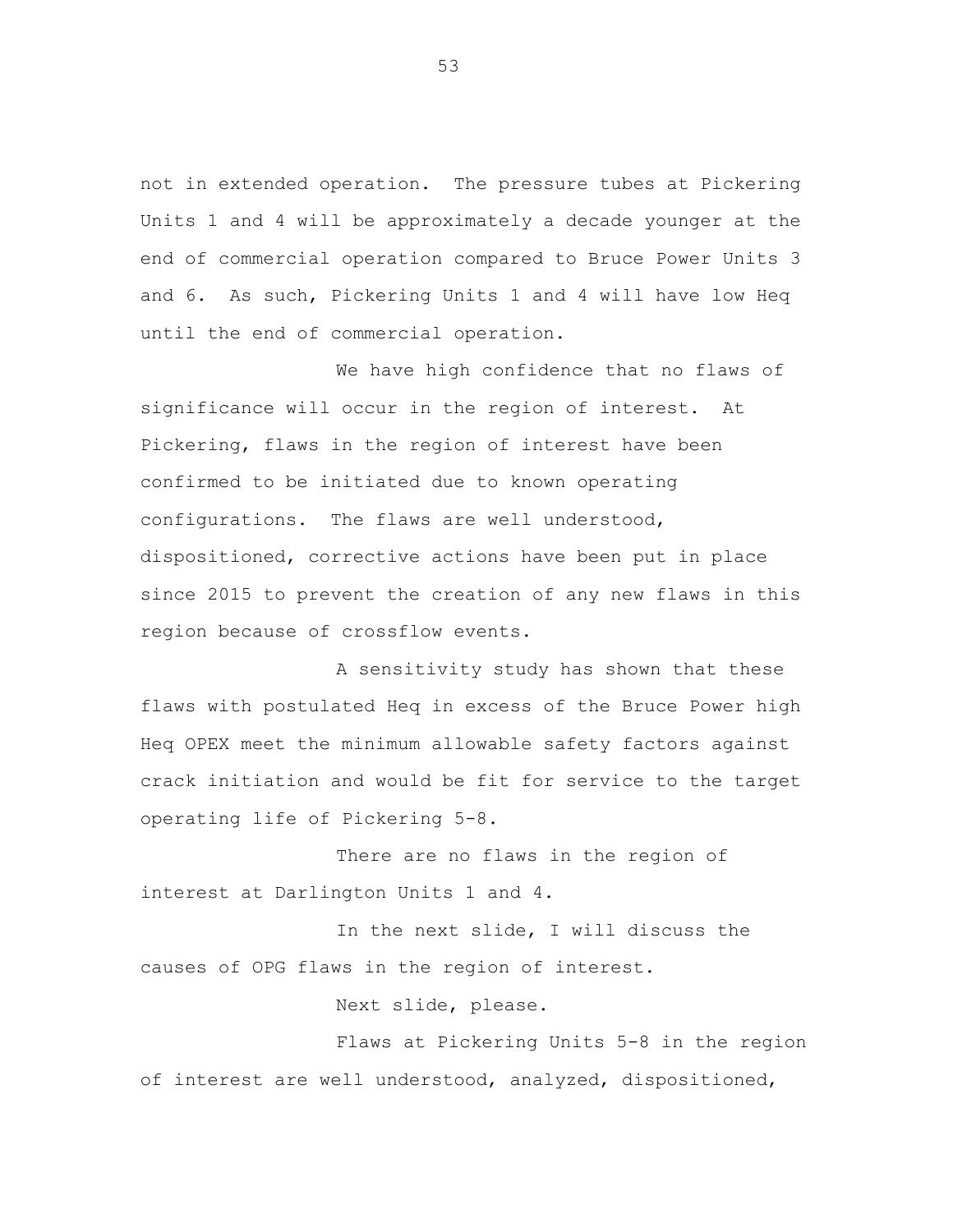not in extended operation. The pressure tubes at Pickering Units 1 and 4 will be approximately a decade younger at the end of commercial operation compared to Bruce Power Units 3 and 6. As such, Pickering Units 1 and 4 will have low Heq until the end of commercial operation.

We have high confidence that no flaws of significance will occur in the region of interest. At Pickering, flaws in the region of interest have been confirmed to be initiated due to known operating configurations. The flaws are well understood, dispositioned, corrective actions have been put in place since 2015 to prevent the creation of any new flaws in this region because of crossflow events.

A sensitivity study has shown that these flaws with postulated Heq in excess of the Bruce Power high Heq OPEX meet the minimum allowable safety factors against crack initiation and would be fit for service to the target operating life of Pickering 5-8.

There are no flaws in the region of interest at Darlington Units 1 and 4.

In the next slide, I will discuss the causes of OPG flaws in the region of interest.

Next slide, please.

Flaws at Pickering Units 5-8 in the region of interest are well understood, analyzed, dispositioned,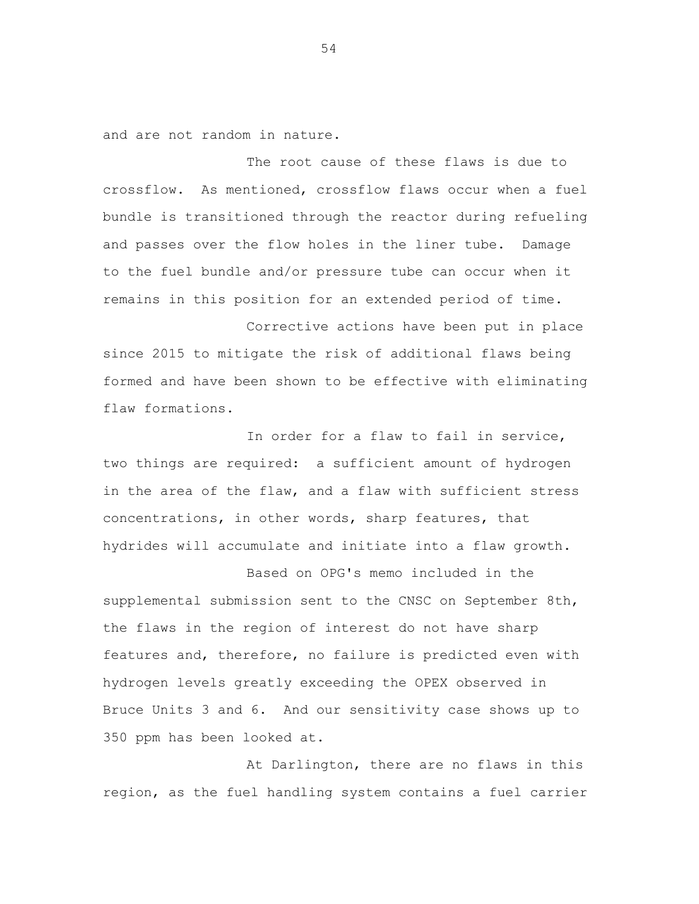and are not random in nature.

The root cause of these flaws is due to crossflow. As mentioned, crossflow flaws occur when a fuel bundle is transitioned through the reactor during refueling and passes over the flow holes in the liner tube. Damage to the fuel bundle and/or pressure tube can occur when it remains in this position for an extended period of time.

Corrective actions have been put in place since 2015 to mitigate the risk of additional flaws being formed and have been shown to be effective with eliminating flaw formations.

In order for a flaw to fail in service, two things are required: a sufficient amount of hydrogen in the area of the flaw, and a flaw with sufficient stress concentrations, in other words, sharp features, that hydrides will accumulate and initiate into a flaw growth.

Based on OPG's memo included in the supplemental submission sent to the CNSC on September 8th, the flaws in the region of interest do not have sharp features and, therefore, no failure is predicted even with hydrogen levels greatly exceeding the OPEX observed in Bruce Units 3 and 6. And our sensitivity case shows up to 350 ppm has been looked at.

At Darlington, there are no flaws in this region, as the fuel handling system contains a fuel carrier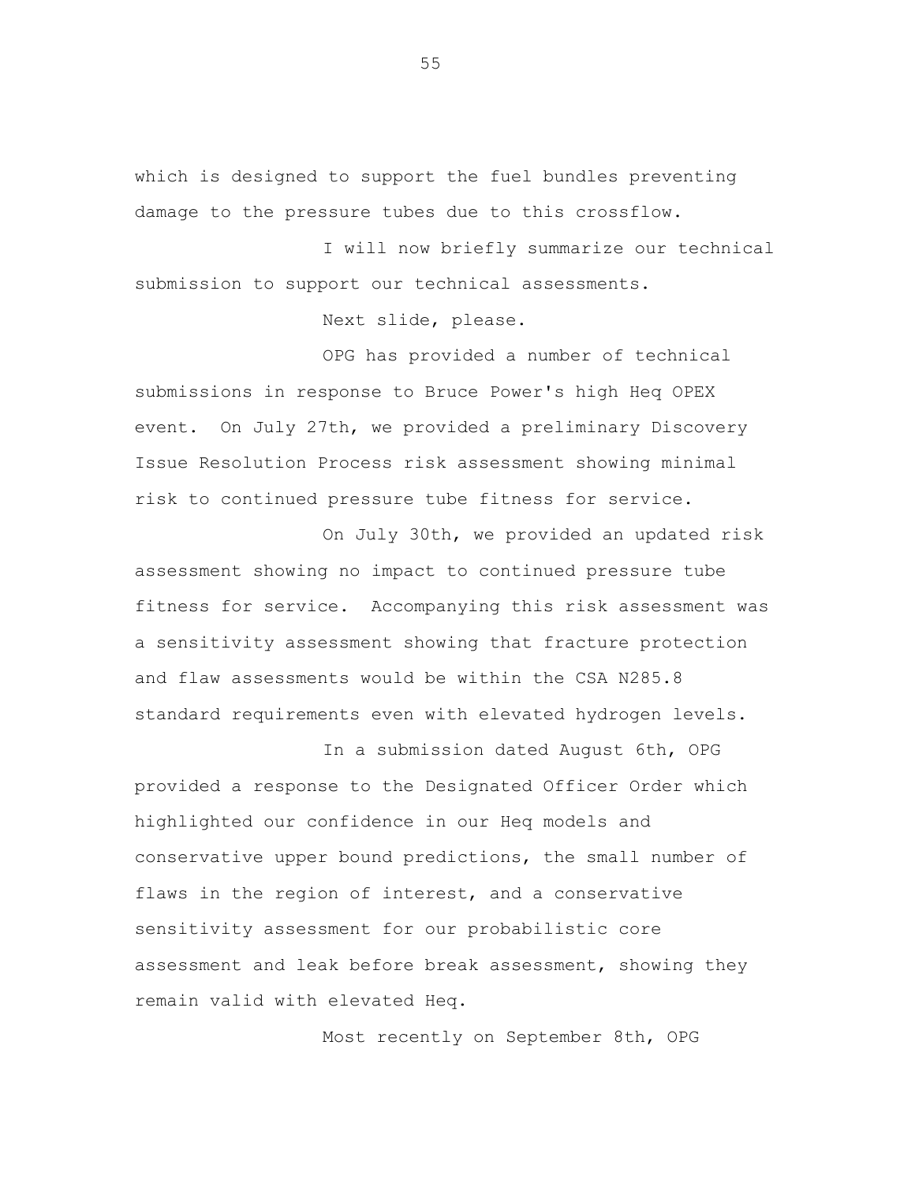which is designed to support the fuel bundles preventing damage to the pressure tubes due to this crossflow.

I will now briefly summarize our technical submission to support our technical assessments.

Next slide, please.

OPG has provided a number of technical submissions in response to Bruce Power's high Heq OPEX event. On July 27th, we provided a preliminary Discovery Issue Resolution Process risk assessment showing minimal risk to continued pressure tube fitness for service.

On July 30th, we provided an updated risk assessment showing no impact to continued pressure tube fitness for service. Accompanying this risk assessment was a sensitivity assessment showing that fracture protection and flaw assessments would be within the CSA N285.8 standard requirements even with elevated hydrogen levels.

In a submission dated August 6th, OPG provided a response to the Designated Officer Order which highlighted our confidence in our Heq models and conservative upper bound predictions, the small number of flaws in the region of interest, and a conservative sensitivity assessment for our probabilistic core assessment and leak before break assessment, showing they remain valid with elevated Heq.

Most recently on September 8th, OPG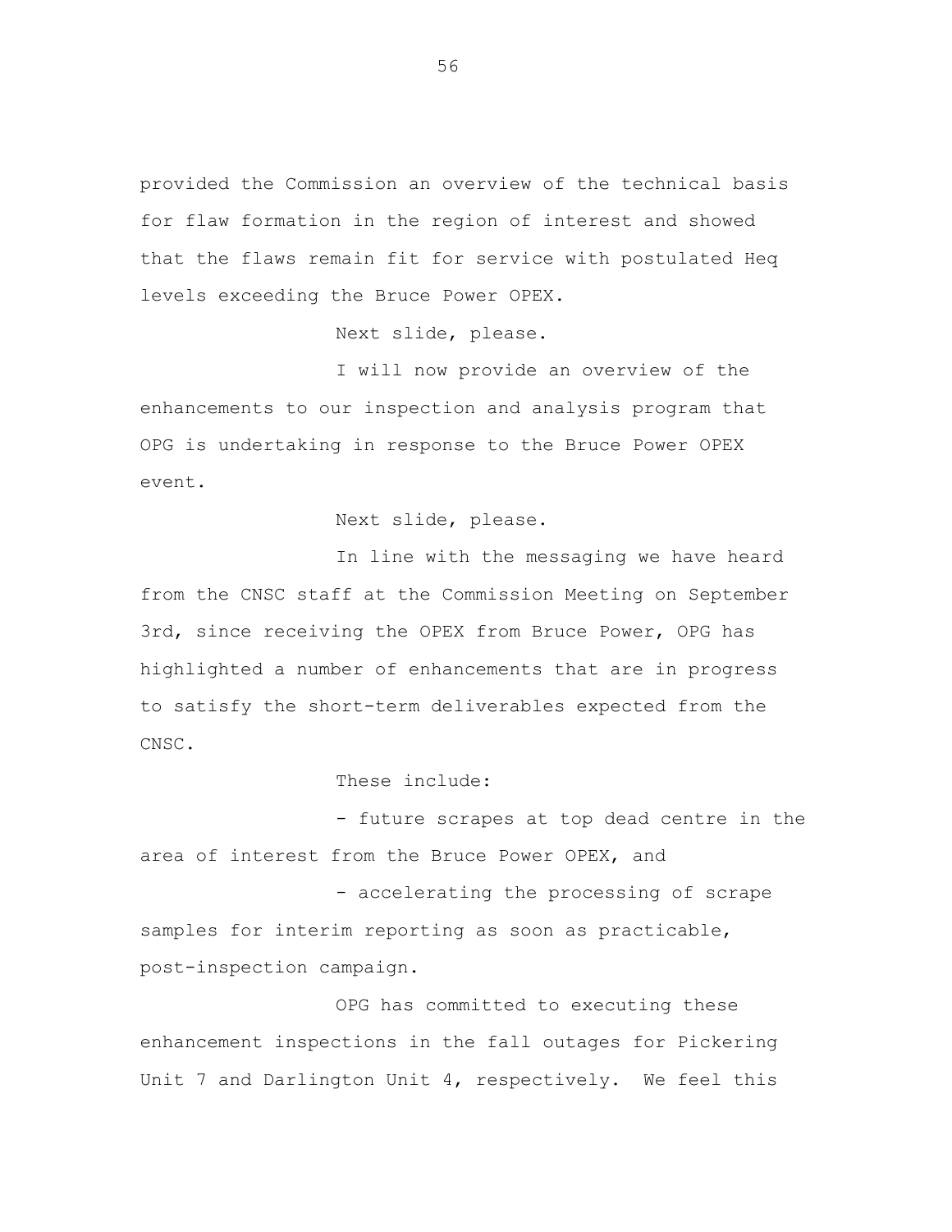provided the Commission an overview of the technical basis for flaw formation in the region of interest and showed that the flaws remain fit for service with postulated Heq levels exceeding the Bruce Power OPEX.

Next slide, please.

I will now provide an overview of the enhancements to our inspection and analysis program that OPG is undertaking in response to the Bruce Power OPEX event.

Next slide, please.

In line with the messaging we have heard from the CNSC staff at the Commission Meeting on September 3rd, since receiving the OPEX from Bruce Power, OPG has highlighted a number of enhancements that are in progress to satisfy the short-term deliverables expected from the CNSC.

These include:

- future scrapes at top dead centre in the area of interest from the Bruce Power OPEX, and
- accelerating the processing of scrape samples for interim reporting as soon as practicable, post-inspection campaign.

OPG has committed to executing these enhancement inspections in the fall outages for Pickering Unit 7 and Darlington Unit 4, respectively. We feel this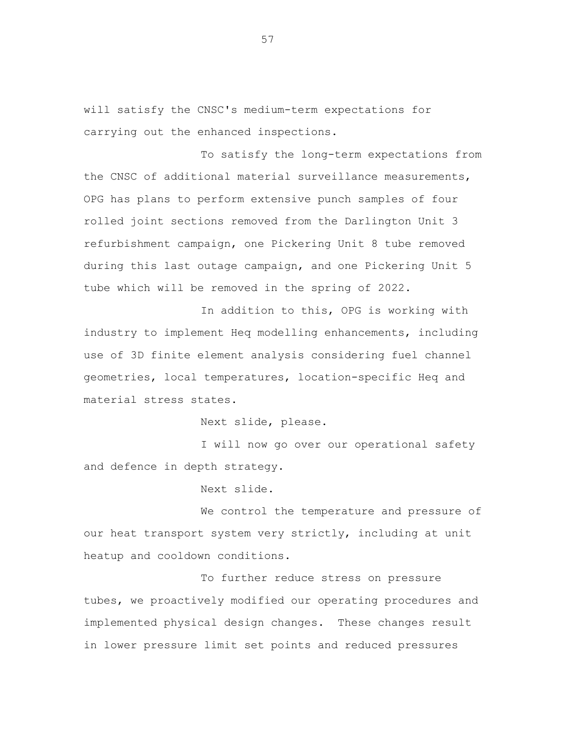will satisfy the CNSC's medium-term expectations for carrying out the enhanced inspections.

To satisfy the long-term expectations from the CNSC of additional material surveillance measurements, OPG has plans to perform extensive punch samples of four rolled joint sections removed from the Darlington Unit 3 refurbishment campaign, one Pickering Unit 8 tube removed during this last outage campaign, and one Pickering Unit 5 tube which will be removed in the spring of 2022.

In addition to this, OPG is working with industry to implement Heq modelling enhancements, including use of 3D finite element analysis considering fuel channel geometries, local temperatures, location-specific Heq and material stress states.

Next slide, please.

I will now go over our operational safety and defence in depth strategy.

Next slide.

We control the temperature and pressure of our heat transport system very strictly, including at unit heatup and cooldown conditions.

To further reduce stress on pressure tubes, we proactively modified our operating procedures and implemented physical design changes. These changes result in lower pressure limit set points and reduced pressures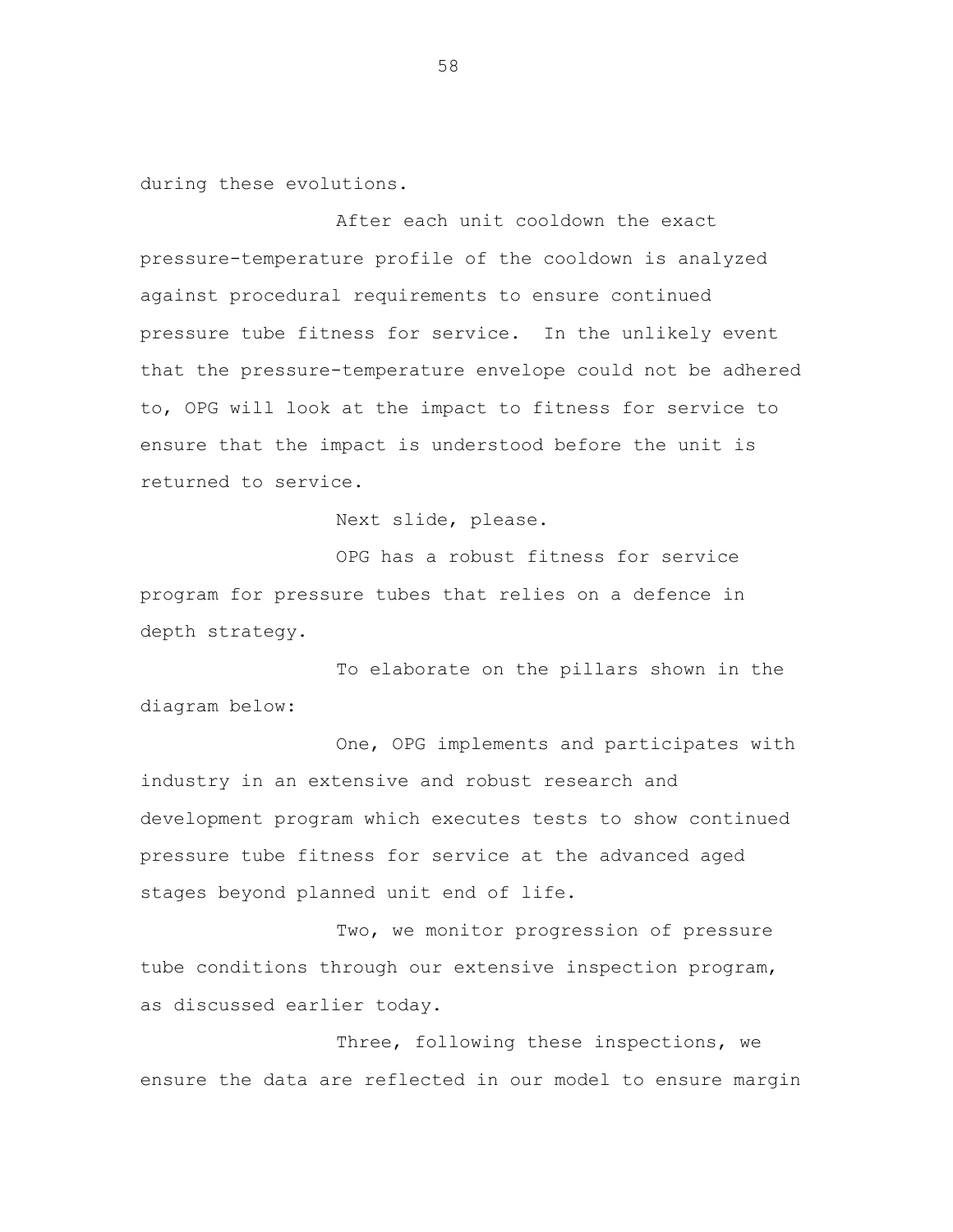during these evolutions.

After each unit cooldown the exact pressure-temperature profile of the cooldown is analyzed against procedural requirements to ensure continued pressure tube fitness for service. In the unlikely event that the pressure-temperature envelope could not be adhered to, OPG will look at the impact to fitness for service to ensure that the impact is understood before the unit is returned to service.

Next slide, please.

OPG has a robust fitness for service program for pressure tubes that relies on a defence in depth strategy.

To elaborate on the pillars shown in the diagram below:

One, OPG implements and participates with industry in an extensive and robust research and development program which executes tests to show continued pressure tube fitness for service at the advanced aged stages beyond planned unit end of life.

Two, we monitor progression of pressure tube conditions through our extensive inspection program, as discussed earlier today.

Three, following these inspections, we ensure the data are reflected in our model to ensure margin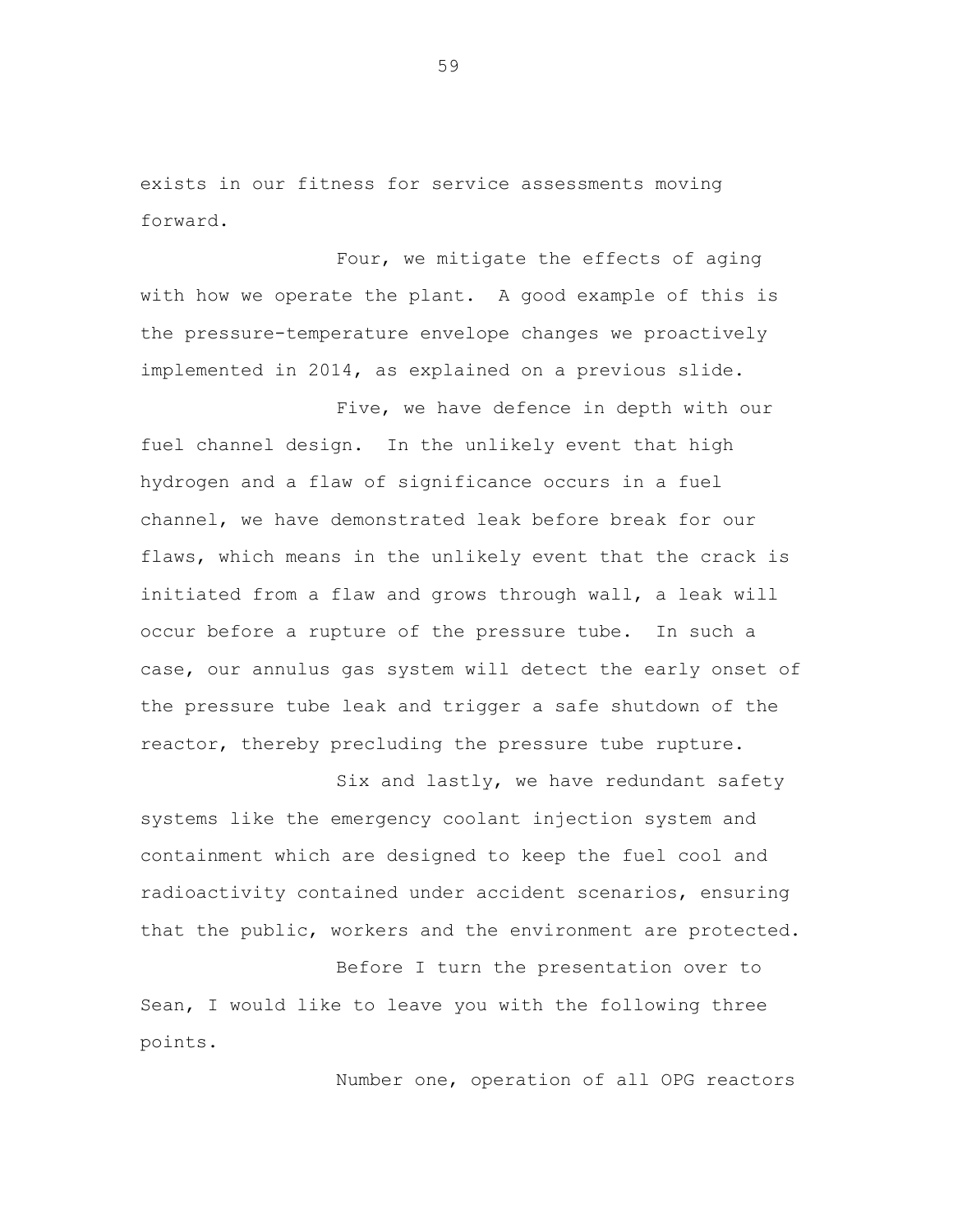exists in our fitness for service assessments moving forward.

Four, we mitigate the effects of aging with how we operate the plant. A good example of this is the pressure-temperature envelope changes we proactively implemented in 2014, as explained on a previous slide.

Five, we have defence in depth with our fuel channel design. In the unlikely event that high hydrogen and a flaw of significance occurs in a fuel channel, we have demonstrated leak before break for our flaws, which means in the unlikely event that the crack is initiated from a flaw and grows through wall, a leak will occur before a rupture of the pressure tube. In such a case, our annulus gas system will detect the early onset of the pressure tube leak and trigger a safe shutdown of the reactor, thereby precluding the pressure tube rupture.

Six and lastly, we have redundant safety systems like the emergency coolant injection system and containment which are designed to keep the fuel cool and radioactivity contained under accident scenarios, ensuring that the public, workers and the environment are protected.

Before I turn the presentation over to Sean, I would like to leave you with the following three points.

Number one, operation of all OPG reactors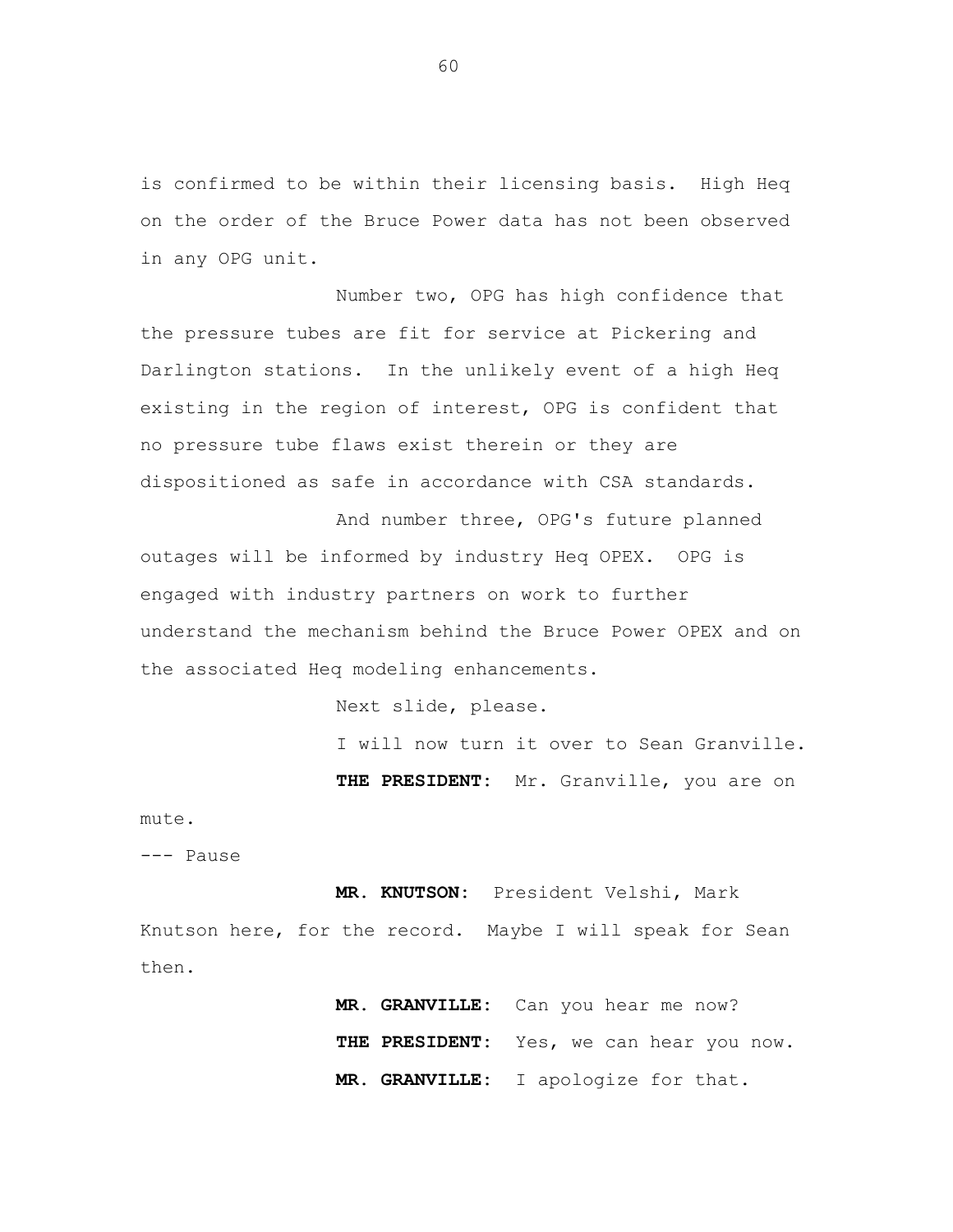is confirmed to be within their licensing basis. High Heq on the order of the Bruce Power data has not been observed in any OPG unit.

Number two, OPG has high confidence that the pressure tubes are fit for service at Pickering and Darlington stations. In the unlikely event of a high Heq existing in the region of interest, OPG is confident that no pressure tube flaws exist therein or they are dispositioned as safe in accordance with CSA standards.

And number three, OPG's future planned outages will be informed by industry Heq OPEX. OPG is engaged with industry partners on work to further understand the mechanism behind the Bruce Power OPEX and on the associated Heq modeling enhancements.

Next slide, please.

I will now turn it over to Sean Granville.

**THE PRESIDENT:** Mr. Granville, you are on mute.

--- Pause

**MR. KNUTSON:** President Velshi, Mark Knutson here, for the record. Maybe I will speak for Sean then.

**MR. GRANVILLE:** Can you hear me now?

**THE PRESIDENT:** Yes, we can hear you now.

**MR. GRANVILLE:** I apologize for that.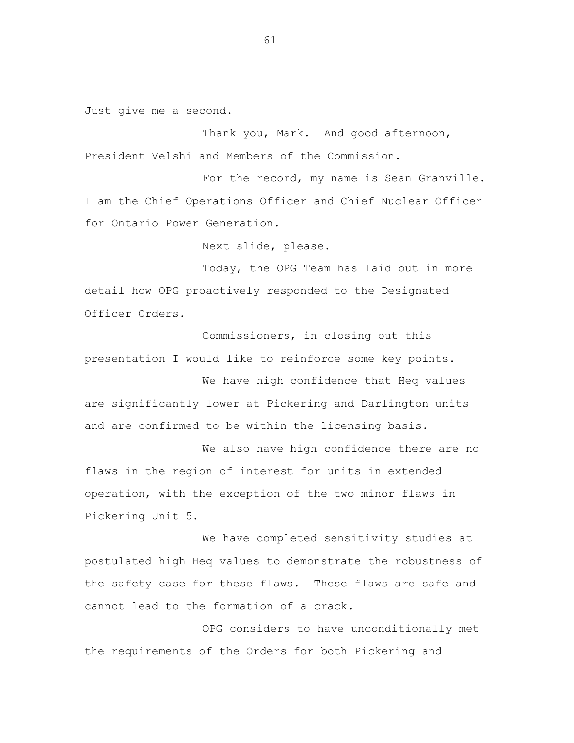Just give me a second.

Thank you, Mark. And good afternoon, President Velshi and Members of the Commission.

For the record, my name is Sean Granville. I am the Chief Operations Officer and Chief Nuclear Officer for Ontario Power Generation.

Next slide, please.

Today, the OPG Team has laid out in more detail how OPG proactively responded to the Designated Officer Orders.

Commissioners, in closing out this presentation I would like to reinforce some key points.

We have high confidence that Heq values are significantly lower at Pickering and Darlington units and are confirmed to be within the licensing basis.

We also have high confidence there are no flaws in the region of interest for units in extended operation, with the exception of the two minor flaws in Pickering Unit 5.

We have completed sensitivity studies at postulated high Heq values to demonstrate the robustness of the safety case for these flaws. These flaws are safe and cannot lead to the formation of a crack.

OPG considers to have unconditionally met the requirements of the Orders for both Pickering and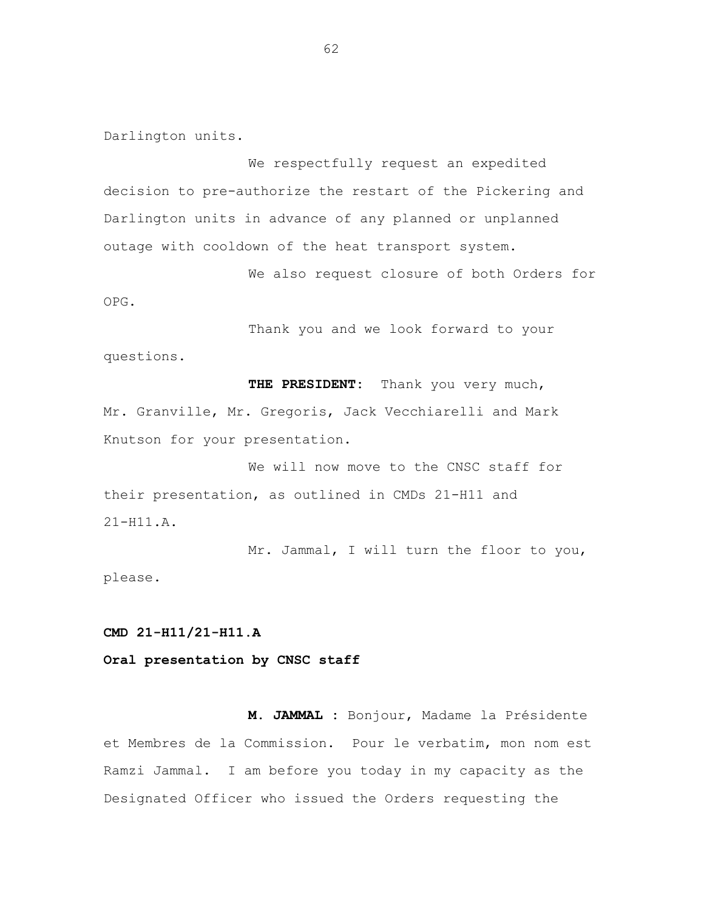Darlington units.

We respectfully request an expedited decision to pre-authorize the restart of the Pickering and Darlington units in advance of any planned or unplanned outage with cooldown of the heat transport system.

We also request closure of both Orders for OPG.

Thank you and we look forward to your questions.

**THE PRESIDENT:** Thank you very much, Mr. Granville, Mr. Gregoris, Jack Vecchiarelli and Mark Knutson for your presentation.

We will now move to the CNSC staff for their presentation, as outlined in CMDs 21-H11 and 21-H11.A.

Mr. Jammal, I will turn the floor to you, please.

**CMD 21-H11/21-H11.A**

**Oral presentation by CNSC staff**

**M. JAMMAL :** Bonjour, Madame la Présidente et Membres de la Commission. Pour le verbatim, mon nom est Ramzi Jammal. I am before you today in my capacity as the Designated Officer who issued the Orders requesting the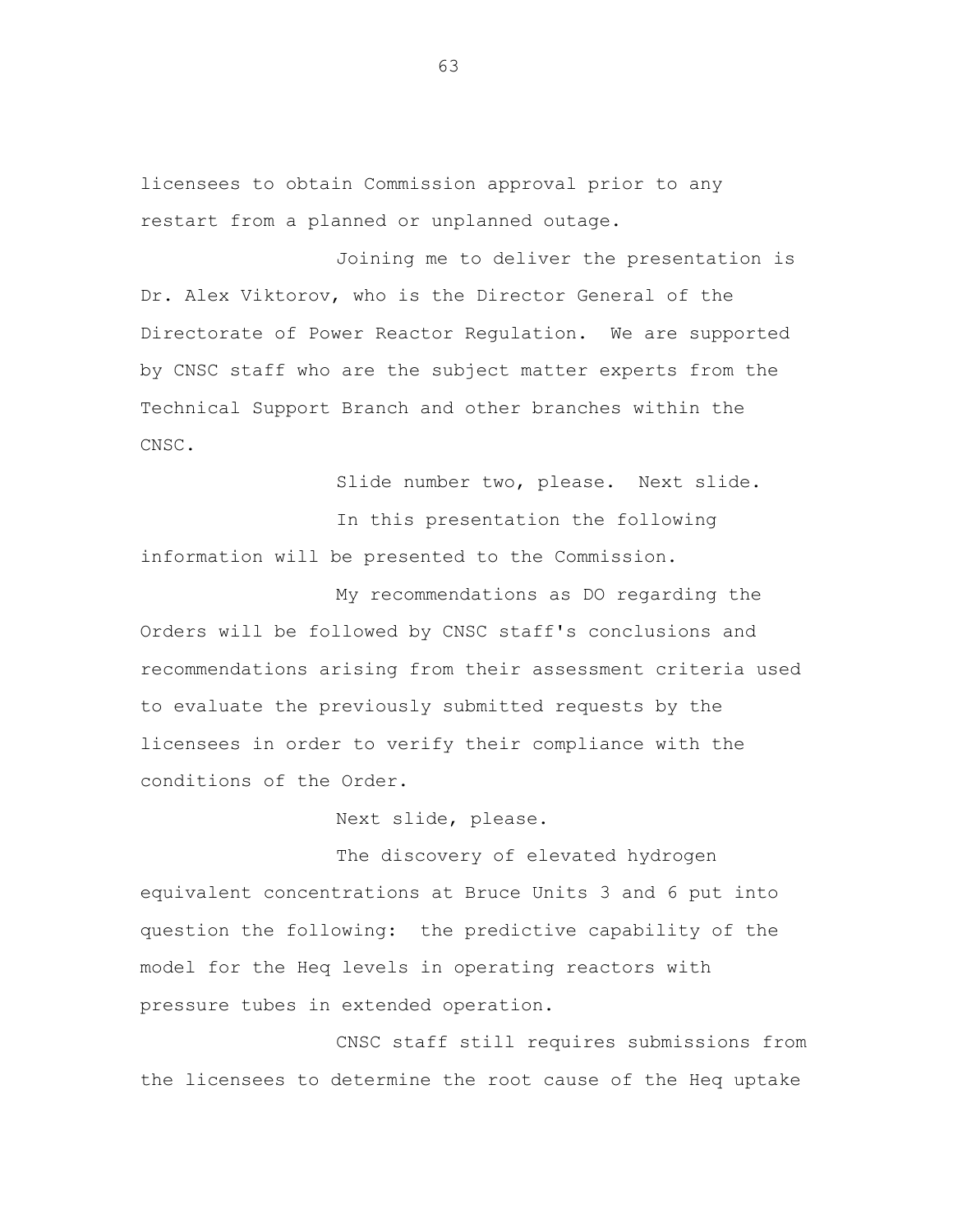licensees to obtain Commission approval prior to any restart from a planned or unplanned outage.

Joining me to deliver the presentation is Dr. Alex Viktorov, who is the Director General of the Directorate of Power Reactor Regulation. We are supported by CNSC staff who are the subject matter experts from the Technical Support Branch and other branches within the CNSC.

Slide number two, please. Next slide.

In this presentation the following information will be presented to the Commission.

My recommendations as DO regarding the Orders will be followed by CNSC staff's conclusions and recommendations arising from their assessment criteria used to evaluate the previously submitted requests by the licensees in order to verify their compliance with the conditions of the Order.

Next slide, please.

The discovery of elevated hydrogen equivalent concentrations at Bruce Units 3 and 6 put into question the following: the predictive capability of the model for the Heq levels in operating reactors with pressure tubes in extended operation.

CNSC staff still requires submissions from the licensees to determine the root cause of the Heq uptake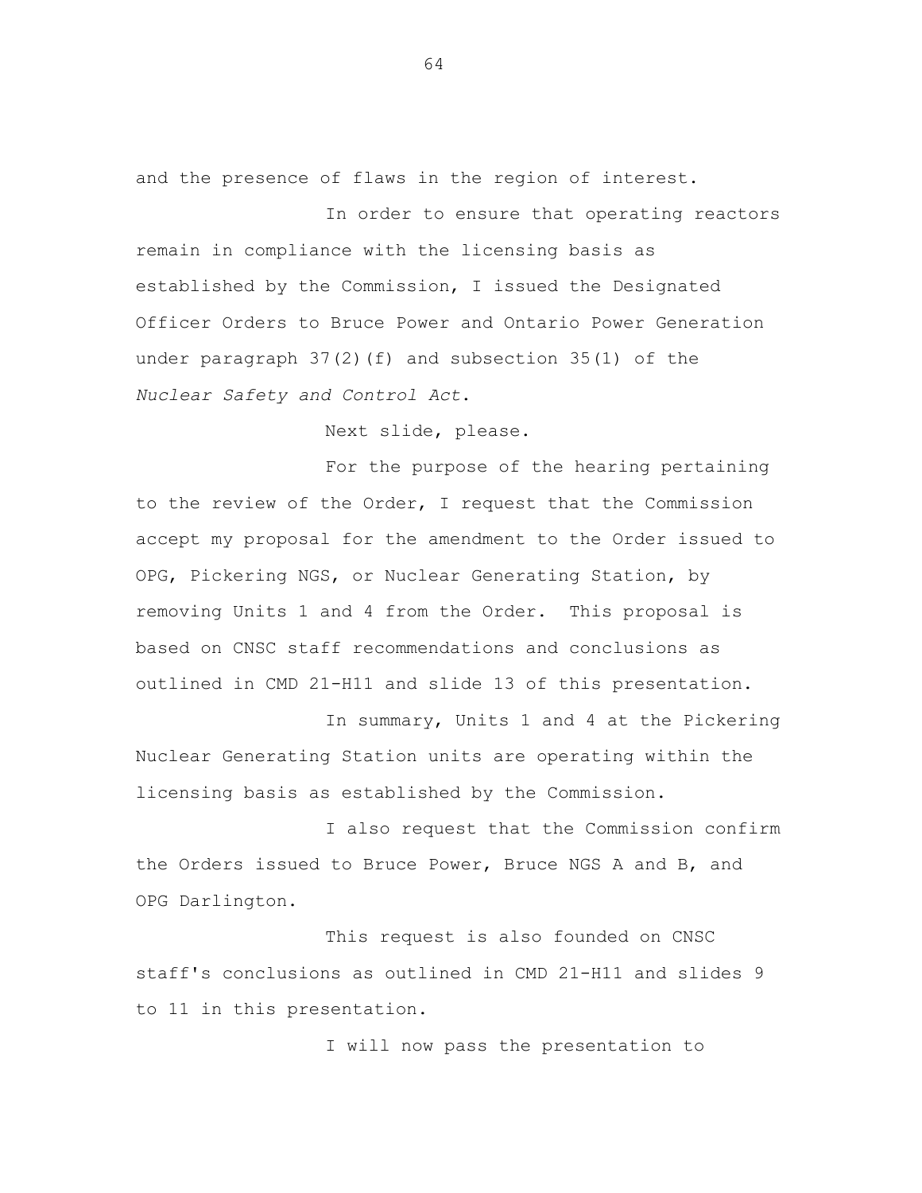and the presence of flaws in the region of interest.

In order to ensure that operating reactors remain in compliance with the licensing basis as established by the Commission, I issued the Designated Officer Orders to Bruce Power and Ontario Power Generation under paragraph 37(2)(f) and subsection 35(1) of the *Nuclear Safety and Control Act*.

Next slide, please.

For the purpose of the hearing pertaining to the review of the Order, I request that the Commission accept my proposal for the amendment to the Order issued to OPG, Pickering NGS, or Nuclear Generating Station, by removing Units 1 and 4 from the Order. This proposal is based on CNSC staff recommendations and conclusions as outlined in CMD 21-H11 and slide 13 of this presentation.

In summary, Units 1 and 4 at the Pickering Nuclear Generating Station units are operating within the licensing basis as established by the Commission.

I also request that the Commission confirm the Orders issued to Bruce Power, Bruce NGS A and B, and OPG Darlington.

This request is also founded on CNSC staff's conclusions as outlined in CMD 21-H11 and slides 9 to 11 in this presentation.

I will now pass the presentation to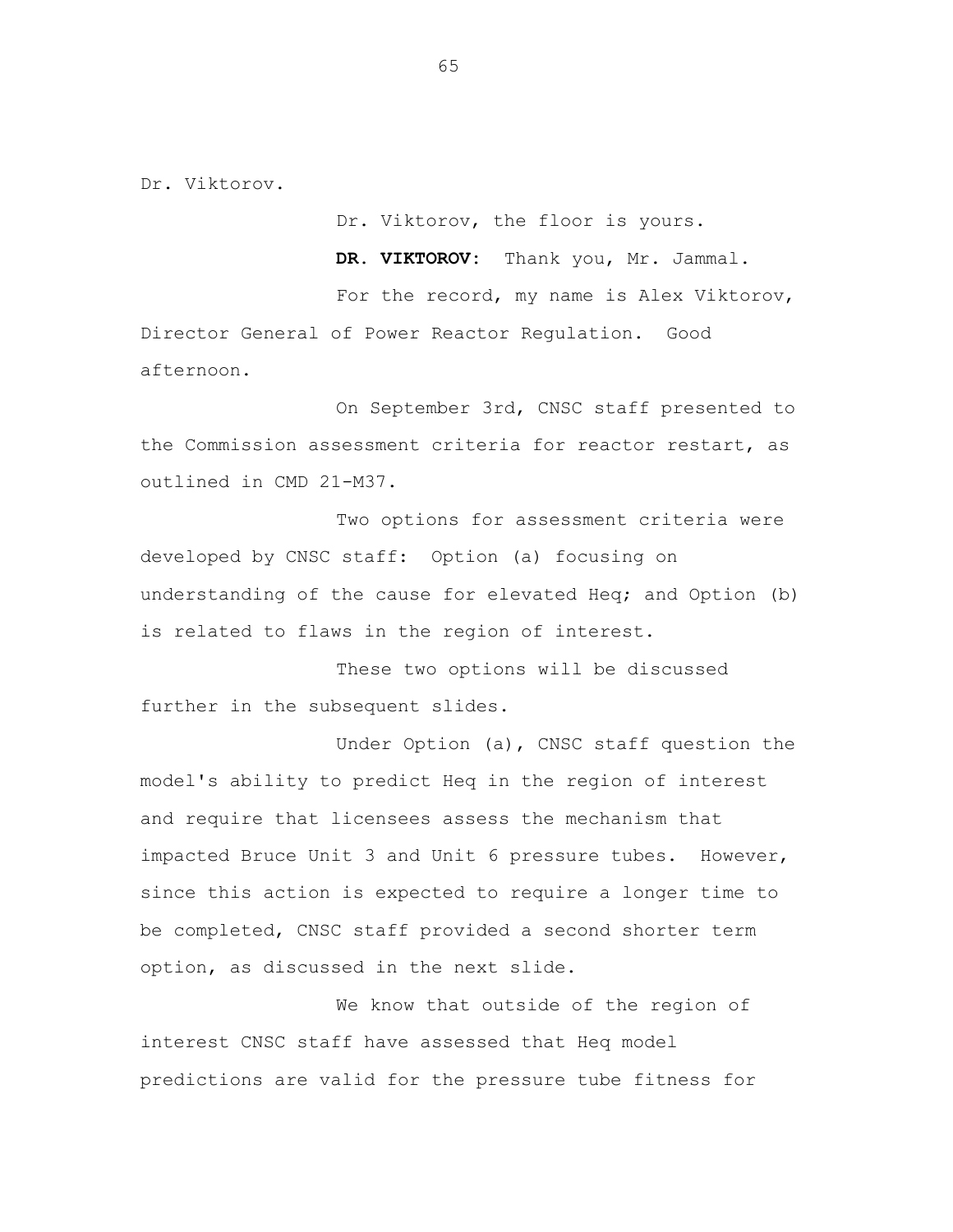Dr. Viktorov.

Dr. Viktorov, the floor is yours.

**DR. VIKTOROV:** Thank you, Mr. Jammal.

For the record, my name is Alex Viktorov, Director General of Power Reactor Regulation. Good afternoon.

On September 3rd, CNSC staff presented to the Commission assessment criteria for reactor restart, as outlined in CMD 21-M37.

Two options for assessment criteria were developed by CNSC staff: Option (a) focusing on understanding of the cause for elevated Heq; and Option (b) is related to flaws in the region of interest.

These two options will be discussed further in the subsequent slides.

Under Option (a), CNSC staff question the model's ability to predict Heq in the region of interest and require that licensees assess the mechanism that impacted Bruce Unit 3 and Unit 6 pressure tubes. However, since this action is expected to require a longer time to be completed, CNSC staff provided a second shorter term option, as discussed in the next slide.

We know that outside of the region of interest CNSC staff have assessed that Heq model predictions are valid for the pressure tube fitness for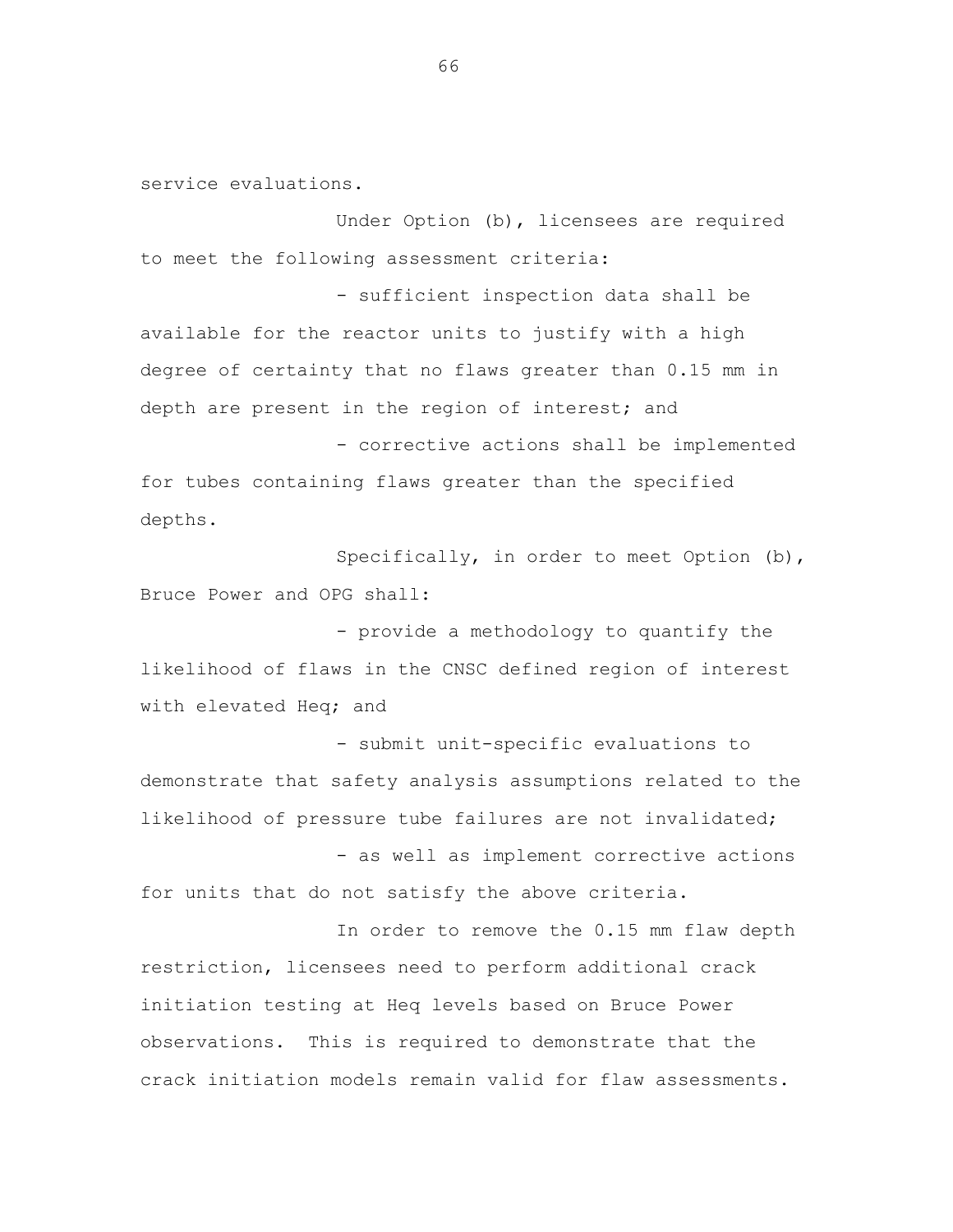service evaluations.

Under Option (b), licensees are required to meet the following assessment criteria:

- sufficient inspection data shall be available for the reactor units to justify with a high degree of certainty that no flaws greater than 0.15 mm in depth are present in the region of interest; and
- corrective actions shall be implemented for tubes containing flaws greater than the specified depths.

Specifically, in order to meet Option (b), Bruce Power and OPG shall:

- provide a methodology to quantify the likelihood of flaws in the CNSC defined region of interest with elevated Heq; and
- submit unit-specific evaluations to demonstrate that safety analysis assumptions related to the likelihood of pressure tube failures are not invalidated;
- as well as implement corrective actions for units that do not satisfy the above criteria.

In order to remove the 0.15 mm flaw depth restriction, licensees need to perform additional crack initiation testing at Heq levels based on Bruce Power observations. This is required to demonstrate that the crack initiation models remain valid for flaw assessments.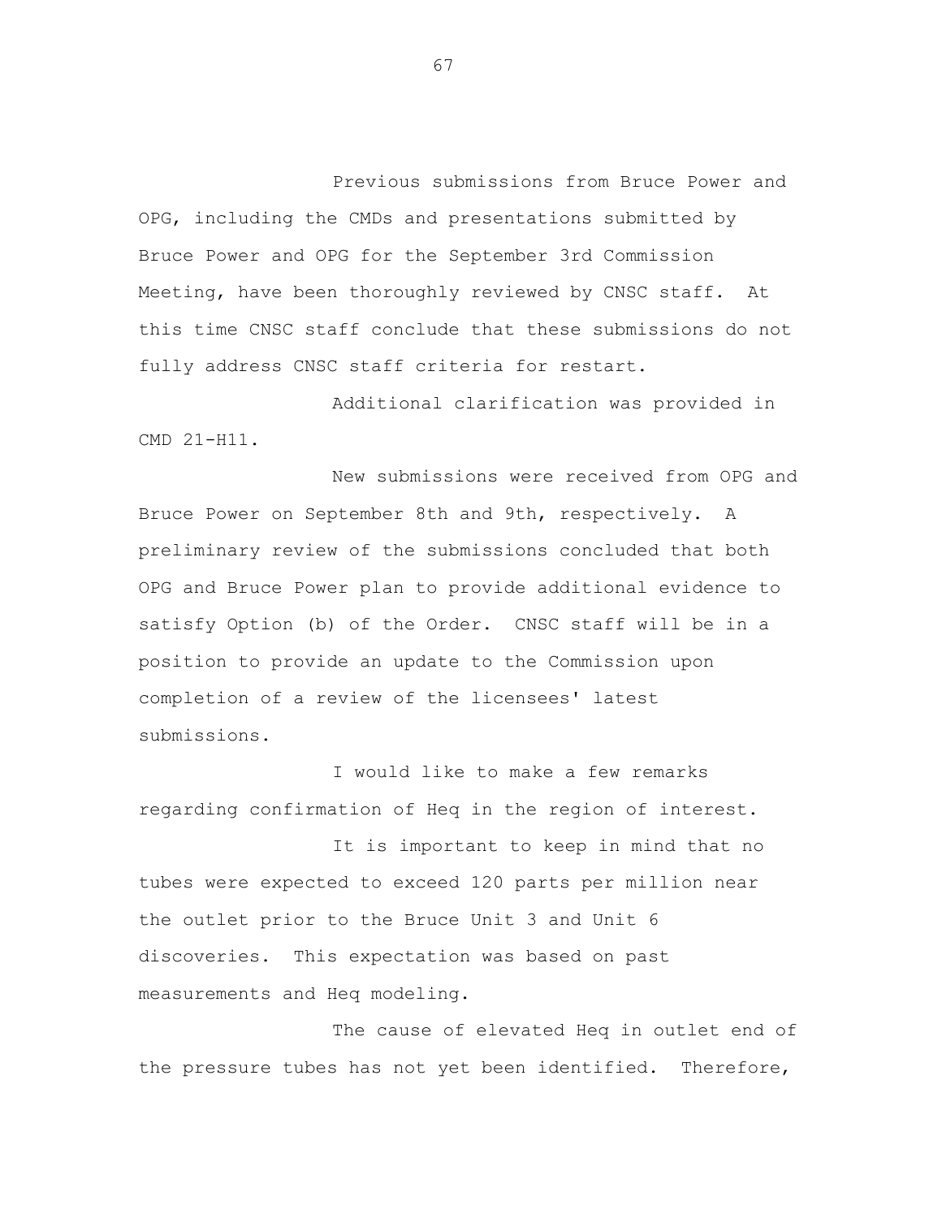Previous submissions from Bruce Power and OPG, including the CMDs and presentations submitted by Bruce Power and OPG for the September 3rd Commission Meeting, have been thoroughly reviewed by CNSC staff. At this time CNSC staff conclude that these submissions do not fully address CNSC staff criteria for restart.

Additional clarification was provided in CMD 21-H11.

New submissions were received from OPG and Bruce Power on September 8th and 9th, respectively. A preliminary review of the submissions concluded that both OPG and Bruce Power plan to provide additional evidence to satisfy Option (b) of the Order. CNSC staff will be in a position to provide an update to the Commission upon completion of a review of the licensees' latest submissions.

I would like to make a few remarks regarding confirmation of Heq in the region of interest.

It is important to keep in mind that no tubes were expected to exceed 120 parts per million near the outlet prior to the Bruce Unit 3 and Unit 6 discoveries. This expectation was based on past measurements and Heq modeling.

The cause of elevated Heq in outlet end of the pressure tubes has not yet been identified. Therefore,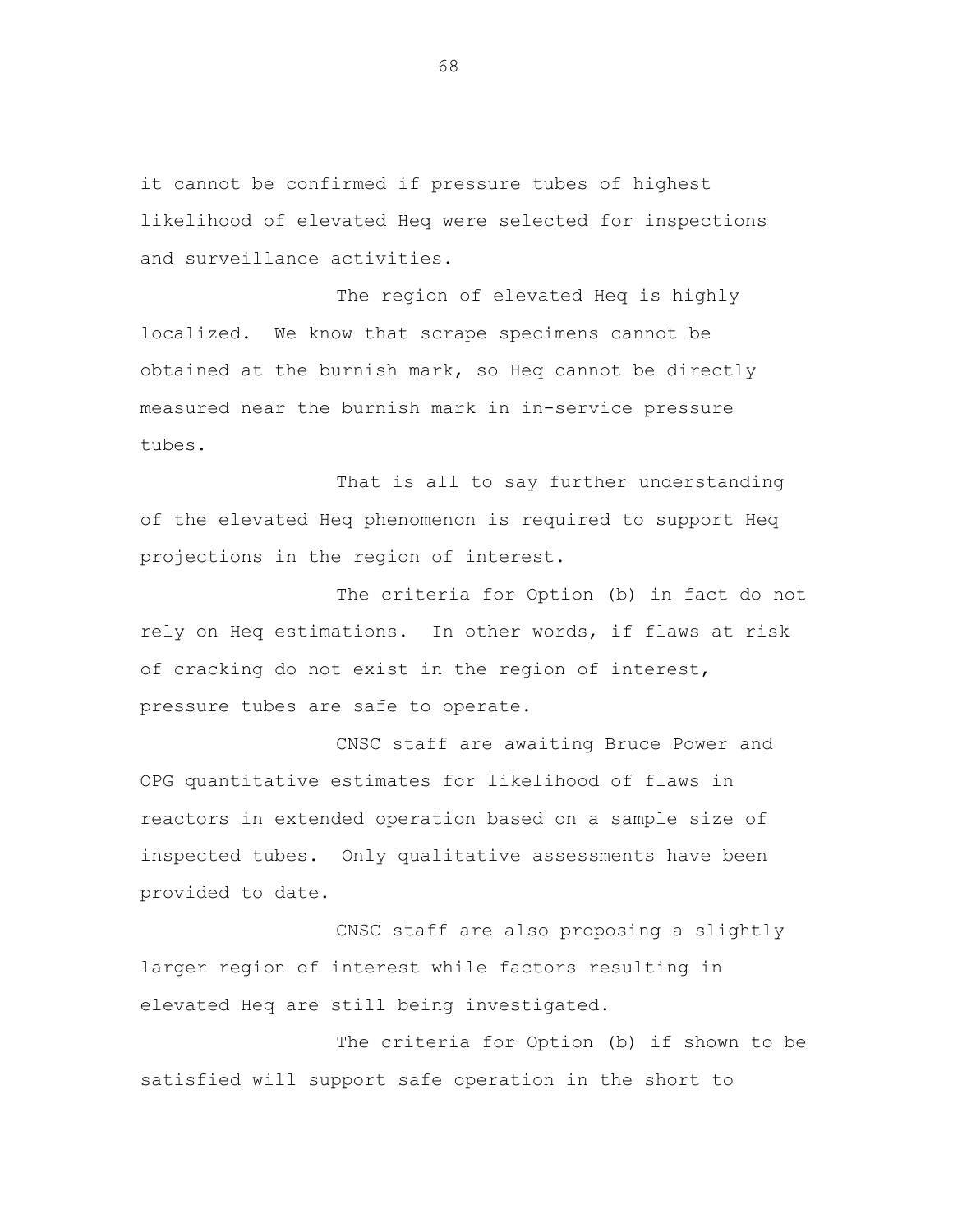it cannot be confirmed if pressure tubes of highest likelihood of elevated Heq were selected for inspections and surveillance activities.

The region of elevated Heq is highly localized. We know that scrape specimens cannot be obtained at the burnish mark, so Heq cannot be directly measured near the burnish mark in in-service pressure tubes.

That is all to say further understanding of the elevated Heq phenomenon is required to support Heq projections in the region of interest.

The criteria for Option (b) in fact do not rely on Heq estimations. In other words, if flaws at risk of cracking do not exist in the region of interest, pressure tubes are safe to operate.

CNSC staff are awaiting Bruce Power and OPG quantitative estimates for likelihood of flaws in reactors in extended operation based on a sample size of inspected tubes. Only qualitative assessments have been provided to date.

CNSC staff are also proposing a slightly larger region of interest while factors resulting in elevated Heq are still being investigated.

The criteria for Option (b) if shown to be satisfied will support safe operation in the short to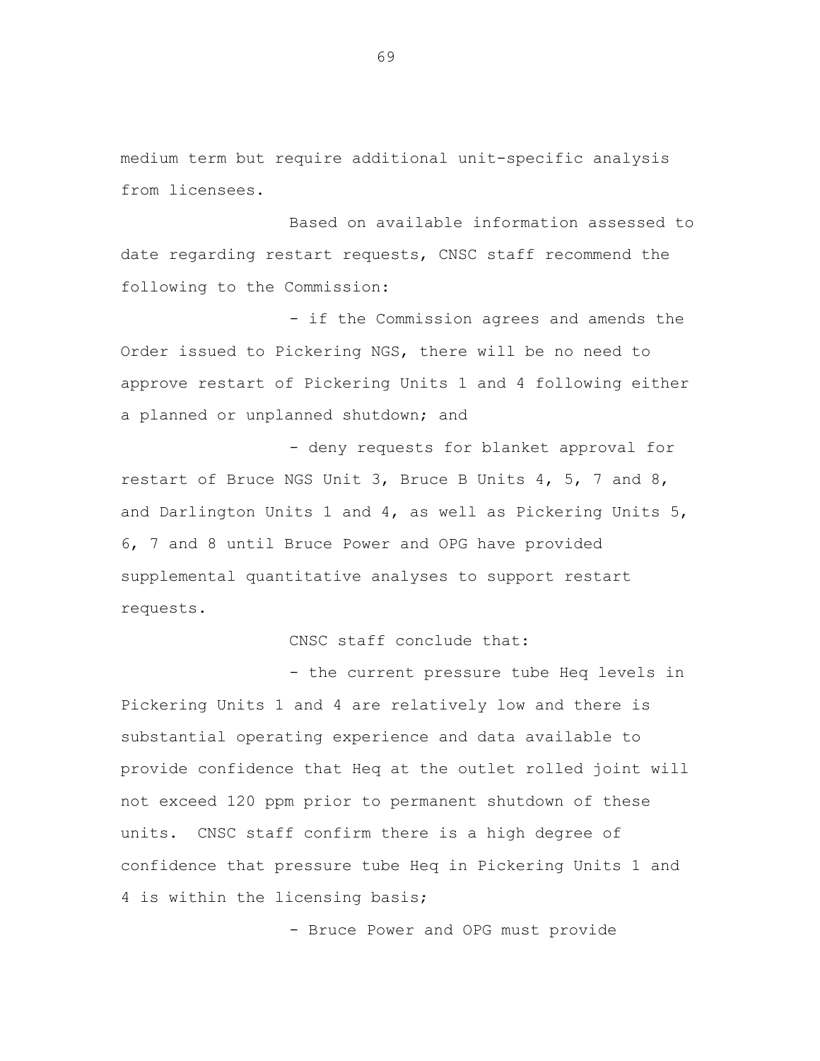medium term but require additional unit-specific analysis from licensees.

Based on available information assessed to date regarding restart requests, CNSC staff recommend the following to the Commission:

- if the Commission agrees and amends the Order issued to Pickering NGS, there will be no need to approve restart of Pickering Units 1 and 4 following either a planned or unplanned shutdown; and

- deny requests for blanket approval for restart of Bruce NGS Unit 3, Bruce B Units 4, 5, 7 and 8, and Darlington Units 1 and 4, as well as Pickering Units 5, 6, 7 and 8 until Bruce Power and OPG have provided supplemental quantitative analyses to support restart requests.

CNSC staff conclude that:

- the current pressure tube Heq levels in Pickering Units 1 and 4 are relatively low and there is substantial operating experience and data available to provide confidence that Heq at the outlet rolled joint will not exceed 120 ppm prior to permanent shutdown of these units. CNSC staff confirm there is a high degree of confidence that pressure tube Heq in Pickering Units 1 and 4 is within the licensing basis;

- Bruce Power and OPG must provide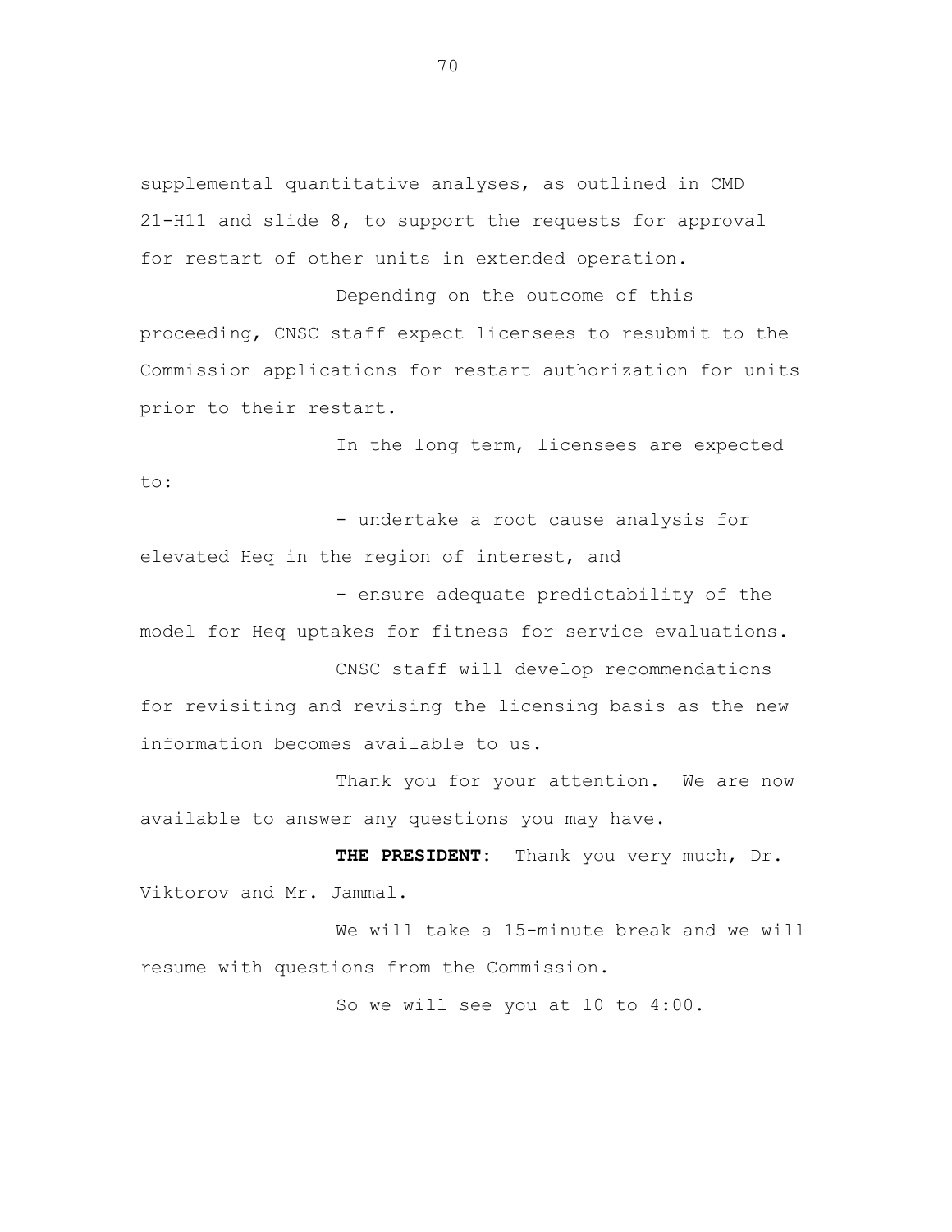supplemental quantitative analyses, as outlined in CMD 21-H11 and slide 8, to support the requests for approval for restart of other units in extended operation.

Depending on the outcome of this proceeding, CNSC staff expect licensees to resubmit to the Commission applications for restart authorization for units prior to their restart.

In the long term, licensees are expected to:

- undertake a root cause analysis for elevated Heq in the region of interest, and
- ensure adequate predictability of the model for Heq uptakes for fitness for service evaluations.

CNSC staff will develop recommendations for revisiting and revising the licensing basis as the new information becomes available to us.

Thank you for your attention. We are now available to answer any questions you may have.

**THE PRESIDENT:** Thank you very much, Dr. Viktorov and Mr. Jammal.

We will take a 15-minute break and we will resume with questions from the Commission.

So we will see you at 10 to 4:00.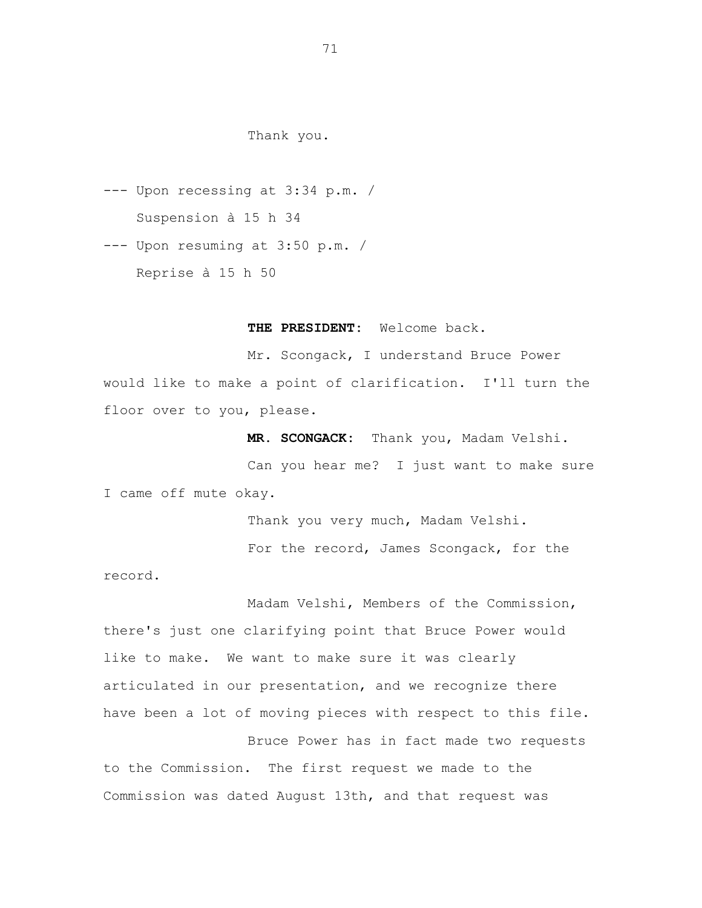Thank you.

--- Upon recessing at 3:34 p.m. /
Suspension à 15 h 34

--- Upon resuming at 3:50 p.m. /
Reprise à 15 h 50

**THE PRESIDENT:** Welcome back.

Mr. Scongack, I understand Bruce Power would like to make a point of clarification. I'll turn the floor over to you, please.

**MR. SCONGACK:** Thank you, Madam Velshi.

Can you hear me? I just want to make sure I came off mute okay.

Thank you very much, Madam Velshi.

For the record, James Scongack, for the record.

Madam Velshi, Members of the Commission, there's just one clarifying point that Bruce Power would like to make. We want to make sure it was clearly articulated in our presentation, and we recognize there have been a lot of moving pieces with respect to this file.

Bruce Power has in fact made two requests to the Commission. The first request we made to the Commission was dated August 13th, and that request was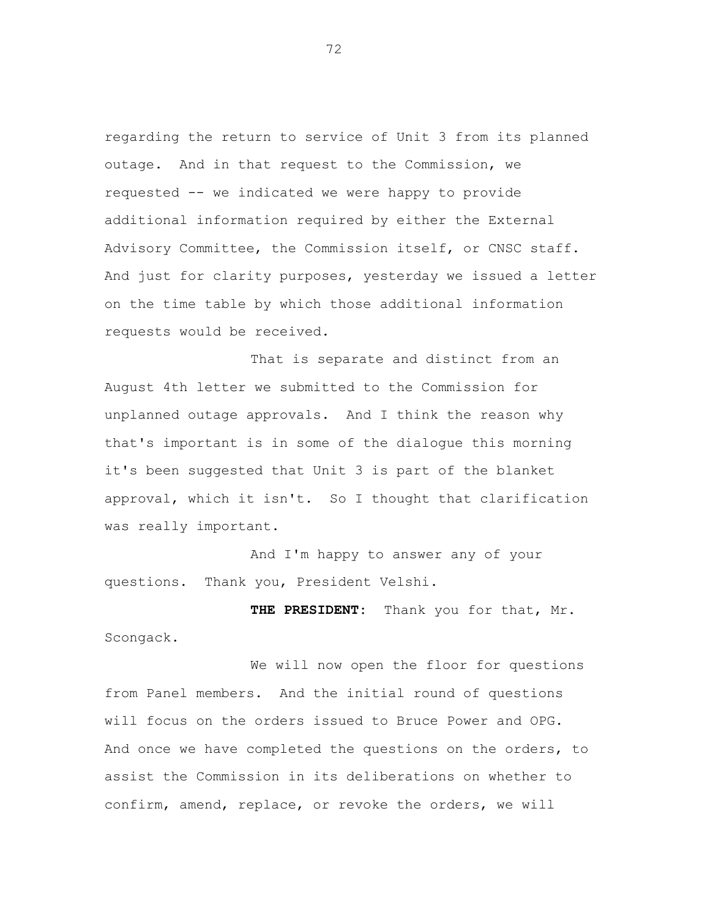regarding the return to service of Unit 3 from its planned outage. And in that request to the Commission, we requested -- we indicated we were happy to provide additional information required by either the External Advisory Committee, the Commission itself, or CNSC staff. And just for clarity purposes, yesterday we issued a letter on the time table by which those additional information requests would be received.

That is separate and distinct from an August 4th letter we submitted to the Commission for unplanned outage approvals. And I think the reason why that's important is in some of the dialogue this morning it's been suggested that Unit 3 is part of the blanket approval, which it isn't. So I thought that clarification was really important.

And I'm happy to answer any of your questions. Thank you, President Velshi.

**THE PRESIDENT:** Thank you for that, Mr. Scongack.

We will now open the floor for questions from Panel members. And the initial round of questions will focus on the orders issued to Bruce Power and OPG. And once we have completed the questions on the orders, to assist the Commission in its deliberations on whether to confirm, amend, replace, or revoke the orders, we will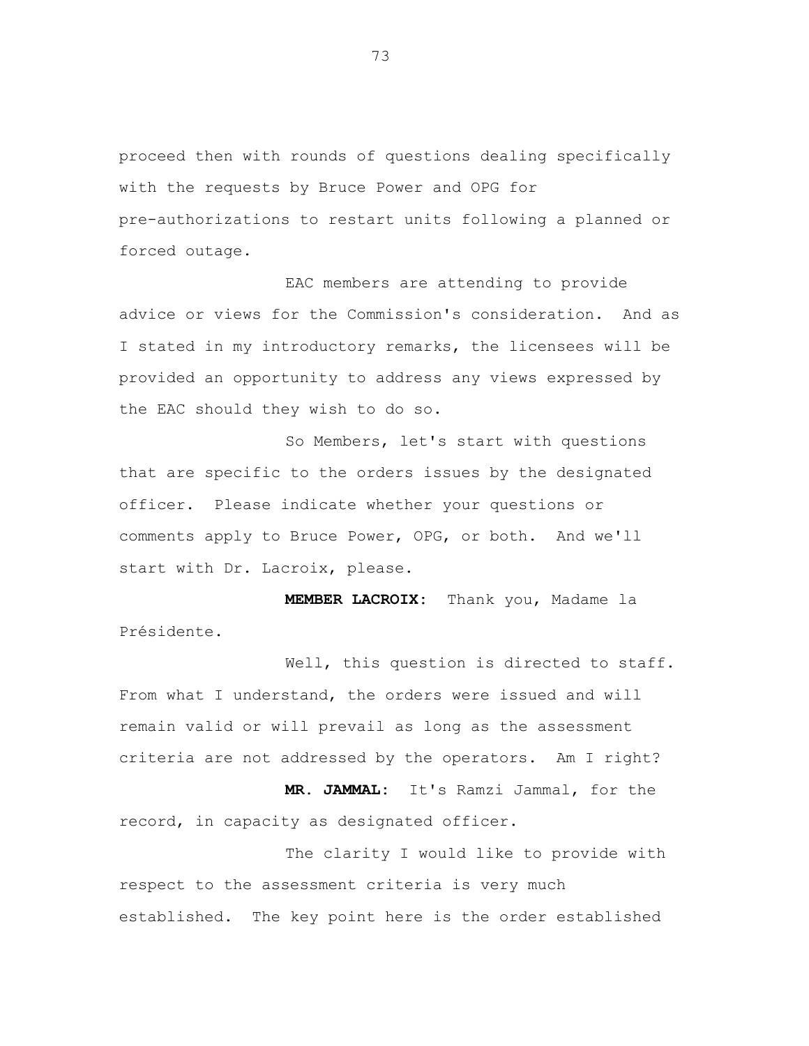proceed then with rounds of questions dealing specifically with the requests by Bruce Power and OPG for pre-authorizations to restart units following a planned or forced outage.

EAC members are attending to provide advice or views for the Commission's consideration. And as I stated in my introductory remarks, the licensees will be provided an opportunity to address any views expressed by the EAC should they wish to do so.

So Members, let's start with questions that are specific to the orders issues by the designated officer. Please indicate whether your questions or comments apply to Bruce Power, OPG, or both. And we'll start with Dr. Lacroix, please.

**MEMBER LACROIX:** Thank you, Madame la Présidente.

Well, this question is directed to staff. From what I understand, the orders were issued and will remain valid or will prevail as long as the assessment criteria are not addressed by the operators. Am I right?

**MR. JAMMAL:** It's Ramzi Jammal, for the record, in capacity as designated officer.

The clarity I would like to provide with respect to the assessment criteria is very much established. The key point here is the order established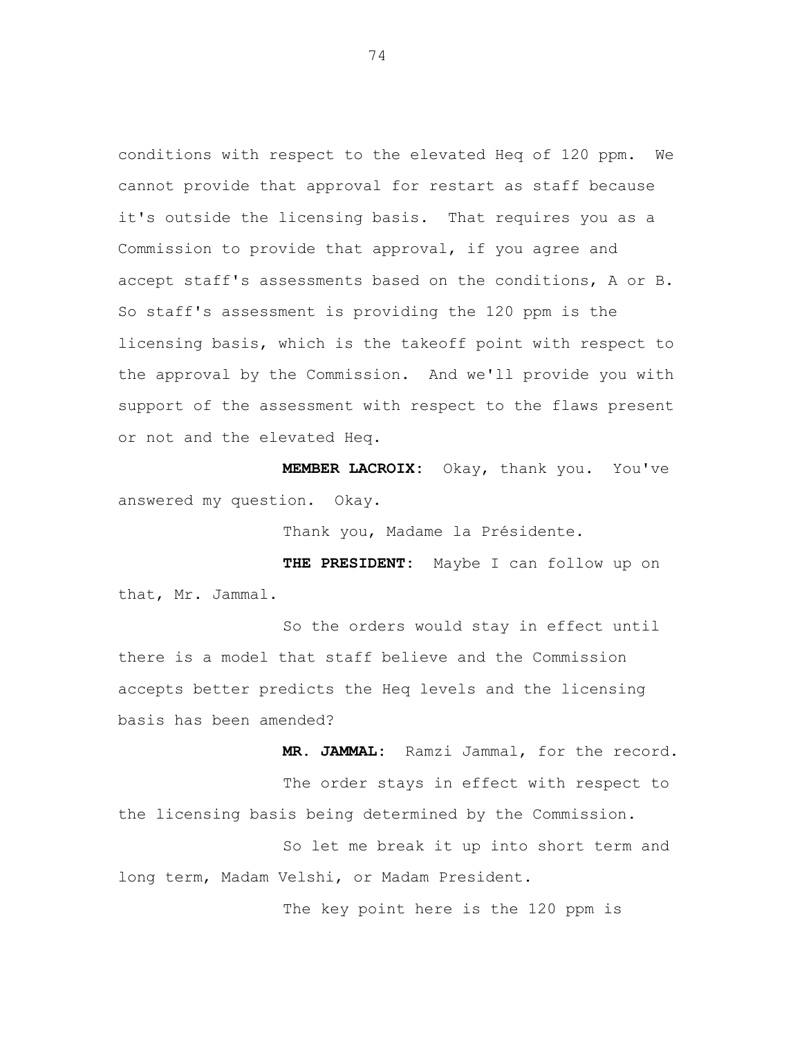conditions with respect to the elevated Heq of 120 ppm. We cannot provide that approval for restart as staff because it's outside the licensing basis. That requires you as a Commission to provide that approval, if you agree and accept staff's assessments based on the conditions, A or B. So staff's assessment is providing the 120 ppm is the licensing basis, which is the takeoff point with respect to the approval by the Commission. And we'll provide you with support of the assessment with respect to the flaws present or not and the elevated Heq.

**MEMBER LACROIX:** Okay, thank you. You've answered my question. Okay.

Thank you, Madame la Présidente.

**THE PRESIDENT:** Maybe I can follow up on that, Mr. Jammal.

So the orders would stay in effect until there is a model that staff believe and the Commission accepts better predicts the Heq levels and the licensing basis has been amended?

**MR. JAMMAL:** Ramzi Jammal, for the record.

The order stays in effect with respect to the licensing basis being determined by the Commission.

So let me break it up into short term and long term, Madam Velshi, or Madam President.

The key point here is the 120 ppm is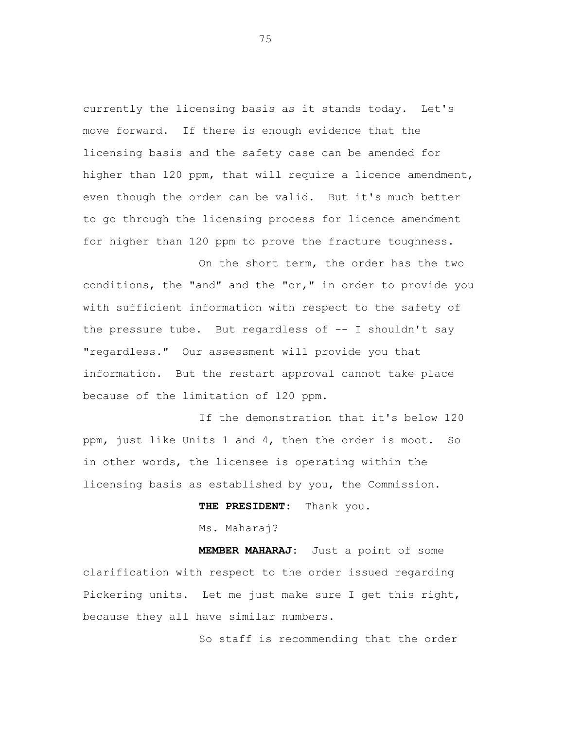currently the licensing basis as it stands today. Let's move forward. If there is enough evidence that the licensing basis and the safety case can be amended for higher than 120 ppm, that will require a licence amendment, even though the order can be valid. But it's much better to go through the licensing process for licence amendment for higher than 120 ppm to prove the fracture toughness.

On the short term, the order has the two conditions, the "and" and the "or," in order to provide you with sufficient information with respect to the safety of the pressure tube. But regardless of -- I shouldn't say "regardless." Our assessment will provide you that information. But the restart approval cannot take place because of the limitation of 120 ppm.

If the demonstration that it's below 120 ppm, just like Units 1 and 4, then the order is moot. So in other words, the licensee is operating within the licensing basis as established by you, the Commission.

**THE PRESIDENT:** Thank you.

Ms. Maharaj?

**MEMBER MAHARAJ:** Just a point of some clarification with respect to the order issued regarding Pickering units. Let me just make sure I get this right, because they all have similar numbers.

So staff is recommending that the order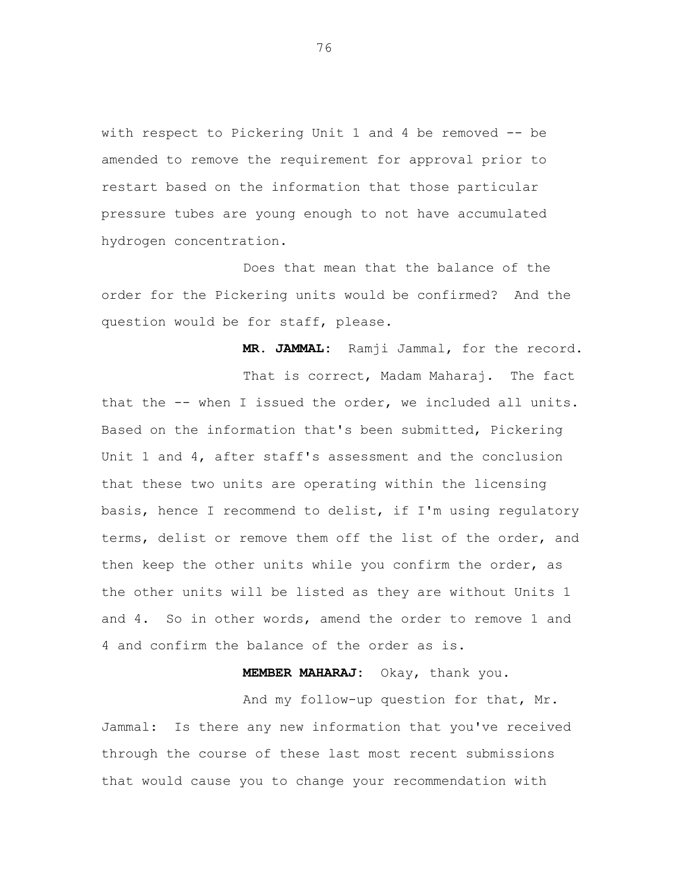with respect to Pickering Unit 1 and 4 be removed -- be amended to remove the requirement for approval prior to restart based on the information that those particular pressure tubes are young enough to not have accumulated hydrogen concentration.

Does that mean that the balance of the order for the Pickering units would be confirmed? And the question would be for staff, please.

**MR. JAMMAL:** Ramji Jammal, for the record.

That is correct, Madam Maharaj. The fact that the -- when I issued the order, we included all units. Based on the information that's been submitted, Pickering Unit 1 and 4, after staff's assessment and the conclusion that these two units are operating within the licensing basis, hence I recommend to delist, if I'm using regulatory terms, delist or remove them off the list of the order, and then keep the other units while you confirm the order, as the other units will be listed as they are without Units 1 and 4. So in other words, amend the order to remove 1 and 4 and confirm the balance of the order as is.

**MEMBER MAHARAJ:** Okay, thank you.

And my follow-up question for that, Mr. Jammal: Is there any new information that you've received through the course of these last most recent submissions that would cause you to change your recommendation with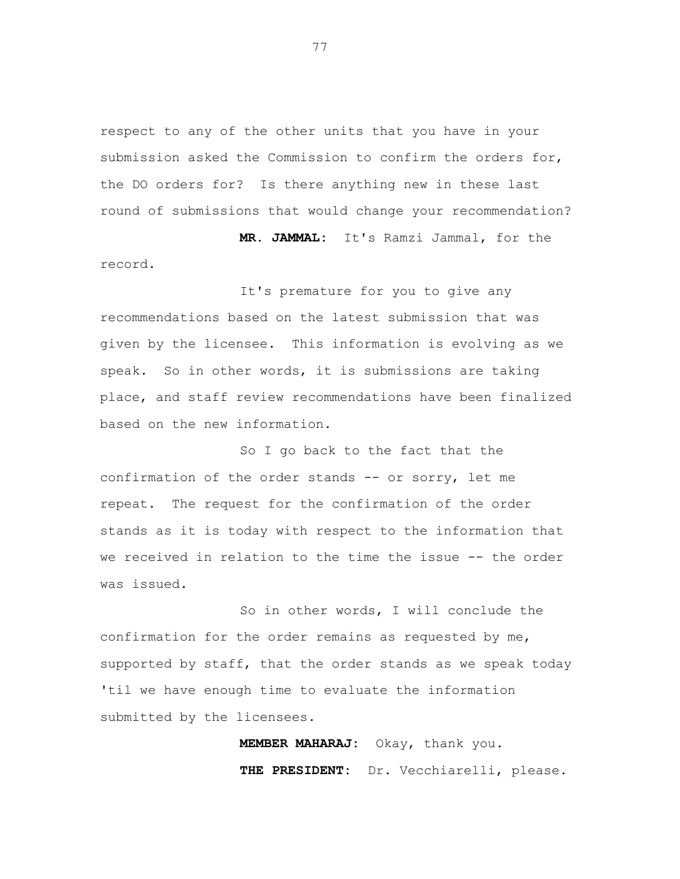respect to any of the other units that you have in your submission asked the Commission to confirm the orders for, the DO orders for? Is there anything new in these last round of submissions that would change your recommendation?

**MR. JAMMAL:** It's Ramzi Jammal, for the record.

It's premature for you to give any recommendations based on the latest submission that was given by the licensee. This information is evolving as we speak. So in other words, it is submissions are taking place, and staff review recommendations have been finalized based on the new information.

So I go back to the fact that the confirmation of the order stands -- or sorry, let me repeat. The request for the confirmation of the order stands as it is today with respect to the information that we received in relation to the time the issue -- the order was issued.

So in other words, I will conclude the confirmation for the order remains as requested by me, supported by staff, that the order stands as we speak today 'til we have enough time to evaluate the information submitted by the licensees.

**MEMBER MAHARAJ:** Okay, thank you.

**THE PRESIDENT:** Dr. Vecchiarelli, please.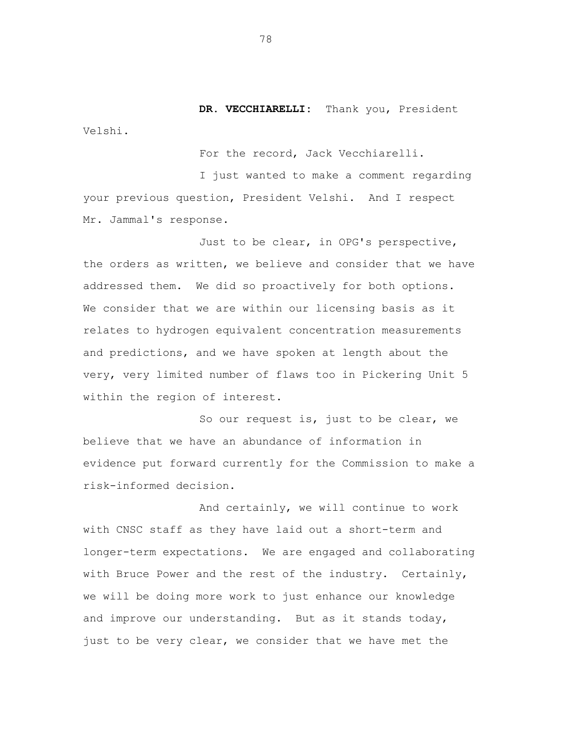**DR. VECCHIARELLI:** Thank you, President Velshi.

For the record, Jack Vecchiarelli.

I just wanted to make a comment regarding your previous question, President Velshi. And I respect Mr. Jammal's response.

Just to be clear, in OPG's perspective, the orders as written, we believe and consider that we have addressed them. We did so proactively for both options. We consider that we are within our licensing basis as it relates to hydrogen equivalent concentration measurements and predictions, and we have spoken at length about the very, very limited number of flaws too in Pickering Unit 5 within the region of interest.

So our request is, just to be clear, we believe that we have an abundance of information in evidence put forward currently for the Commission to make a risk-informed decision.

And certainly, we will continue to work with CNSC staff as they have laid out a short-term and longer-term expectations. We are engaged and collaborating with Bruce Power and the rest of the industry. Certainly, we will be doing more work to just enhance our knowledge and improve our understanding. But as it stands today, just to be very clear, we consider that we have met the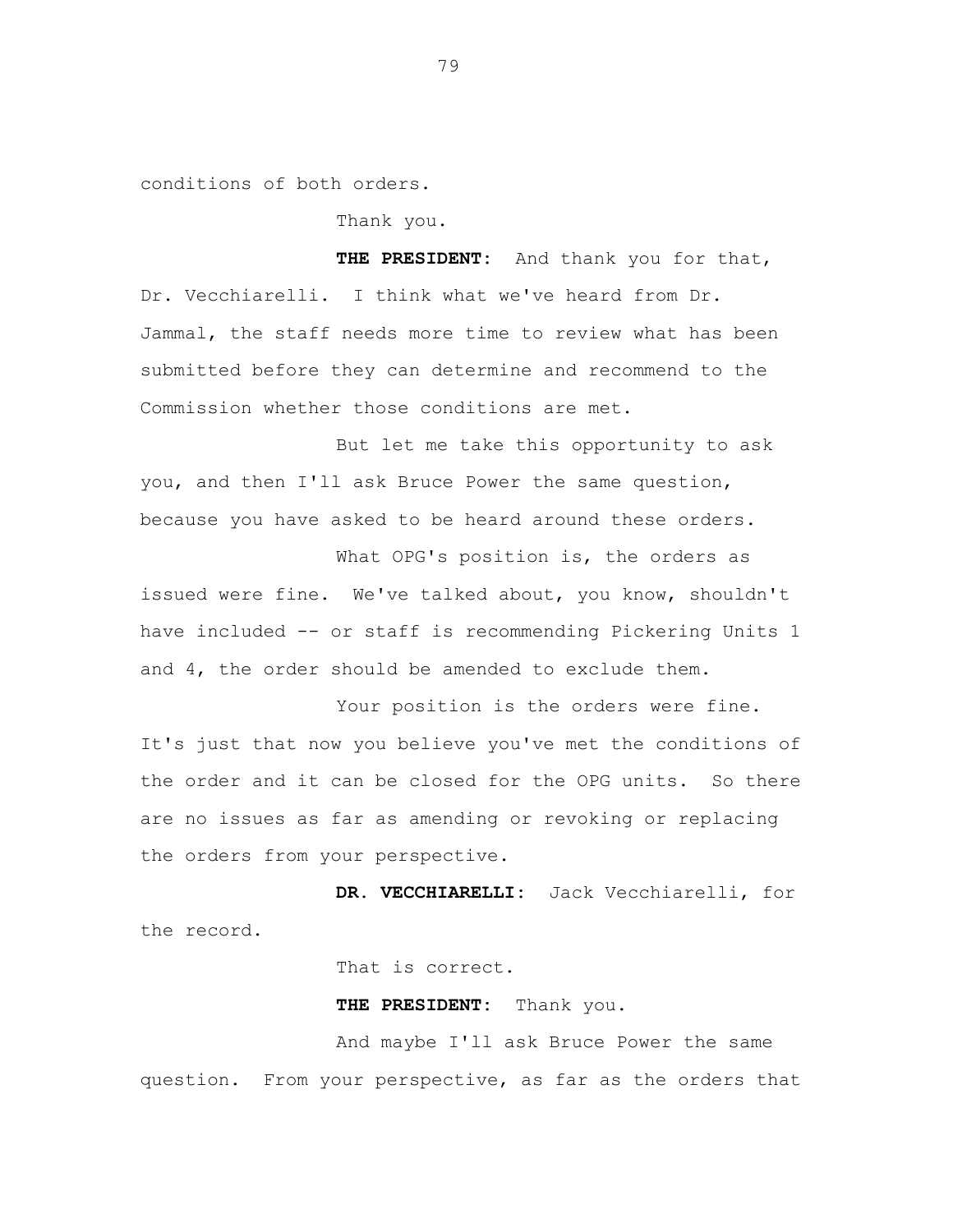conditions of both orders.

Thank you.

**THE PRESIDENT:** And thank you for that, Dr. Vecchiarelli. I think what we've heard from Dr. Jammal, the staff needs more time to review what has been submitted before they can determine and recommend to the Commission whether those conditions are met.

But let me take this opportunity to ask you, and then I'll ask Bruce Power the same question, because you have asked to be heard around these orders.

What OPG's position is, the orders as issued were fine. We've talked about, you know, shouldn't have included -- or staff is recommending Pickering Units 1 and 4, the order should be amended to exclude them.

Your position is the orders were fine. It's just that now you believe you've met the conditions of the order and it can be closed for the OPG units. So there are no issues as far as amending or revoking or replacing the orders from your perspective.

**DR. VECCHIARELLI:** Jack Vecchiarelli, for the record.

That is correct.

**THE PRESIDENT:** Thank you.

And maybe I'll ask Bruce Power the same question. From your perspective, as far as the orders that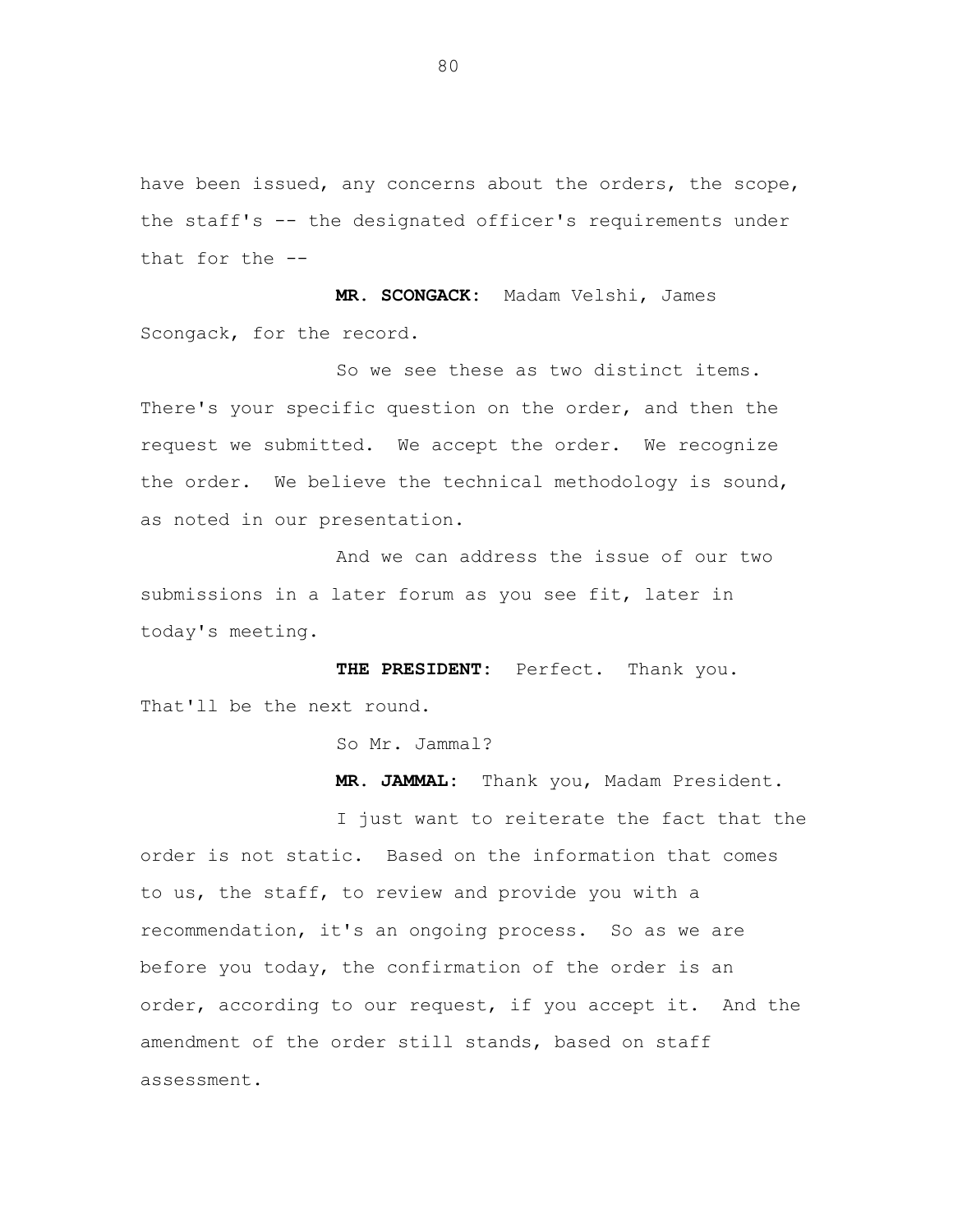have been issued, any concerns about the orders, the scope, the staff's -- the designated officer's requirements under that for the --

**MR. SCONGACK:** Madam Velshi, James Scongack, for the record.

So we see these as two distinct items. There's your specific question on the order, and then the request we submitted. We accept the order. We recognize the order. We believe the technical methodology is sound, as noted in our presentation.

And we can address the issue of our two submissions in a later forum as you see fit, later in today's meeting.

**THE PRESIDENT:** Perfect. Thank you. That'll be the next round.

So Mr. Jammal?

**MR. JAMMAL:** Thank you, Madam President.

I just want to reiterate the fact that the order is not static. Based on the information that comes to us, the staff, to review and provide you with a recommendation, it's an ongoing process. So as we are before you today, the confirmation of the order is an order, according to our request, if you accept it. And the amendment of the order still stands, based on staff assessment.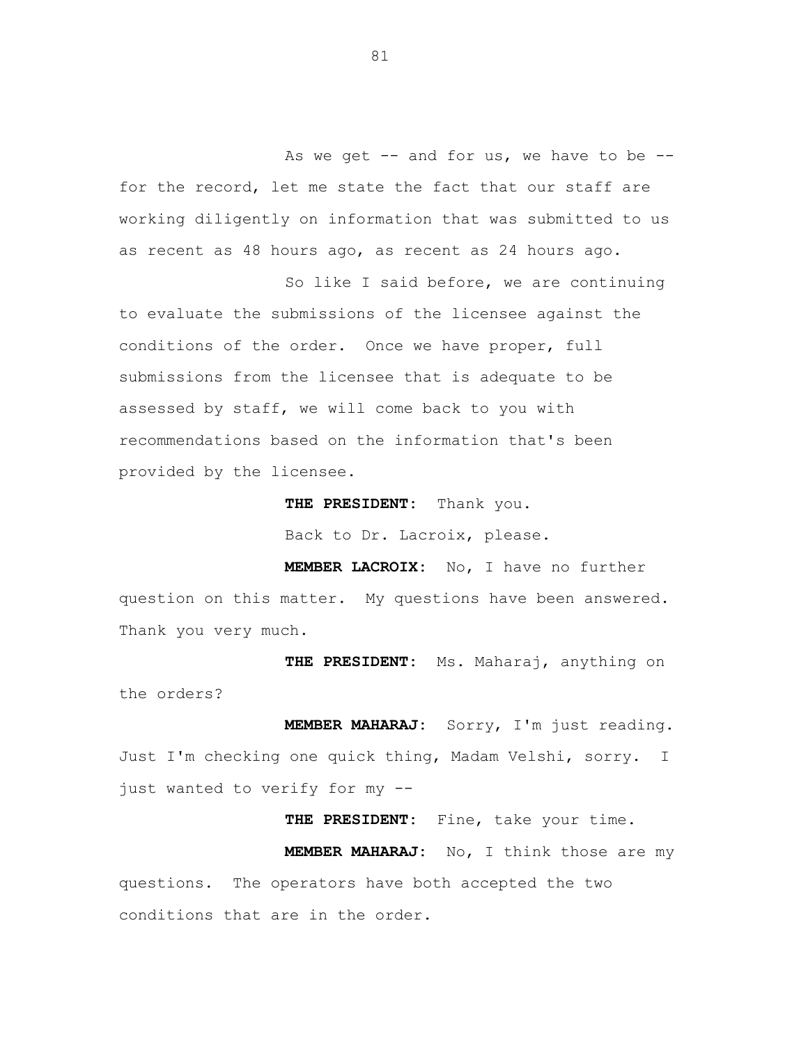As we get -- and for us, we have to be -- for the record, let me state the fact that our staff are working diligently on information that was submitted to us as recent as 48 hours ago, as recent as 24 hours ago.

So like I said before, we are continuing to evaluate the submissions of the licensee against the conditions of the order. Once we have proper, full submissions from the licensee that is adequate to be assessed by staff, we will come back to you with recommendations based on the information that's been provided by the licensee.

**THE PRESIDENT:** Thank you.

Back to Dr. Lacroix, please.

**MEMBER LACROIX:** No, I have no further question on this matter. My questions have been answered. Thank you very much.

**THE PRESIDENT:** Ms. Maharaj, anything on the orders?

**MEMBER MAHARAJ:** Sorry, I'm just reading. Just I'm checking one quick thing, Madam Velshi, sorry. I just wanted to verify for my --

**THE PRESIDENT:** Fine, take your time.

**MEMBER MAHARAJ:** No, I think those are my questions. The operators have both accepted the two conditions that are in the order.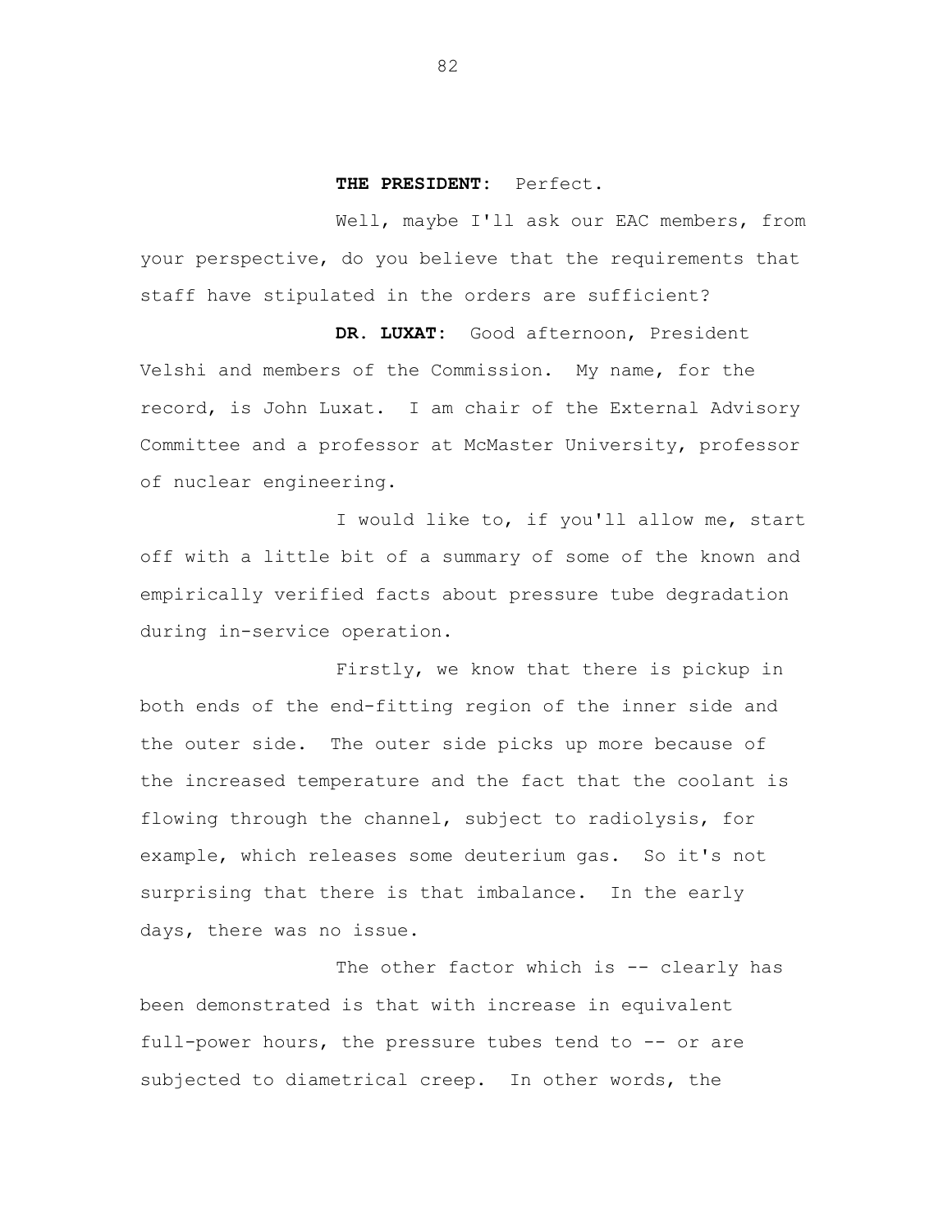**THE PRESIDENT:** Perfect.

Well, maybe I'll ask our EAC members, from your perspective, do you believe that the requirements that staff have stipulated in the orders are sufficient?

**DR. LUXAT:** Good afternoon, President Velshi and members of the Commission. My name, for the record, is John Luxat. I am chair of the External Advisory Committee and a professor at McMaster University, professor of nuclear engineering.

I would like to, if you'll allow me, start off with a little bit of a summary of some of the known and empirically verified facts about pressure tube degradation during in-service operation.

Firstly, we know that there is pickup in both ends of the end-fitting region of the inner side and the outer side. The outer side picks up more because of the increased temperature and the fact that the coolant is flowing through the channel, subject to radiolysis, for example, which releases some deuterium gas. So it's not surprising that there is that imbalance. In the early days, there was no issue.

The other factor which is -- clearly has been demonstrated is that with increase in equivalent full-power hours, the pressure tubes tend to -- or are subjected to diametrical creep. In other words, the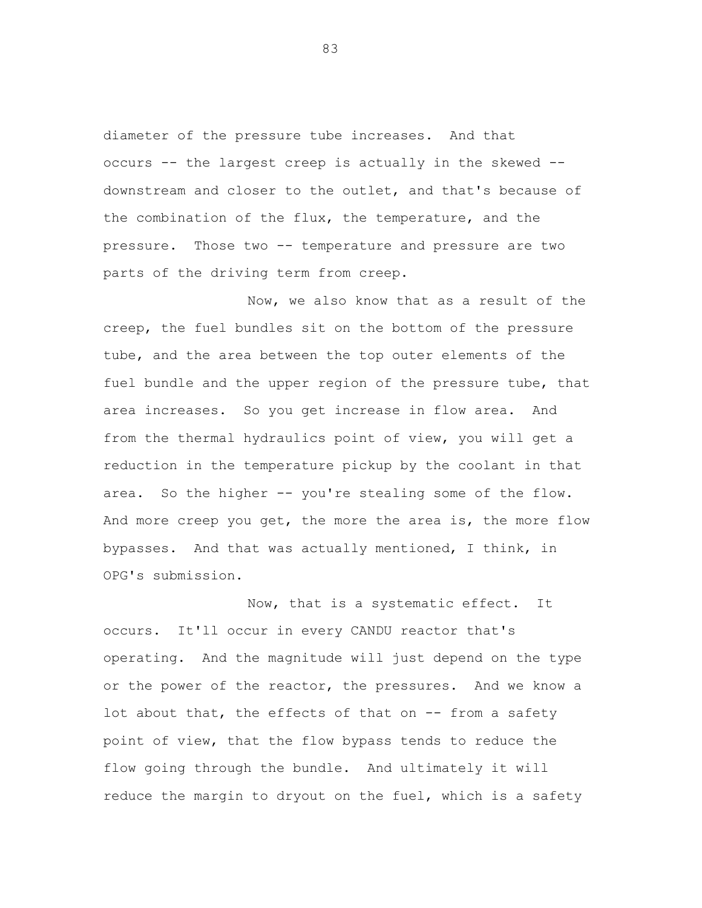diameter of the pressure tube increases. And that occurs -- the largest creep is actually in the skewed -- downstream and closer to the outlet, and that's because of the combination of the flux, the temperature, and the pressure. Those two -- temperature and pressure are two parts of the driving term from creep.

Now, we also know that as a result of the creep, the fuel bundles sit on the bottom of the pressure tube, and the area between the top outer elements of the fuel bundle and the upper region of the pressure tube, that area increases. So you get increase in flow area. And from the thermal hydraulics point of view, you will get a reduction in the temperature pickup by the coolant in that area. So the higher -- you're stealing some of the flow. And more creep you get, the more the area is, the more flow bypasses. And that was actually mentioned, I think, in OPG's submission.

Now, that is a systematic effect. It occurs. It'll occur in every CANDU reactor that's operating. And the magnitude will just depend on the type or the power of the reactor, the pressures. And we know a lot about that, the effects of that on -- from a safety point of view, that the flow bypass tends to reduce the flow going through the bundle. And ultimately it will reduce the margin to dryout on the fuel, which is a safety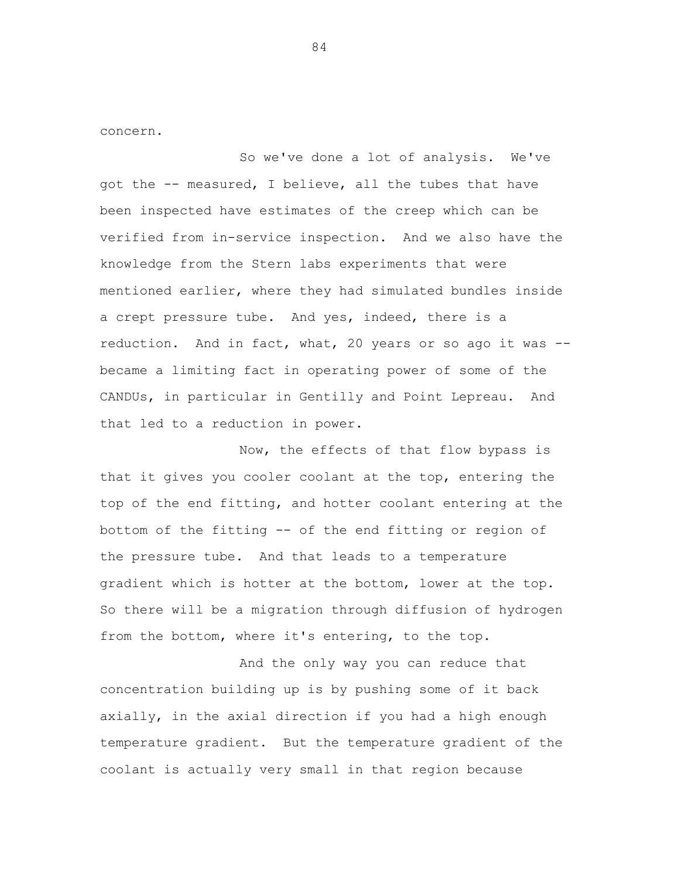concern.

So we've done a lot of analysis. We've got the -- measured, I believe, all the tubes that have been inspected have estimates of the creep which can be verified from in-service inspection. And we also have the knowledge from the Stern labs experiments that were mentioned earlier, where they had simulated bundles inside a crept pressure tube. And yes, indeed, there is a reduction. And in fact, what, 20 years or so ago it was -- became a limiting fact in operating power of some of the CANDUs, in particular in Gentilly and Point Lepreau. And that led to a reduction in power.

Now, the effects of that flow bypass is that it gives you cooler coolant at the top, entering the top of the end fitting, and hotter coolant entering at the bottom of the fitting -- of the end fitting or region of the pressure tube. And that leads to a temperature gradient which is hotter at the bottom, lower at the top. So there will be a migration through diffusion of hydrogen from the bottom, where it's entering, to the top.

And the only way you can reduce that concentration building up is by pushing some of it back axially, in the axial direction if you had a high enough temperature gradient. But the temperature gradient of the coolant is actually very small in that region because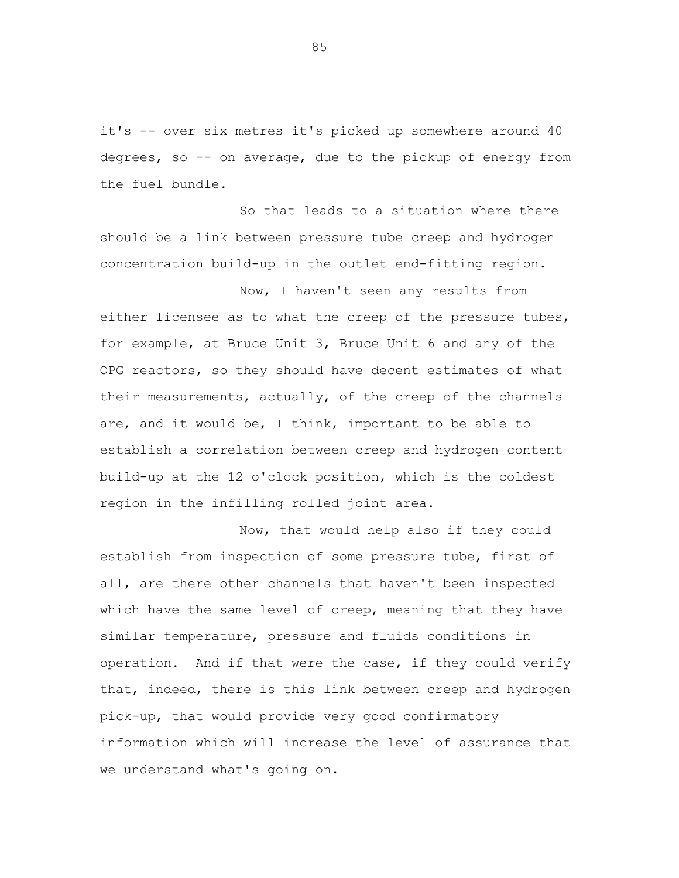it's -- over six metres it's picked up somewhere around 40 degrees, so -- on average, due to the pickup of energy from the fuel bundle.

So that leads to a situation where there should be a link between pressure tube creep and hydrogen concentration build-up in the outlet end-fitting region.

Now, I haven't seen any results from either licensee as to what the creep of the pressure tubes, for example, at Bruce Unit 3, Bruce Unit 6 and any of the OPG reactors, so they should have decent estimates of what their measurements, actually, of the creep of the channels are, and it would be, I think, important to be able to establish a correlation between creep and hydrogen content build-up at the 12 o'clock position, which is the coldest region in the infilling rolled joint area.

Now, that would help also if they could establish from inspection of some pressure tube, first of all, are there other channels that haven't been inspected which have the same level of creep, meaning that they have similar temperature, pressure and fluids conditions in operation. And if that were the case, if they could verify that, indeed, there is this link between creep and hydrogen pick-up, that would provide very good confirmatory information which will increase the level of assurance that we understand what's going on.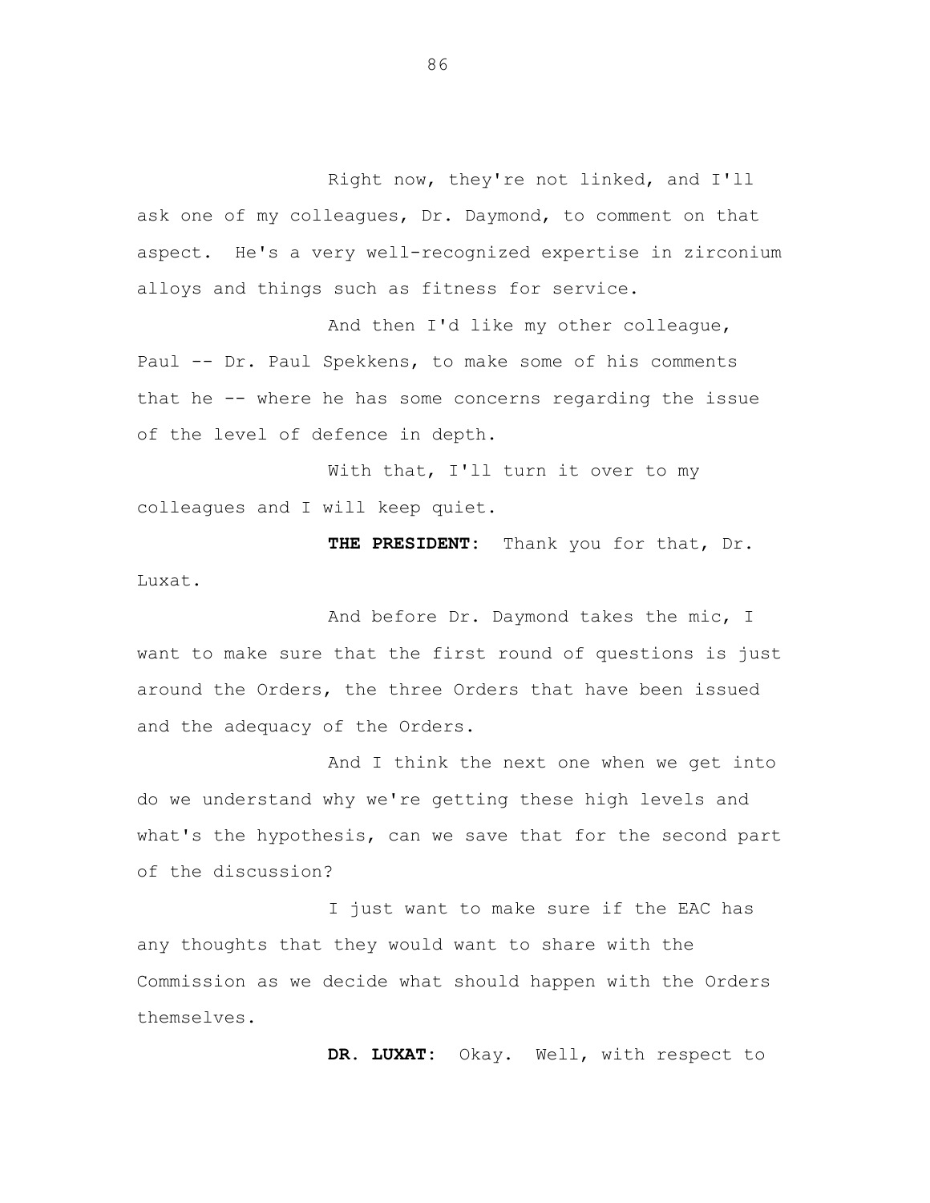Right now, they're not linked, and I'll ask one of my colleagues, Dr. Daymond, to comment on that aspect. He's a very well-recognized expertise in zirconium alloys and things such as fitness for service.

And then I'd like my other colleague, Paul -- Dr. Paul Spekkens, to make some of his comments that he -- where he has some concerns regarding the issue of the level of defence in depth.

With that, I'll turn it over to my colleagues and I will keep quiet.

**THE PRESIDENT:** Thank you for that, Dr. Luxat.

And before Dr. Daymond takes the mic, I want to make sure that the first round of questions is just around the Orders, the three Orders that have been issued and the adequacy of the Orders.

And I think the next one when we get into do we understand why we're getting these high levels and what's the hypothesis, can we save that for the second part of the discussion?

I just want to make sure if the EAC has any thoughts that they would want to share with the Commission as we decide what should happen with the Orders themselves.

**DR. LUXAT:** Okay. Well, with respect to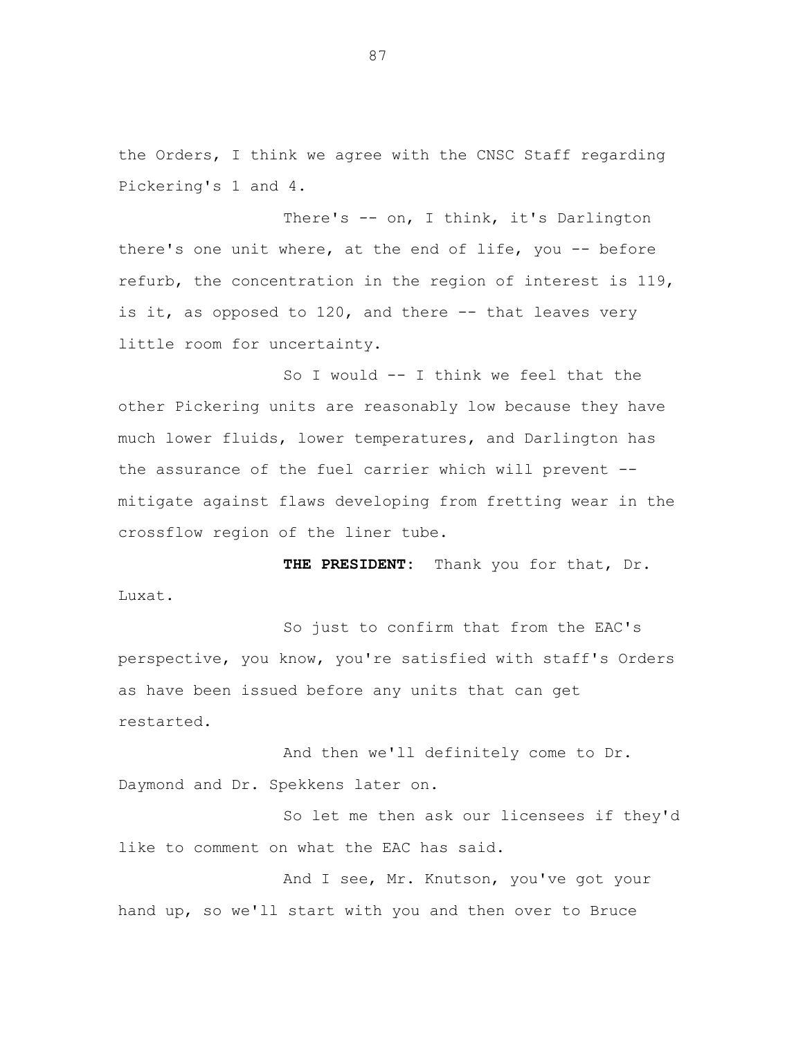the Orders, I think we agree with the CNSC Staff regarding Pickering's 1 and 4.

There's -- on, I think, it's Darlington there's one unit where, at the end of life, you -- before refurb, the concentration in the region of interest is 119, is it, as opposed to 120, and there -- that leaves very little room for uncertainty.

So I would -- I think we feel that the other Pickering units are reasonably low because they have much lower fluids, lower temperatures, and Darlington has the assurance of the fuel carrier which will prevent -- mitigate against flaws developing from fretting wear in the crossflow region of the liner tube.

**THE PRESIDENT:** Thank you for that, Dr. Luxat.

So just to confirm that from the EAC's perspective, you know, you're satisfied with staff's Orders as have been issued before any units that can get restarted.

And then we'll definitely come to Dr. Daymond and Dr. Spekkens later on.

So let me then ask our licensees if they'd like to comment on what the EAC has said.

And I see, Mr. Knutson, you've got your hand up, so we'll start with you and then over to Bruce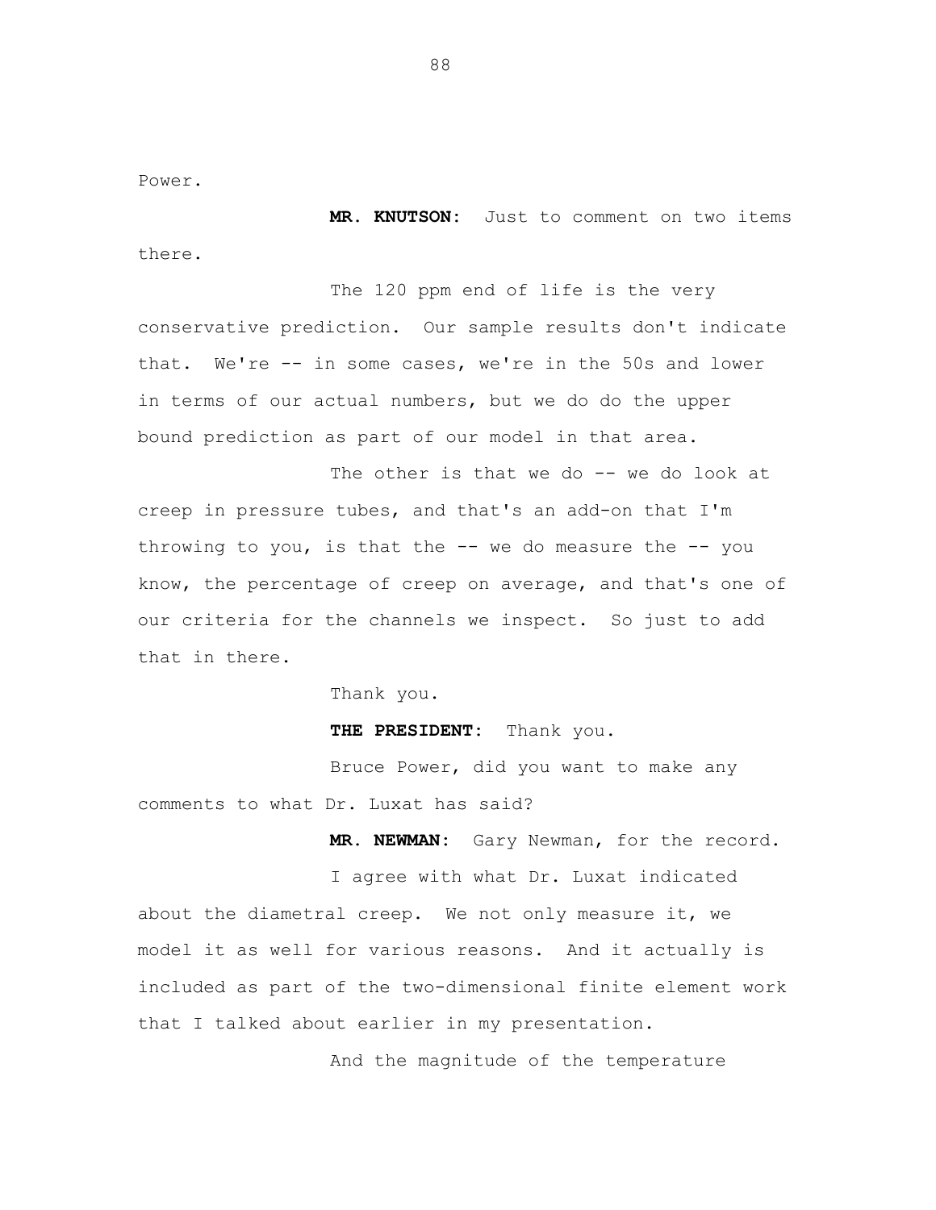Power.

**MR. KNUTSON:** Just to comment on two items there.

The 120 ppm end of life is the very conservative prediction. Our sample results don't indicate that. We're -- in some cases, we're in the 50s and lower in terms of our actual numbers, but we do do the upper bound prediction as part of our model in that area.

The other is that we do -- we do look at creep in pressure tubes, and that's an add-on that I'm throwing to you, is that the -- we do measure the -- you know, the percentage of creep on average, and that's one of our criteria for the channels we inspect. So just to add that in there.

Thank you.

**THE PRESIDENT:** Thank you.

Bruce Power, did you want to make any comments to what Dr. Luxat has said?

**MR. NEWMAN:** Gary Newman, for the record.

I agree with what Dr. Luxat indicated about the diametral creep. We not only measure it, we model it as well for various reasons. And it actually is included as part of the two-dimensional finite element work that I talked about earlier in my presentation.

And the magnitude of the temperature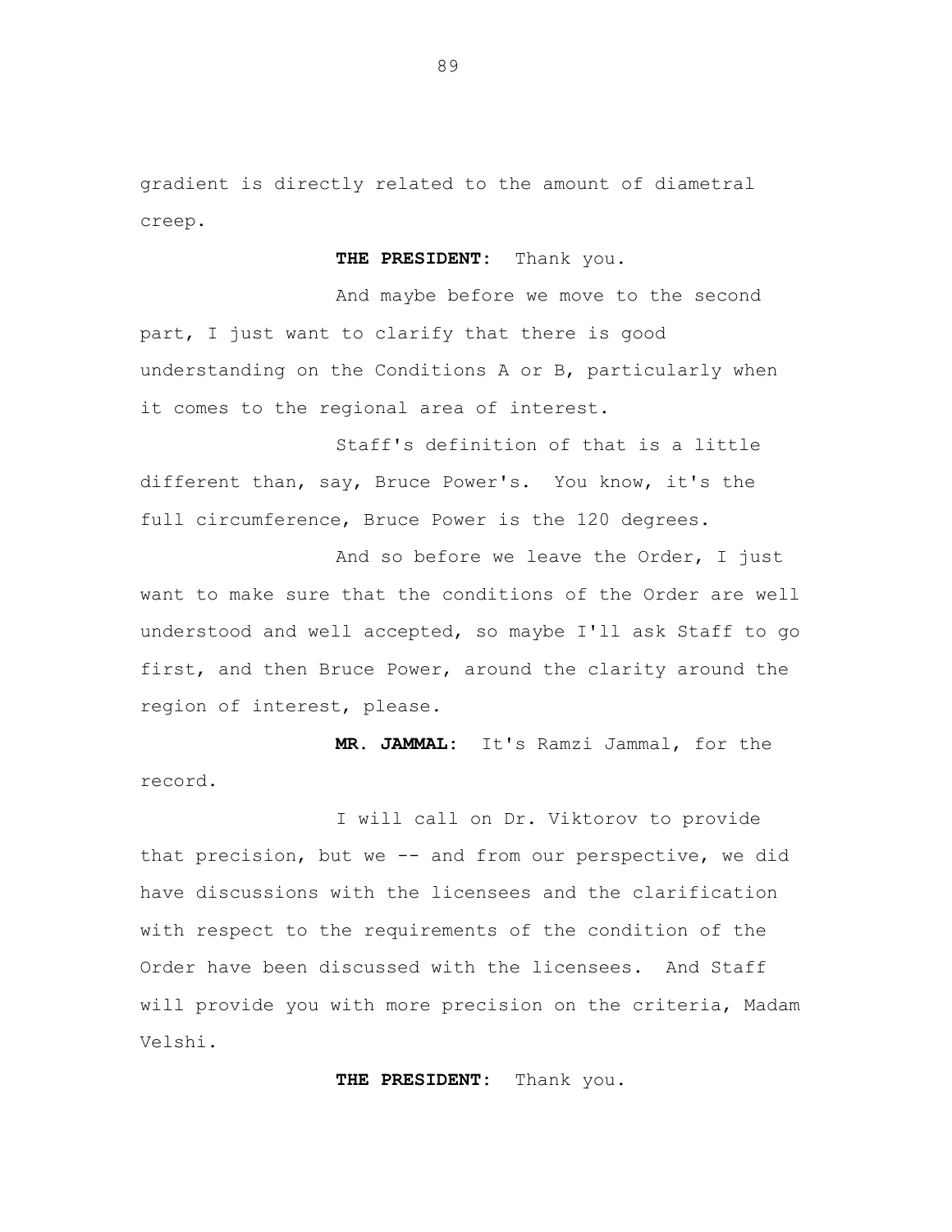gradient is directly related to the amount of diametral creep.

**THE PRESIDENT:** Thank you.

And maybe before we move to the second part, I just want to clarify that there is good understanding on the Conditions A or B, particularly when it comes to the regional area of interest.

Staff's definition of that is a little different than, say, Bruce Power's. You know, it's the full circumference, Bruce Power is the 120 degrees.

And so before we leave the Order, I just want to make sure that the conditions of the Order are well understood and well accepted, so maybe I'll ask Staff to go first, and then Bruce Power, around the clarity around the region of interest, please.

**MR. JAMMAL:** It's Ramzi Jammal, for the record.

I will call on Dr. Viktorov to provide that precision, but we -- and from our perspective, we did have discussions with the licensees and the clarification with respect to the requirements of the condition of the Order have been discussed with the licensees. And Staff will provide you with more precision on the criteria, Madam Velshi.

**THE PRESIDENT:** Thank you.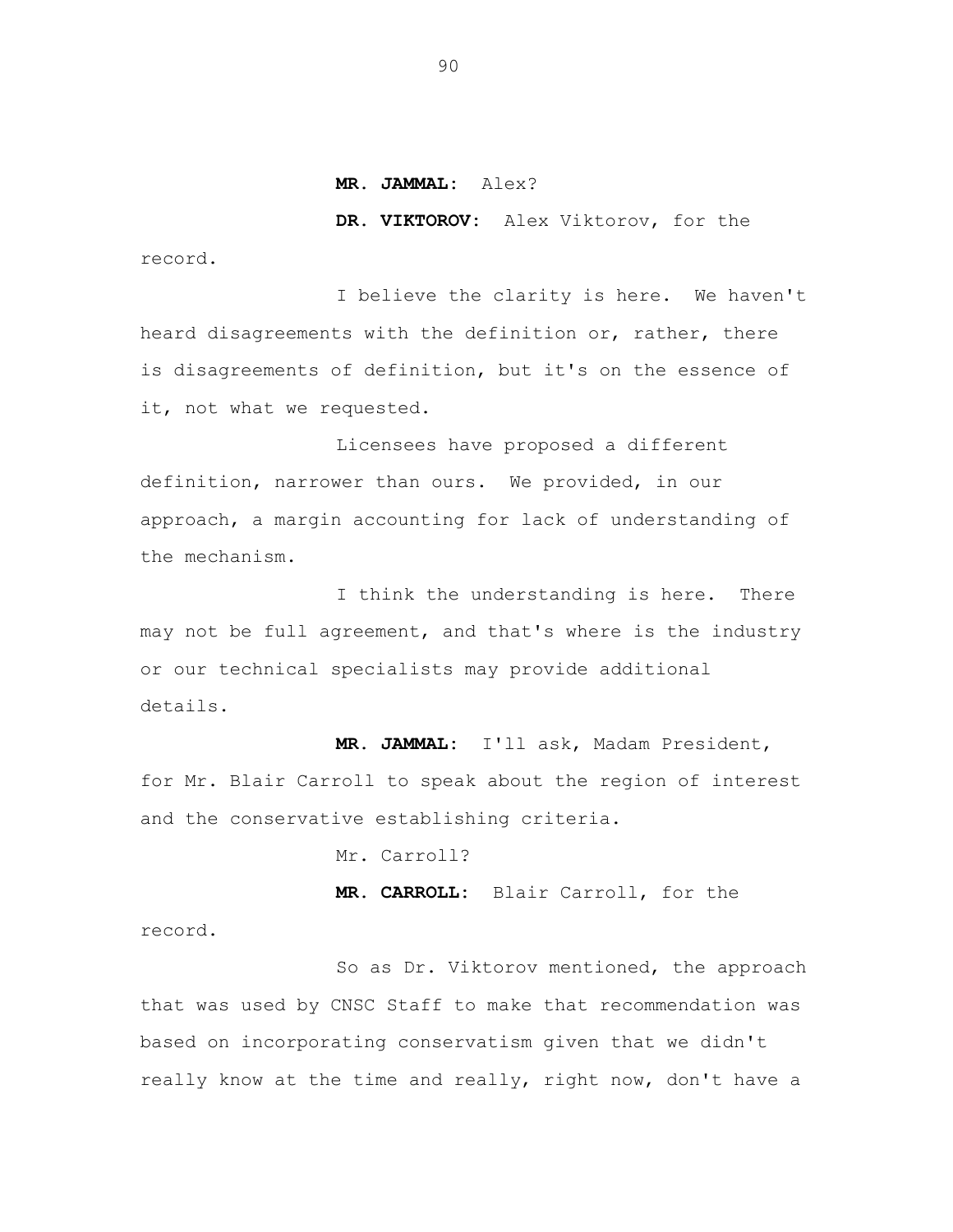**MR. JAMMAL:** Alex?

**DR. VIKTOROV:** Alex Viktorov, for the record.

I believe the clarity is here. We haven't heard disagreements with the definition or, rather, there is disagreements of definition, but it's on the essence of it, not what we requested.

Licensees have proposed a different definition, narrower than ours. We provided, in our approach, a margin accounting for lack of understanding of the mechanism.

I think the understanding is here. There may not be full agreement, and that's where is the industry or our technical specialists may provide additional details.

**MR. JAMMAL:** I'll ask, Madam President, for Mr. Blair Carroll to speak about the region of interest and the conservative establishing criteria.

Mr. Carroll?

**MR. CARROLL:** Blair Carroll, for the record.

So as Dr. Viktorov mentioned, the approach that was used by CNSC Staff to make that recommendation was based on incorporating conservatism given that we didn't really know at the time and really, right now, don't have a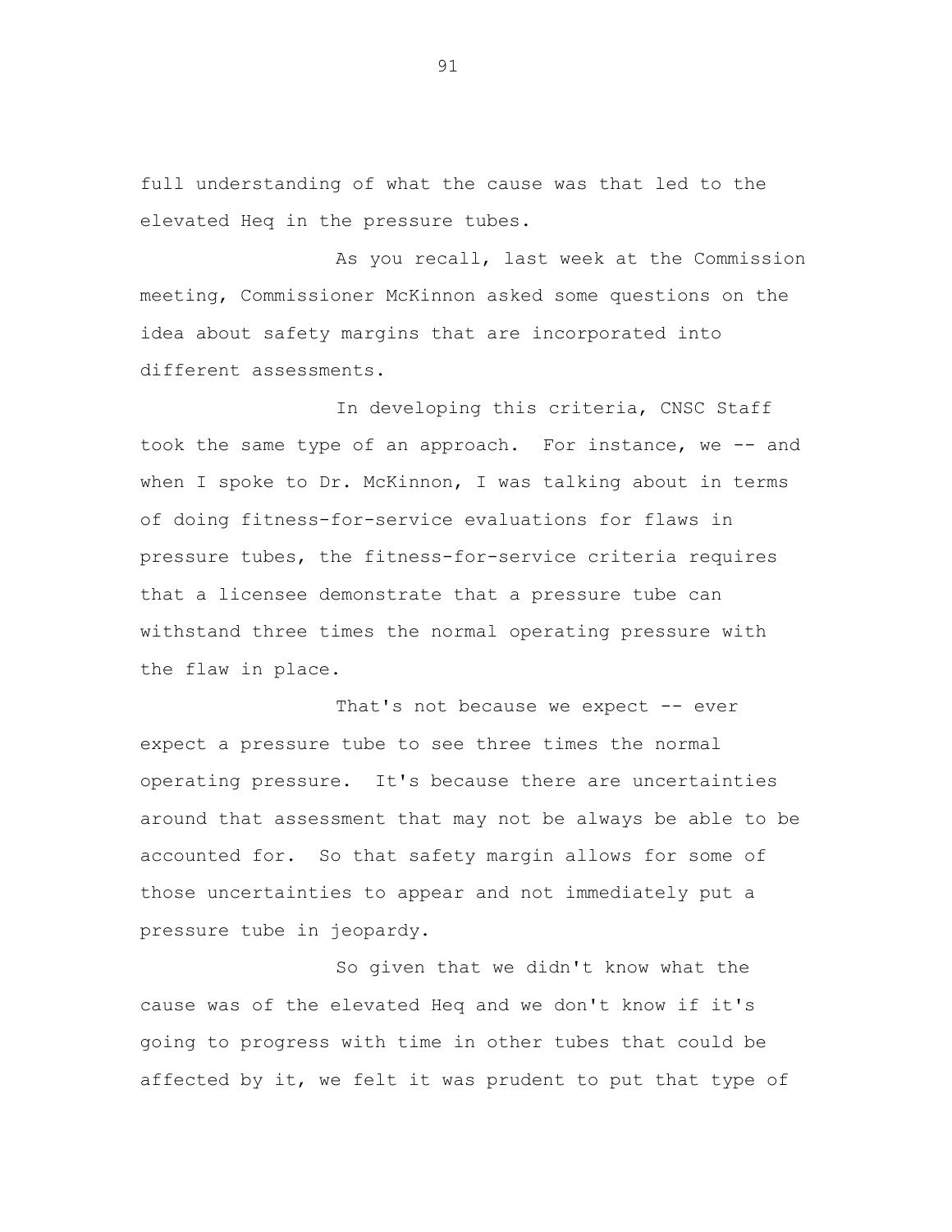full understanding of what the cause was that led to the elevated Heq in the pressure tubes.

As you recall, last week at the Commission meeting, Commissioner McKinnon asked some questions on the idea about safety margins that are incorporated into different assessments.

In developing this criteria, CNSC Staff took the same type of an approach. For instance, we -- and when I spoke to Dr. McKinnon, I was talking about in terms of doing fitness-for-service evaluations for flaws in pressure tubes, the fitness-for-service criteria requires that a licensee demonstrate that a pressure tube can withstand three times the normal operating pressure with the flaw in place.

That's not because we expect -- ever expect a pressure tube to see three times the normal operating pressure. It's because there are uncertainties around that assessment that may not be always be able to be accounted for. So that safety margin allows for some of those uncertainties to appear and not immediately put a pressure tube in jeopardy.

So given that we didn't know what the cause was of the elevated Heq and we don't know if it's going to progress with time in other tubes that could be affected by it, we felt it was prudent to put that type of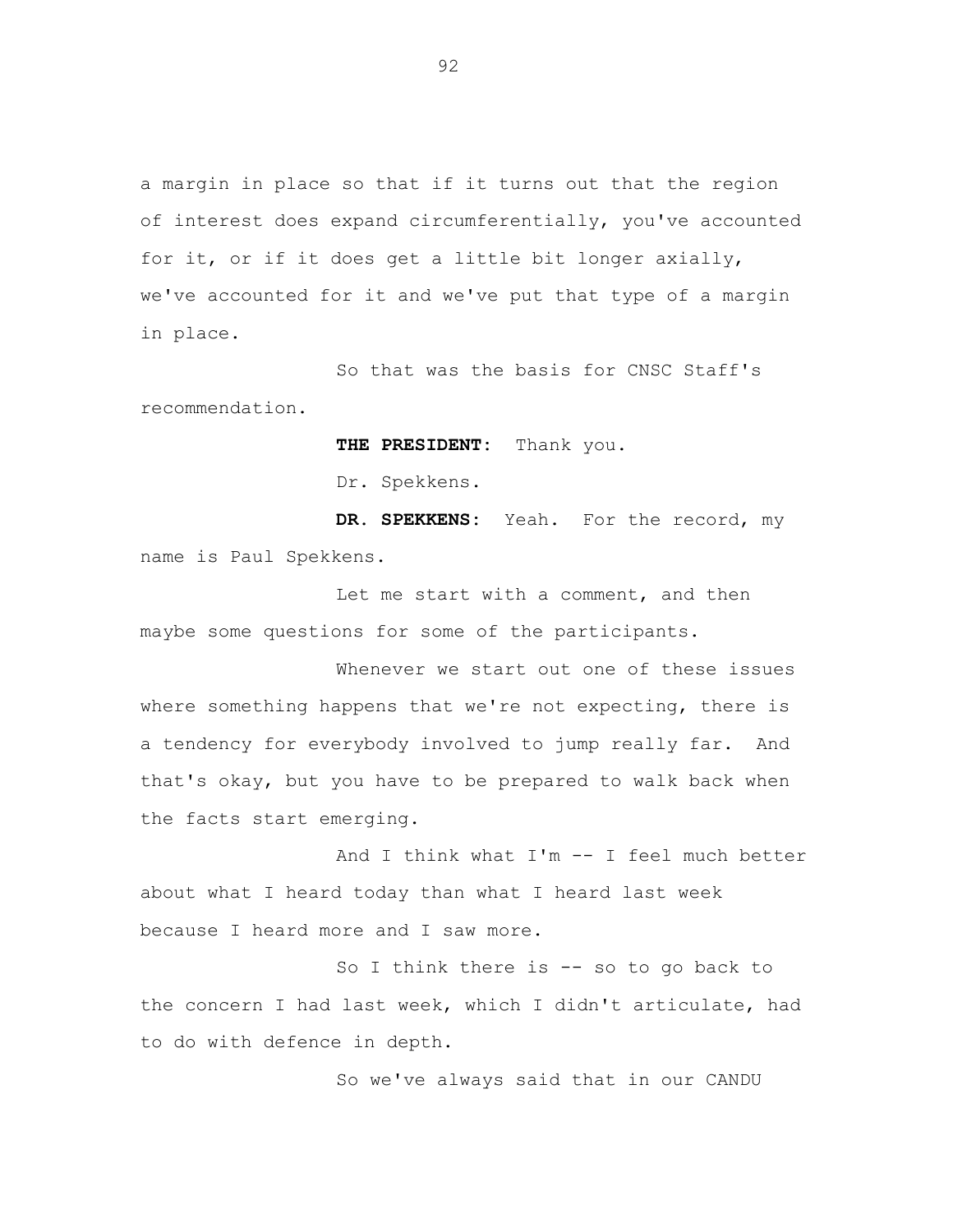a margin in place so that if it turns out that the region of interest does expand circumferentially, you've accounted for it, or if it does get a little bit longer axially, we've accounted for it and we've put that type of a margin in place.

So that was the basis for CNSC Staff's recommendation.

**THE PRESIDENT:** Thank you.

Dr. Spekkens.

**DR. SPEKKENS:** Yeah. For the record, my name is Paul Spekkens.

Let me start with a comment, and then maybe some questions for some of the participants.

Whenever we start out one of these issues where something happens that we're not expecting, there is a tendency for everybody involved to jump really far. And that's okay, but you have to be prepared to walk back when the facts start emerging.

And I think what I'm -- I feel much better about what I heard today than what I heard last week because I heard more and I saw more.

So I think there is -- so to go back to the concern I had last week, which I didn't articulate, had to do with defence in depth.

So we've always said that in our CANDU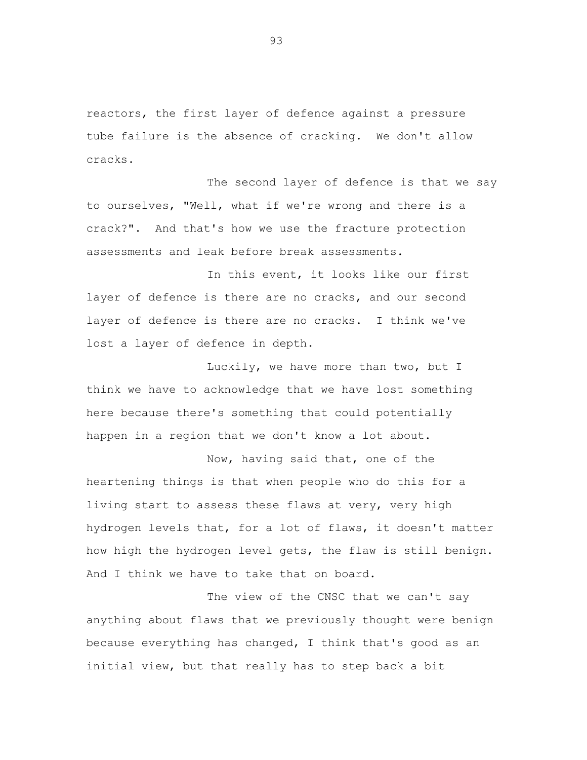reactors, the first layer of defence against a pressure tube failure is the absence of cracking. We don't allow cracks.

The second layer of defence is that we say to ourselves, "Well, what if we're wrong and there is a crack?". And that's how we use the fracture protection assessments and leak before break assessments.

In this event, it looks like our first layer of defence is there are no cracks, and our second layer of defence is there are no cracks. I think we've lost a layer of defence in depth.

Luckily, we have more than two, but I think we have to acknowledge that we have lost something here because there's something that could potentially happen in a region that we don't know a lot about.

Now, having said that, one of the heartening things is that when people who do this for a living start to assess these flaws at very, very high hydrogen levels that, for a lot of flaws, it doesn't matter how high the hydrogen level gets, the flaw is still benign. And I think we have to take that on board.

The view of the CNSC that we can't say anything about flaws that we previously thought were benign because everything has changed, I think that's good as an initial view, but that really has to step back a bit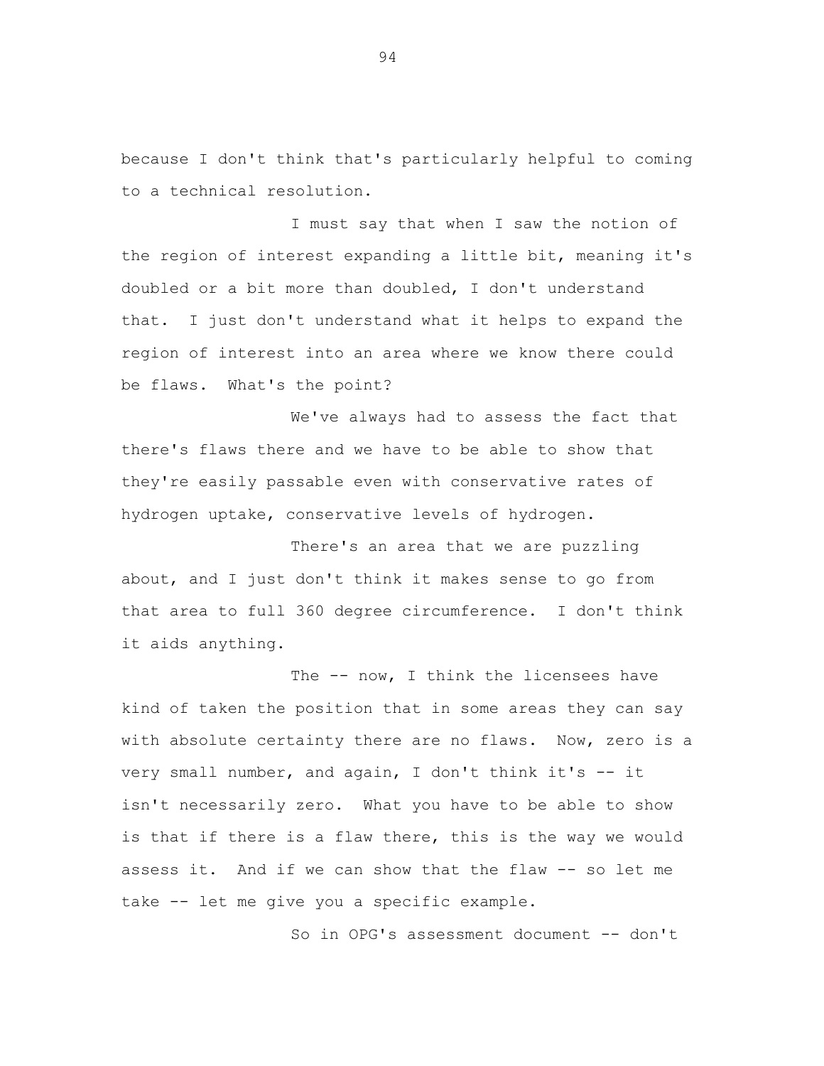because I don't think that's particularly helpful to coming to a technical resolution.

I must say that when I saw the notion of the region of interest expanding a little bit, meaning it's doubled or a bit more than doubled, I don't understand that. I just don't understand what it helps to expand the region of interest into an area where we know there could be flaws. What's the point?

We've always had to assess the fact that there's flaws there and we have to be able to show that they're easily passable even with conservative rates of hydrogen uptake, conservative levels of hydrogen.

There's an area that we are puzzling about, and I just don't think it makes sense to go from that area to full 360 degree circumference. I don't think it aids anything.

The -- now, I think the licensees have kind of taken the position that in some areas they can say with absolute certainty there are no flaws. Now, zero is a very small number, and again, I don't think it's -- it isn't necessarily zero. What you have to be able to show is that if there is a flaw there, this is the way we would assess it. And if we can show that the flaw -- so let me take -- let me give you a specific example.

So in OPG's assessment document -- don't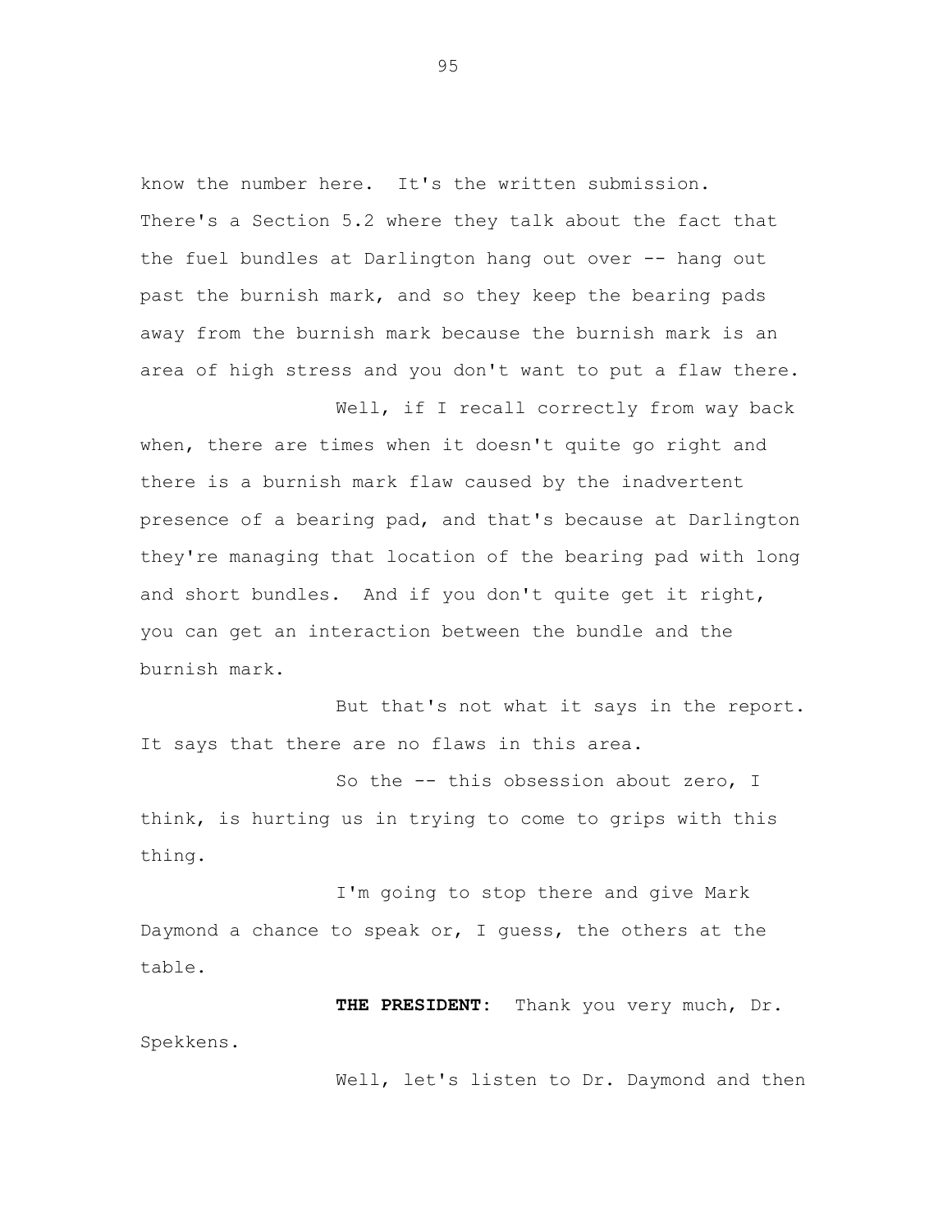know the number here. It's the written submission. There's a Section 5.2 where they talk about the fact that the fuel bundles at Darlington hang out over -- hang out past the burnish mark, and so they keep the bearing pads away from the burnish mark because the burnish mark is an area of high stress and you don't want to put a flaw there.

Well, if I recall correctly from way back when, there are times when it doesn't quite go right and there is a burnish mark flaw caused by the inadvertent presence of a bearing pad, and that's because at Darlington they're managing that location of the bearing pad with long and short bundles. And if you don't quite get it right, you can get an interaction between the bundle and the burnish mark.

But that's not what it says in the report. It says that there are no flaws in this area.

So the -- this obsession about zero, I think, is hurting us in trying to come to grips with this thing.

I'm going to stop there and give Mark Daymond a chance to speak or, I guess, the others at the table.

**THE PRESIDENT**: Thank you very much, Dr. Spekkens.

Well, let's listen to Dr. Daymond and then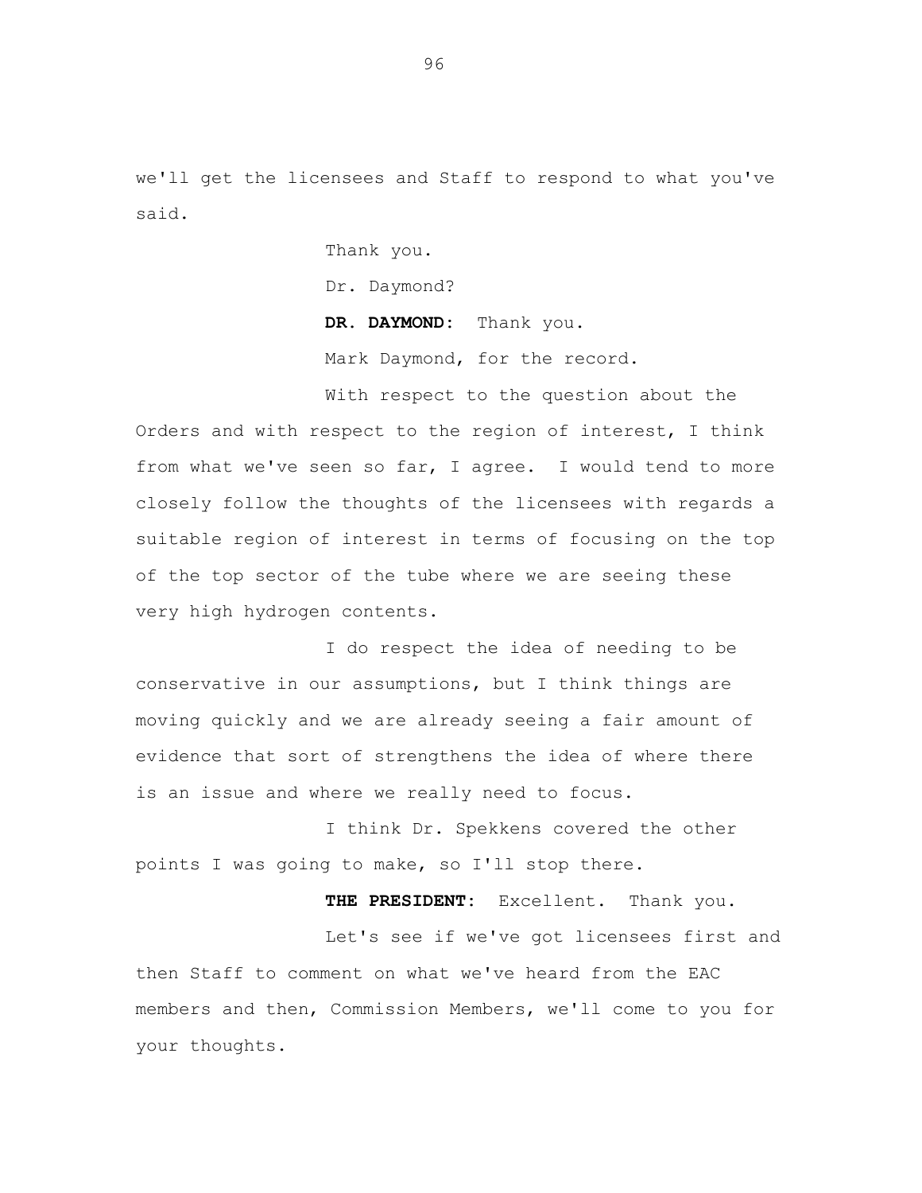we'll get the licensees and Staff to respond to what you've said.

Thank you.

Dr. Daymond?

**DR. DAYMOND:** Thank you.

Mark Daymond, for the record.

With respect to the question about the Orders and with respect to the region of interest, I think from what we've seen so far, I agree. I would tend to more closely follow the thoughts of the licensees with regards a suitable region of interest in terms of focusing on the top of the top sector of the tube where we are seeing these very high hydrogen contents.

I do respect the idea of needing to be conservative in our assumptions, but I think things are moving quickly and we are already seeing a fair amount of evidence that sort of strengthens the idea of where there is an issue and where we really need to focus.

I think Dr. Spekkens covered the other points I was going to make, so I'll stop there.

**THE PRESIDENT:** Excellent. Thank you.

Let's see if we've got licensees first and then Staff to comment on what we've heard from the EAC members and then, Commission Members, we'll come to you for your thoughts.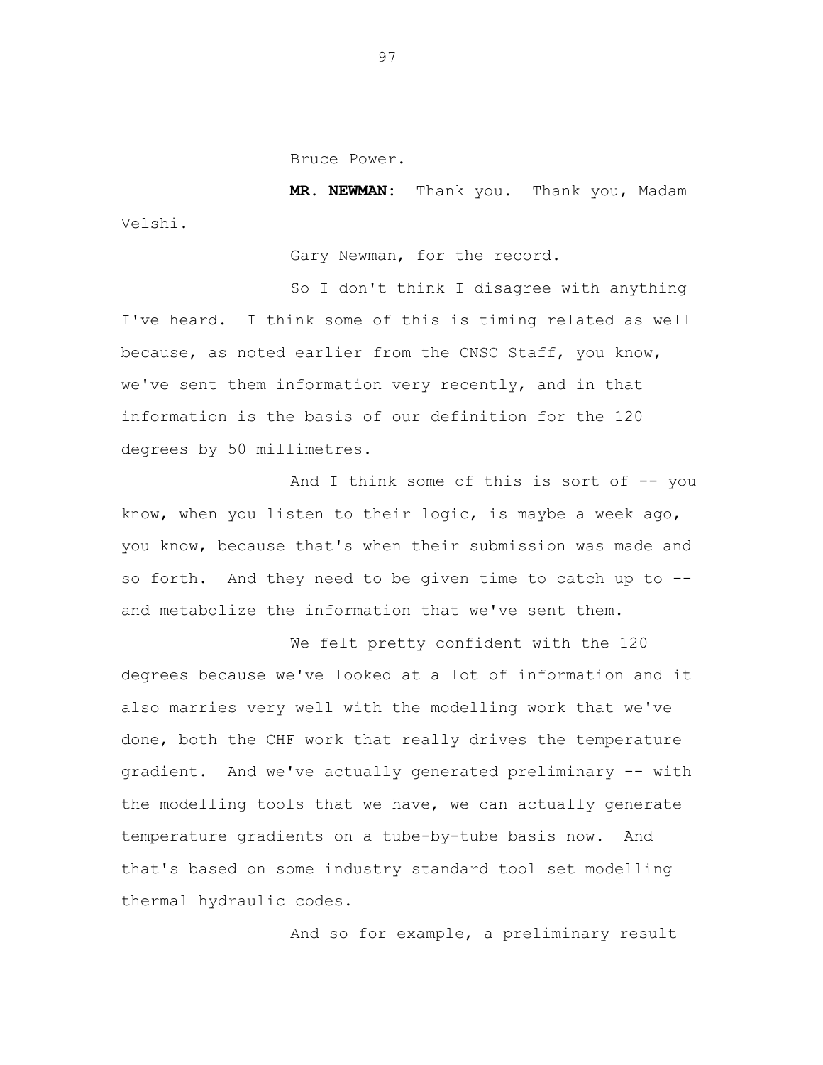Bruce Power.

**MR. NEWMAN:** Thank you. Thank you, Madam Velshi.

Gary Newman, for the record.

So I don't think I disagree with anything I've heard. I think some of this is timing related as well because, as noted earlier from the CNSC Staff, you know, we've sent them information very recently, and in that information is the basis of our definition for the 120 degrees by 50 millimetres.

And I think some of this is sort of -- you know, when you listen to their logic, is maybe a week ago, you know, because that's when their submission was made and so forth. And they need to be given time to catch up to -- and metabolize the information that we've sent them.

We felt pretty confident with the 120 degrees because we've looked at a lot of information and it also marries very well with the modelling work that we've done, both the CHF work that really drives the temperature gradient. And we've actually generated preliminary -- with the modelling tools that we have, we can actually generate temperature gradients on a tube-by-tube basis now. And that's based on some industry standard tool set modelling thermal hydraulic codes.

And so for example, a preliminary result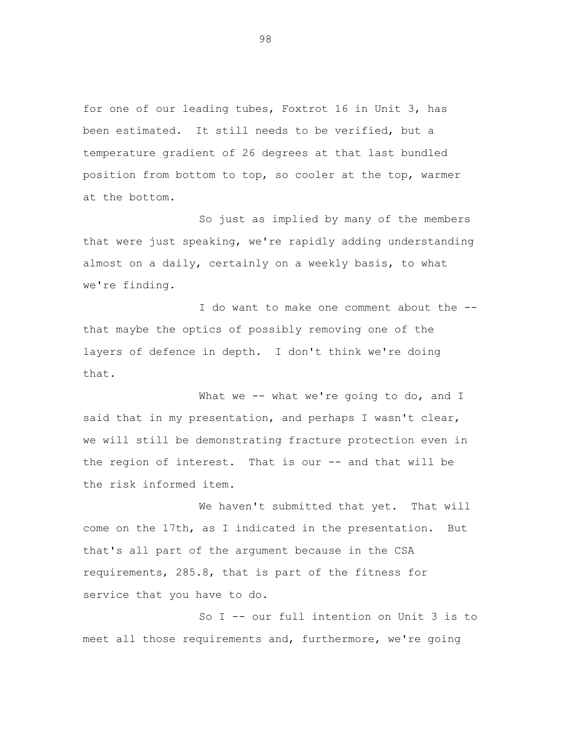for one of our leading tubes, Foxtrot 16 in Unit 3, has been estimated. It still needs to be verified, but a temperature gradient of 26 degrees at that last bundled position from bottom to top, so cooler at the top, warmer at the bottom.

So just as implied by many of the members that were just speaking, we're rapidly adding understanding almost on a daily, certainly on a weekly basis, to what we're finding.

I do want to make one comment about the -- that maybe the optics of possibly removing one of the layers of defence in depth. I don't think we're doing that.

What we -- what we're going to do, and I said that in my presentation, and perhaps I wasn't clear, we will still be demonstrating fracture protection even in the region of interest. That is our -- and that will be the risk informed item.

We haven't submitted that yet. That will come on the 17th, as I indicated in the presentation. But that's all part of the argument because in the CSA requirements, 285.8, that is part of the fitness for service that you have to do.

So I -- our full intention on Unit 3 is to meet all those requirements and, furthermore, we're going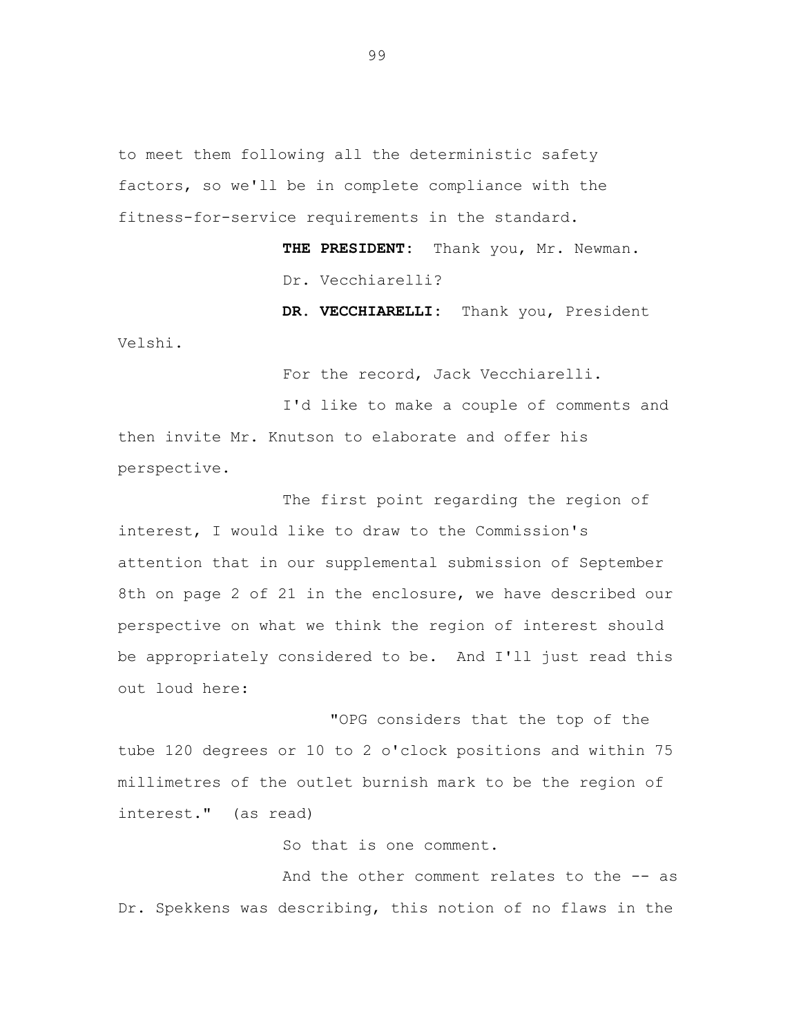to meet them following all the deterministic safety factors, so we'll be in complete compliance with the fitness-for-service requirements in the standard.

**THE PRESIDENT:** Thank you, Mr. Newman.

Dr. Vecchiarelli?

**DR. VECCHIARELLI:** Thank you, President Velshi.

For the record, Jack Vecchiarelli.

I'd like to make a couple of comments and then invite Mr. Knutson to elaborate and offer his perspective.

The first point regarding the region of interest, I would like to draw to the Commission's attention that in our supplemental submission of September 8th on page 2 of 21 in the enclosure, we have described our perspective on what we think the region of interest should be appropriately considered to be. And I'll just read this out loud here:

"OPG considers that the top of the tube 120 degrees or 10 to 2 o'clock positions and within 75 millimetres of the outlet burnish mark to be the region of interest." (as read)

So that is one comment.

And the other comment relates to the -- as Dr. Spekkens was describing, this notion of no flaws in the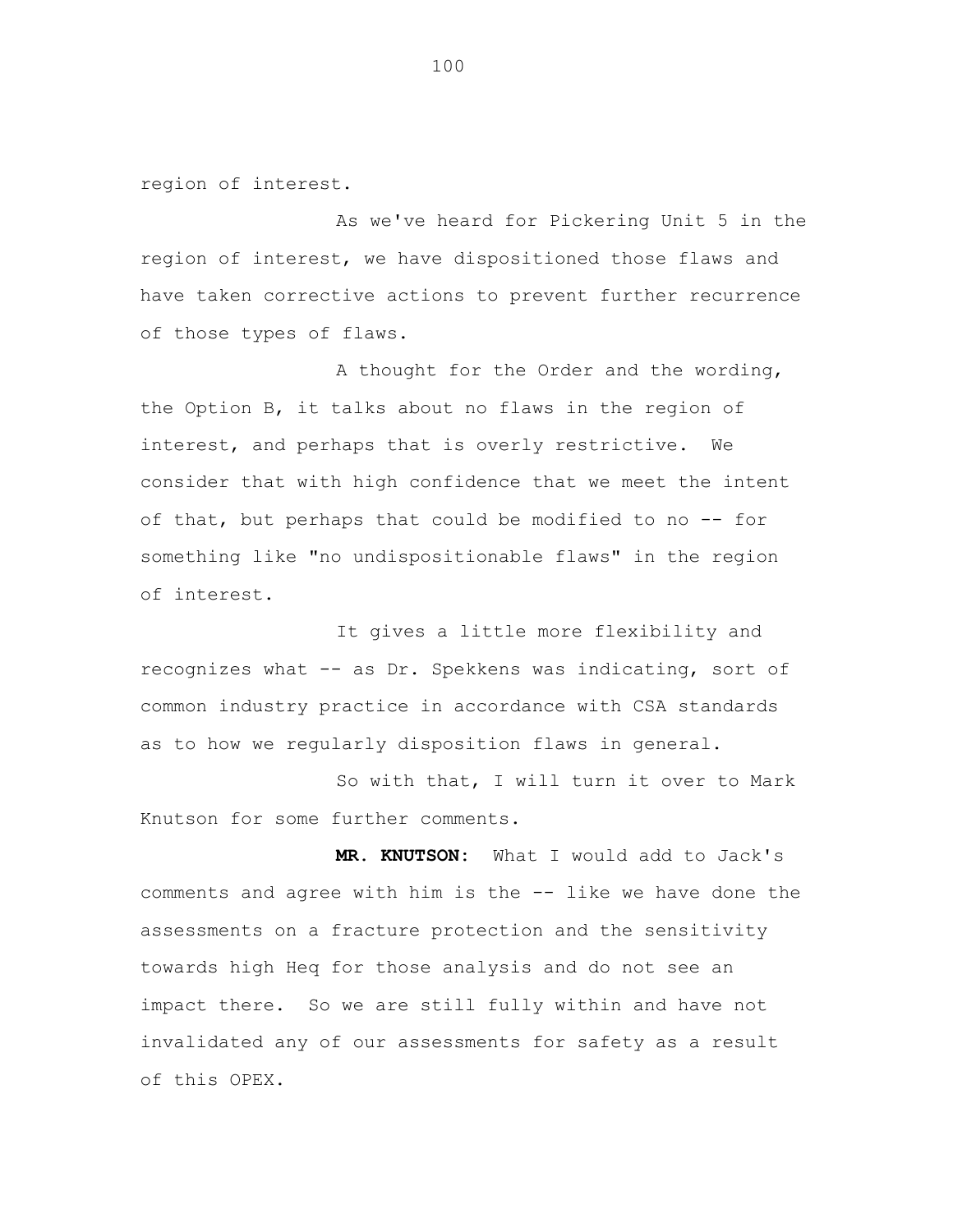region of interest.

As we've heard for Pickering Unit 5 in the region of interest, we have dispositioned those flaws and have taken corrective actions to prevent further recurrence of those types of flaws.

A thought for the Order and the wording, the Option B, it talks about no flaws in the region of interest, and perhaps that is overly restrictive. We consider that with high confidence that we meet the intent of that, but perhaps that could be modified to no -- for something like "no undispositionable flaws" in the region of interest.

It gives a little more flexibility and recognizes what -- as Dr. Spekkens was indicating, sort of common industry practice in accordance with CSA standards as to how we regularly disposition flaws in general.

So with that, I will turn it over to Mark Knutson for some further comments.

**MR. KNUTSON:** What I would add to Jack's comments and agree with him is the -- like we have done the assessments on a fracture protection and the sensitivity towards high Heq for those analysis and do not see an impact there. So we are still fully within and have not invalidated any of our assessments for safety as a result of this OPEX.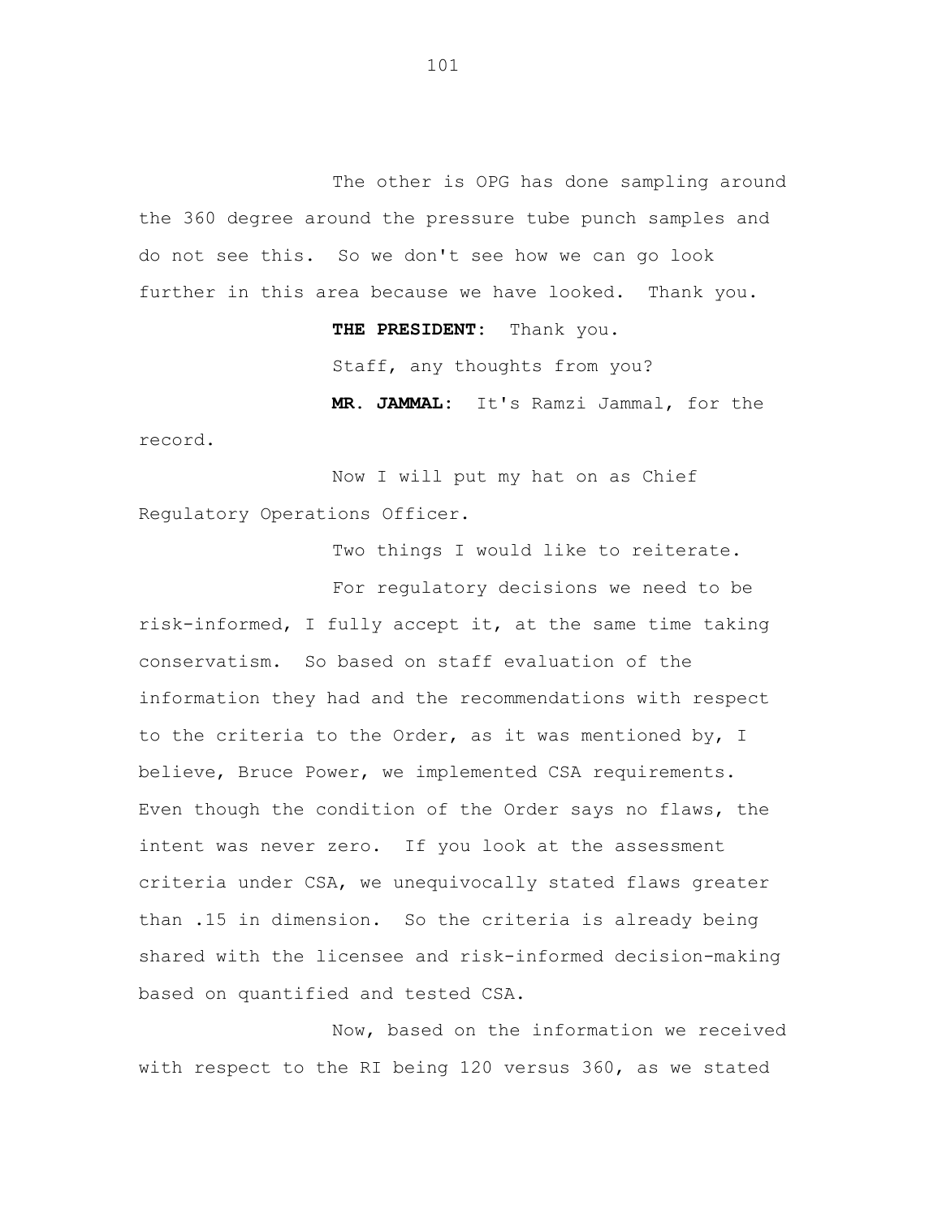The other is OPG has done sampling around the 360 degree around the pressure tube punch samples and do not see this. So we don't see how we can go look further in this area because we have looked. Thank you.

**THE PRESIDENT:** Thank you.

Staff, any thoughts from you?

**MR. JAMMAL:** It's Ramzi Jammal, for the record.

Now I will put my hat on as Chief Regulatory Operations Officer.

Two things I would like to reiterate.

For regulatory decisions we need to be risk-informed, I fully accept it, at the same time taking conservatism. So based on staff evaluation of the information they had and the recommendations with respect to the criteria to the Order, as it was mentioned by, I believe, Bruce Power, we implemented CSA requirements. Even though the condition of the Order says no flaws, the intent was never zero. If you look at the assessment criteria under CSA, we unequivocally stated flaws greater than .15 in dimension. So the criteria is already being shared with the licensee and risk-informed decision-making based on quantified and tested CSA.

Now, based on the information we received with respect to the RI being 120 versus 360, as we stated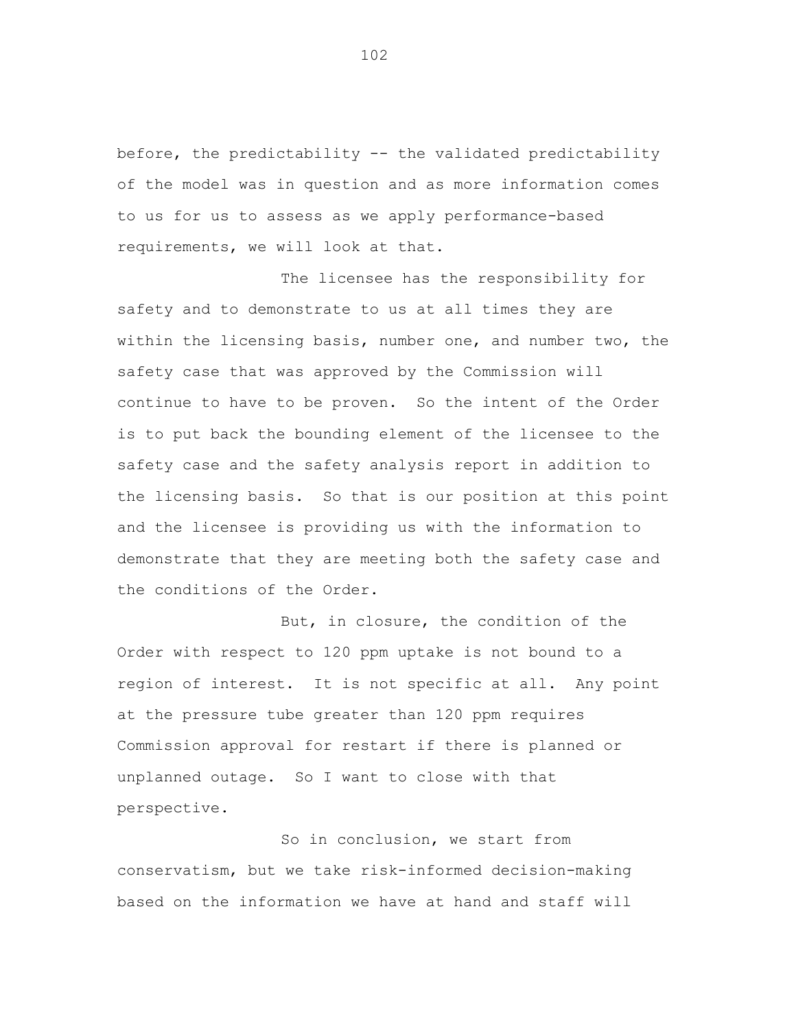before, the predictability -- the validated predictability of the model was in question and as more information comes to us for us to assess as we apply performance-based requirements, we will look at that.

The licensee has the responsibility for safety and to demonstrate to us at all times they are within the licensing basis, number one, and number two, the safety case that was approved by the Commission will continue to have to be proven. So the intent of the Order is to put back the bounding element of the licensee to the safety case and the safety analysis report in addition to the licensing basis. So that is our position at this point and the licensee is providing us with the information to demonstrate that they are meeting both the safety case and the conditions of the Order.

But, in closure, the condition of the Order with respect to 120 ppm uptake is not bound to a region of interest. It is not specific at all. Any point at the pressure tube greater than 120 ppm requires Commission approval for restart if there is planned or unplanned outage. So I want to close with that perspective.

So in conclusion, we start from conservatism, but we take risk-informed decision-making based on the information we have at hand and staff will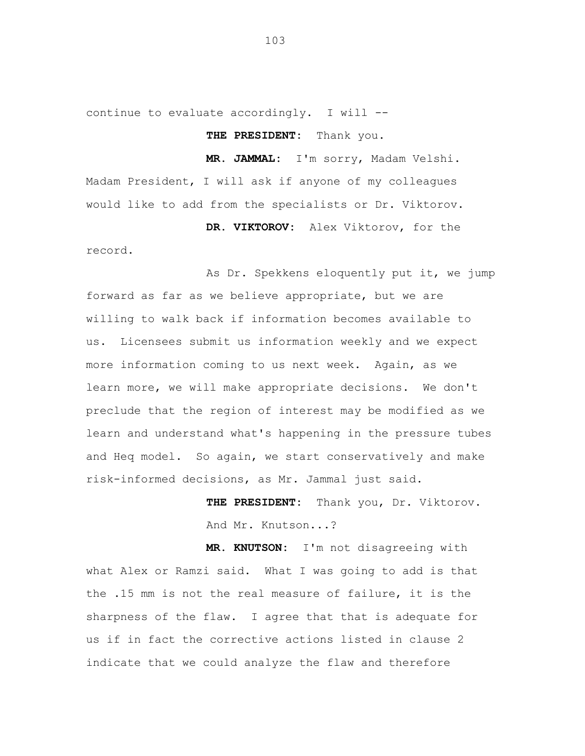continue to evaluate accordingly. I will --

**THE PRESIDENT:** Thank you.

**MR. JAMMAL:** I'm sorry, Madam Velshi. Madam President, I will ask if anyone of my colleagues would like to add from the specialists or Dr. Viktorov.

**DR. VIKTOROV:** Alex Viktorov, for the record.

As Dr. Spekkens eloquently put it, we jump forward as far as we believe appropriate, but we are willing to walk back if information becomes available to us. Licensees submit us information weekly and we expect more information coming to us next week. Again, as we learn more, we will make appropriate decisions. We don't preclude that the region of interest may be modified as we learn and understand what's happening in the pressure tubes and Heq model. So again, we start conservatively and make risk-informed decisions, as Mr. Jammal just said.

**THE PRESIDENT:** Thank you, Dr. Viktorov. And Mr. Knutson...?

**MR. KNUTSON:** I'm not disagreeing with what Alex or Ramzi said. What I was going to add is that the .15 mm is not the real measure of failure, it is the sharpness of the flaw. I agree that that is adequate for us if in fact the corrective actions listed in clause 2 indicate that we could analyze the flaw and therefore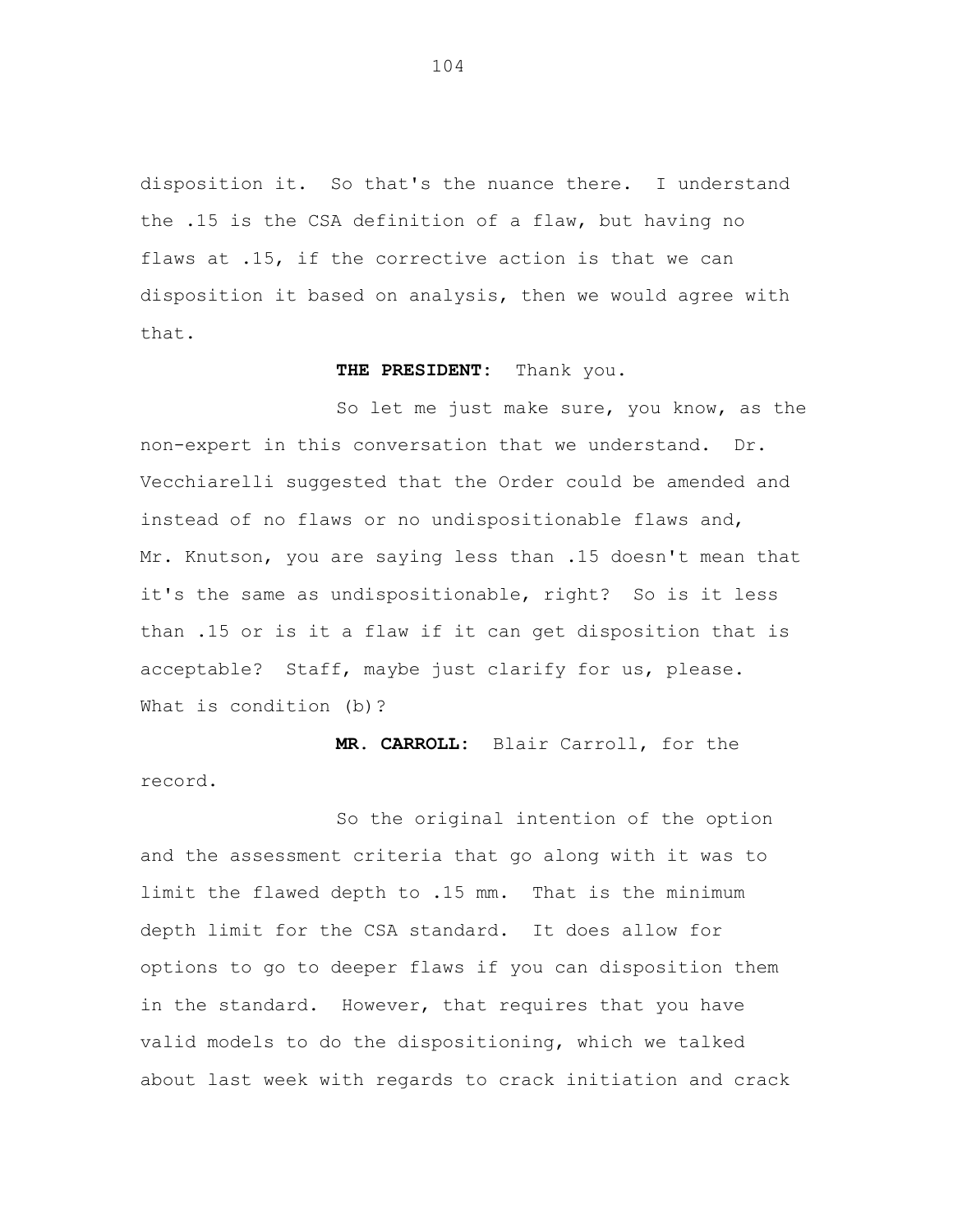disposition it. So that's the nuance there. I understand the .15 is the CSA definition of a flaw, but having no flaws at .15, if the corrective action is that we can disposition it based on analysis, then we would agree with that.

**THE PRESIDENT:** Thank you.

So let me just make sure, you know, as the non-expert in this conversation that we understand. Dr. Vecchiarelli suggested that the Order could be amended and instead of no flaws or no undispositionable flaws and, Mr. Knutson, you are saying less than .15 doesn't mean that it's the same as undispositionable, right? So is it less than .15 or is it a flaw if it can get disposition that is acceptable? Staff, maybe just clarify for us, please. What is condition (b)?

**MR. CARROLL:** Blair Carroll, for the record.

So the original intention of the option and the assessment criteria that go along with it was to limit the flawed depth to .15 mm. That is the minimum depth limit for the CSA standard. It does allow for options to go to deeper flaws if you can disposition them in the standard. However, that requires that you have valid models to do the dispositioning, which we talked about last week with regards to crack initiation and crack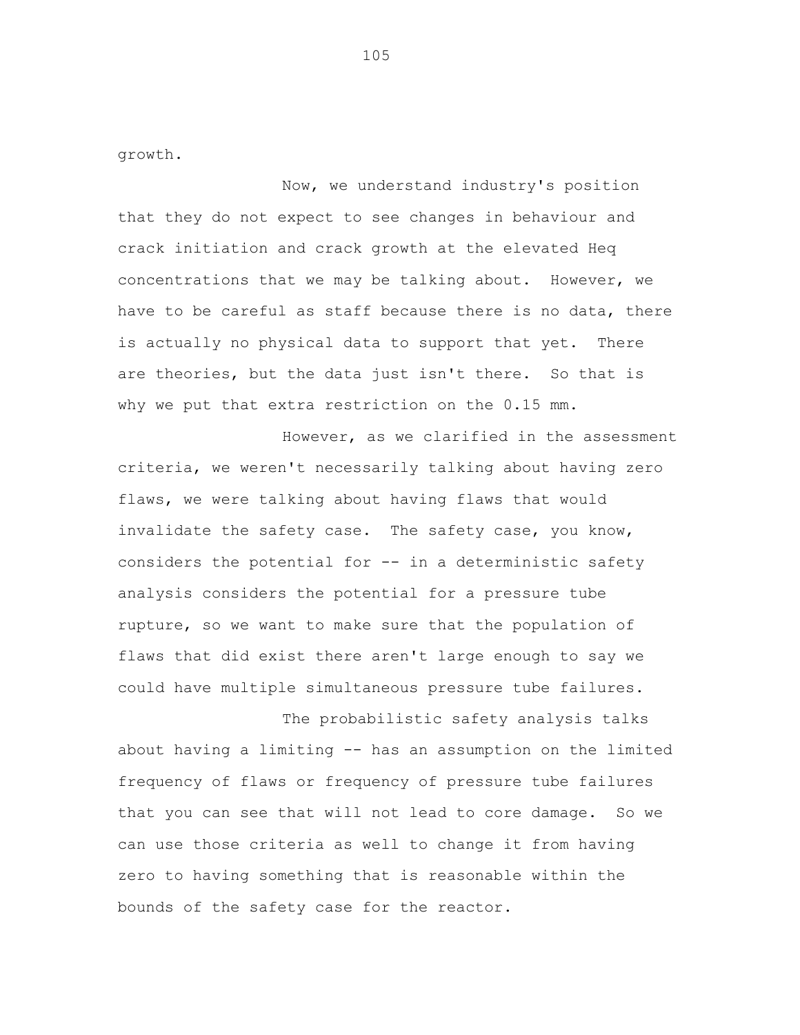growth.

Now, we understand industry's position that they do not expect to see changes in behaviour and crack initiation and crack growth at the elevated Heq concentrations that we may be talking about. However, we have to be careful as staff because there is no data, there is actually no physical data to support that yet. There are theories, but the data just isn't there. So that is why we put that extra restriction on the 0.15 mm.

However, as we clarified in the assessment criteria, we weren't necessarily talking about having zero flaws, we were talking about having flaws that would invalidate the safety case. The safety case, you know, considers the potential for -- in a deterministic safety analysis considers the potential for a pressure tube rupture, so we want to make sure that the population of flaws that did exist there aren't large enough to say we could have multiple simultaneous pressure tube failures.

The probabilistic safety analysis talks about having a limiting -- has an assumption on the limited frequency of flaws or frequency of pressure tube failures that you can see that will not lead to core damage. So we can use those criteria as well to change it from having zero to having something that is reasonable within the bounds of the safety case for the reactor.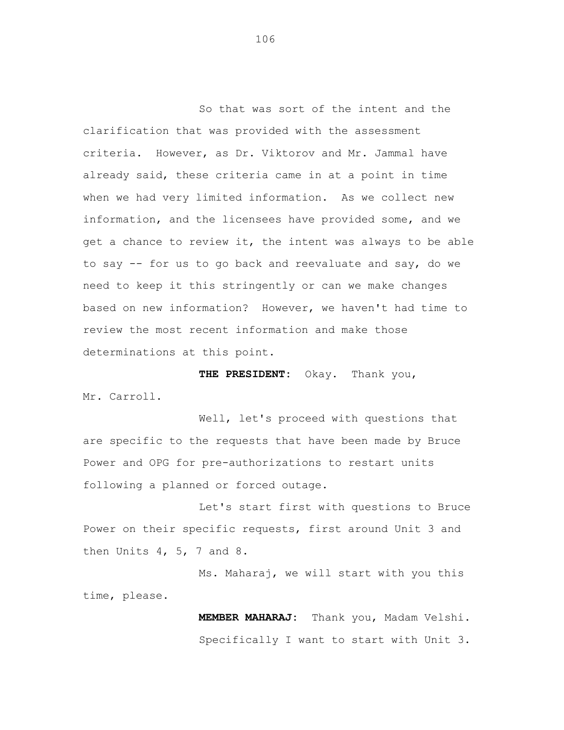So that was sort of the intent and the clarification that was provided with the assessment criteria. However, as Dr. Viktorov and Mr. Jammal have already said, these criteria came in at a point in time when we had very limited information. As we collect new information, and the licensees have provided some, and we get a chance to review it, the intent was always to be able to say -- for us to go back and reevaluate and say, do we need to keep it this stringently or can we make changes based on new information? However, we haven't had time to review the most recent information and make those determinations at this point.

**THE PRESIDENT:** Okay. Thank you, Mr. Carroll.

Well, let's proceed with questions that are specific to the requests that have been made by Bruce Power and OPG for pre-authorizations to restart units following a planned or forced outage.

Let's start first with questions to Bruce Power on their specific requests, first around Unit 3 and then Units 4, 5, 7 and 8.

Ms. Maharaj, we will start with you this time, please.

**MEMBER MAHARAJ:** Thank you, Madam Velshi. Specifically I want to start with Unit 3.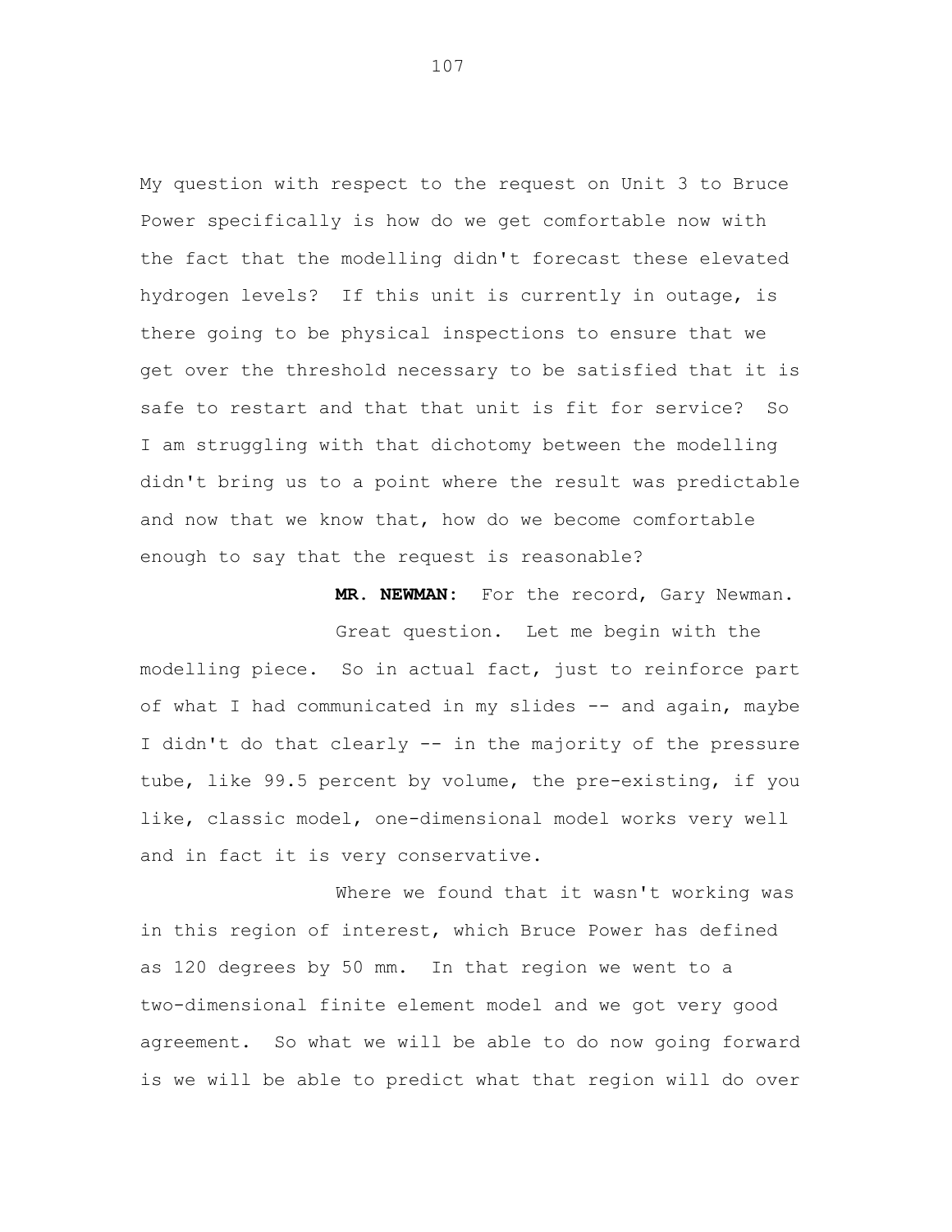My question with respect to the request on Unit 3 to Bruce Power specifically is how do we get comfortable now with the fact that the modelling didn't forecast these elevated hydrogen levels? If this unit is currently in outage, is there going to be physical inspections to ensure that we get over the threshold necessary to be satisfied that it is safe to restart and that that unit is fit for service? So I am struggling with that dichotomy between the modelling didn't bring us to a point where the result was predictable and now that we know that, how do we become comfortable enough to say that the request is reasonable?

**MR. NEWMAN:** For the record, Gary Newman.

Great question. Let me begin with the modelling piece. So in actual fact, just to reinforce part of what I had communicated in my slides -- and again, maybe I didn't do that clearly -- in the majority of the pressure tube, like 99.5 percent by volume, the pre-existing, if you like, classic model, one-dimensional model works very well and in fact it is very conservative.

Where we found that it wasn't working was in this region of interest, which Bruce Power has defined as 120 degrees by 50 mm. In that region we went to a two-dimensional finite element model and we got very good agreement. So what we will be able to do now going forward is we will be able to predict what that region will do over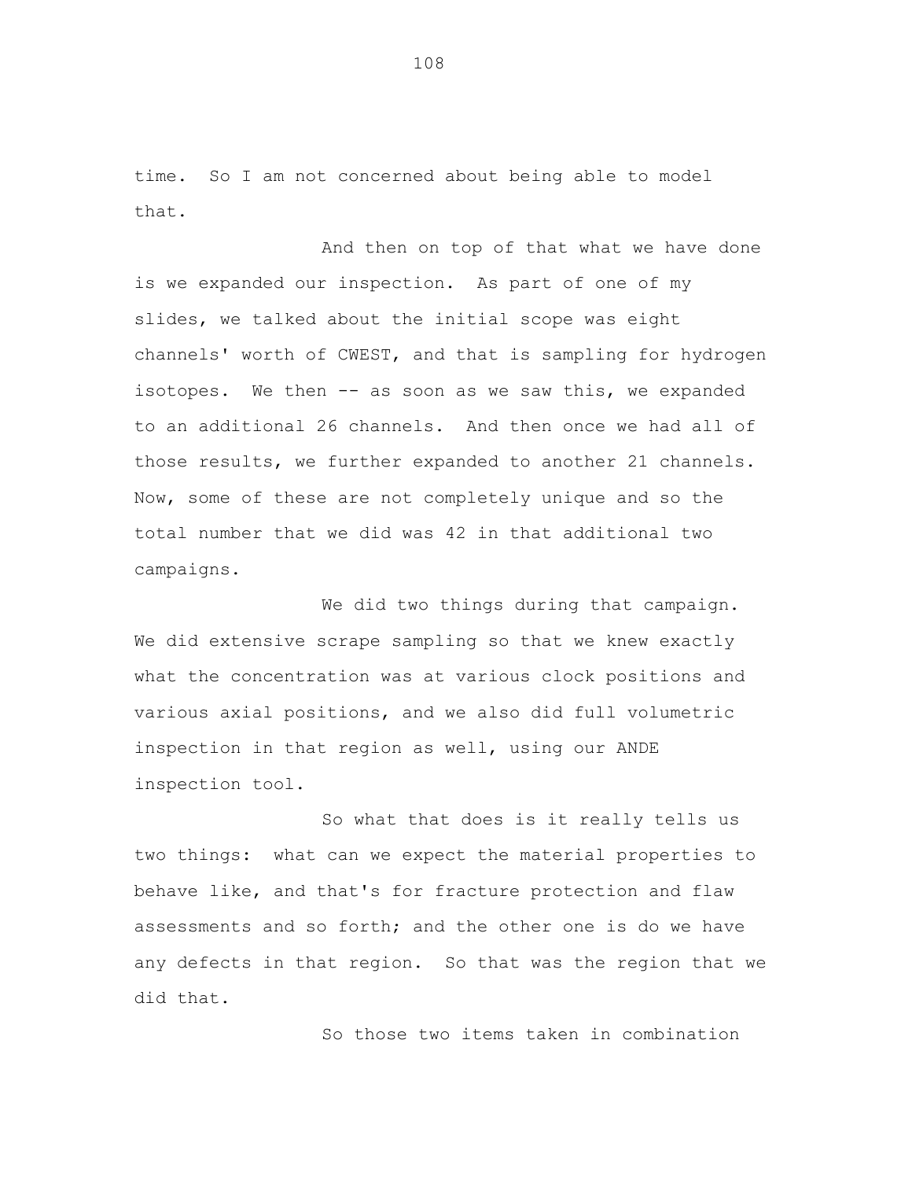time. So I am not concerned about being able to model that.

And then on top of that what we have done is we expanded our inspection. As part of one of my slides, we talked about the initial scope was eight channels' worth of CWEST, and that is sampling for hydrogen isotopes. We then -- as soon as we saw this, we expanded to an additional 26 channels. And then once we had all of those results, we further expanded to another 21 channels. Now, some of these are not completely unique and so the total number that we did was 42 in that additional two campaigns.

We did two things during that campaign. We did extensive scrape sampling so that we knew exactly what the concentration was at various clock positions and various axial positions, and we also did full volumetric inspection in that region as well, using our ANDE inspection tool.

So what that does is it really tells us two things: what can we expect the material properties to behave like, and that's for fracture protection and flaw assessments and so forth; and the other one is do we have any defects in that region. So that was the region that we did that.

So those two items taken in combination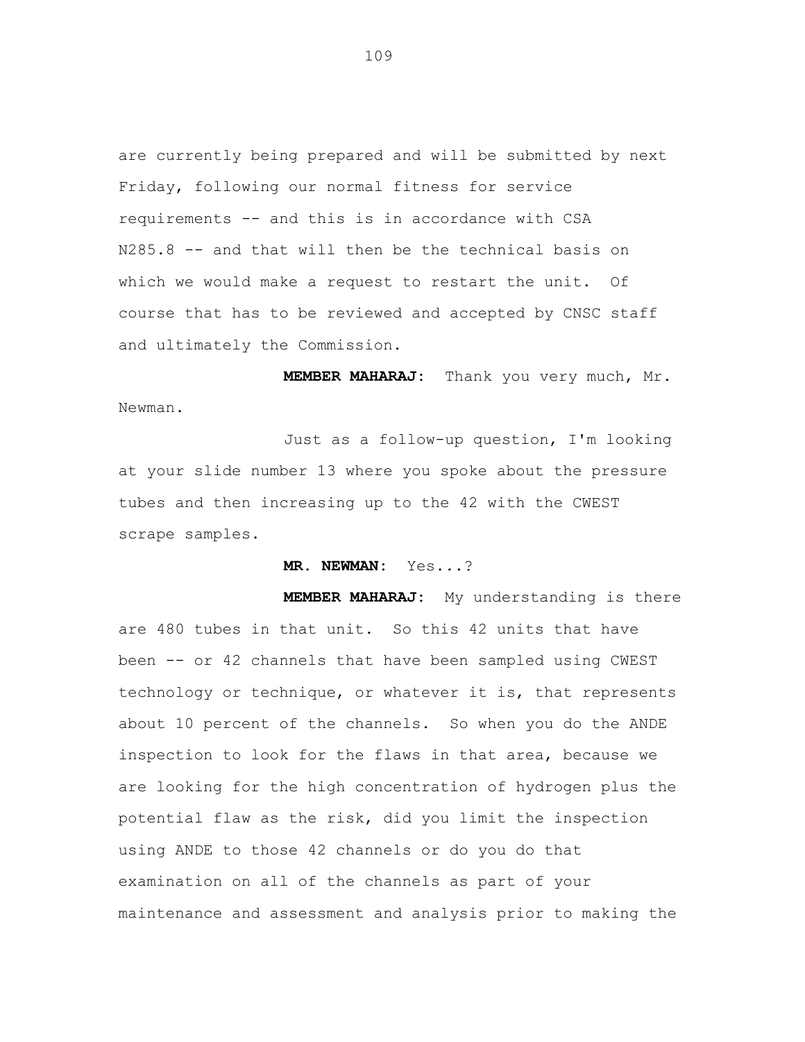are currently being prepared and will be submitted by next Friday, following our normal fitness for service requirements -- and this is in accordance with CSA N285.8 -- and that will then be the technical basis on which we would make a request to restart the unit. Of course that has to be reviewed and accepted by CNSC staff and ultimately the Commission.

**MEMBER MAHARAJ:** Thank you very much, Mr. Newman.

Just as a follow-up question, I'm looking at your slide number 13 where you spoke about the pressure tubes and then increasing up to the 42 with the CWEST scrape samples.

**MR. NEWMAN:** Yes...?

**MEMBER MAHARAJ:** My understanding is there are 480 tubes in that unit. So this 42 units that have been -- or 42 channels that have been sampled using CWEST technology or technique, or whatever it is, that represents about 10 percent of the channels. So when you do the ANDE inspection to look for the flaws in that area, because we are looking for the high concentration of hydrogen plus the potential flaw as the risk, did you limit the inspection using ANDE to those 42 channels or do you do that examination on all of the channels as part of your maintenance and assessment and analysis prior to making the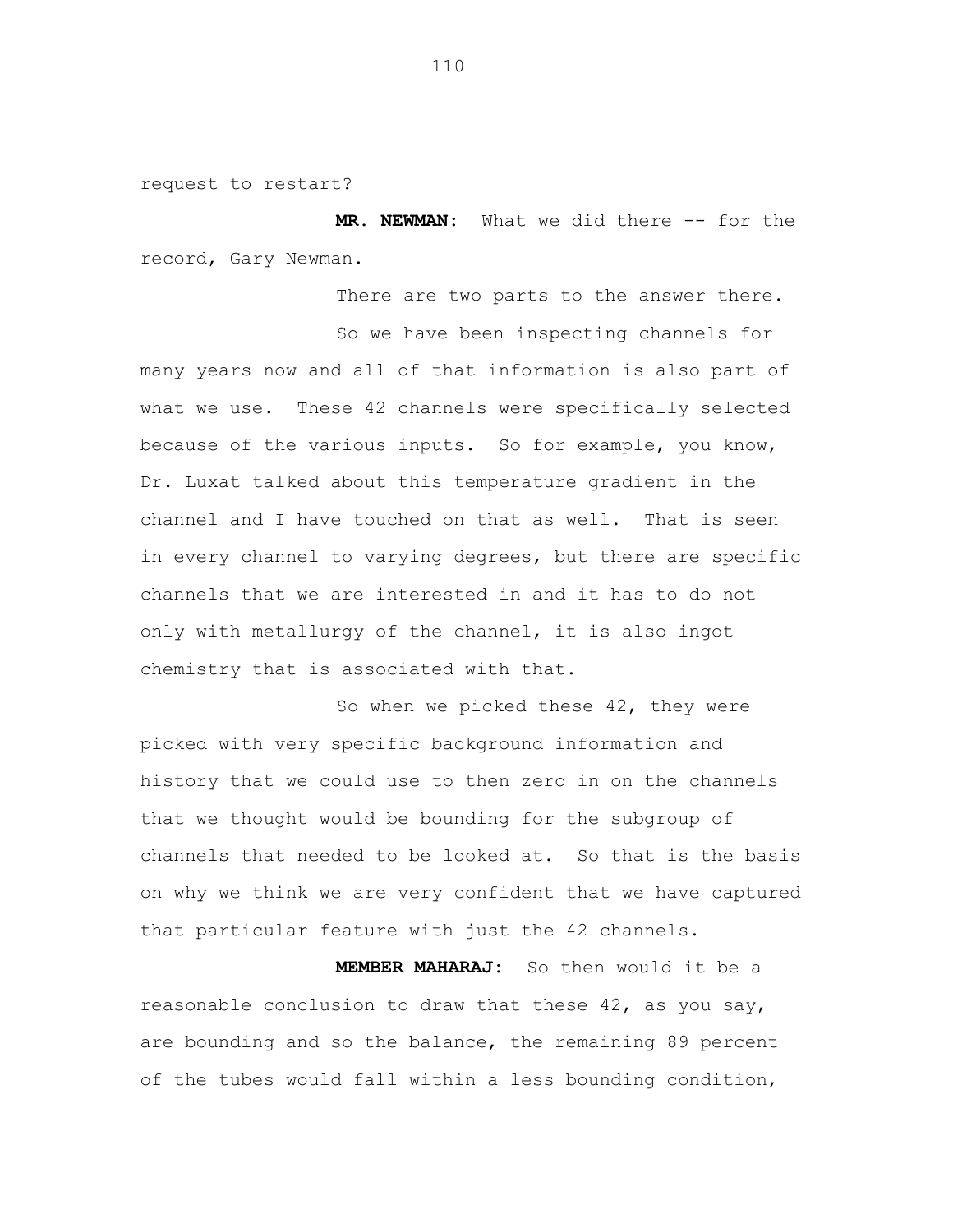request to restart?

**MR. NEWMAN:** What we did there -- for the record, Gary Newman.

There are two parts to the answer there.

So we have been inspecting channels for many years now and all of that information is also part of what we use. These 42 channels were specifically selected because of the various inputs. So for example, you know, Dr. Luxat talked about this temperature gradient in the channel and I have touched on that as well. That is seen in every channel to varying degrees, but there are specific channels that we are interested in and it has to do not only with metallurgy of the channel, it is also ingot chemistry that is associated with that.

So when we picked these 42, they were picked with very specific background information and history that we could use to then zero in on the channels that we thought would be bounding for the subgroup of channels that needed to be looked at. So that is the basis on why we think we are very confident that we have captured that particular feature with just the 42 channels.

**MEMBER MAHARAJ:** So then would it be a reasonable conclusion to draw that these 42, as you say, are bounding and so the balance, the remaining 89 percent of the tubes would fall within a less bounding condition,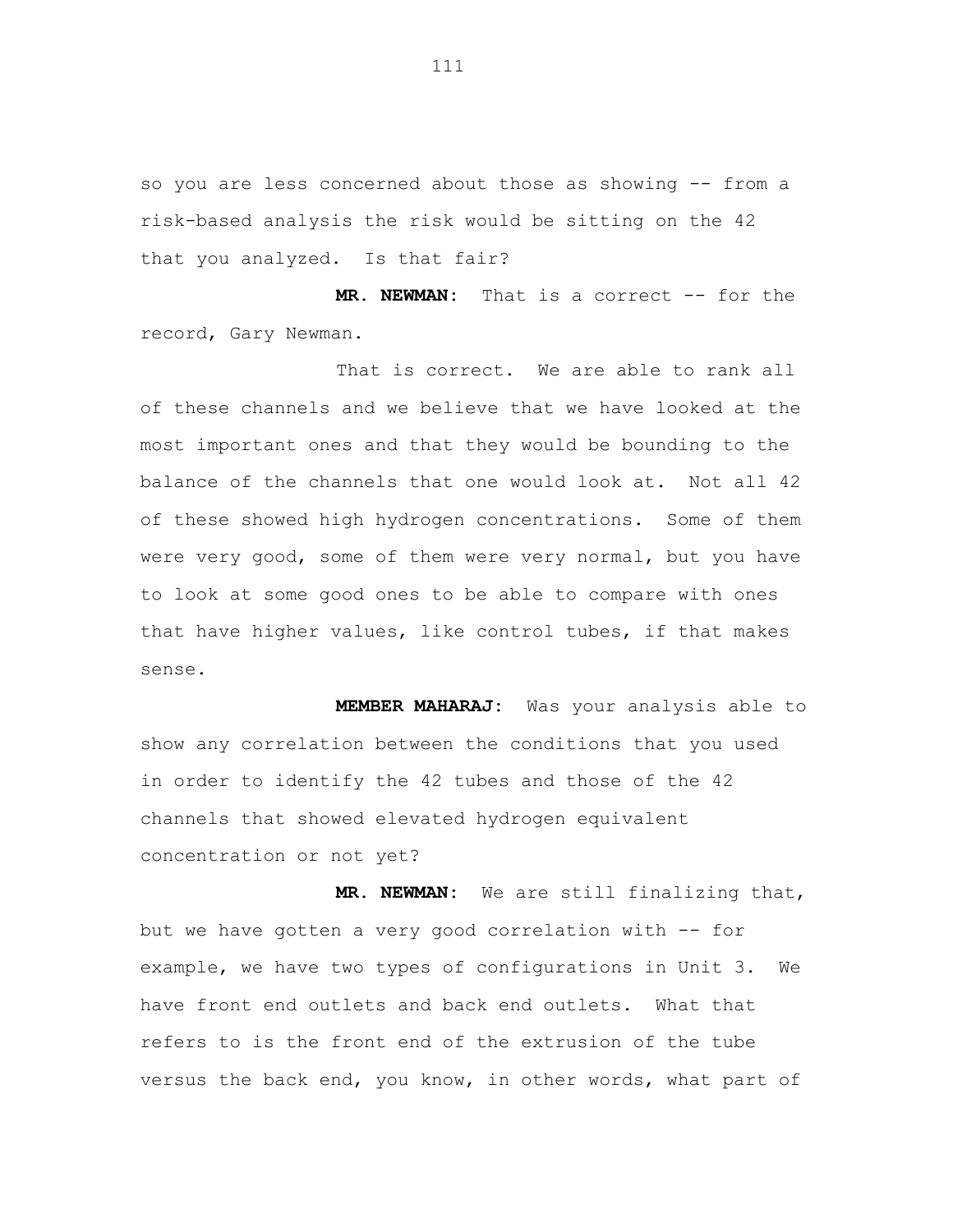so you are less concerned about those as showing -- from a risk-based analysis the risk would be sitting on the 42 that you analyzed. Is that fair?

**MR. NEWMAN:** That is a correct -- for the record, Gary Newman.

That is correct. We are able to rank all of these channels and we believe that we have looked at the most important ones and that they would be bounding to the balance of the channels that one would look at. Not all 42 of these showed high hydrogen concentrations. Some of them were very good, some of them were very normal, but you have to look at some good ones to be able to compare with ones that have higher values, like control tubes, if that makes sense.

**MEMBER MAHARAJ:** Was your analysis able to show any correlation between the conditions that you used in order to identify the 42 tubes and those of the 42 channels that showed elevated hydrogen equivalent concentration or not yet?

**MR. NEWMAN:** We are still finalizing that, but we have gotten a very good correlation with -- for example, we have two types of configurations in Unit 3. We have front end outlets and back end outlets. What that refers to is the front end of the extrusion of the tube versus the back end, you know, in other words, what part of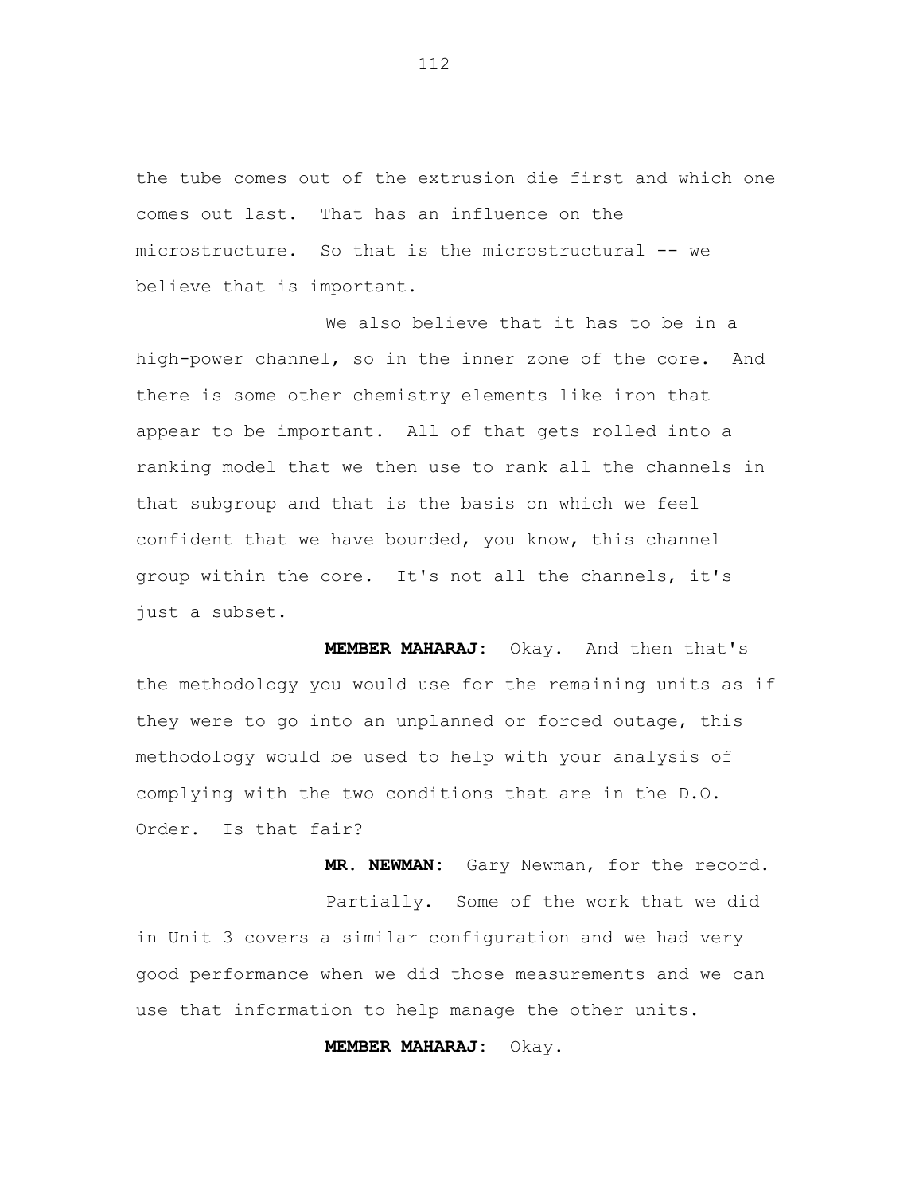the tube comes out of the extrusion die first and which one comes out last. That has an influence on the microstructure. So that is the microstructural -- we believe that is important.

We also believe that it has to be in a high-power channel, so in the inner zone of the core. And there is some other chemistry elements like iron that appear to be important. All of that gets rolled into a ranking model that we then use to rank all the channels in that subgroup and that is the basis on which we feel confident that we have bounded, you know, this channel group within the core. It's not all the channels, it's just a subset.

**MEMBER MAHARAJ:** Okay. And then that's the methodology you would use for the remaining units as if they were to go into an unplanned or forced outage, this methodology would be used to help with your analysis of complying with the two conditions that are in the D.O. Order. Is that fair?

**MR. NEWMAN:** Gary Newman, for the record.

Partially. Some of the work that we did in Unit 3 covers a similar configuration and we had very good performance when we did those measurements and we can use that information to help manage the other units.

**MEMBER MAHARAJ:** Okay.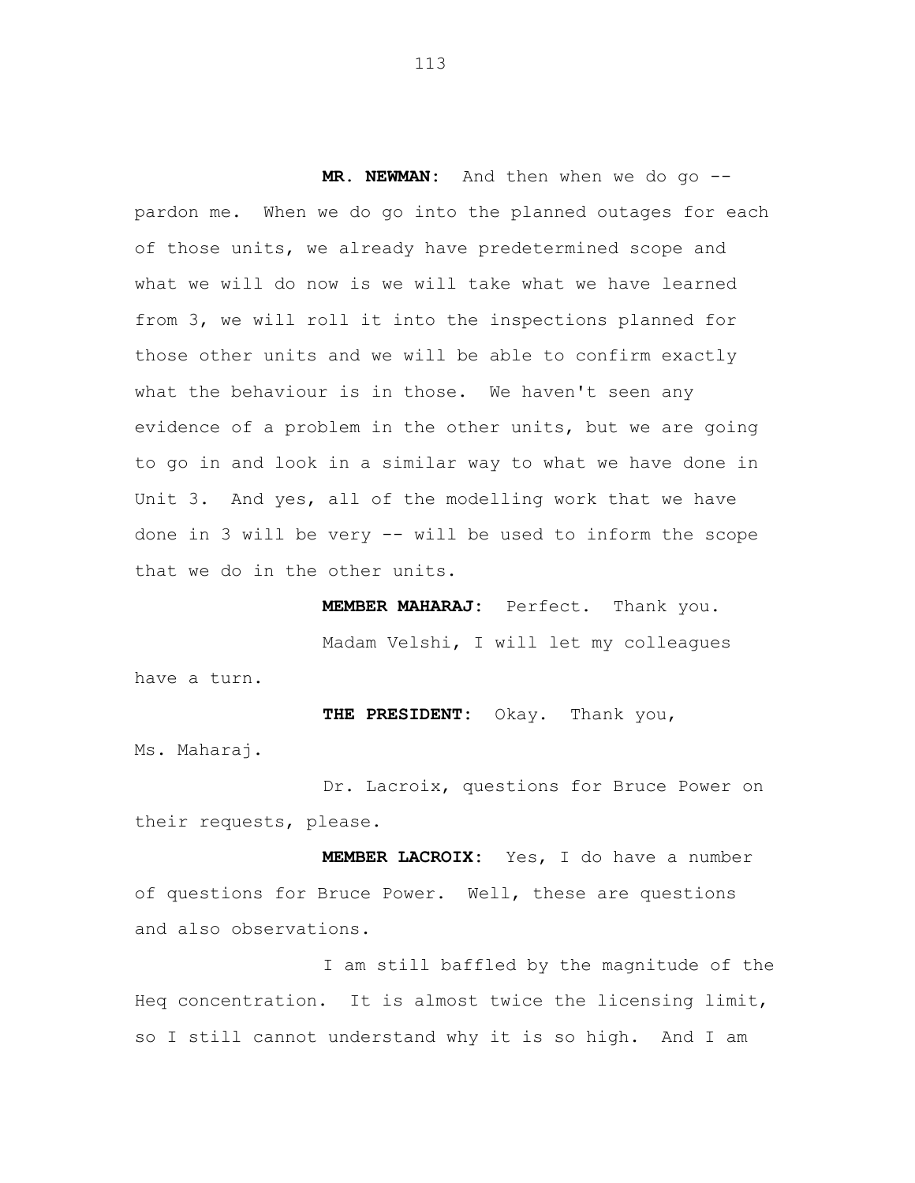**MR. NEWMAN:** And then when we do go -- pardon me. When we do go into the planned outages for each of those units, we already have predetermined scope and what we will do now is we will take what we have learned from 3, we will roll it into the inspections planned for those other units and we will be able to confirm exactly what the behaviour is in those. We haven't seen any evidence of a problem in the other units, but we are going to go in and look in a similar way to what we have done in Unit 3. And yes, all of the modelling work that we have done in 3 will be very -- will be used to inform the scope that we do in the other units.

**MEMBER MAHARAJ:** Perfect. Thank you.

Madam Velshi, I will let my colleagues have a turn.

**THE PRESIDENT:** Okay. Thank you, Ms. Maharaj.

Dr. Lacroix, questions for Bruce Power on their requests, please.

**MEMBER LACROIX:** Yes, I do have a number of questions for Bruce Power. Well, these are questions and also observations.

I am still baffled by the magnitude of the Heq concentration. It is almost twice the licensing limit, so I still cannot understand why it is so high. And I am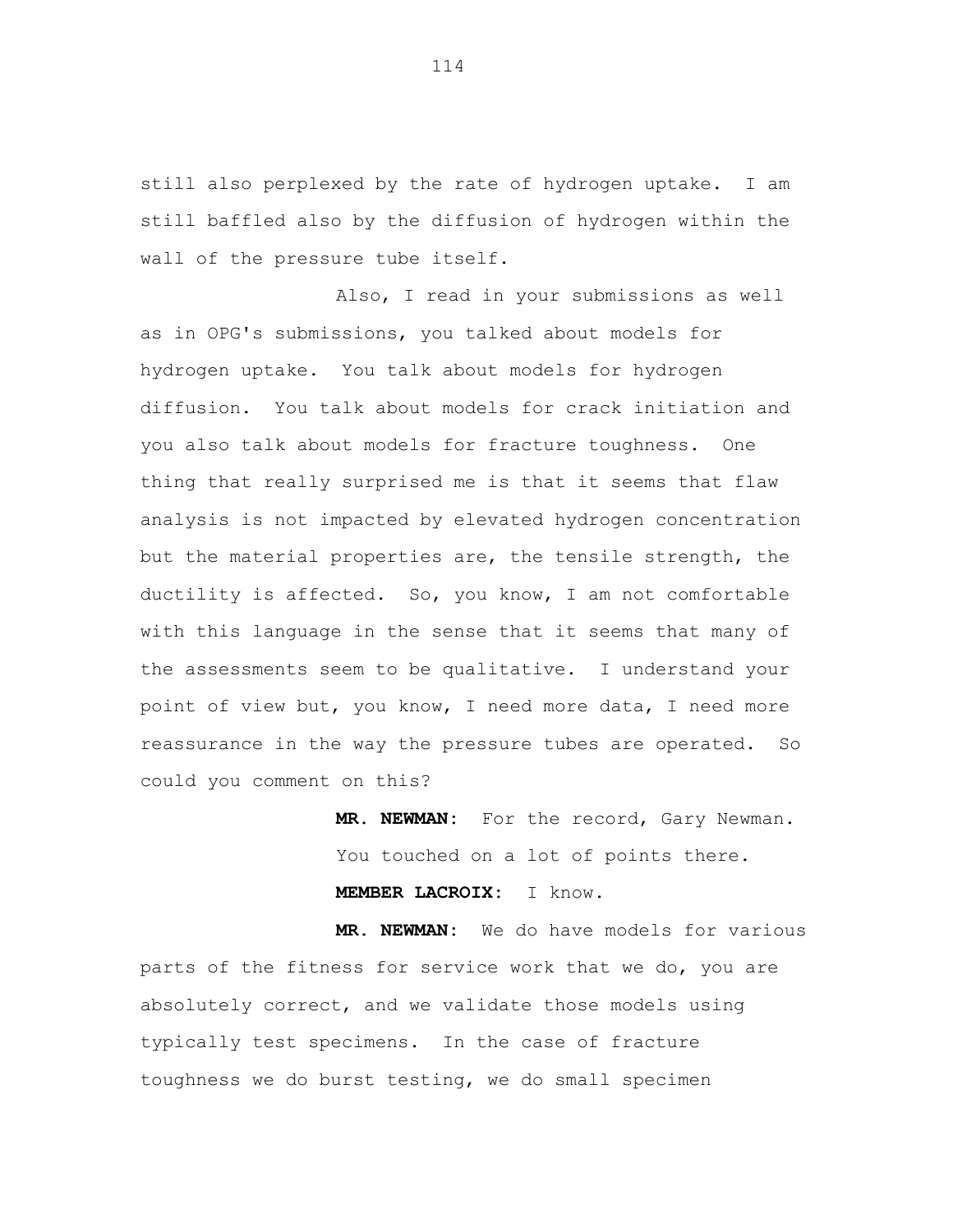still also perplexed by the rate of hydrogen uptake. I am still baffled also by the diffusion of hydrogen within the wall of the pressure tube itself.

Also, I read in your submissions as well as in OPG's submissions, you talked about models for hydrogen uptake. You talk about models for hydrogen diffusion. You talk about models for crack initiation and you also talk about models for fracture toughness. One thing that really surprised me is that it seems that flaw analysis is not impacted by elevated hydrogen concentration but the material properties are, the tensile strength, the ductility is affected. So, you know, I am not comfortable with this language in the sense that it seems that many of the assessments seem to be qualitative. I understand your point of view but, you know, I need more data, I need more reassurance in the way the pressure tubes are operated. So could you comment on this?

**MR. NEWMAN:** For the record, Gary Newman. You touched on a lot of points there.

**MEMBER LACROIX:** I know.

**MR. NEWMAN:** We do have models for various parts of the fitness for service work that we do, you are absolutely correct, and we validate those models using typically test specimens. In the case of fracture toughness we do burst testing, we do small specimen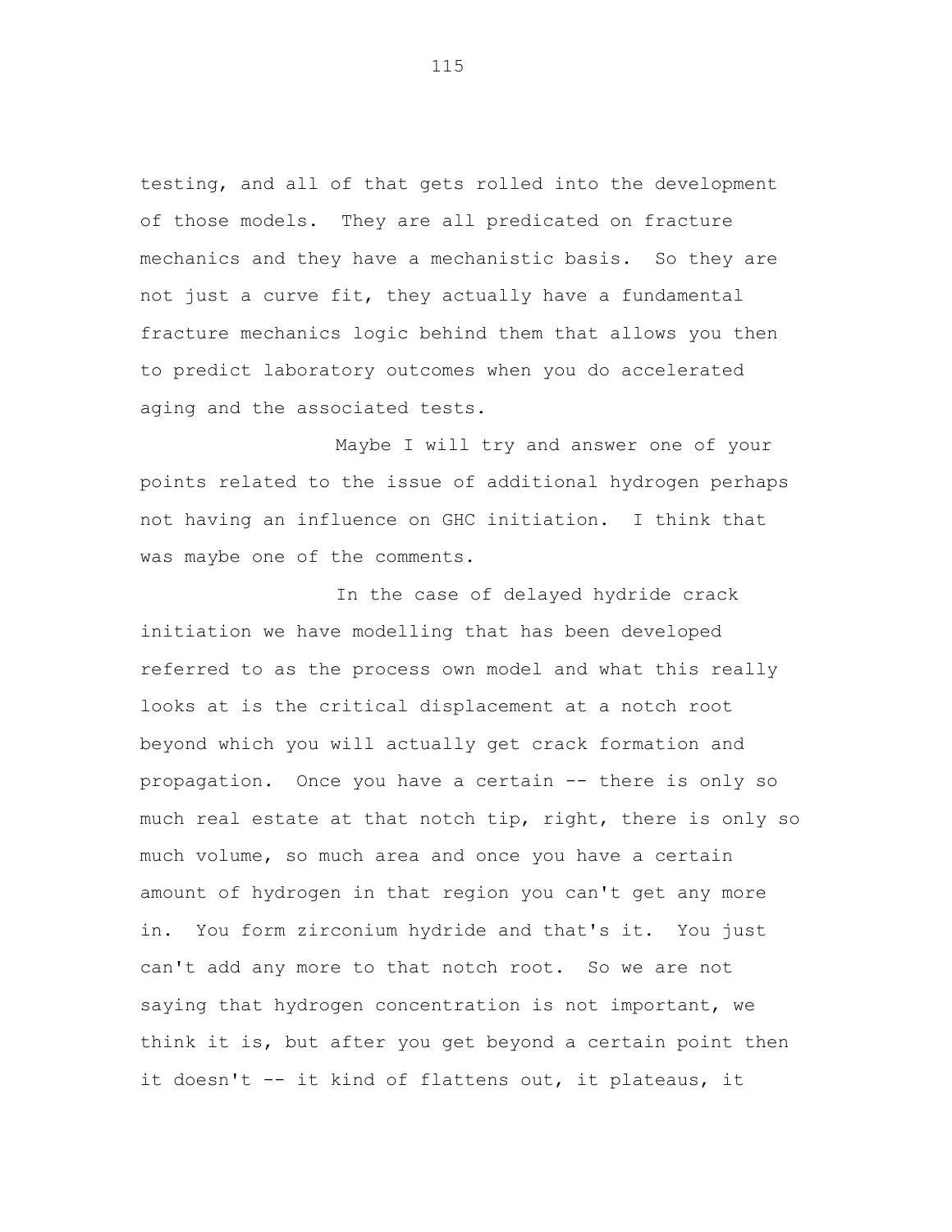testing, and all of that gets rolled into the development of those models. They are all predicated on fracture mechanics and they have a mechanistic basis. So they are not just a curve fit, they actually have a fundamental fracture mechanics logic behind them that allows you then to predict laboratory outcomes when you do accelerated aging and the associated tests.

Maybe I will try and answer one of your points related to the issue of additional hydrogen perhaps not having an influence on GHC initiation. I think that was maybe one of the comments.

In the case of delayed hydride crack initiation we have modelling that has been developed referred to as the process own model and what this really looks at is the critical displacement at a notch root beyond which you will actually get crack formation and propagation. Once you have a certain -- there is only so much real estate at that notch tip, right, there is only so much volume, so much area and once you have a certain amount of hydrogen in that region you can't get any more in. You form zirconium hydride and that's it. You just can't add any more to that notch root. So we are not saying that hydrogen concentration is not important, we think it is, but after you get beyond a certain point then it doesn't -- it kind of flattens out, it plateaus, it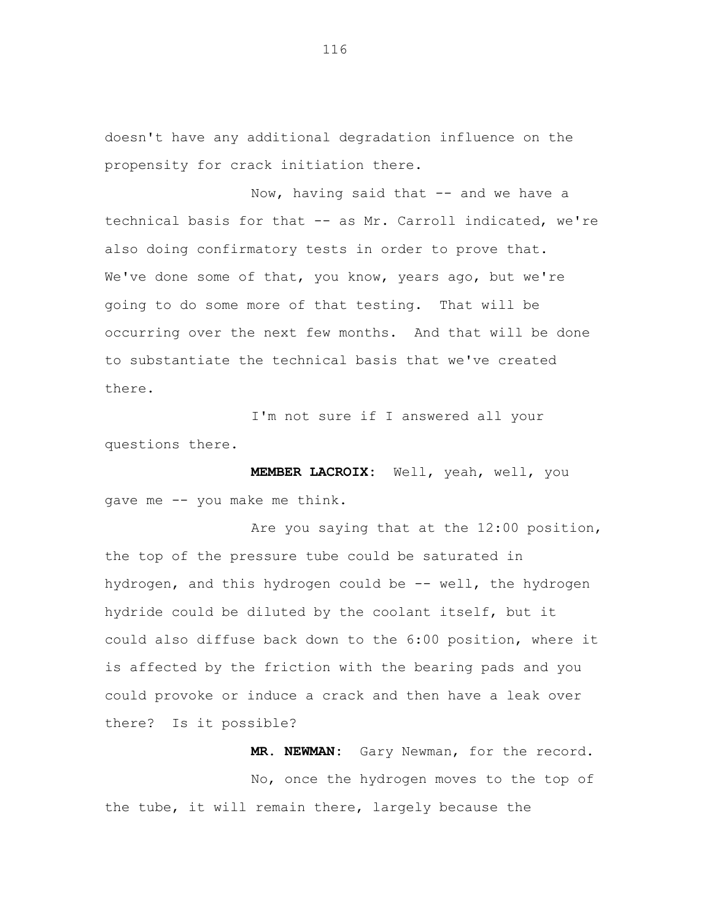doesn't have any additional degradation influence on the propensity for crack initiation there.

Now, having said that -- and we have a technical basis for that -- as Mr. Carroll indicated, we're also doing confirmatory tests in order to prove that. We've done some of that, you know, years ago, but we're going to do some more of that testing. That will be occurring over the next few months. And that will be done to substantiate the technical basis that we've created there.

I'm not sure if I answered all your questions there.

**MEMBER LACROIX:** Well, yeah, well, you gave me -- you make me think.

Are you saying that at the 12:00 position, the top of the pressure tube could be saturated in hydrogen, and this hydrogen could be -- well, the hydrogen hydride could be diluted by the coolant itself, but it could also diffuse back down to the 6:00 position, where it is affected by the friction with the bearing pads and you could provoke or induce a crack and then have a leak over there? Is it possible?

**MR. NEWMAN:** Gary Newman, for the record.

No, once the hydrogen moves to the top of the tube, it will remain there, largely because the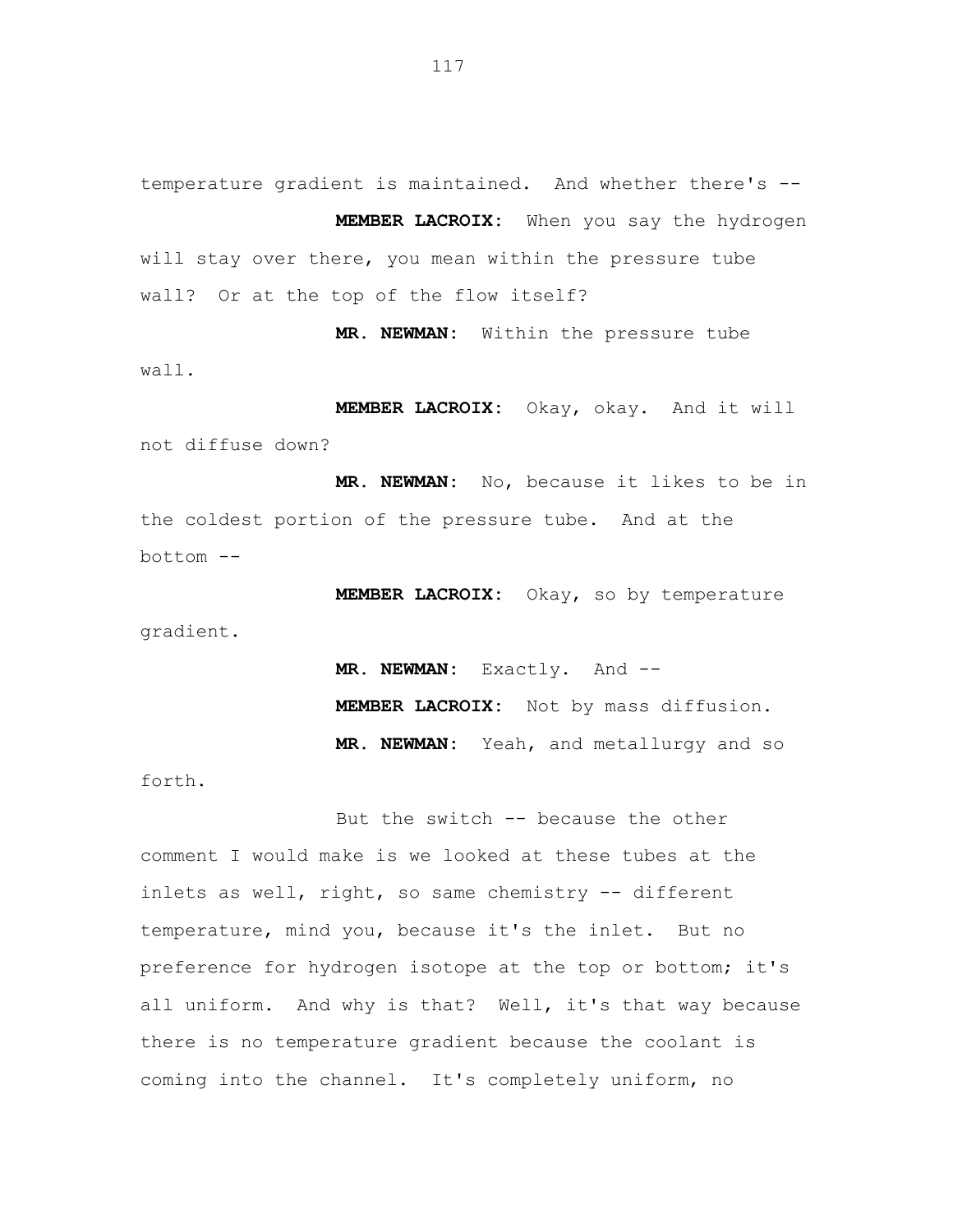temperature gradient is maintained. And whether there's --

**MEMBER LACROIX:** When you say the hydrogen will stay over there, you mean within the pressure tube wall? Or at the top of the flow itself?

**MR. NEWMAN:** Within the pressure tube wall.

**MEMBER LACROIX:** Okay, okay. And it will not diffuse down?

**MR. NEWMAN:** No, because it likes to be in the coldest portion of the pressure tube. And at the bottom --

**MEMBER LACROIX:** Okay, so by temperature gradient.

**MR. NEWMAN:** Exactly. And --

**MEMBER LACROIX:** Not by mass diffusion.

**MR. NEWMAN:** Yeah, and metallurgy and so forth.

But the switch -- because the other comment I would make is we looked at these tubes at the inlets as well, right, so same chemistry -- different temperature, mind you, because it's the inlet. But no preference for hydrogen isotope at the top or bottom; it's all uniform. And why is that? Well, it's that way because there is no temperature gradient because the coolant is coming into the channel. It's completely uniform, no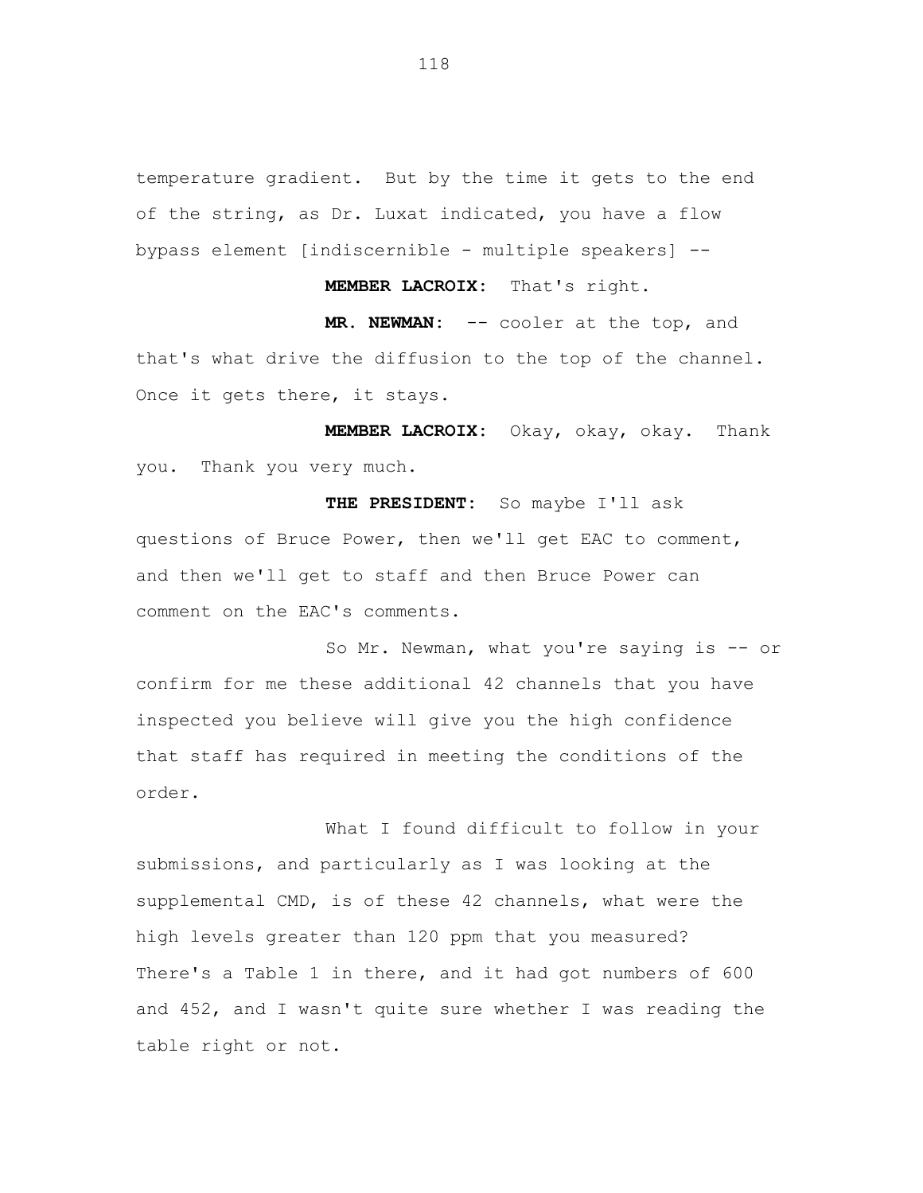temperature gradient. But by the time it gets to the end of the string, as Dr. Luxat indicated, you have a flow bypass element [indiscernible - multiple speakers] --

**MEMBER LACROIX:** That's right.

**MR. NEWMAN:** -- cooler at the top, and that's what drive the diffusion to the top of the channel. Once it gets there, it stays.

**MEMBER LACROIX:** Okay, okay, okay. Thank you. Thank you very much.

**THE PRESIDENT:** So maybe I'll ask questions of Bruce Power, then we'll get EAC to comment, and then we'll get to staff and then Bruce Power can comment on the EAC's comments.

So Mr. Newman, what you're saying is -- or confirm for me these additional 42 channels that you have inspected you believe will give you the high confidence that staff has required in meeting the conditions of the order.

What I found difficult to follow in your submissions, and particularly as I was looking at the supplemental CMD, is of these 42 channels, what were the high levels greater than 120 ppm that you measured? There's a Table 1 in there, and it had got numbers of 600 and 452, and I wasn't quite sure whether I was reading the table right or not.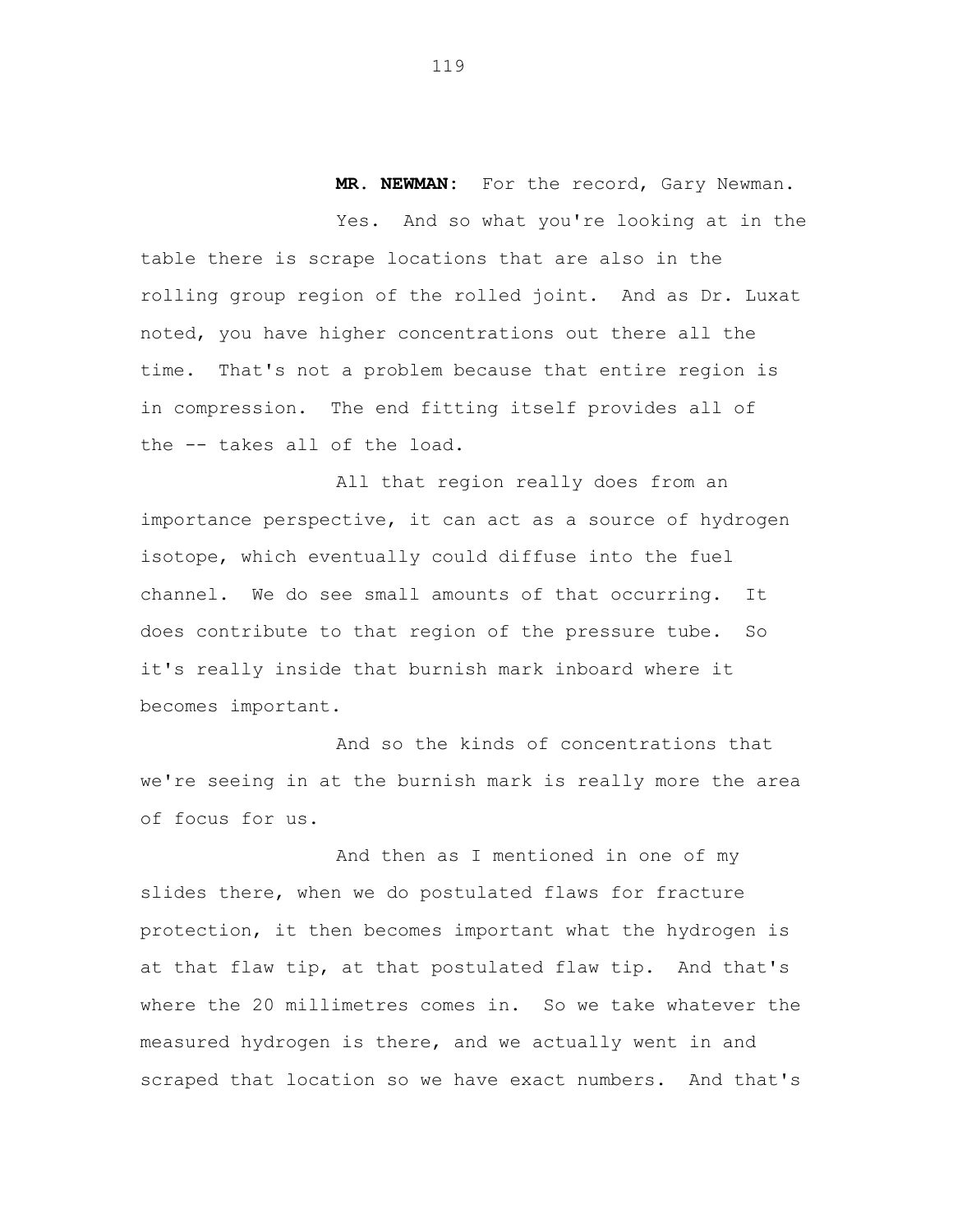**MR. NEWMAN:** For the record, Gary Newman.

Yes. And so what you're looking at in the table there is scrape locations that are also in the rolling group region of the rolled joint. And as Dr. Luxat noted, you have higher concentrations out there all the time. That's not a problem because that entire region is in compression. The end fitting itself provides all of the -- takes all of the load.

All that region really does from an importance perspective, it can act as a source of hydrogen isotope, which eventually could diffuse into the fuel channel. We do see small amounts of that occurring. It does contribute to that region of the pressure tube. So it's really inside that burnish mark inboard where it becomes important.

And so the kinds of concentrations that we're seeing in at the burnish mark is really more the area of focus for us.

And then as I mentioned in one of my slides there, when we do postulated flaws for fracture protection, it then becomes important what the hydrogen is at that flaw tip, at that postulated flaw tip. And that's where the 20 millimetres comes in. So we take whatever the measured hydrogen is there, and we actually went in and scraped that location so we have exact numbers. And that's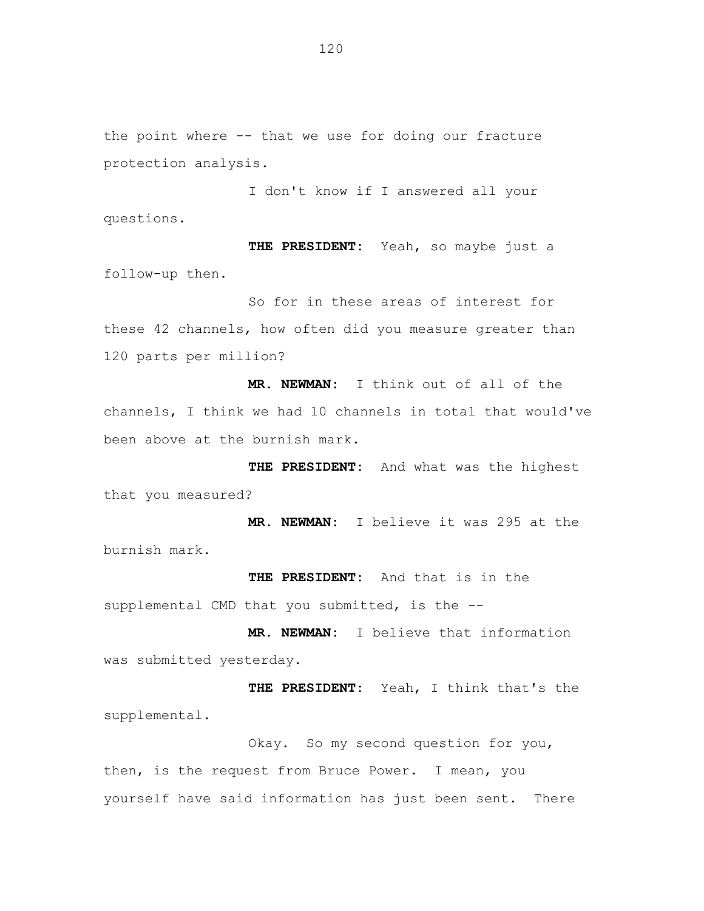the point where -- that we use for doing our fracture protection analysis.

I don't know if I answered all your questions.

**THE PRESIDENT:** Yeah, so maybe just a follow-up then.

So for in these areas of interest for these 42 channels, how often did you measure greater than 120 parts per million?

**MR. NEWMAN:** I think out of all of the channels, I think we had 10 channels in total that would've been above at the burnish mark.

**THE PRESIDENT:** And what was the highest that you measured?

**MR. NEWMAN:** I believe it was 295 at the burnish mark.

**THE PRESIDENT:** And that is in the supplemental CMD that you submitted, is the --

**MR. NEWMAN:** I believe that information was submitted yesterday.

**THE PRESIDENT:** Yeah, I think that's the supplemental.

Okay. So my second question for you, then, is the request from Bruce Power. I mean, you yourself have said information has just been sent. There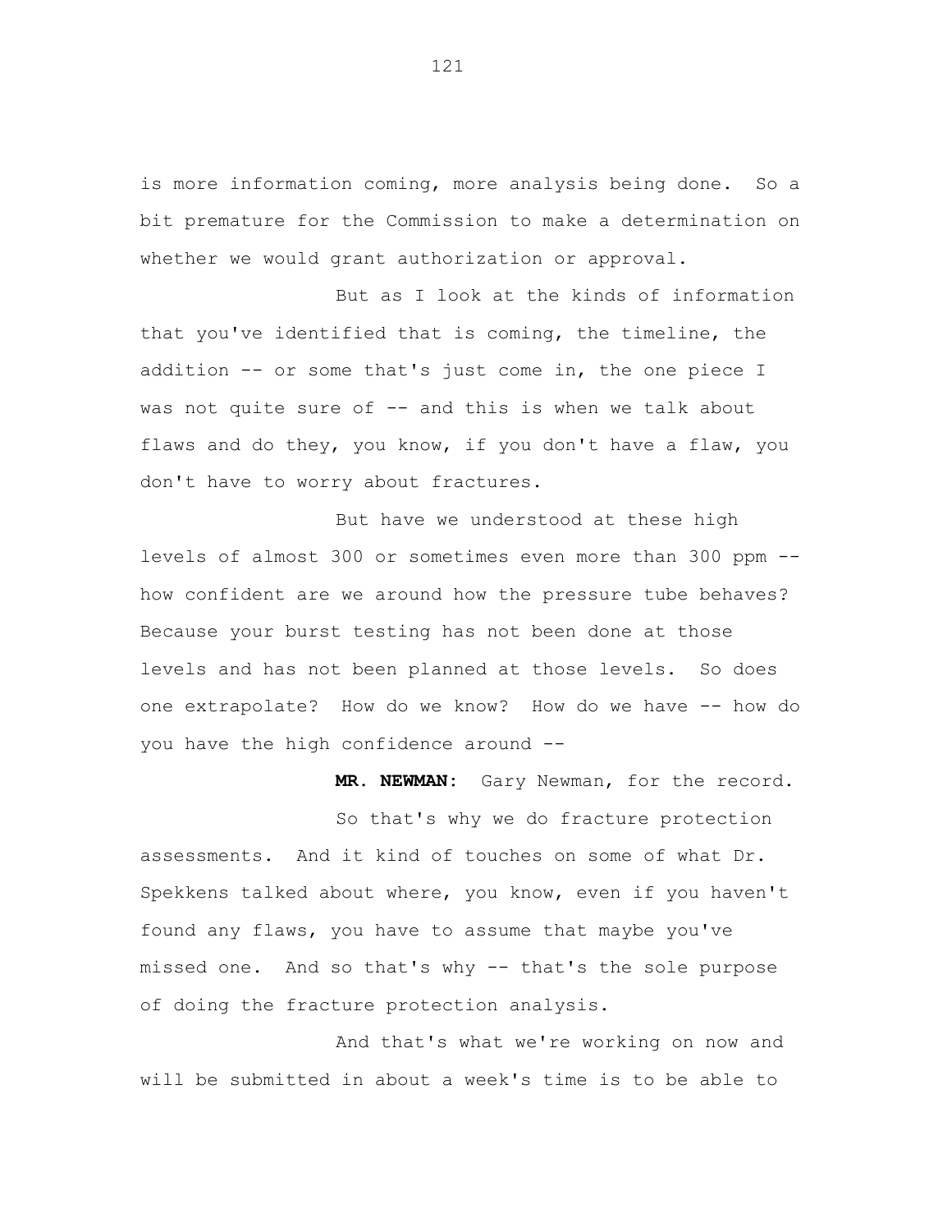is more information coming, more analysis being done. So a bit premature for the Commission to make a determination on whether we would grant authorization or approval.

But as I look at the kinds of information that you've identified that is coming, the timeline, the addition -- or some that's just come in, the one piece I was not quite sure of -- and this is when we talk about flaws and do they, you know, if you don't have a flaw, you don't have to worry about fractures.

But have we understood at these high levels of almost 300 or sometimes even more than 300 ppm -- how confident are we around how the pressure tube behaves? Because your burst testing has not been done at those levels and has not been planned at those levels. So does one extrapolate? How do we know? How do we have -- how do you have the high confidence around --

**MR. NEWMAN:** Gary Newman, for the record.

So that's why we do fracture protection assessments. And it kind of touches on some of what Dr. Spekkens talked about where, you know, even if you haven't found any flaws, you have to assume that maybe you've missed one. And so that's why -- that's the sole purpose of doing the fracture protection analysis.

And that's what we're working on now and will be submitted in about a week's time is to be able to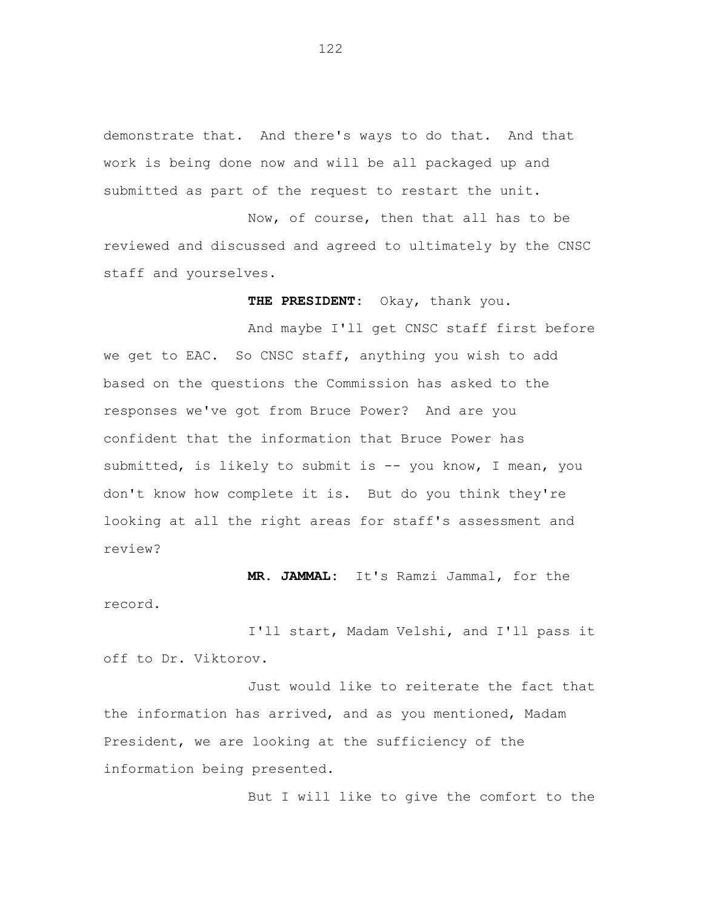demonstrate that. And there's ways to do that. And that work is being done now and will be all packaged up and submitted as part of the request to restart the unit.

Now, of course, then that all has to be reviewed and discussed and agreed to ultimately by the CNSC staff and yourselves.

**THE PRESIDENT:** Okay, thank you.

And maybe I'll get CNSC staff first before we get to EAC. So CNSC staff, anything you wish to add based on the questions the Commission has asked to the responses we've got from Bruce Power? And are you confident that the information that Bruce Power has submitted, is likely to submit is -- you know, I mean, you don't know how complete it is. But do you think they're looking at all the right areas for staff's assessment and review?

**MR. JAMMAL:** It's Ramzi Jammal, for the record.

I'll start, Madam Velshi, and I'll pass it off to Dr. Viktorov.

Just would like to reiterate the fact that the information has arrived, and as you mentioned, Madam President, we are looking at the sufficiency of the information being presented.

But I will like to give the comfort to the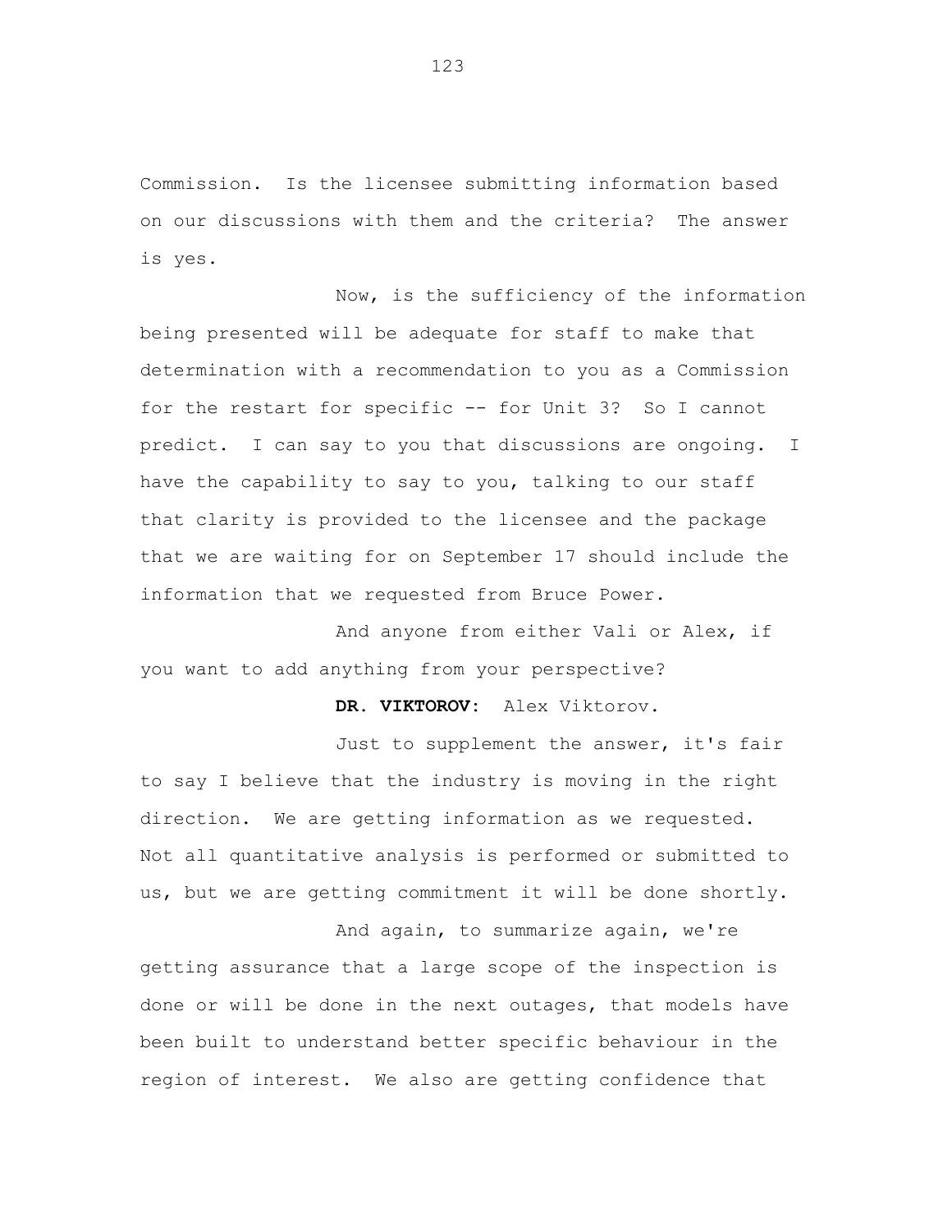Commission. Is the licensee submitting information based on our discussions with them and the criteria? The answer is yes.

Now, is the sufficiency of the information being presented will be adequate for staff to make that determination with a recommendation to you as a Commission for the restart for specific -- for Unit 3? So I cannot predict. I can say to you that discussions are ongoing. I have the capability to say to you, talking to our staff that clarity is provided to the licensee and the package that we are waiting for on September 17 should include the information that we requested from Bruce Power.

And anyone from either Vali or Alex, if you want to add anything from your perspective?

**DR. VIKTOROV:** Alex Viktorov.

Just to supplement the answer, it's fair to say I believe that the industry is moving in the right direction. We are getting information as we requested. Not all quantitative analysis is performed or submitted to us, but we are getting commitment it will be done shortly.

And again, to summarize again, we're getting assurance that a large scope of the inspection is done or will be done in the next outages, that models have been built to understand better specific behaviour in the region of interest. We also are getting confidence that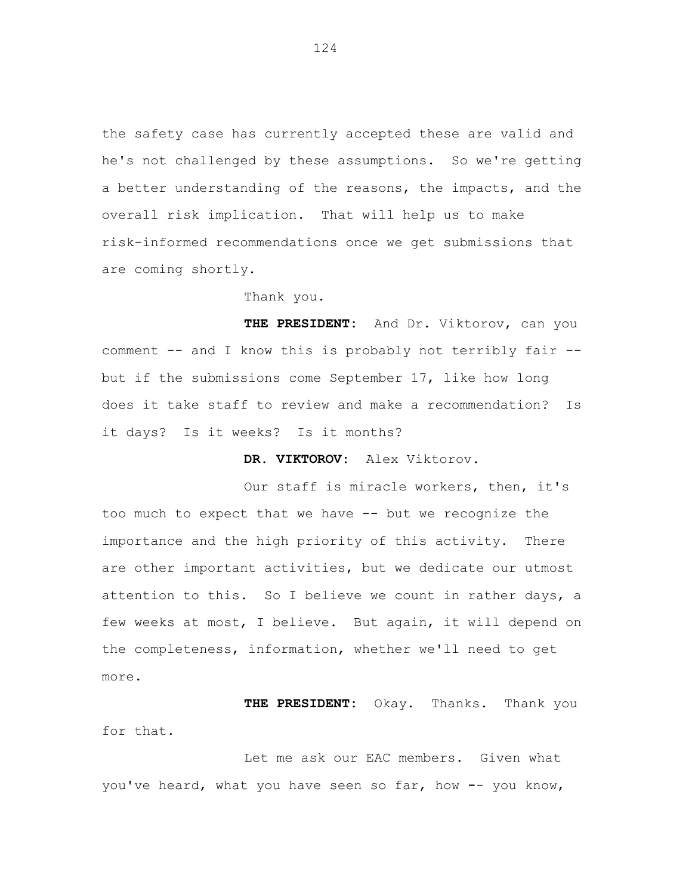the safety case has currently accepted these are valid and he's not challenged by these assumptions. So we're getting a better understanding of the reasons, the impacts, and the overall risk implication. That will help us to make risk-informed recommendations once we get submissions that are coming shortly.

Thank you.

**THE PRESIDENT:** And Dr. Viktorov, can you comment -- and I know this is probably not terribly fair -- but if the submissions come September 17, like how long does it take staff to review and make a recommendation? Is it days? Is it weeks? Is it months?

**DR. VIKTOROV:** Alex Viktorov.

Our staff is miracle workers, then, it's too much to expect that we have -- but we recognize the importance and the high priority of this activity. There are other important activities, but we dedicate our utmost attention to this. So I believe we count in rather days, a few weeks at most, I believe. But again, it will depend on the completeness, information, whether we'll need to get more.

**THE PRESIDENT:** Okay. Thanks. Thank you for that.

Let me ask our EAC members. Given what you've heard, what you have seen so far, how -- you know,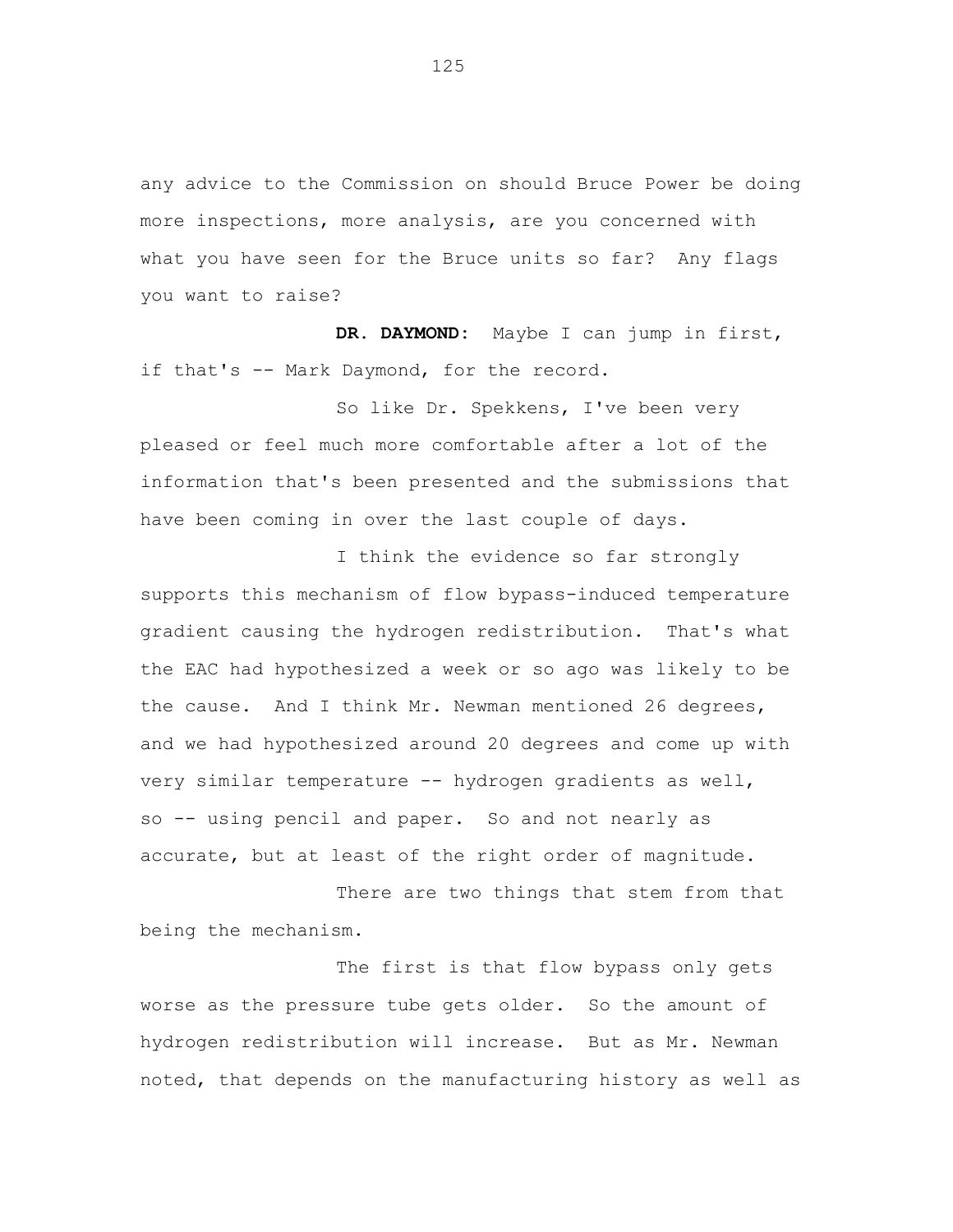any advice to the Commission on should Bruce Power be doing more inspections, more analysis, are you concerned with what you have seen for the Bruce units so far? Any flags you want to raise?

**DR. DAYMOND:** Maybe I can jump in first, if that's -- Mark Daymond, for the record.

So like Dr. Spekkens, I've been very pleased or feel much more comfortable after a lot of the information that's been presented and the submissions that have been coming in over the last couple of days.

I think the evidence so far strongly supports this mechanism of flow bypass-induced temperature gradient causing the hydrogen redistribution. That's what the EAC had hypothesized a week or so ago was likely to be the cause. And I think Mr. Newman mentioned 26 degrees, and we had hypothesized around 20 degrees and come up with very similar temperature -- hydrogen gradients as well, so -- using pencil and paper. So and not nearly as accurate, but at least of the right order of magnitude.

There are two things that stem from that being the mechanism.

The first is that flow bypass only gets worse as the pressure tube gets older. So the amount of hydrogen redistribution will increase. But as Mr. Newman noted, that depends on the manufacturing history as well as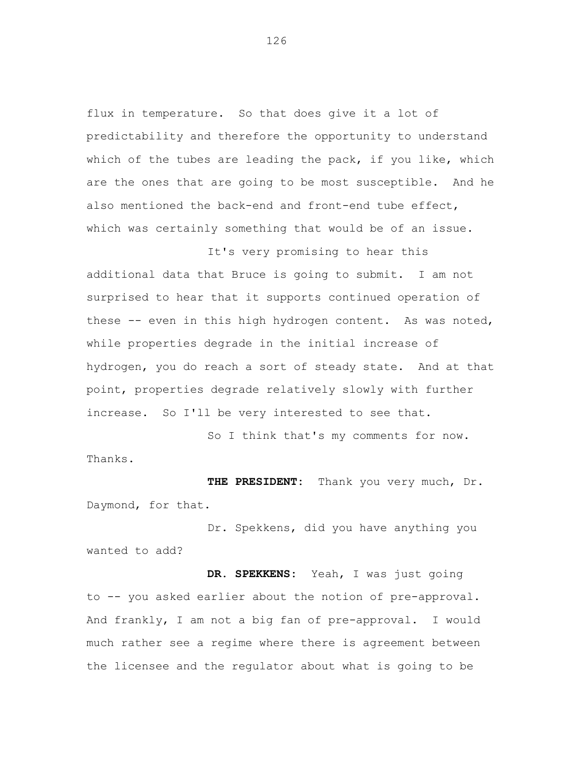flux in temperature. So that does give it a lot of predictability and therefore the opportunity to understand which of the tubes are leading the pack, if you like, which are the ones that are going to be most susceptible. And he also mentioned the back-end and front-end tube effect, which was certainly something that would be of an issue.

It's very promising to hear this additional data that Bruce is going to submit. I am not surprised to hear that it supports continued operation of these -- even in this high hydrogen content. As was noted, while properties degrade in the initial increase of hydrogen, you do reach a sort of steady state. And at that point, properties degrade relatively slowly with further increase. So I'll be very interested to see that.

So I think that's my comments for now. Thanks.

**THE PRESIDENT:** Thank you very much, Dr. Daymond, for that.

Dr. Spekkens, did you have anything you wanted to add?

**DR. SPEKKENS:** Yeah, I was just going to -- you asked earlier about the notion of pre-approval. And frankly, I am not a big fan of pre-approval. I would much rather see a regime where there is agreement between the licensee and the regulator about what is going to be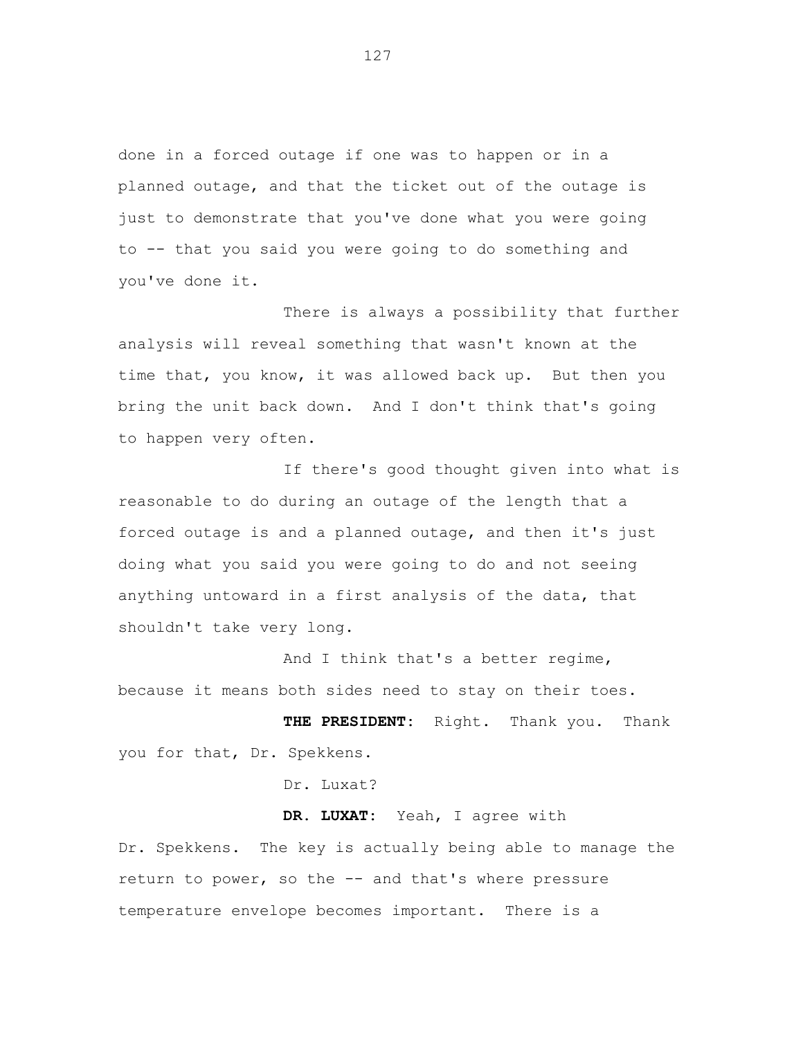done in a forced outage if one was to happen or in a planned outage, and that the ticket out of the outage is just to demonstrate that you've done what you were going to -- that you said you were going to do something and you've done it.

There is always a possibility that further analysis will reveal something that wasn't known at the time that, you know, it was allowed back up. But then you bring the unit back down. And I don't think that's going to happen very often.

If there's good thought given into what is reasonable to do during an outage of the length that a forced outage is and a planned outage, and then it's just doing what you said you were going to do and not seeing anything untoward in a first analysis of the data, that shouldn't take very long.

And I think that's a better regime, because it means both sides need to stay on their toes.

**THE PRESIDENT:** Right. Thank you. Thank you for that, Dr. Spekkens.

Dr. Luxat?

**DR. LUXAT:** Yeah, I agree with Dr. Spekkens. The key is actually being able to manage the return to power, so the -- and that's where pressure temperature envelope becomes important. There is a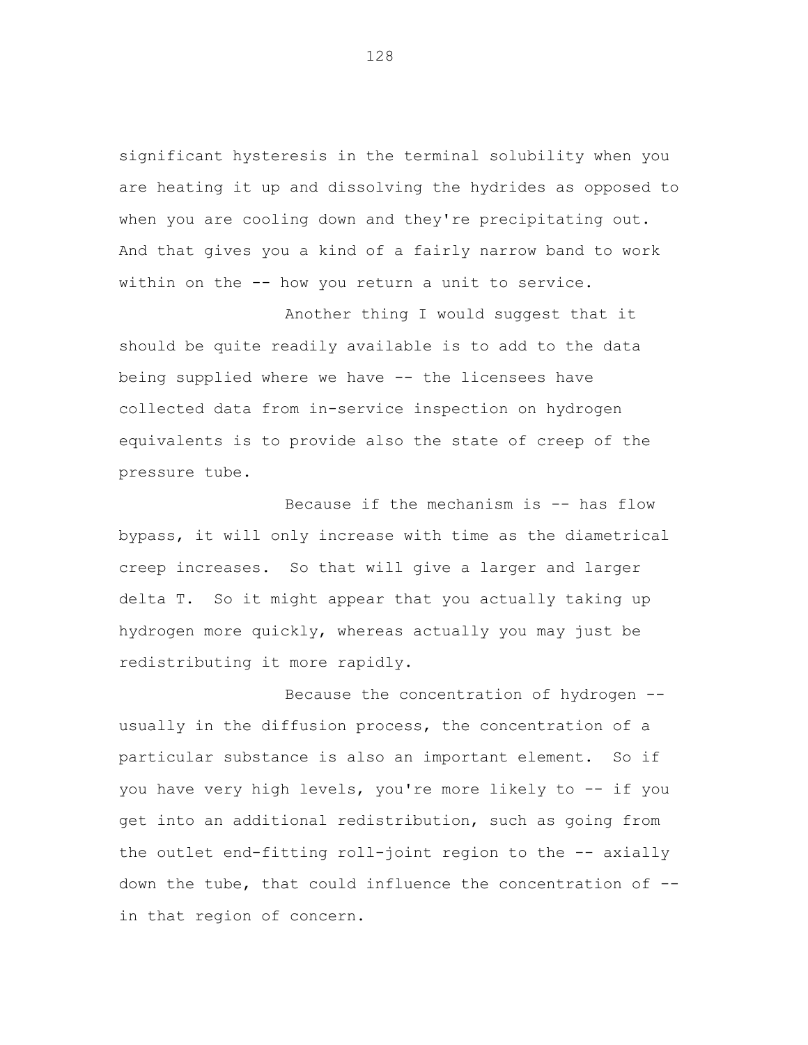significant hysteresis in the terminal solubility when you are heating it up and dissolving the hydrides as opposed to when you are cooling down and they're precipitating out. And that gives you a kind of a fairly narrow band to work within on the -- how you return a unit to service.

Another thing I would suggest that it should be quite readily available is to add to the data being supplied where we have -- the licensees have collected data from in-service inspection on hydrogen equivalents is to provide also the state of creep of the pressure tube.

Because if the mechanism is -- has flow bypass, it will only increase with time as the diametrical creep increases. So that will give a larger and larger delta T. So it might appear that you actually taking up hydrogen more quickly, whereas actually you may just be redistributing it more rapidly.

Because the concentration of hydrogen -- usually in the diffusion process, the concentration of a particular substance is also an important element. So if you have very high levels, you're more likely to -- if you get into an additional redistribution, such as going from the outlet end-fitting roll-joint region to the -- axially down the tube, that could influence the concentration of -- in that region of concern.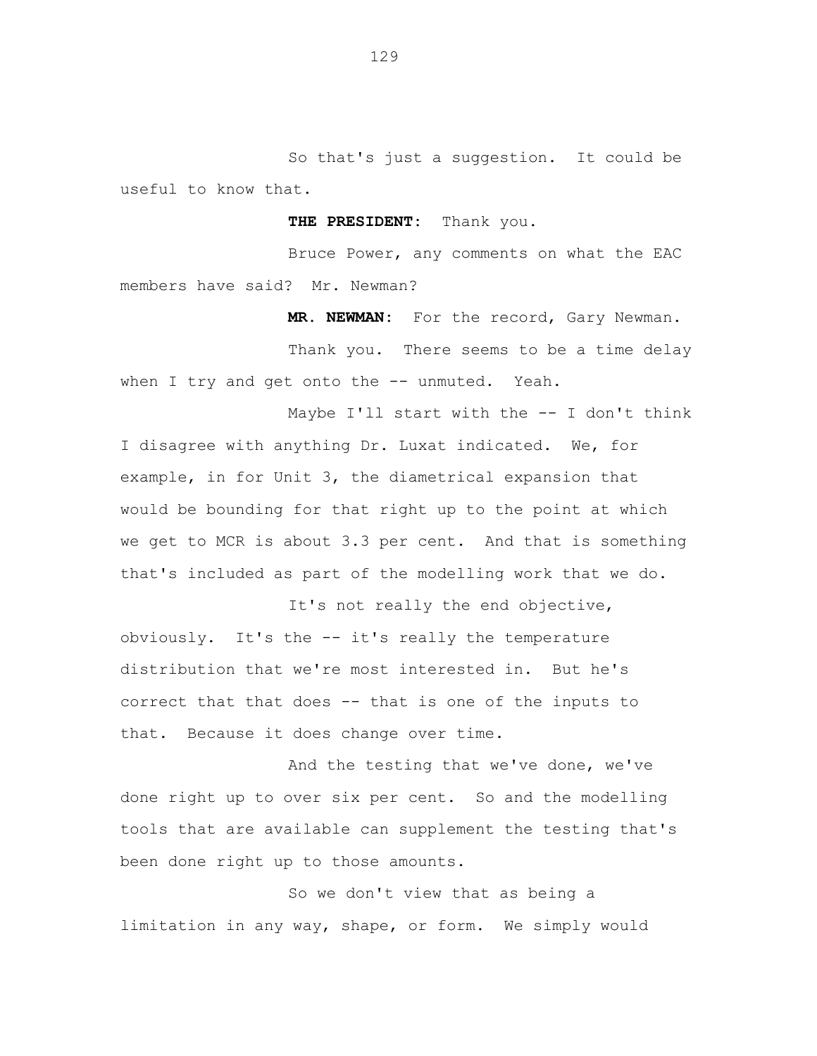So that's just a suggestion. It could be useful to know that.

**THE PRESIDENT:** Thank you.

Bruce Power, any comments on what the EAC members have said? Mr. Newman?

**MR. NEWMAN:** For the record, Gary Newman.

Thank you. There seems to be a time delay when I try and get onto the -- unmuted. Yeah.

Maybe I'll start with the -- I don't think I disagree with anything Dr. Luxat indicated. We, for example, in for Unit 3, the diametrical expansion that would be bounding for that right up to the point at which we get to MCR is about 3.3 per cent. And that is something that's included as part of the modelling work that we do.

It's not really the end objective, obviously. It's the -- it's really the temperature distribution that we're most interested in. But he's correct that that does -- that is one of the inputs to that. Because it does change over time.

And the testing that we've done, we've done right up to over six per cent. So and the modelling tools that are available can supplement the testing that's been done right up to those amounts.

So we don't view that as being a limitation in any way, shape, or form. We simply would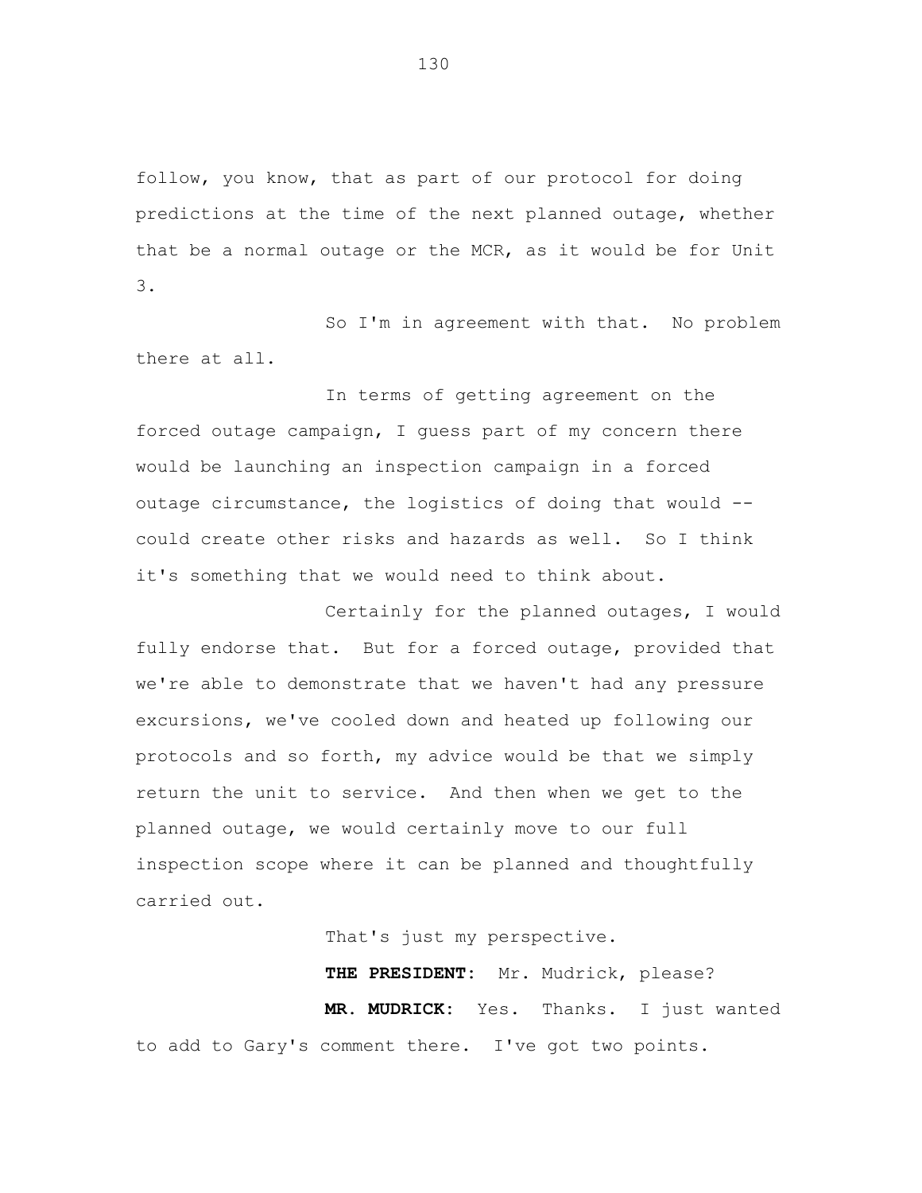follow, you know, that as part of our protocol for doing predictions at the time of the next planned outage, whether that be a normal outage or the MCR, as it would be for Unit 3.

So I'm in agreement with that. No problem there at all.

In terms of getting agreement on the forced outage campaign, I guess part of my concern there would be launching an inspection campaign in a forced outage circumstance, the logistics of doing that would -- could create other risks and hazards as well. So I think it's something that we would need to think about.

Certainly for the planned outages, I would fully endorse that. But for a forced outage, provided that we're able to demonstrate that we haven't had any pressure excursions, we've cooled down and heated up following our protocols and so forth, my advice would be that we simply return the unit to service. And then when we get to the planned outage, we would certainly move to our full inspection scope where it can be planned and thoughtfully carried out.

That's just my perspective.

**THE PRESIDENT:** Mr. Mudrick, please?

**MR. MUDRICK:** Yes. Thanks. I just wanted to add to Gary's comment there. I've got two points.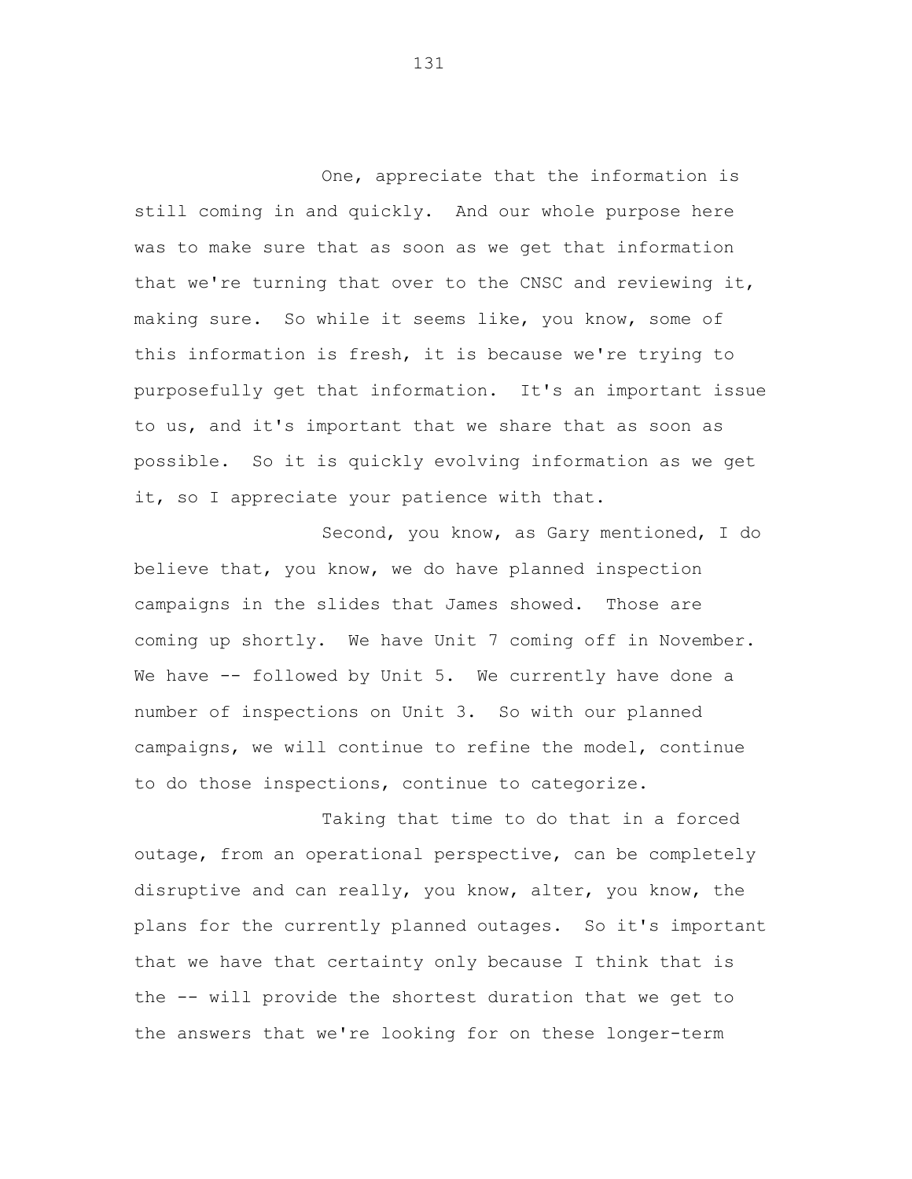One, appreciate that the information is still coming in and quickly. And our whole purpose here was to make sure that as soon as we get that information that we're turning that over to the CNSC and reviewing it, making sure. So while it seems like, you know, some of this information is fresh, it is because we're trying to purposefully get that information. It's an important issue to us, and it's important that we share that as soon as possible. So it is quickly evolving information as we get it, so I appreciate your patience with that.

Second, you know, as Gary mentioned, I do believe that, you know, we do have planned inspection campaigns in the slides that James showed. Those are coming up shortly. We have Unit 7 coming off in November. We have -- followed by Unit 5. We currently have done a number of inspections on Unit 3. So with our planned campaigns, we will continue to refine the model, continue to do those inspections, continue to categorize.

Taking that time to do that in a forced outage, from an operational perspective, can be completely disruptive and can really, you know, alter, you know, the plans for the currently planned outages. So it's important that we have that certainty only because I think that is the -- will provide the shortest duration that we get to the answers that we're looking for on these longer-term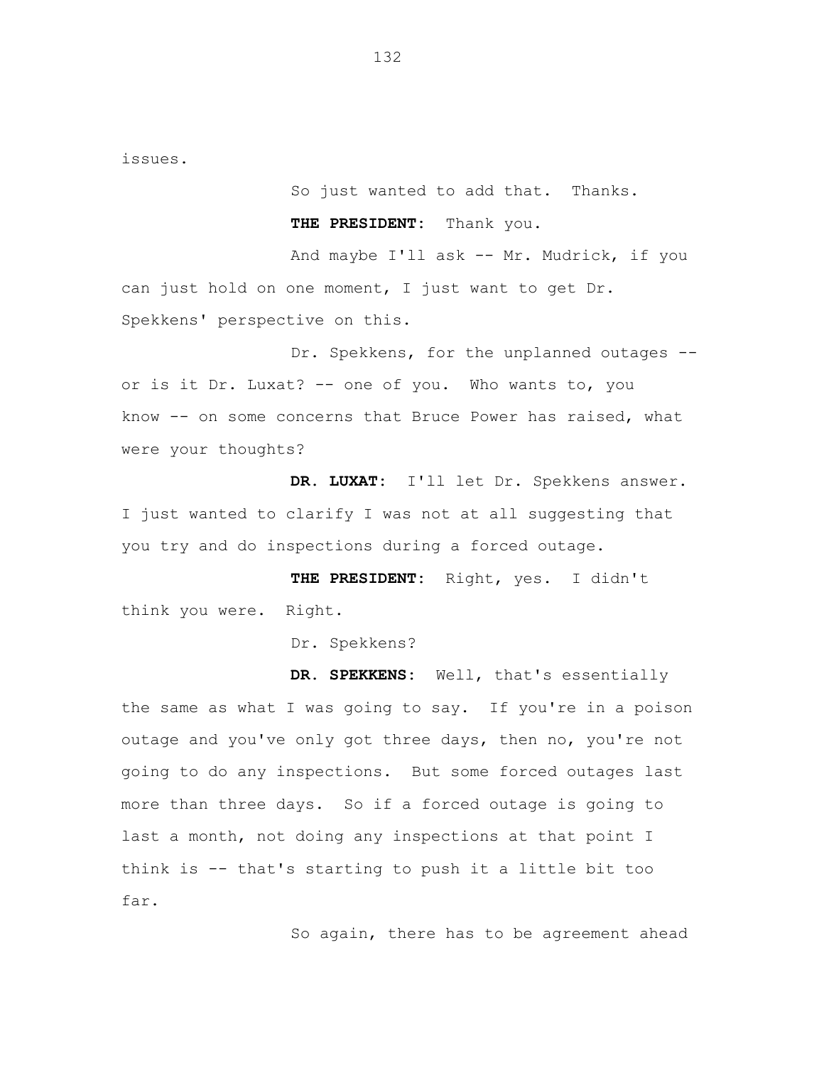issues.

So just wanted to add that. Thanks.

**THE PRESIDENT:** Thank you.

And maybe I'll ask -- Mr. Mudrick, if you can just hold on one moment, I just want to get Dr. Spekkens' perspective on this.

Dr. Spekkens, for the unplanned outages -- or is it Dr. Luxat? -- one of you. Who wants to, you know -- on some concerns that Bruce Power has raised, what were your thoughts?

**DR. LUXAT:** I'll let Dr. Spekkens answer. I just wanted to clarify I was not at all suggesting that you try and do inspections during a forced outage.

**THE PRESIDENT:** Right, yes. I didn't think you were. Right.

Dr. Spekkens?

**DR. SPEKKENS:** Well, that's essentially the same as what I was going to say. If you're in a poison outage and you've only got three days, then no, you're not going to do any inspections. But some forced outages last more than three days. So if a forced outage is going to last a month, not doing any inspections at that point I think is -- that's starting to push it a little bit too far.

So again, there has to be agreement ahead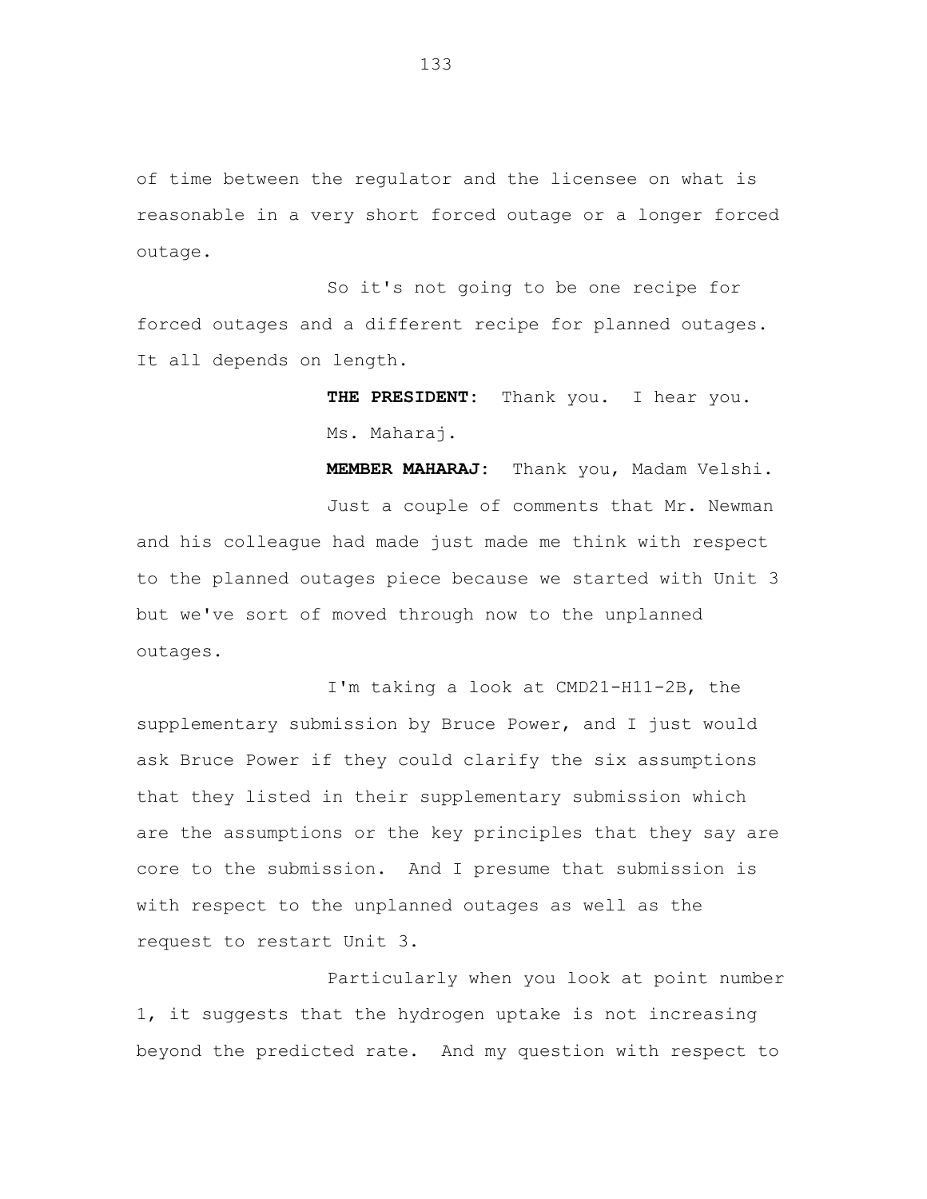of time between the regulator and the licensee on what is reasonable in a very short forced outage or a longer forced outage.

So it's not going to be one recipe for forced outages and a different recipe for planned outages. It all depends on length.

**THE PRESIDENT:** Thank you. I hear you.

Ms. Maharaj.

**MEMBER MAHARAJ:** Thank you, Madam Velshi.

Just a couple of comments that Mr. Newman and his colleague had made just made me think with respect to the planned outages piece because we started with Unit 3 but we've sort of moved through now to the unplanned outages.

I'm taking a look at CMD21-H11-2B, the supplementary submission by Bruce Power, and I just would ask Bruce Power if they could clarify the six assumptions that they listed in their supplementary submission which are the assumptions or the key principles that they say are core to the submission. And I presume that submission is with respect to the unplanned outages as well as the request to restart Unit 3.

Particularly when you look at point number 1, it suggests that the hydrogen uptake is not increasing beyond the predicted rate. And my question with respect to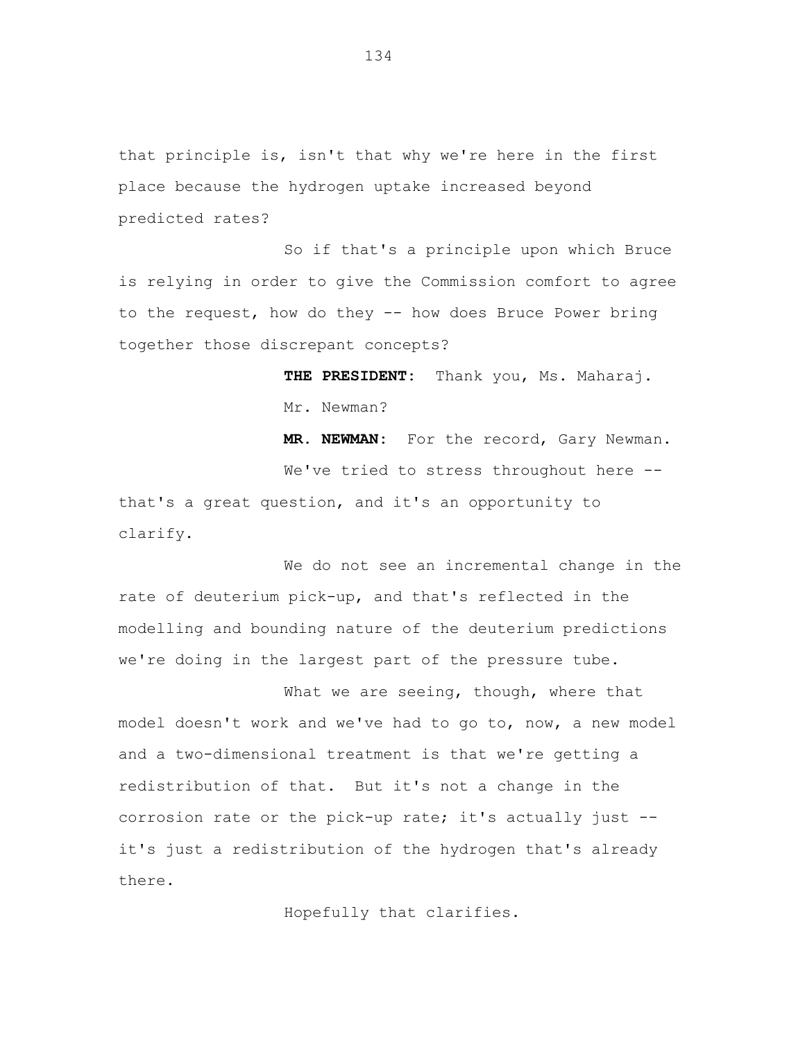that principle is, isn't that why we're here in the first place because the hydrogen uptake increased beyond predicted rates?

So if that's a principle upon which Bruce is relying in order to give the Commission comfort to agree to the request, how do they -- how does Bruce Power bring together those discrepant concepts?

**THE PRESIDENT:** Thank you, Ms. Maharaj.

Mr. Newman?

**MR. NEWMAN:** For the record, Gary Newman.

We've tried to stress throughout here -- that's a great question, and it's an opportunity to clarify.

We do not see an incremental change in the rate of deuterium pick-up, and that's reflected in the modelling and bounding nature of the deuterium predictions we're doing in the largest part of the pressure tube.

What we are seeing, though, where that model doesn't work and we've had to go to, now, a new model and a two-dimensional treatment is that we're getting a redistribution of that. But it's not a change in the corrosion rate or the pick-up rate; it's actually just -- it's just a redistribution of the hydrogen that's already there.

Hopefully that clarifies.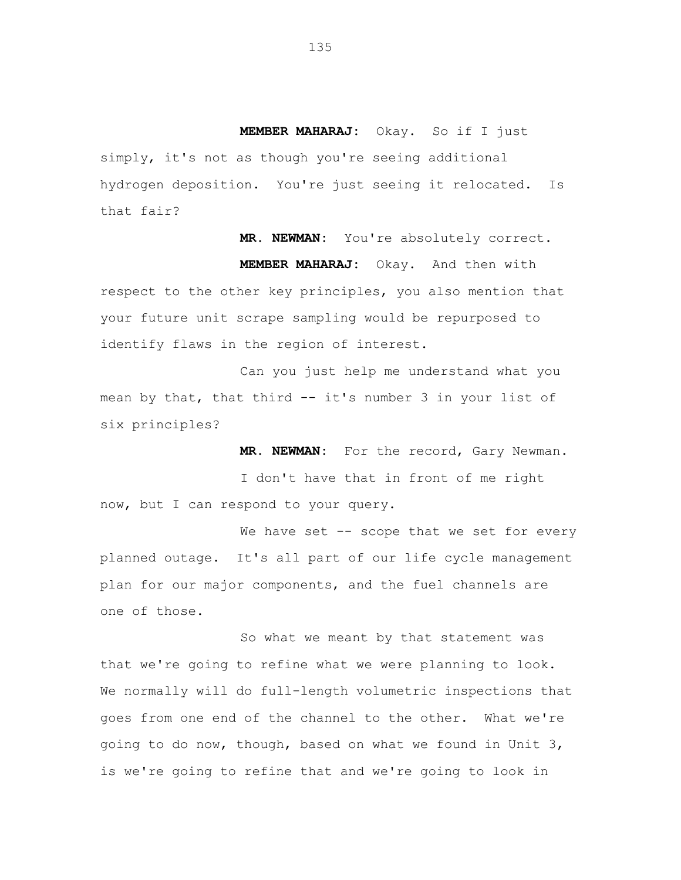**MEMBER MAHARAJ:** Okay. So if I just simply, it's not as though you're seeing additional hydrogen deposition. You're just seeing it relocated. Is that fair?

**MR. NEWMAN:** You're absolutely correct.

**MEMBER MAHARAJ:** Okay. And then with respect to the other key principles, you also mention that your future unit scrape sampling would be repurposed to identify flaws in the region of interest.

Can you just help me understand what you mean by that, that third -- it's number 3 in your list of six principles?

**MR. NEWMAN:** For the record, Gary Newman.

I don't have that in front of me right now, but I can respond to your query.

We have set -- scope that we set for every planned outage. It's all part of our life cycle management plan for our major components, and the fuel channels are one of those.

So what we meant by that statement was that we're going to refine what we were planning to look. We normally will do full-length volumetric inspections that goes from one end of the channel to the other. What we're going to do now, though, based on what we found in Unit 3, is we're going to refine that and we're going to look in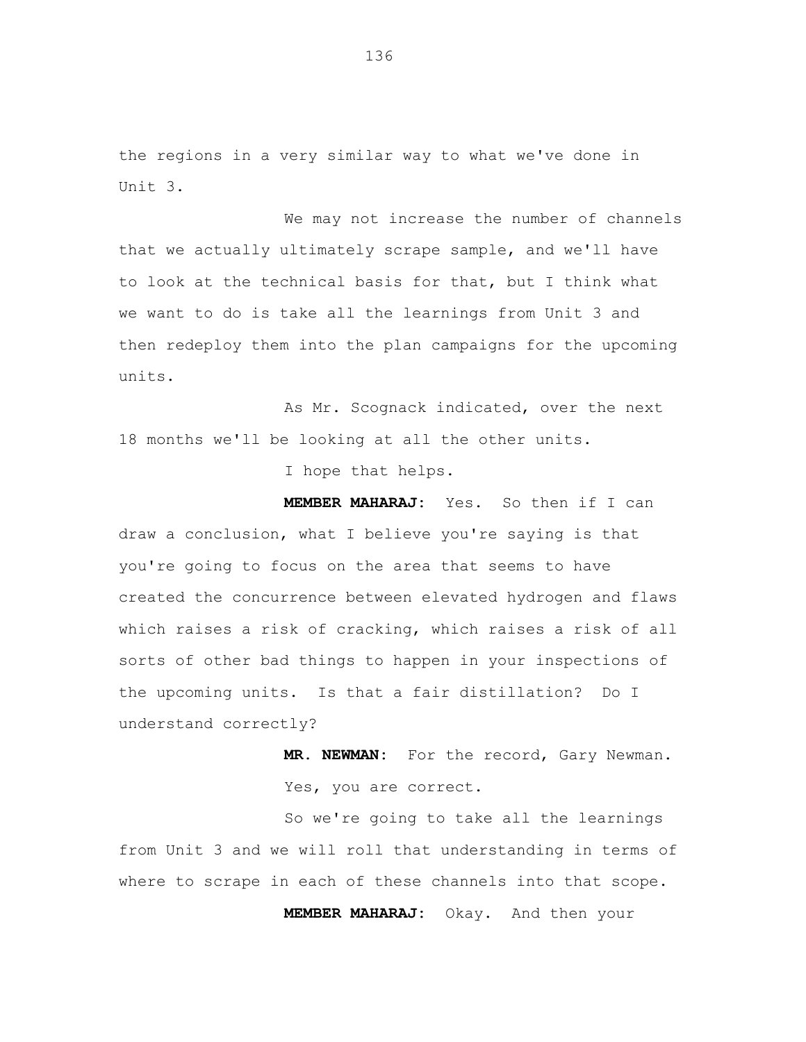the regions in a very similar way to what we've done in Unit 3.

We may not increase the number of channels that we actually ultimately scrape sample, and we'll have to look at the technical basis for that, but I think what we want to do is take all the learnings from Unit 3 and then redeploy them into the plan campaigns for the upcoming units.

As Mr. Scognack indicated, over the next 18 months we'll be looking at all the other units.

I hope that helps.

**MEMBER MAHARAJ:** Yes. So then if I can draw a conclusion, what I believe you're saying is that you're going to focus on the area that seems to have created the concurrence between elevated hydrogen and flaws which raises a risk of cracking, which raises a risk of all sorts of other bad things to happen in your inspections of the upcoming units. Is that a fair distillation? Do I understand correctly?

**MR. NEWMAN:** For the record, Gary Newman.

Yes, you are correct.

So we're going to take all the learnings from Unit 3 and we will roll that understanding in terms of where to scrape in each of these channels into that scope.

**MEMBER MAHARAJ:** Okay. And then your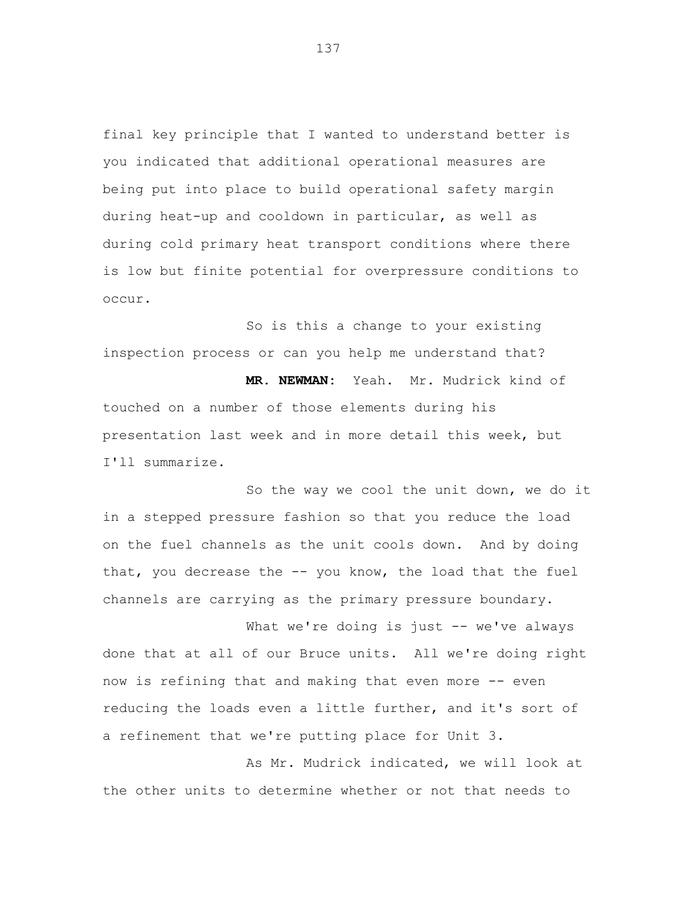final key principle that I wanted to understand better is you indicated that additional operational measures are being put into place to build operational safety margin during heat-up and cooldown in particular, as well as during cold primary heat transport conditions where there is low but finite potential for overpressure conditions to occur.

So is this a change to your existing inspection process or can you help me understand that?

**MR. NEWMAN:** Yeah. Mr. Mudrick kind of touched on a number of those elements during his presentation last week and in more detail this week, but I'll summarize.

So the way we cool the unit down, we do it in a stepped pressure fashion so that you reduce the load on the fuel channels as the unit cools down. And by doing that, you decrease the -- you know, the load that the fuel channels are carrying as the primary pressure boundary.

What we're doing is just -- we've always done that at all of our Bruce units. All we're doing right now is refining that and making that even more -- even reducing the loads even a little further, and it's sort of a refinement that we're putting place for Unit 3.

As Mr. Mudrick indicated, we will look at the other units to determine whether or not that needs to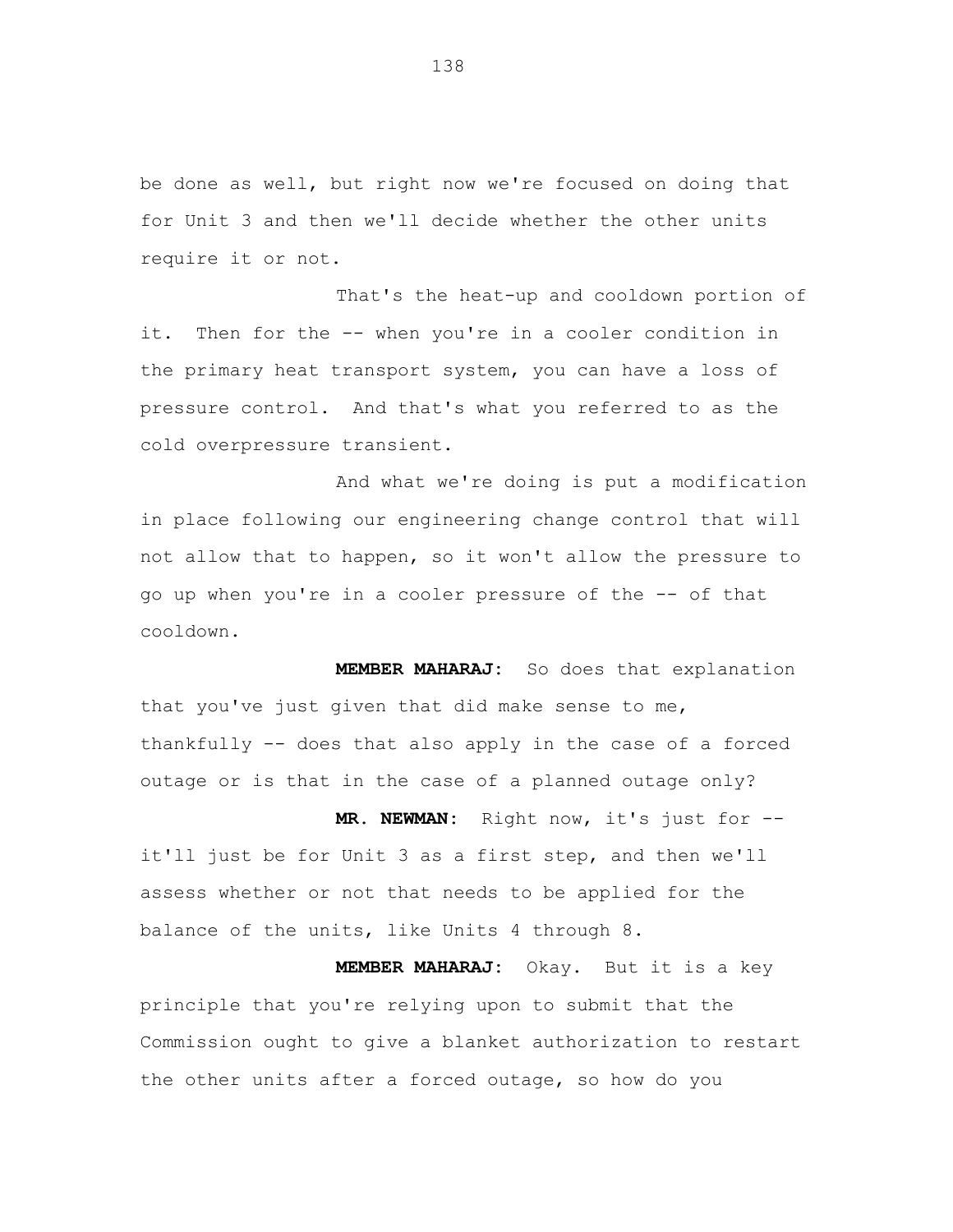be done as well, but right now we're focused on doing that for Unit 3 and then we'll decide whether the other units require it or not.

That's the heat-up and cooldown portion of it. Then for the -- when you're in a cooler condition in the primary heat transport system, you can have a loss of pressure control. And that's what you referred to as the cold overpressure transient.

And what we're doing is put a modification in place following our engineering change control that will not allow that to happen, so it won't allow the pressure to go up when you're in a cooler pressure of the -- of that cooldown.

**MEMBER MAHARAJ:** So does that explanation that you've just given that did make sense to me, thankfully -- does that also apply in the case of a forced outage or is that in the case of a planned outage only?

**MR. NEWMAN:** Right now, it's just for -- it'll just be for Unit 3 as a first step, and then we'll assess whether or not that needs to be applied for the balance of the units, like Units 4 through 8.

**MEMBER MAHARAJ:** Okay. But it is a key principle that you're relying upon to submit that the Commission ought to give a blanket authorization to restart the other units after a forced outage, so how do you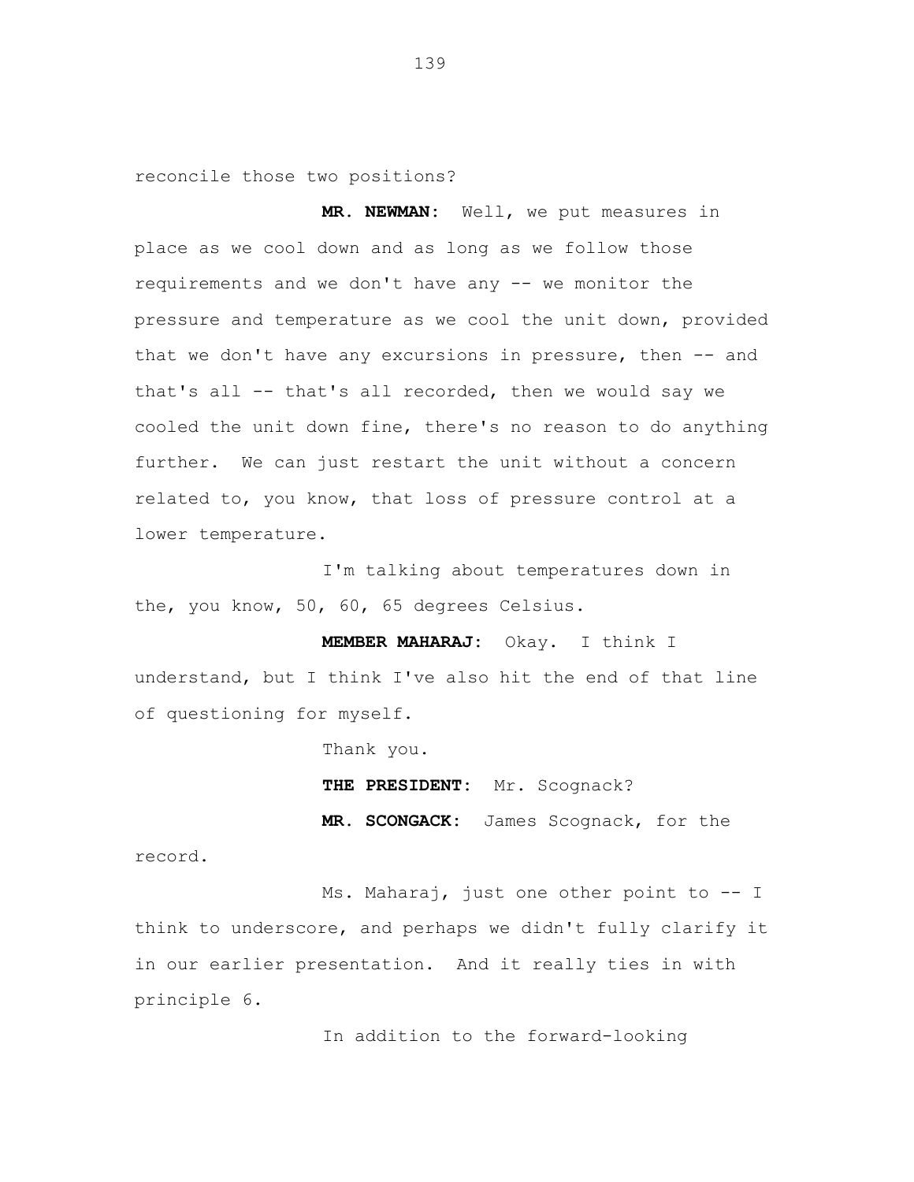reconcile those two positions?

**MR. NEWMAN:** Well, we put measures in place as we cool down and as long as we follow those requirements and we don't have any -- we monitor the pressure and temperature as we cool the unit down, provided that we don't have any excursions in pressure, then -- and that's all -- that's all recorded, then we would say we cooled the unit down fine, there's no reason to do anything further. We can just restart the unit without a concern related to, you know, that loss of pressure control at a lower temperature.

I'm talking about temperatures down in the, you know, 50, 60, 65 degrees Celsius.

**MEMBER MAHARAJ:** Okay. I think I understand, but I think I've also hit the end of that line of questioning for myself.

Thank you.

**THE PRESIDENT:** Mr. Scognack?

**MR. SCONGACK:** James Scognack, for the record.

Ms. Maharaj, just one other point to -- I think to underscore, and perhaps we didn't fully clarify it in our earlier presentation. And it really ties in with principle 6.

In addition to the forward-looking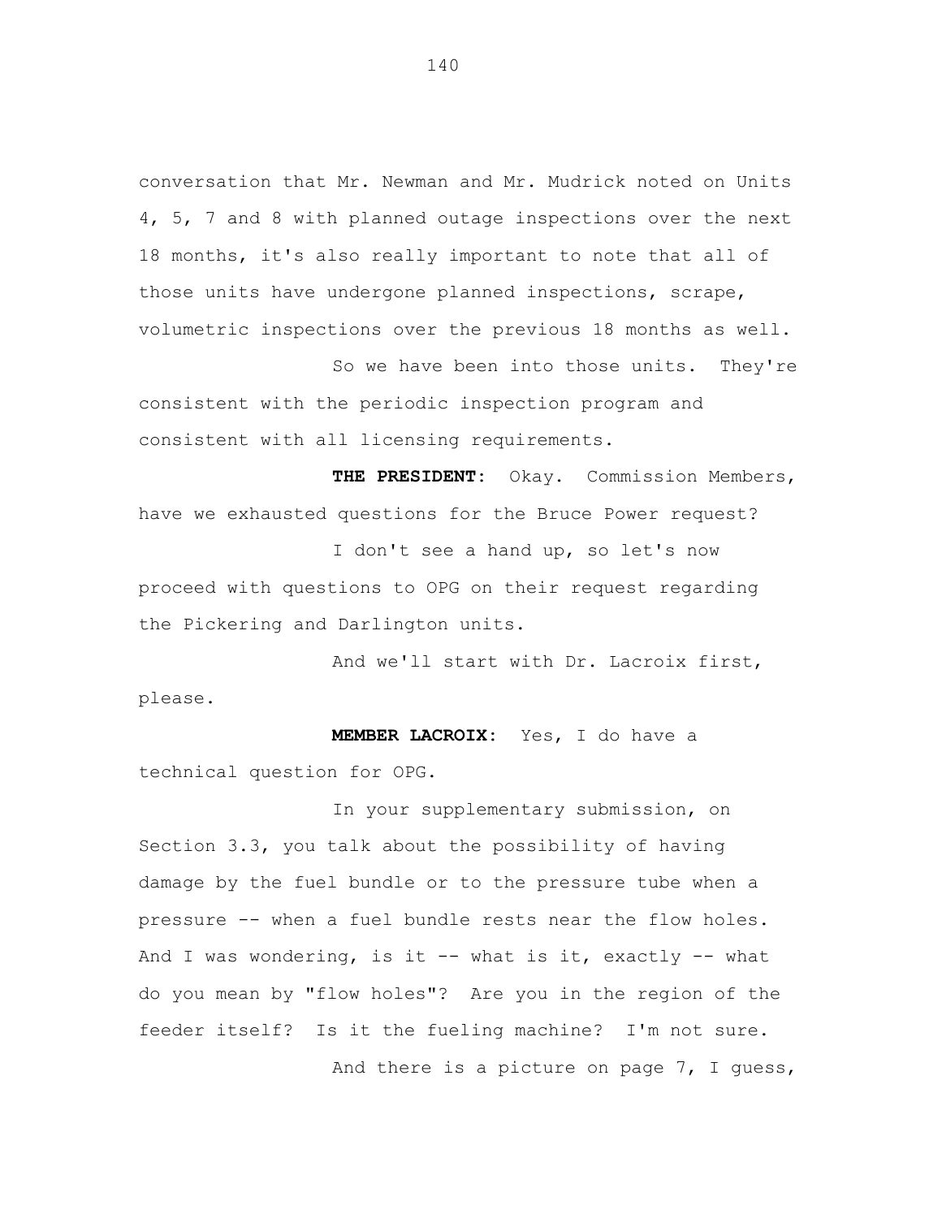conversation that Mr. Newman and Mr. Mudrick noted on Units 4, 5, 7 and 8 with planned outage inspections over the next 18 months, it's also really important to note that all of those units have undergone planned inspections, scrape, volumetric inspections over the previous 18 months as well.

So we have been into those units. They're consistent with the periodic inspection program and consistent with all licensing requirements.

**THE PRESIDENT:** Okay. Commission Members, have we exhausted questions for the Bruce Power request?

I don't see a hand up, so let's now proceed with questions to OPG on their request regarding the Pickering and Darlington units.

And we'll start with Dr. Lacroix first, please.

**MEMBER LACROIX:** Yes, I do have a technical question for OPG.

In your supplementary submission, on Section 3.3, you talk about the possibility of having damage by the fuel bundle or to the pressure tube when a pressure -- when a fuel bundle rests near the flow holes. And I was wondering, is it -- what is it, exactly -- what do you mean by "flow holes"? Are you in the region of the feeder itself? Is it the fueling machine? I'm not sure.

And there is a picture on page 7, I guess,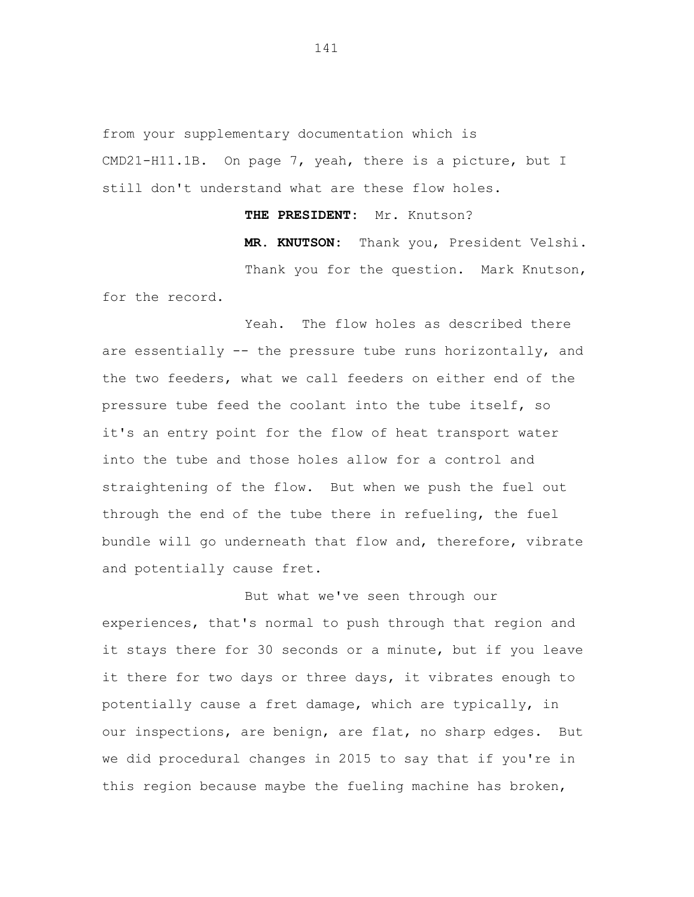from your supplementary documentation which is CMD21-H11.1B. On page 7, yeah, there is a picture, but I still don't understand what are these flow holes.

**THE PRESIDENT:** Mr. Knutson?

**MR. KNUTSON:** Thank you, President Velshi.

Thank you for the question. Mark Knutson, for the record.

Yeah. The flow holes as described there are essentially -- the pressure tube runs horizontally, and the two feeders, what we call feeders on either end of the pressure tube feed the coolant into the tube itself, so it's an entry point for the flow of heat transport water into the tube and those holes allow for a control and straightening of the flow. But when we push the fuel out through the end of the tube there in refueling, the fuel bundle will go underneath that flow and, therefore, vibrate and potentially cause fret.

But what we've seen through our experiences, that's normal to push through that region and it stays there for 30 seconds or a minute, but if you leave it there for two days or three days, it vibrates enough to potentially cause a fret damage, which are typically, in our inspections, are benign, are flat, no sharp edges. But we did procedural changes in 2015 to say that if you're in this region because maybe the fueling machine has broken,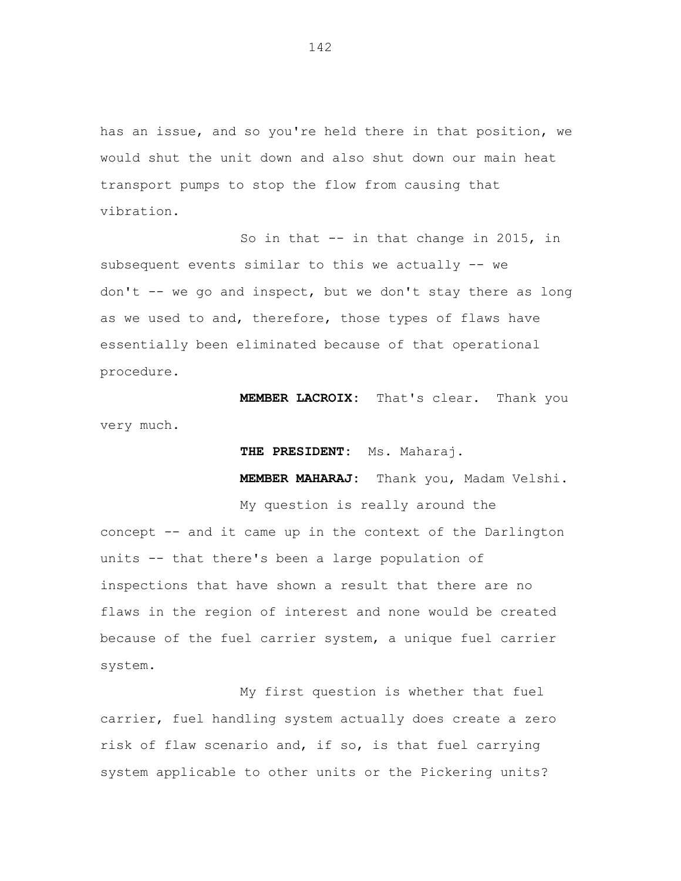has an issue, and so you're held there in that position, we would shut the unit down and also shut down our main heat transport pumps to stop the flow from causing that vibration.

So in that -- in that change in 2015, in subsequent events similar to this we actually -- we don't -- we go and inspect, but we don't stay there as long as we used to and, therefore, those types of flaws have essentially been eliminated because of that operational procedure.

**MEMBER LACROIX:** That's clear. Thank you very much.

**THE PRESIDENT:** Ms. Maharaj.

**MEMBER MAHARAJ:** Thank you, Madam Velshi.

My question is really around the concept -- and it came up in the context of the Darlington units -- that there's been a large population of inspections that have shown a result that there are no flaws in the region of interest and none would be created because of the fuel carrier system, a unique fuel carrier system.

My first question is whether that fuel carrier, fuel handling system actually does create a zero risk of flaw scenario and, if so, is that fuel carrying system applicable to other units or the Pickering units?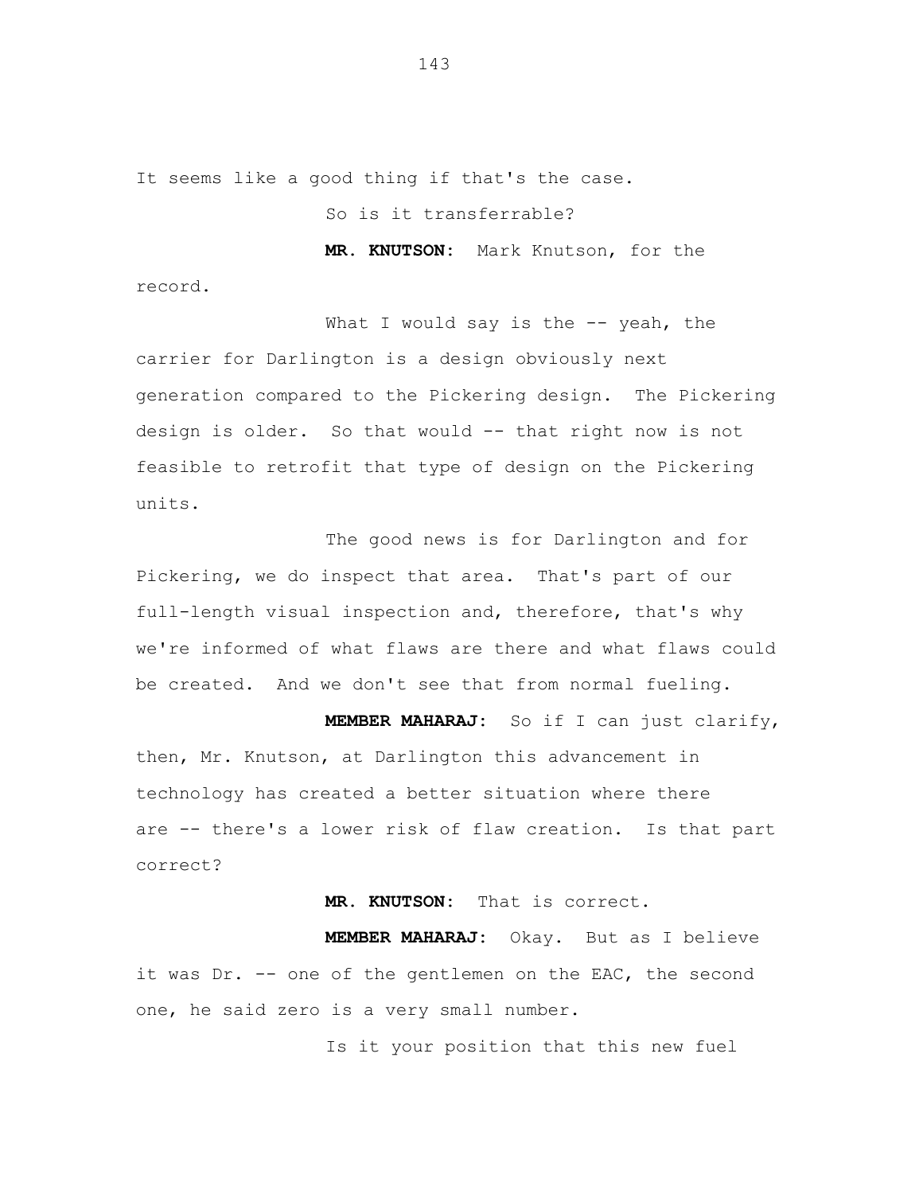It seems like a good thing if that's the case.

So is it transferrable?

**MR. KNUTSON:** Mark Knutson, for the record.

What I would say is the -- yeah, the carrier for Darlington is a design obviously next generation compared to the Pickering design. The Pickering design is older. So that would -- that right now is not feasible to retrofit that type of design on the Pickering units.

The good news is for Darlington and for Pickering, we do inspect that area. That's part of our full-length visual inspection and, therefore, that's why we're informed of what flaws are there and what flaws could be created. And we don't see that from normal fueling.

**MEMBER MAHARAJ:** So if I can just clarify, then, Mr. Knutson, at Darlington this advancement in technology has created a better situation where there are -- there's a lower risk of flaw creation. Is that part correct?

**MR. KNUTSON:** That is correct.

**MEMBER MAHARAJ:** Okay. But as I believe it was Dr. -- one of the gentlemen on the EAC, the second one, he said zero is a very small number.

Is it your position that this new fuel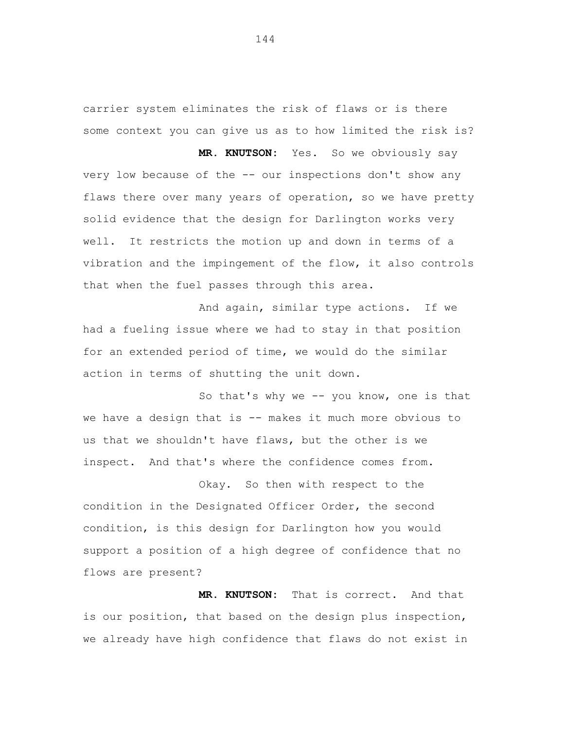carrier system eliminates the risk of flaws or is there some context you can give us as to how limited the risk is?

**MR. KNUTSON:** Yes. So we obviously say very low because of the -- our inspections don't show any flaws there over many years of operation, so we have pretty solid evidence that the design for Darlington works very well. It restricts the motion up and down in terms of a vibration and the impingement of the flow, it also controls that when the fuel passes through this area.

And again, similar type actions. If we had a fueling issue where we had to stay in that position for an extended period of time, we would do the similar action in terms of shutting the unit down.

So that's why we -- you know, one is that we have a design that is -- makes it much more obvious to us that we shouldn't have flaws, but the other is we inspect. And that's where the confidence comes from.

Okay. So then with respect to the condition in the Designated Officer Order, the second condition, is this design for Darlington how you would support a position of a high degree of confidence that no flows are present?

**MR. KNUTSON:** That is correct. And that is our position, that based on the design plus inspection, we already have high confidence that flaws do not exist in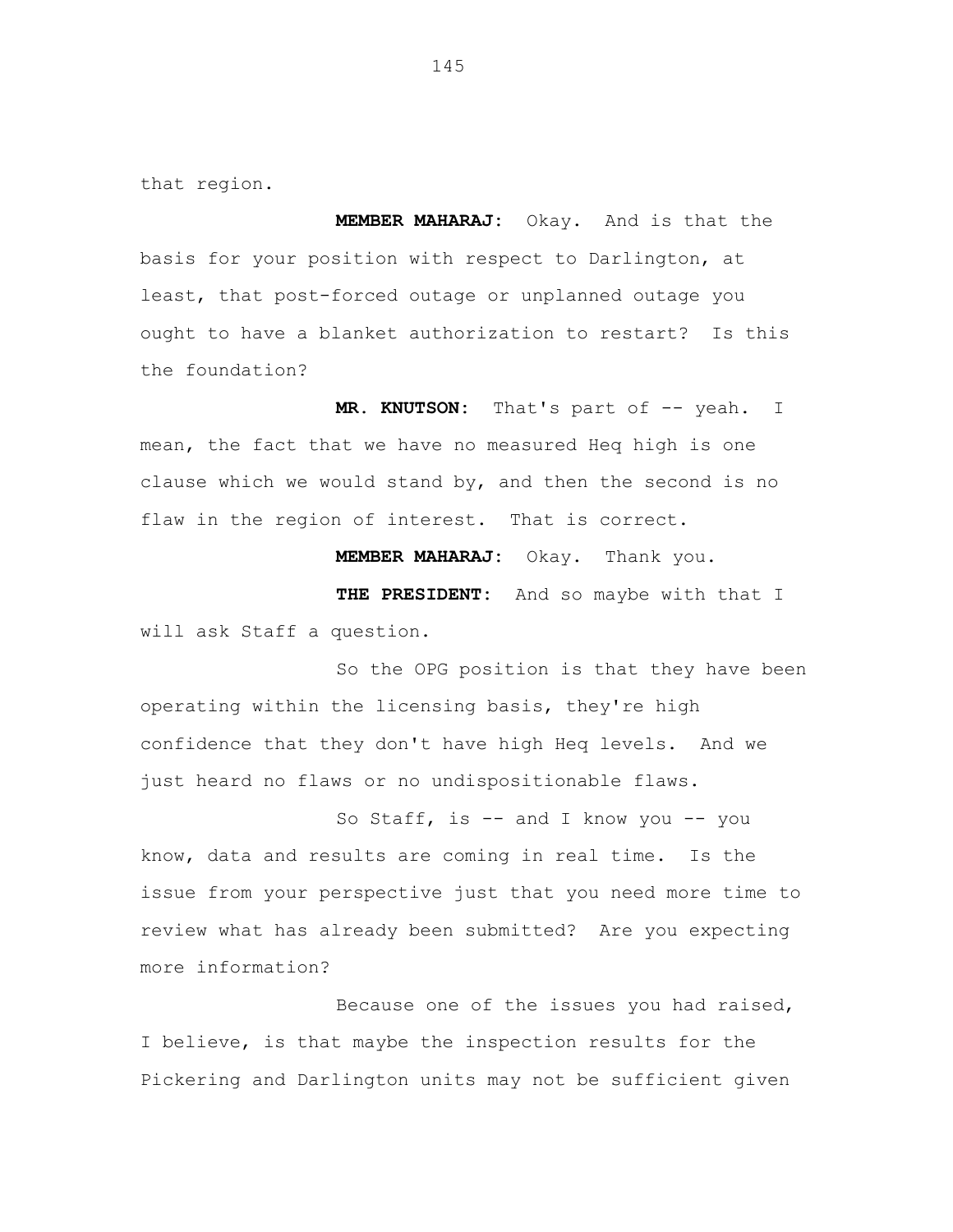that region.

**MEMBER MAHARAJ:** Okay. And is that the basis for your position with respect to Darlington, at least, that post-forced outage or unplanned outage you ought to have a blanket authorization to restart? Is this the foundation?

**MR. KNUTSON:** That's part of -- yeah. I mean, the fact that we have no measured Heq high is one clause which we would stand by, and then the second is no flaw in the region of interest. That is correct.

**MEMBER MAHARAJ:** Okay. Thank you.

**THE PRESIDENT:** And so maybe with that I will ask Staff a question.

So the OPG position is that they have been operating within the licensing basis, they're high confidence that they don't have high Heq levels. And we just heard no flaws or no undispositionable flaws.

So Staff, is -- and I know you -- you know, data and results are coming in real time. Is the issue from your perspective just that you need more time to review what has already been submitted? Are you expecting more information?

Because one of the issues you had raised, I believe, is that maybe the inspection results for the Pickering and Darlington units may not be sufficient given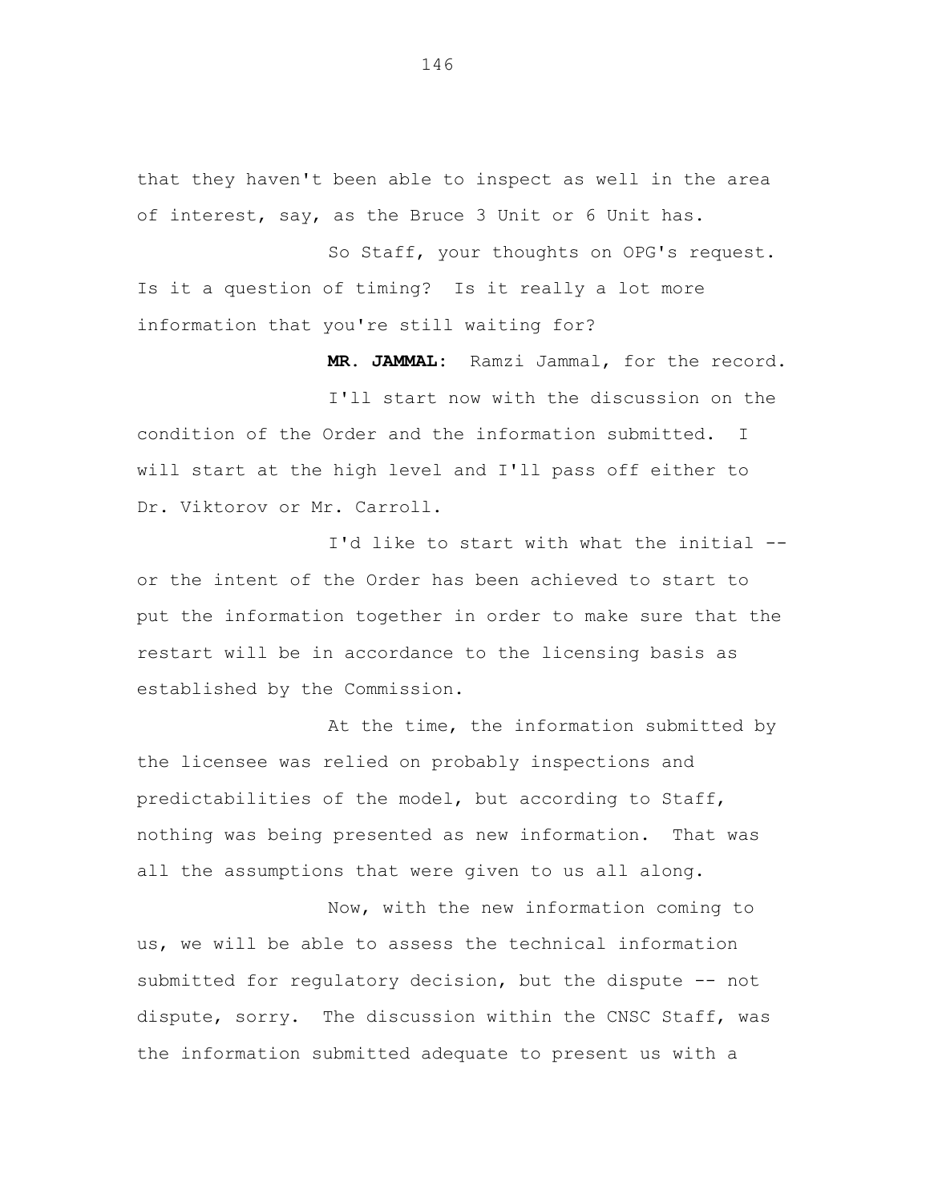that they haven't been able to inspect as well in the area of interest, say, as the Bruce 3 Unit or 6 Unit has.

So Staff, your thoughts on OPG's request. Is it a question of timing? Is it really a lot more information that you're still waiting for?

**MR. JAMMAL:** Ramzi Jammal, for the record.

I'll start now with the discussion on the condition of the Order and the information submitted. I will start at the high level and I'll pass off either to Dr. Viktorov or Mr. Carroll.

I'd like to start with what the initial -- or the intent of the Order has been achieved to start to put the information together in order to make sure that the restart will be in accordance to the licensing basis as established by the Commission.

At the time, the information submitted by the licensee was relied on probably inspections and predictabilities of the model, but according to Staff, nothing was being presented as new information. That was all the assumptions that were given to us all along.

Now, with the new information coming to us, we will be able to assess the technical information submitted for regulatory decision, but the dispute -- not dispute, sorry. The discussion within the CNSC Staff, was the information submitted adequate to present us with a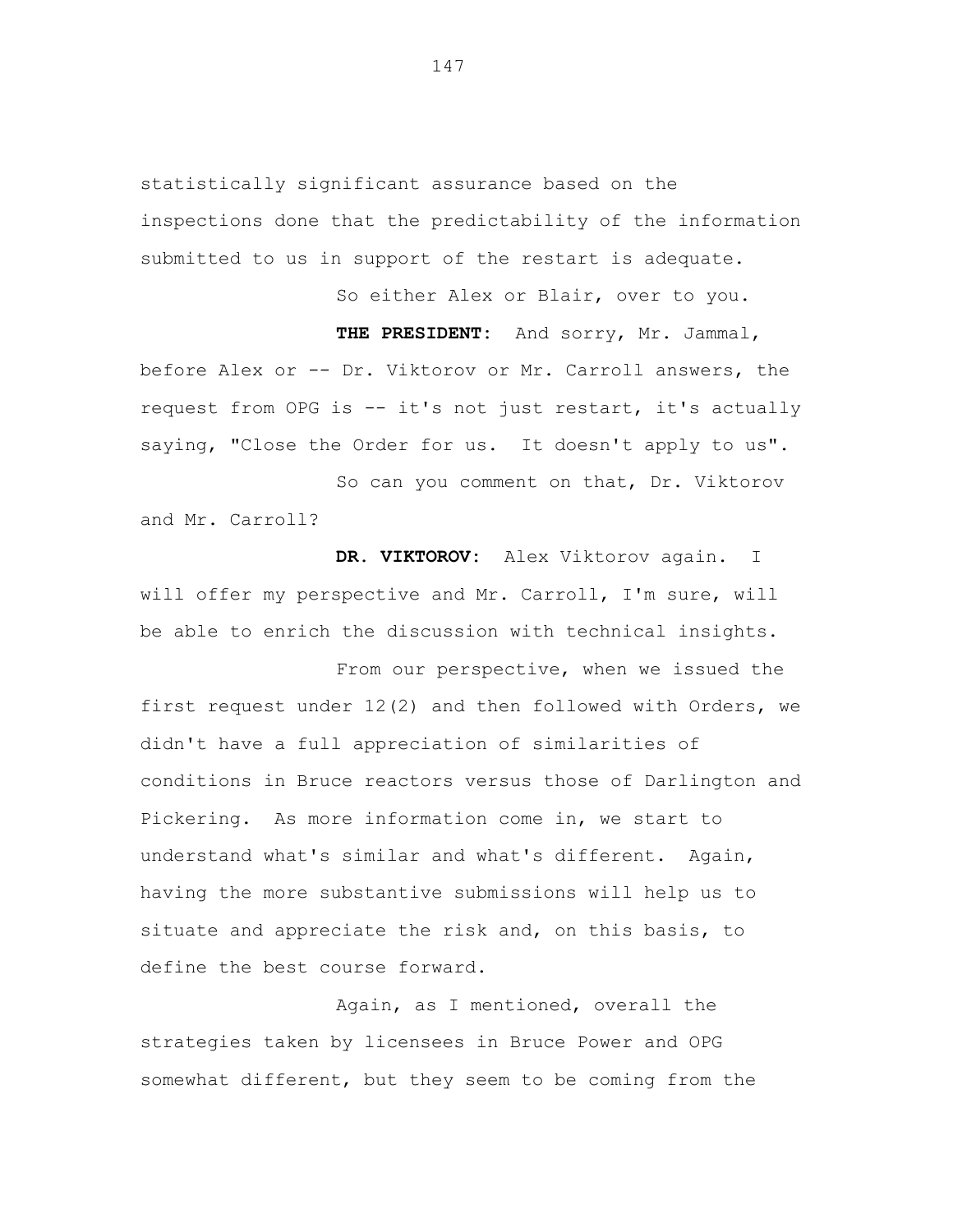statistically significant assurance based on the inspections done that the predictability of the information submitted to us in support of the restart is adequate.

So either Alex or Blair, over to you.

**THE PRESIDENT:** And sorry, Mr. Jammal, before Alex or -- Dr. Viktorov or Mr. Carroll answers, the request from OPG is -- it's not just restart, it's actually saying, "Close the Order for us. It doesn't apply to us".

So can you comment on that, Dr. Viktorov and Mr. Carroll?

**DR. VIKTOROV:** Alex Viktorov again. I will offer my perspective and Mr. Carroll, I'm sure, will be able to enrich the discussion with technical insights.

From our perspective, when we issued the first request under 12(2) and then followed with Orders, we didn't have a full appreciation of similarities of conditions in Bruce reactors versus those of Darlington and Pickering. As more information come in, we start to understand what's similar and what's different. Again, having the more substantive submissions will help us to situate and appreciate the risk and, on this basis, to define the best course forward.

Again, as I mentioned, overall the strategies taken by licensees in Bruce Power and OPG somewhat different, but they seem to be coming from the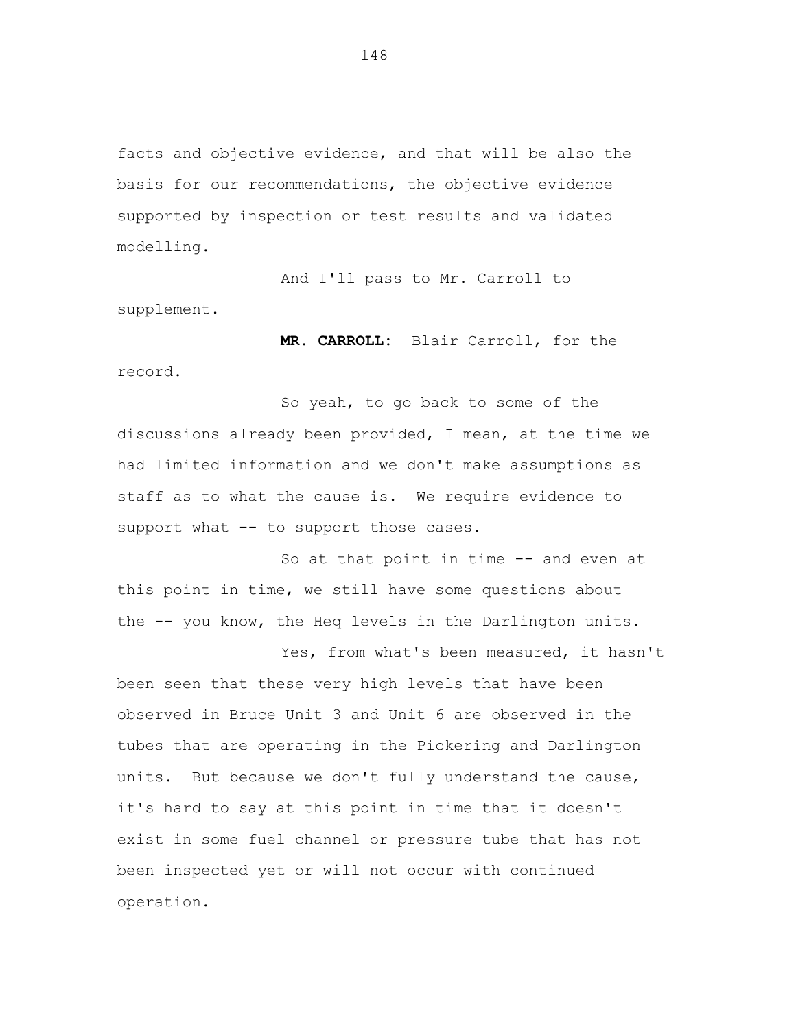facts and objective evidence, and that will be also the basis for our recommendations, the objective evidence supported by inspection or test results and validated modelling.

And I'll pass to Mr. Carroll to supplement.

**MR. CARROLL:** Blair Carroll, for the record.

So yeah, to go back to some of the discussions already been provided, I mean, at the time we had limited information and we don't make assumptions as staff as to what the cause is. We require evidence to support what -- to support those cases.

So at that point in time -- and even at this point in time, we still have some questions about the -- you know, the Heq levels in the Darlington units.

Yes, from what's been measured, it hasn't been seen that these very high levels that have been observed in Bruce Unit 3 and Unit 6 are observed in the tubes that are operating in the Pickering and Darlington units. But because we don't fully understand the cause, it's hard to say at this point in time that it doesn't exist in some fuel channel or pressure tube that has not been inspected yet or will not occur with continued operation.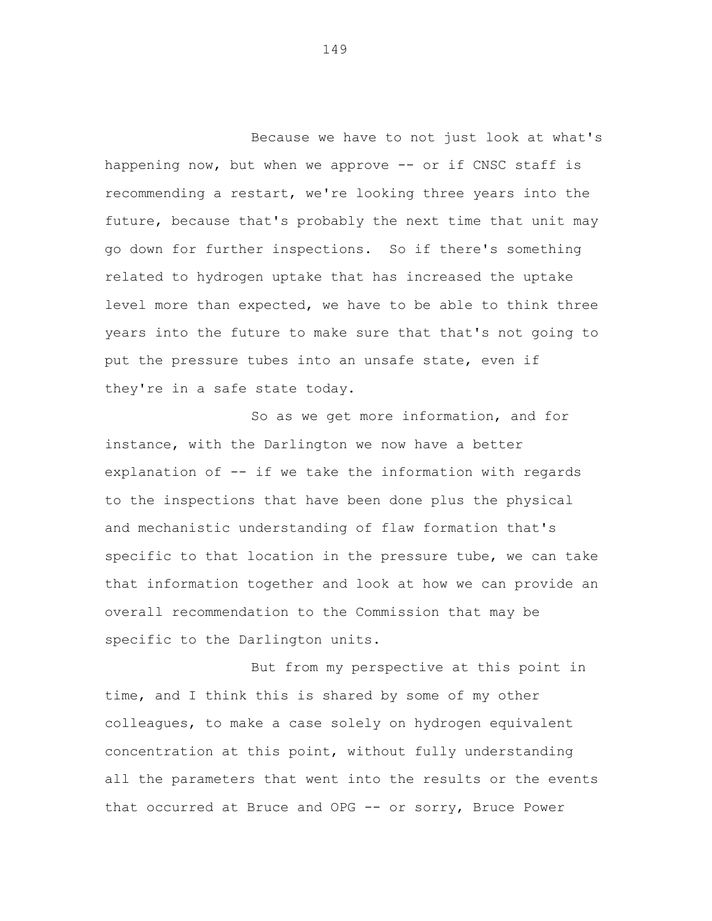Because we have to not just look at what's happening now, but when we approve -- or if CNSC staff is recommending a restart, we're looking three years into the future, because that's probably the next time that unit may go down for further inspections. So if there's something related to hydrogen uptake that has increased the uptake level more than expected, we have to be able to think three years into the future to make sure that that's not going to put the pressure tubes into an unsafe state, even if they're in a safe state today.

So as we get more information, and for instance, with the Darlington we now have a better explanation of -- if we take the information with regards to the inspections that have been done plus the physical and mechanistic understanding of flaw formation that's specific to that location in the pressure tube, we can take that information together and look at how we can provide an overall recommendation to the Commission that may be specific to the Darlington units.

But from my perspective at this point in time, and I think this is shared by some of my other colleagues, to make a case solely on hydrogen equivalent concentration at this point, without fully understanding all the parameters that went into the results or the events that occurred at Bruce and OPG -- or sorry, Bruce Power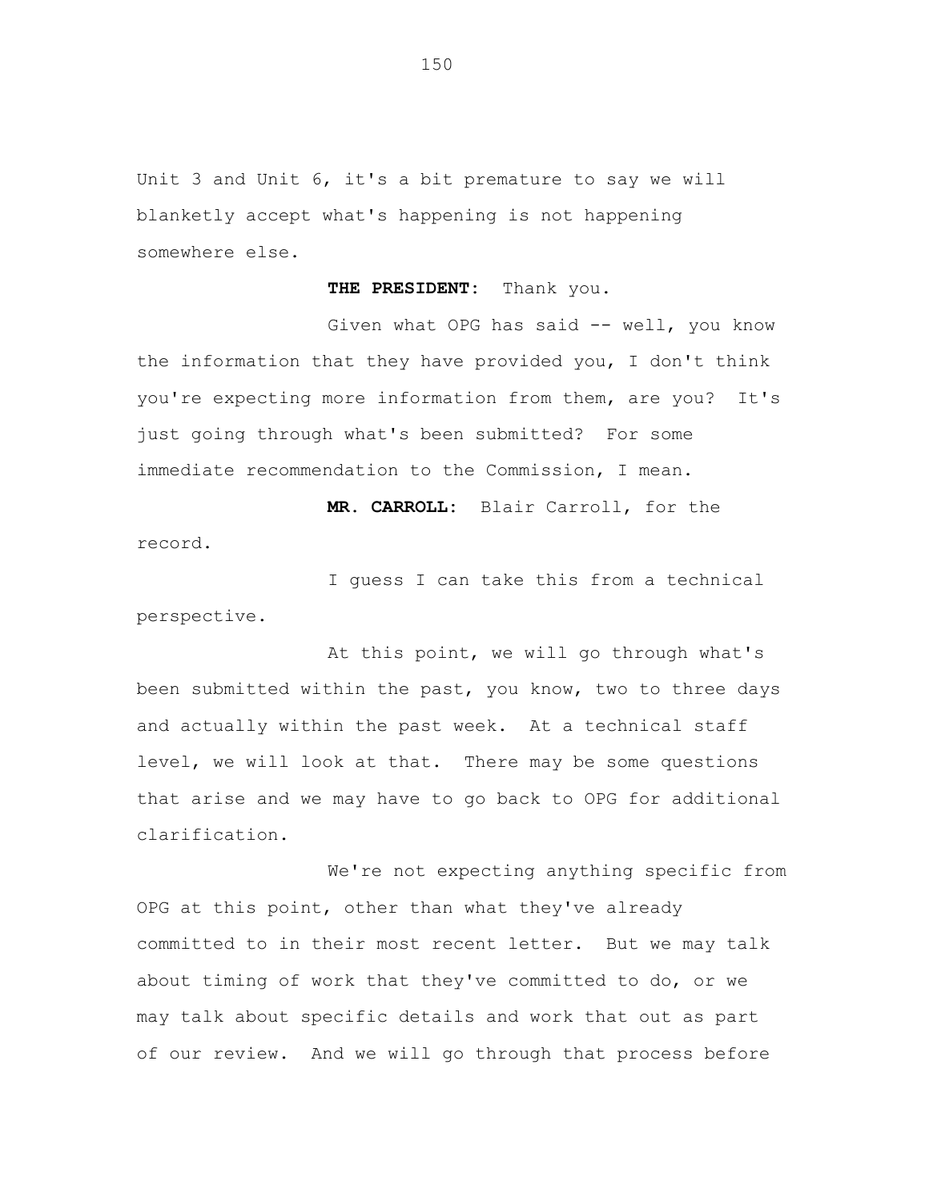Unit 3 and Unit 6, it's a bit premature to say we will blanketly accept what's happening is not happening somewhere else.

**THE PRESIDENT:** Thank you.

Given what OPG has said -- well, you know the information that they have provided you, I don't think you're expecting more information from them, are you? It's just going through what's been submitted? For some immediate recommendation to the Commission, I mean.

**MR. CARROLL:** Blair Carroll, for the record.

I guess I can take this from a technical perspective.

At this point, we will go through what's been submitted within the past, you know, two to three days and actually within the past week. At a technical staff level, we will look at that. There may be some questions that arise and we may have to go back to OPG for additional clarification.

We're not expecting anything specific from OPG at this point, other than what they've already committed to in their most recent letter. But we may talk about timing of work that they've committed to do, or we may talk about specific details and work that out as part of our review. And we will go through that process before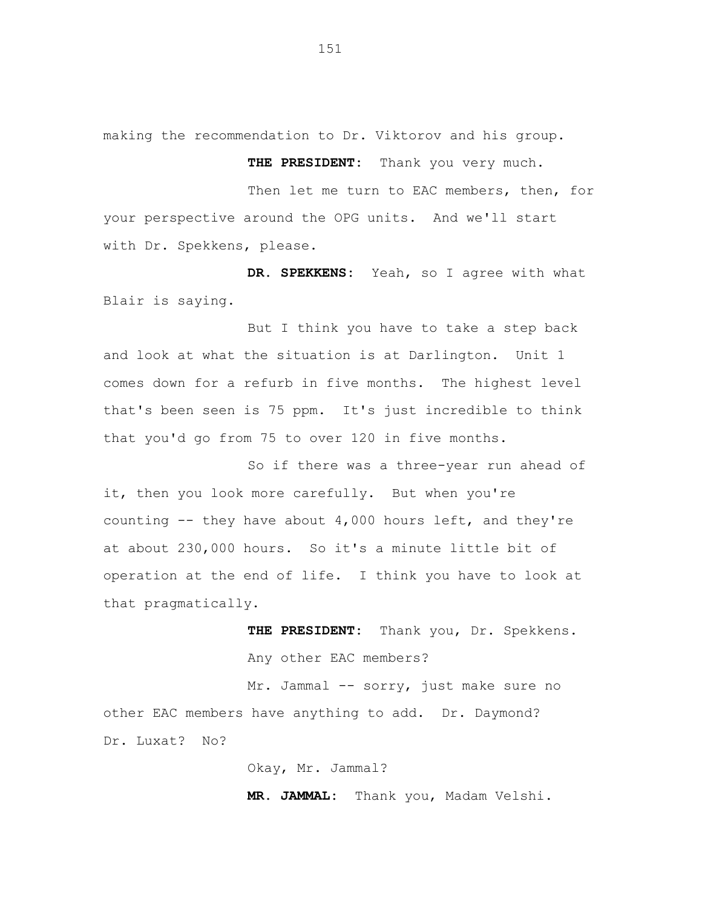making the recommendation to Dr. Viktorov and his group.

**THE PRESIDENT:** Thank you very much.

Then let me turn to EAC members, then, for your perspective around the OPG units. And we'll start with Dr. Spekkens, please.

**DR. SPEKKENS:** Yeah, so I agree with what Blair is saying.

But I think you have to take a step back and look at what the situation is at Darlington. Unit 1 comes down for a refurb in five months. The highest level that's been seen is 75 ppm. It's just incredible to think that you'd go from 75 to over 120 in five months.

So if there was a three-year run ahead of it, then you look more carefully. But when you're counting -- they have about 4,000 hours left, and they're at about 230,000 hours. So it's a minute little bit of operation at the end of life. I think you have to look at that pragmatically.

**THE PRESIDENT:** Thank you, Dr. Spekkens.

Any other EAC members?

Mr. Jammal -- sorry, just make sure no other EAC members have anything to add. Dr. Daymond? Dr. Luxat? No?

Okay, Mr. Jammal?

**MR. JAMMAL:** Thank you, Madam Velshi.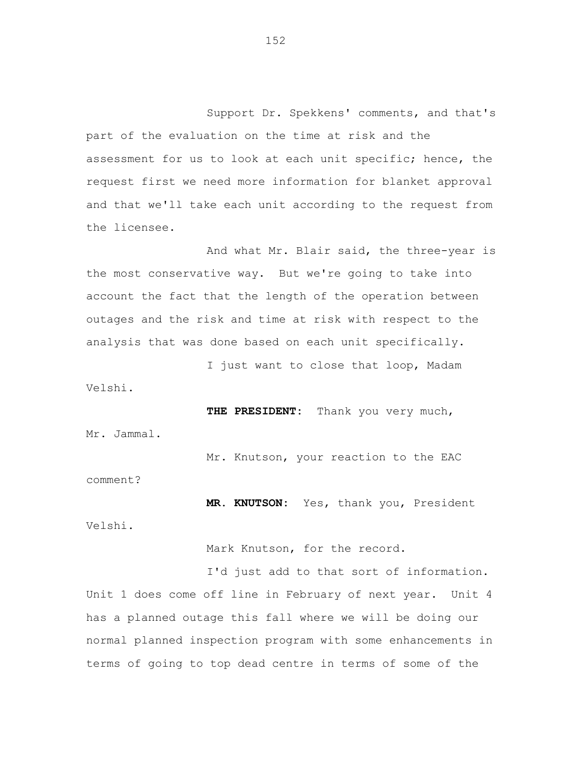Support Dr. Spekkens' comments, and that's part of the evaluation on the time at risk and the assessment for us to look at each unit specific; hence, the request first we need more information for blanket approval and that we'll take each unit according to the request from the licensee.

And what Mr. Blair said, the three-year is the most conservative way. But we're going to take into account the fact that the length of the operation between outages and the risk and time at risk with respect to the analysis that was done based on each unit specifically.

I just want to close that loop, Madam Velshi.

**THE PRESIDENT:** Thank you very much, Mr. Jammal.

Mr. Knutson, your reaction to the EAC comment?

**MR. KNUTSON:** Yes, thank you, President Velshi.

Mark Knutson, for the record.

I'd just add to that sort of information. Unit 1 does come off line in February of next year. Unit 4 has a planned outage this fall where we will be doing our normal planned inspection program with some enhancements in terms of going to top dead centre in terms of some of the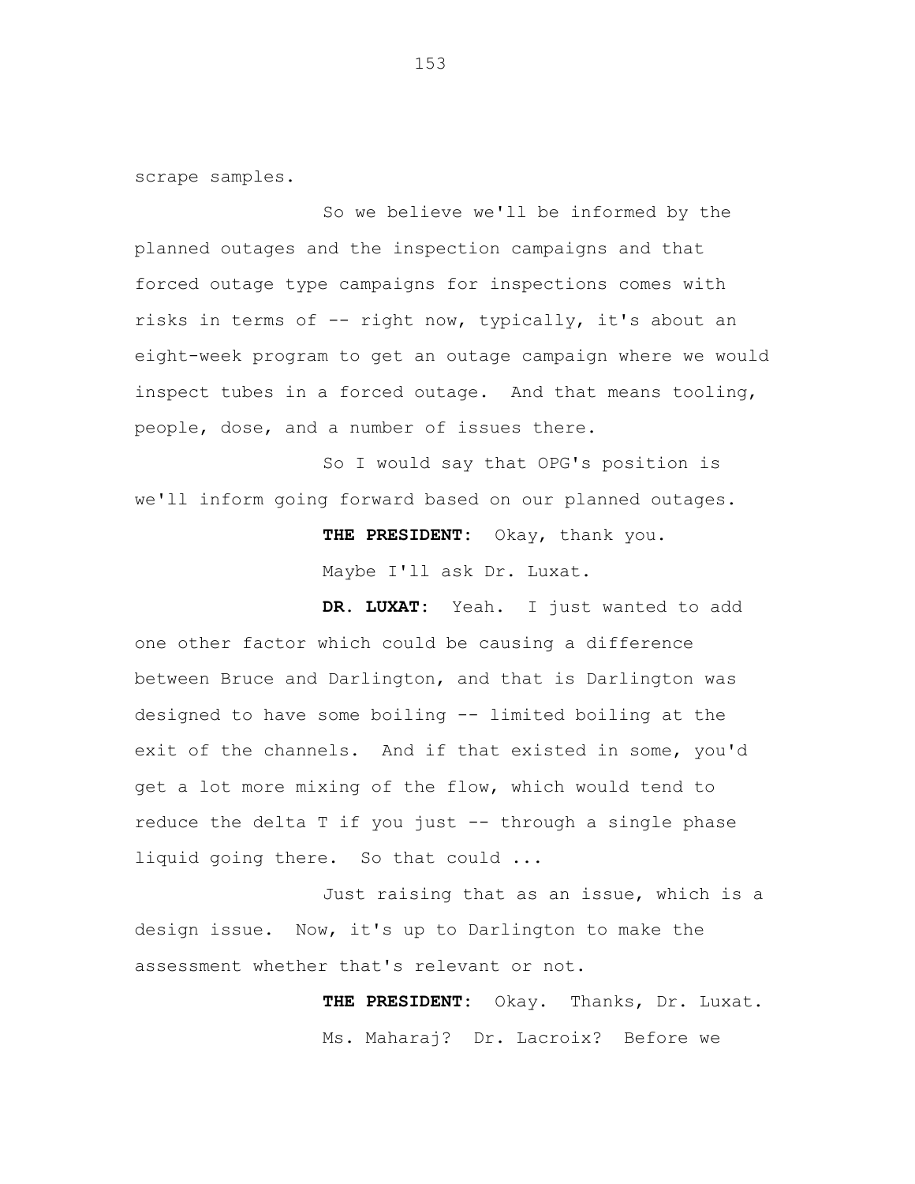scrape samples.

So we believe we'll be informed by the planned outages and the inspection campaigns and that forced outage type campaigns for inspections comes with risks in terms of -- right now, typically, it's about an eight-week program to get an outage campaign where we would inspect tubes in a forced outage. And that means tooling, people, dose, and a number of issues there.

So I would say that OPG's position is we'll inform going forward based on our planned outages.

**THE PRESIDENT:** Okay, thank you.

Maybe I'll ask Dr. Luxat.

**DR. LUXAT:** Yeah. I just wanted to add one other factor which could be causing a difference between Bruce and Darlington, and that is Darlington was designed to have some boiling -- limited boiling at the exit of the channels. And if that existed in some, you'd get a lot more mixing of the flow, which would tend to reduce the delta T if you just -- through a single phase liquid going there. So that could ...

Just raising that as an issue, which is a design issue. Now, it's up to Darlington to make the assessment whether that's relevant or not.

**THE PRESIDENT:** Okay. Thanks, Dr. Luxat.

Ms. Maharaj? Dr. Lacroix? Before we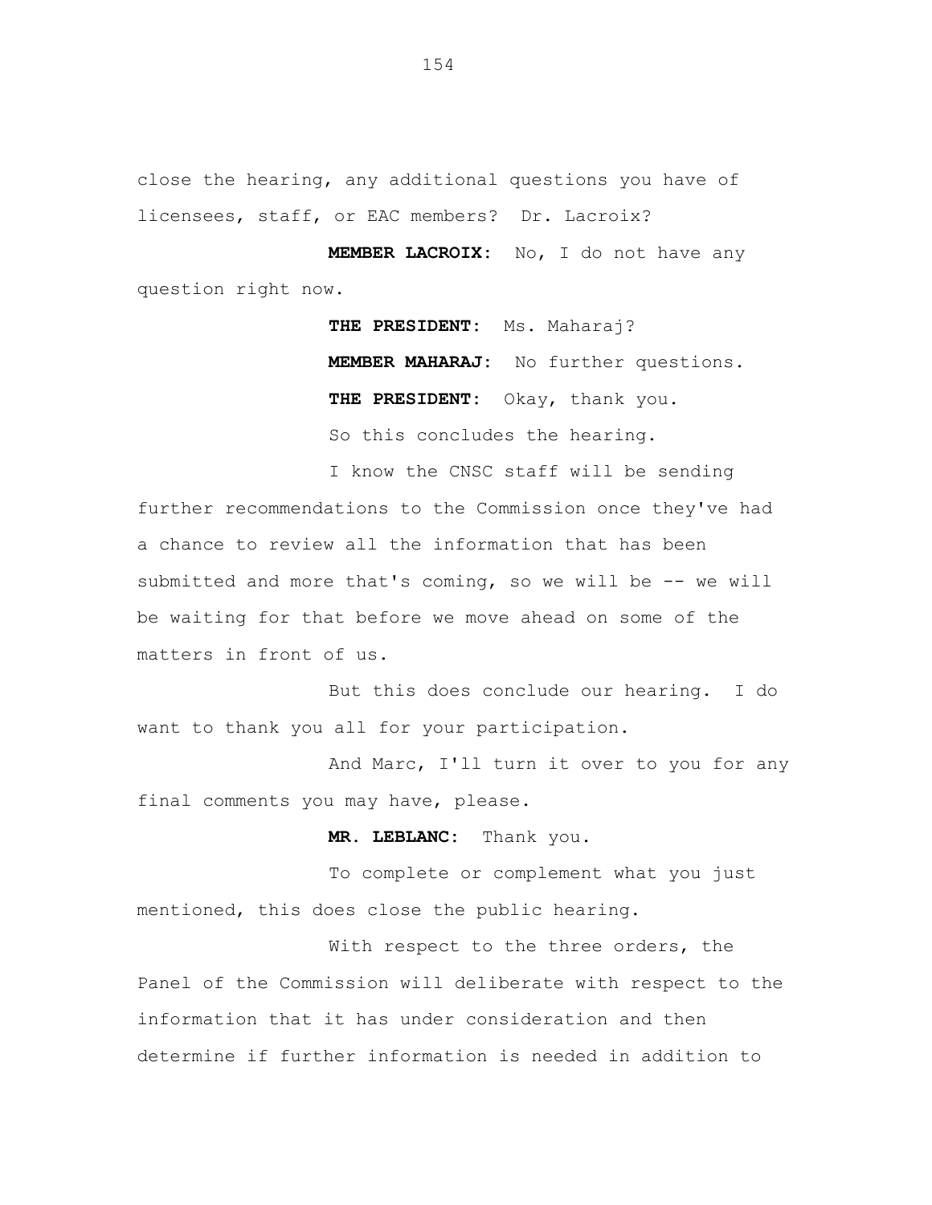close the hearing, any additional questions you have of licensees, staff, or EAC members? Dr. Lacroix?

**MEMBER LACROIX:** No, I do not have any question right now.

**THE PRESIDENT:** Ms. Maharaj?

**MEMBER MAHARAJ:** No further questions.

**THE PRESIDENT:** Okay, thank you.

So this concludes the hearing.

I know the CNSC staff will be sending further recommendations to the Commission once they've had a chance to review all the information that has been submitted and more that's coming, so we will be -- we will be waiting for that before we move ahead on some of the matters in front of us.

But this does conclude our hearing. I do want to thank you all for your participation.

And Marc, I'll turn it over to you for any final comments you may have, please.

**MR. LEBLANC:** Thank you.

To complete or complement what you just mentioned, this does close the public hearing.

With respect to the three orders, the Panel of the Commission will deliberate with respect to the information that it has under consideration and then determine if further information is needed in addition to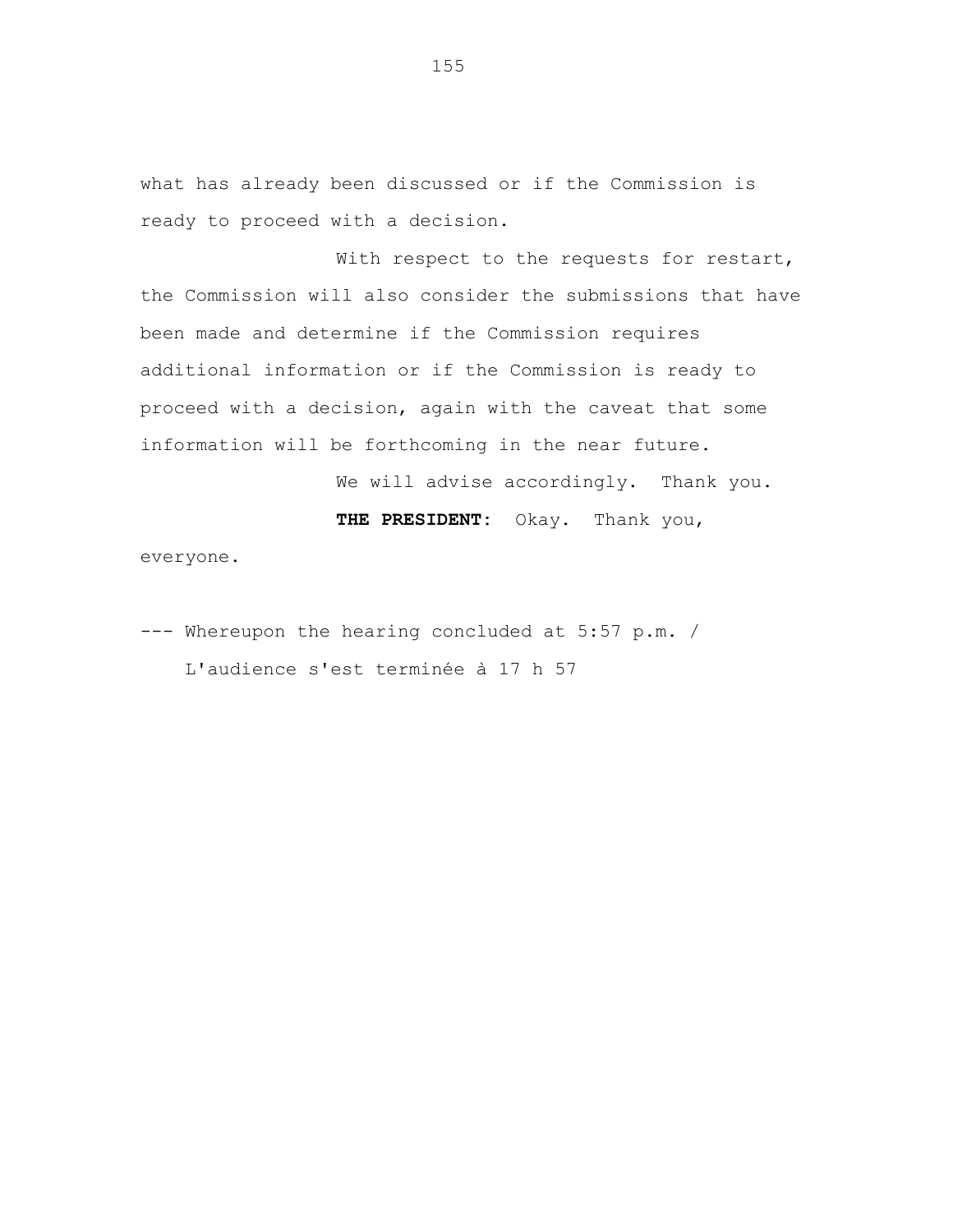what has already been discussed or if the Commission is ready to proceed with a decision.

With respect to the requests for restart, the Commission will also consider the submissions that have been made and determine if the Commission requires additional information or if the Commission is ready to proceed with a decision, again with the caveat that some information will be forthcoming in the near future.

We will advise accordingly. Thank you.

**THE PRESIDENT:** Okay. Thank you, everyone.

--- Whereupon the hearing concluded at 5:57 p.m. / L'audience s'est terminée à 17 h 57